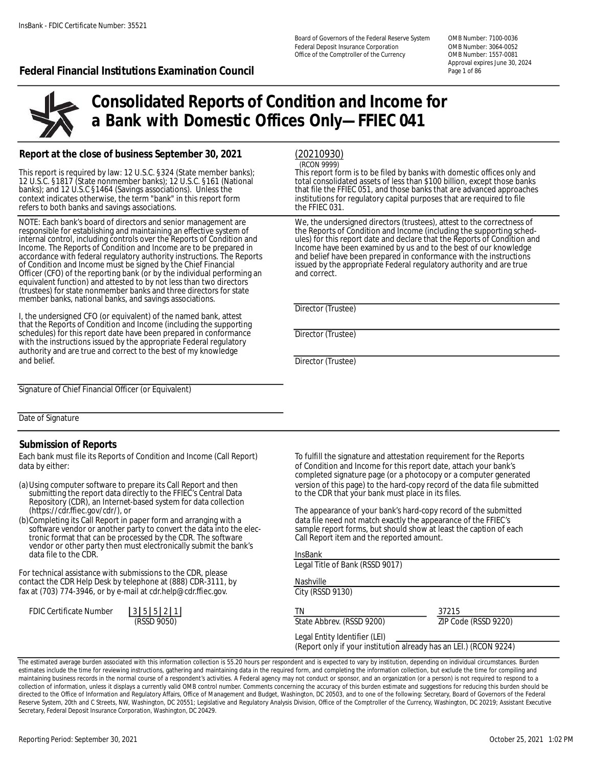Board of Governors of the Federal Reserve System
Federal Deposit Insurance Corporation
Office of the Comptroller of the Currency

OMB Number: 7100-0036
OMB Number: 3064-0052
OMB Number: 1557-0081
Approval expires June 30, 2024

**Federal Financial Institutions Examination Council**

# Consolidated Reports of Condition and Income for a Bank with Domestic Offices Only—FFIEC 041

## Report at the close of business September 30, 2021

(20210930)
(RCON 9999)

This report is required by law: 12 U.S.C. §324 (State member banks); 12 U.S.C. §1817 (State nonmember banks); 12 U.S.C. §161 (National banks); and 12 U.S.C §1464 (Savings associations). Unless the context indicates otherwise, the term "bank" in this report form refers to both banks and savings associations.

This report form is to be filed by banks with domestic offices only and total consolidated assets of less than $100 billion, except those banks that file the FFIEC 051, and those banks that are advanced approaches institutions for regulatory capital purposes that are required to file the FFIEC 031.

NOTE: Each bank's board of directors and senior management are responsible for establishing and maintaining an effective system of internal control, including controls over the Reports of Condition and Income. The Reports of Condition and Income are to be prepared in accordance with federal regulatory authority instructions. The Reports of Condition and Income must be signed by the Chief Financial Officer (CFO) of the reporting bank (or by the individual performing an equivalent function) and attested to by not less than two directors (trustees) for state nonmember banks and three directors for state member banks, national banks, and savings associations.

I, the undersigned CFO (or equivalent) of the named bank, attest that the Reports of Condition and Income (including the supporting schedules) for this report date have been prepared in conformance with the instructions issued by the appropriate Federal regulatory authority and are true and correct to the best of my knowledge and belief.

Signature of Chief Financial Officer (or Equivalent)

Date of Signature

We, the undersigned directors (trustees), attest to the correctness of the Reports of Condition and Income (including the supporting schedules) for this report date and declare that the Reports of Condition and Income have been examined by us and to the best of our knowledge and belief have been prepared in conformance with the instructions issued by the appropriate Federal regulatory authority and are true and correct.

Director (Trustee)

Director (Trustee)

Director (Trustee)

## Submission of Reports

Each bank must file its Reports of Condition and Income (Call Report) data by either:

(a) Using computer software to prepare its Call Report and then submitting the report data directly to the FFIEC's Central Data Repository (CDR), an Internet-based system for data collection (https://cdr.ffiec.gov/cdr/), or

(b) Completing its Call Report in paper form and arranging with a software vendor or another party to convert the data into the electronic format that can be processed by the CDR. The software vendor or other party then must electronically submit the bank's data file to the CDR.

For technical assistance with submissions to the CDR, please contact the CDR Help Desk by telephone at (888) CDR-3111, by fax at (703) 774-3946, or by e-mail at cdr.help@cdr.ffiec.gov.

FDIC Certificate Number 35521
(RSSD 9050)

To fulfill the signature and attestation requirement for the Reports of Condition and Income for this report date, attach your bank's completed signature page (or a photocopy or a computer generated version of this page) to the hard-copy record of the data file submitted to the CDR that your bank must place in its files.

The appearance of your bank's hard-copy record of the submitted data file need not match exactly the appearance of the FFIEC's sample report forms, but should show at least the caption of each Call Report item and the reported amount.

InsBank
Legal Title of Bank (RSSD 9017)

Nashville
City (RSSD 9130)

TN
State Abbrev. (RSSD 9200)

37215
ZIP Code (RSSD 9220)

Legal Entity Identifier (LEI)
(Report only if your institution already has an LEI.) (RCON 9224)

The estimated average burden associated with this information collection is 55.20 hours per respondent and is expected to vary by institution, depending on individual circumstances. Burden estimates include the time for reviewing instructions, gathering and maintaining data in the required form, and completing the information collection, but exclude the time for compiling and maintaining business records in the normal course of a respondent's activities. A Federal agency may not conduct or sponsor, and an organization (or a person) is not required to respond to a collection of information, unless it displays a currently valid OMB control number. Comments concerning the accuracy of this burden estimate and suggestions for reducing this burden should be directed to the Office of Information and Regulatory Affairs, Office of Management and Budget, Washington, DC 20503, and to one of the following: Secretary, Board of Governors of the Federal Reserve System, 20th and C Streets, NW, Washington, DC 20551; Legislative and Regulatory Analysis Division, Office of the Comptroller of the Currency, Washington, DC 20219; Assistant Executive Secretary, Federal Deposit Insurance Corporation, Washington, DC 20429.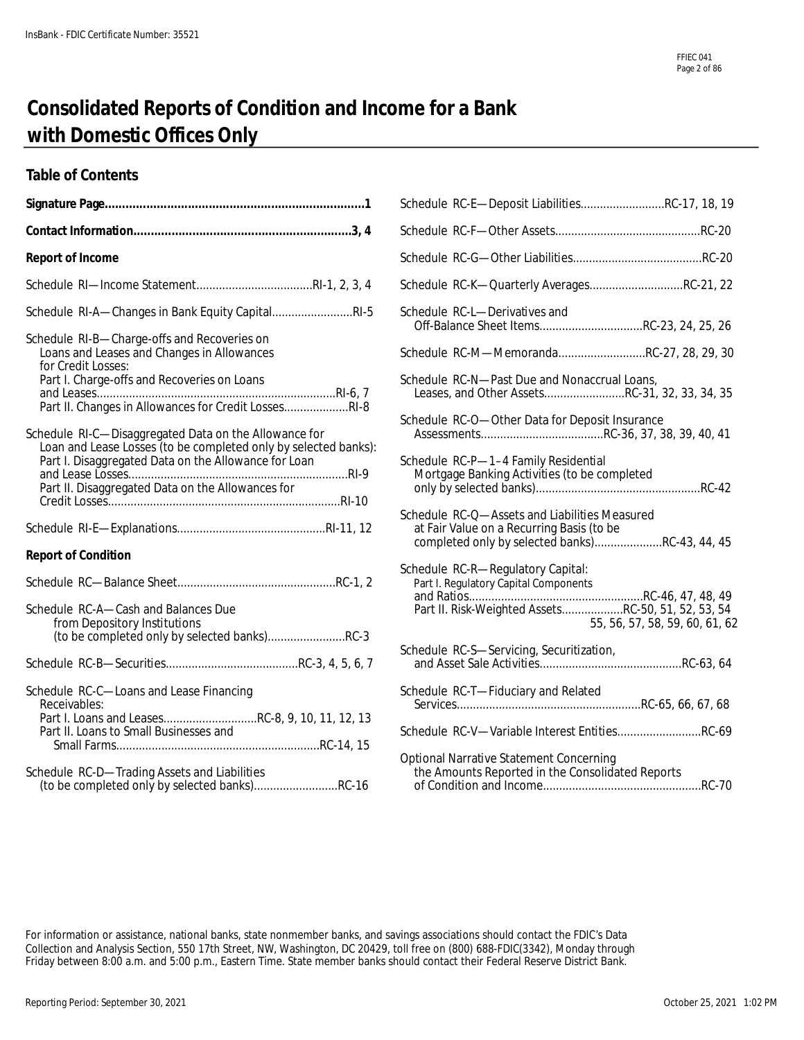# Consolidated Reports of Condition and Income for a Bank with Domestic Offices Only

## Table of Contents

**Signature Page..........................................................................1**

**Contact Information...............................................................3, 4**

**Report of Income**

Schedule RI—Income Statement....................................RI-1, 2, 3, 4

Schedule RI-A—Changes in Bank Equity Capital.........................RI-5

Schedule RI-B—Charge-offs and Recoveries on Loans and Leases and Changes in Allowances for Credit Losses:
- Part I. Charge-offs and Recoveries on Loans and Leases.........................................................................RI-6, 7
- Part II. Changes in Allowances for Credit Losses....................RI-8

Schedule RI-C—Disaggregated Data on the Allowance for Loan and Lease Losses (to be completed only by selected banks):
- Part I. Disaggregated Data on the Allowance for Loan and Lease Losses...................................................................RI-9
- Part II. Disaggregated Data on the Allowances for Credit Losses........................................................................RI-10

Schedule RI-E—Explanations..............................................RI-11, 12

**Report of Condition**

Schedule RC—Balance Sheet.................................................RC-1, 2

Schedule RC-A—Cash and Balances Due from Depository Institutions (to be completed only by selected banks)........................RC-3

Schedule RC-B—Securities.........................................RC-3, 4, 5, 6, 7

Schedule RC-C—Loans and Lease Financing Receivables:
- Part I. Loans and Leases.............................RC-8, 9, 10, 11, 12, 13
- Part II. Loans to Small Businesses and Small Farms..............................................................RC-14, 15

Schedule RC-D—Trading Assets and Liabilities (to be completed only by selected banks)..........................RC-16

Schedule RC-E—Deposit Liabilities..........................RC-17, 18, 19

Schedule RC-F—Other Assets.............................................RC-20

Schedule RC-G—Other Liabilities........................................RC-20

Schedule RC-K—Quarterly Averages.............................RC-21, 22

Schedule RC-L—Derivatives and Off-Balance Sheet Items................................RC-23, 24, 25, 26

Schedule RC-M—Memoranda...........................RC-27, 28, 29, 30

Schedule RC-N—Past Due and Nonaccrual Loans, Leases, and Other Assets.........................RC-31, 32, 33, 34, 35

Schedule RC-O—Other Data for Deposit Insurance Assessments......................................RC-36, 37, 38, 39, 40, 41

Schedule RC-P—1–4 Family Residential Mortgage Banking Activities (to be completed only by selected banks)...................................................RC-42

Schedule RC-Q—Assets and Liabilities Measured at Fair Value on a Recurring Basis (to be completed only by selected banks).....................RC-43, 44, 45

Schedule RC-R—Regulatory Capital:
- Part I. Regulatory Capital Components and Ratios......................................................RC-46, 47, 48, 49
- Part II. Risk-Weighted Assets..................RC-50, 51, 52, 53, 54, 55, 56, 57, 58, 59, 60, 61, 62

Schedule RC-S—Servicing, Securitization, and Asset Sale Activities............................................RC-63, 64

Schedule RC-T—Fiduciary and Related Services.........................................................RC-65, 66, 67, 68

Schedule RC-V—Variable Interest Entities..........................RC-69

Optional Narrative Statement Concerning the Amounts Reported in the Consolidated Reports of Condition and Income.................................................RC-70

For information or assistance, national banks, state nonmember banks, and savings associations should contact the FDIC's Data Collection and Analysis Section, 550 17th Street, NW, Washington, DC 20429, toll free on (800) 688-FDIC(3342), Monday through Friday between 8:00 a.m. and 5:00 p.m., Eastern Time. State member banks should contact their Federal Reserve District Bank.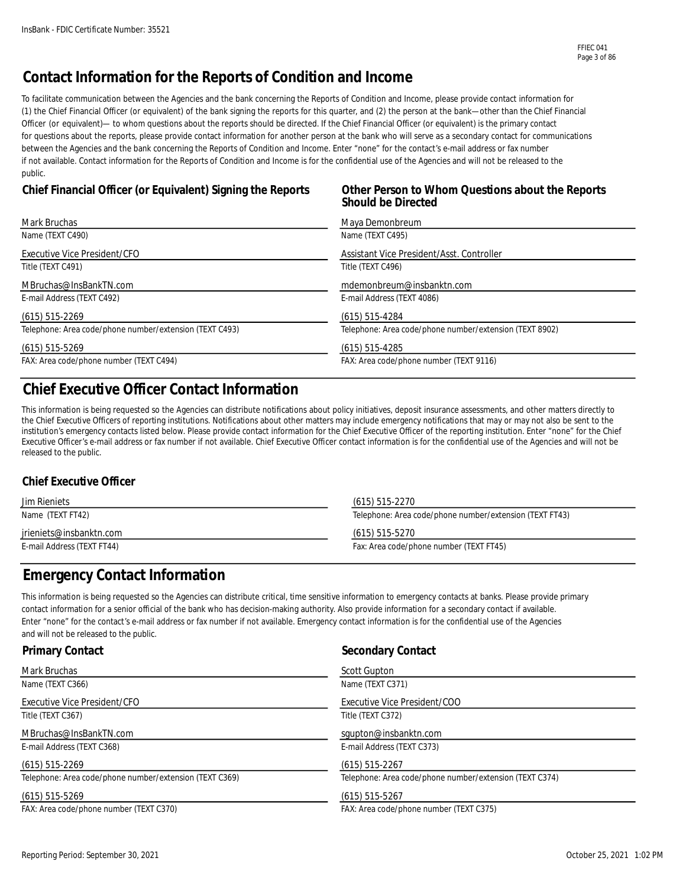# Contact Information for the Reports of Condition and Income

To facilitate communication between the Agencies and the bank concerning the Reports of Condition and Income, please provide contact information for (1) the Chief Financial Officer (or equivalent) of the bank signing the reports for this quarter, and (2) the person at the bank—other than the Chief Financial Officer (or equivalent)— to whom questions about the reports should be directed. If the Chief Financial Officer (or equivalent) is the primary contact for questions about the reports, please provide contact information for another person at the bank who will serve as a secondary contact for communications between the Agencies and the bank concerning the Reports of Condition and Income. Enter "none" for the contact's e-mail address or fax number if not available. Contact information for the Reports of Condition and Income is for the confidential use of the Agencies and will not be released to the public.

### Chief Financial Officer (or Equivalent) Signing the Reports

Mark Bruchas
Name (TEXT C490)

Executive Vice President/CFO
Title (TEXT C491)

MBruchas@InsBankTN.com
E-mail Address (TEXT C492)

(615) 515-2269
Telephone: Area code/phone number/extension (TEXT C493)

(615) 515-5269
FAX: Area code/phone number (TEXT C494)

### Other Person to Whom Questions about the Reports Should be Directed

Maya Demonbreum
Name (TEXT C495)

Assistant Vice President/Asst. Controller
Title (TEXT C496)

mdemonbreum@insbanktn.com
E-mail Address (TEXT 4086)

(615) 515-4284
Telephone: Area code/phone number/extension (TEXT 8902)

(615) 515-4285
FAX: Area code/phone number (TEXT 9116)

# Chief Executive Officer Contact Information

This information is being requested so the Agencies can distribute notifications about policy initiatives, deposit insurance assessments, and other matters directly to the Chief Executive Officers of reporting institutions. Notifications about other matters may include emergency notifications that may or may not also be sent to the institution's emergency contacts listed below. Please provide contact information for the Chief Executive Officer of the reporting institution. Enter "none" for the Chief Executive Officer's e-mail address or fax number if not available. Chief Executive Officer contact information is for the confidential use of the Agencies and will not be released to the public.

### Chief Executive Officer

Jim Rieniets
Name (TEXT FT42)

jrieniets@insbanktn.com
E-mail Address (TEXT FT44)

(615) 515-2270
Telephone: Area code/phone number/extension (TEXT FT43)

(615) 515-5270
Fax: Area code/phone number (TEXT FT45)

# Emergency Contact Information

This information is being requested so the Agencies can distribute critical, time sensitive information to emergency contacts at banks. Please provide primary contact information for a senior official of the bank who has decision-making authority. Also provide information for a secondary contact if available. Enter "none" for the contact's e-mail address or fax number if not available. Emergency contact information is for the confidential use of the Agencies and will not be released to the public.

### Primary Contact

Mark Bruchas
Name (TEXT C366)

Executive Vice President/CFO
Title (TEXT C367)

MBruchas@InsBankTN.com
E-mail Address (TEXT C368)

(615) 515-2269
Telephone: Area code/phone number/extension (TEXT C369)

(615) 515-5269
FAX: Area code/phone number (TEXT C370)

### Secondary Contact

Scott Gupton
Name (TEXT C371)

Executive Vice President/COO
Title (TEXT C372)

sgupton@insbanktn.com
E-mail Address (TEXT C373)

(615) 515-2267
Telephone: Area code/phone number/extension (TEXT C374)

(615) 515-5267
FAX: Area code/phone number (TEXT C375)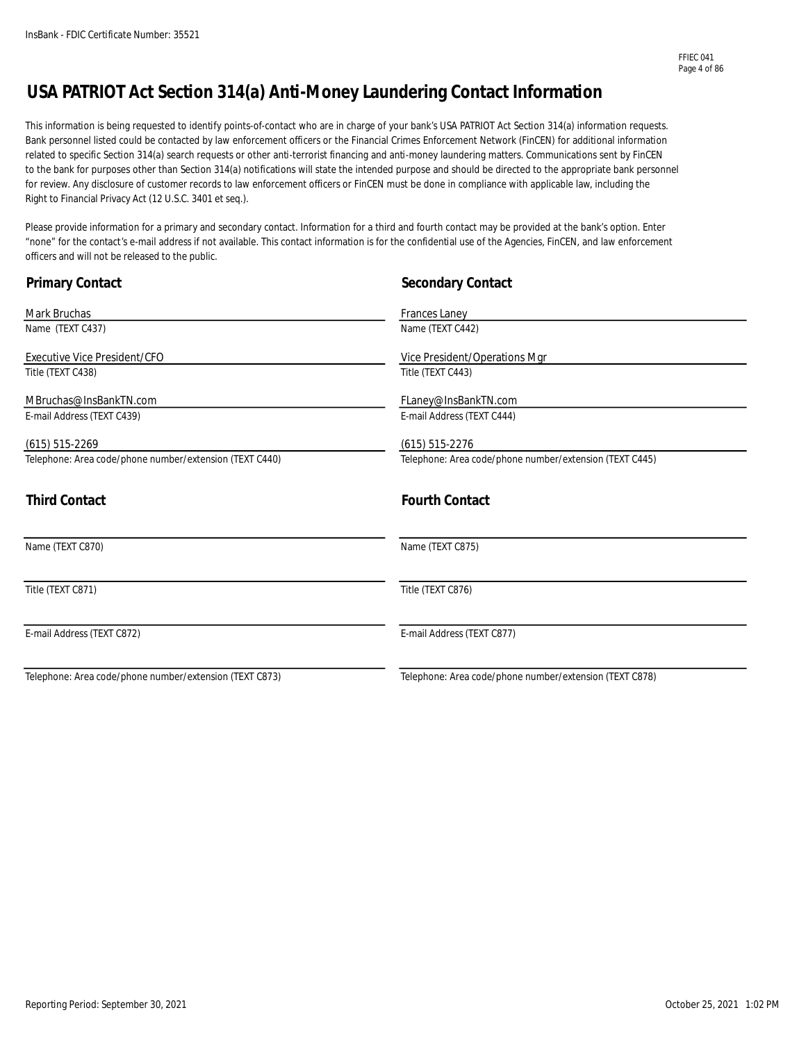# USA PATRIOT Act Section 314(a) Anti-Money Laundering Contact Information

This information is being requested to identify points-of-contact who are in charge of your bank's USA PATRIOT Act Section 314(a) information requests. Bank personnel listed could be contacted by law enforcement officers or the Financial Crimes Enforcement Network (FinCEN) for additional information related to specific Section 314(a) search requests or other anti-terrorist financing and anti-money laundering matters. Communications sent by FinCEN to the bank for purposes other than Section 314(a) notifications will state the intended purpose and should be directed to the appropriate bank personnel for review. Any disclosure of customer records to law enforcement officers or FinCEN must be done in compliance with applicable law, including the Right to Financial Privacy Act (12 U.S.C. 3401 et seq.).

Please provide information for a primary and secondary contact. Information for a third and fourth contact may be provided at the bank's option. Enter "none" for the contact's e-mail address if not available. This contact information is for the confidential use of the Agencies, FinCEN, and law enforcement officers and will not be released to the public.

## Primary Contact

Mark Bruchas
Name (TEXT C437)

Executive Vice President/CFO
Title (TEXT C438)

MBruchas@InsBankTN.com
E-mail Address (TEXT C439)

(615) 515-2269
Telephone: Area code/phone number/extension (TEXT C440)

## Secondary Contact

Frances Laney
Name (TEXT C442)

Vice President/Operations Mgr
Title (TEXT C443)

FLaney@InsBankTN.com
E-mail Address (TEXT C444)

(615) 515-2276
Telephone: Area code/phone number/extension (TEXT C445)

## Third Contact

Name (TEXT C870)

Title (TEXT C871)

E-mail Address (TEXT C872)

Telephone: Area code/phone number/extension (TEXT C873)

## Fourth Contact

Name (TEXT C875)

Title (TEXT C876)

E-mail Address (TEXT C877)

Telephone: Area code/phone number/extension (TEXT C878)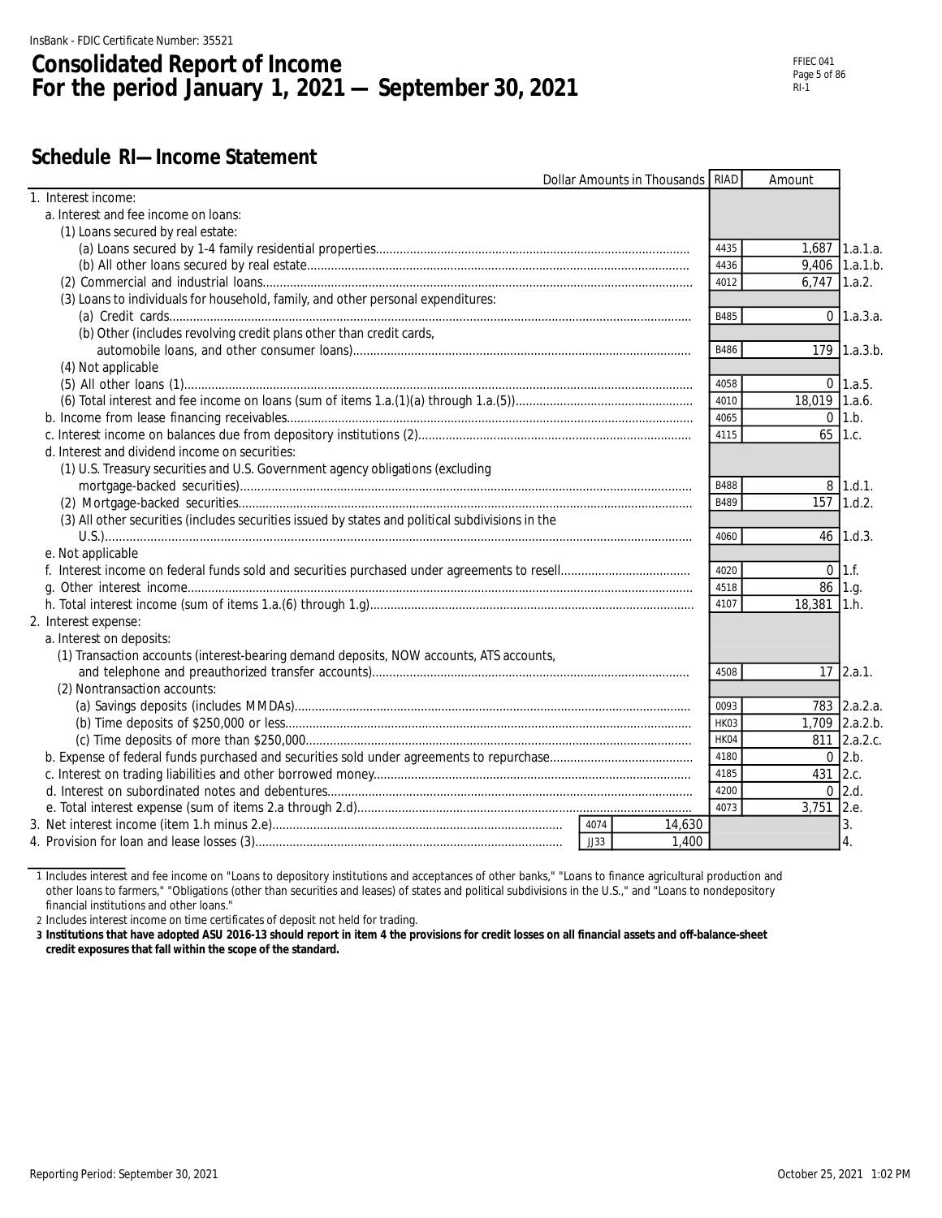InsBank - FDIC Certificate Number: 35521

# Consolidated Report of Income
# For the period January 1, 2021 — September 30, 2021

FFIEC 041
RI-1

## Schedule RI—Income Statement

| Dollar Amounts in Thousands | | | RIAD | Amount | |
|---|---|---|---|---|---|
| 1. Interest income: | | | | | |
| a. Interest and fee income on loans: | | | | | |
| (1) Loans secured by real estate: | | | | | |
| (a) Loans secured by 1-4 family residential properties | | | 4435 | 1,687 | 1.a.1.a. |
| (b) All other loans secured by real estate | | | 4436 | 9,406 | 1.a.1.b. |
| (2) Commercial and industrial loans | | | 4012 | 6,747 | 1.a.2. |
| (3) Loans to individuals for household, family, and other personal expenditures: | | | | | |
| (a) Credit cards | | | B485 | 0 | 1.a.3.a. |
| (b) Other (includes revolving credit plans other than credit cards, automobile loans, and other consumer loans) | | | B486 | 179 | 1.a.3.b. |
| (4) Not applicable | | | | | |
| (5) All other loans (1) | | | 4058 | 0 | 1.a.5. |
| (6) Total interest and fee income on loans (sum of items 1.a.(1)(a) through 1.a.(5)) | | | 4010 | 18,019 | 1.a.6. |
| b. Income from lease financing receivables | | | 4065 | 0 | 1.b. |
| c. Interest income on balances due from depository institutions (2) | | | 4115 | 65 | 1.c. |
| d. Interest and dividend income on securities: | | | | | |
| (1) U.S. Treasury securities and U.S. Government agency obligations (excluding mortgage-backed securities) | | | B488 | 8 | 1.d.1. |
| (2) Mortgage-backed securities | | | B489 | 157 | 1.d.2. |
| (3) All other securities (includes securities issued by states and political subdivisions in the U.S.) | | | 4060 | 46 | 1.d.3. |
| e. Not applicable | | | | | |
| f. Interest income on federal funds sold and securities purchased under agreements to resell | | | 4020 | 0 | 1.f. |
| g. Other interest income | | | 4518 | 86 | 1.g. |
| h. Total interest income (sum of items 1.a.(6) through 1.g) | | | 4107 | 18,381 | 1.h. |
| 2. Interest expense: | | | | | |
| a. Interest on deposits: | | | | | |
| (1) Transaction accounts (interest-bearing demand deposits, NOW accounts, ATS accounts, and telephone and preauthorized transfer accounts) | | | 4508 | 17 | 2.a.1. |
| (2) Nontransaction accounts: | | | | | |
| (a) Savings deposits (includes MMDAs) | | | 0093 | 783 | 2.a.2.a. |
| (b) Time deposits of $250,000 or less | | | HK03 | 1,709 | 2.a.2.b. |
| (c) Time deposits of more than $250,000 | | | HK04 | 811 | 2.a.2.c. |
| b. Expense of federal funds purchased and securities sold under agreements to repurchase | | | 4180 | 0 | 2.b. |
| c. Interest on trading liabilities and other borrowed money | | | 4185 | 431 | 2.c. |
| d. Interest on subordinated notes and debentures | | | 4200 | 0 | 2.d. |
| e. Total interest expense (sum of items 2.a through 2.d) | | | 4073 | 3,751 | 2.e. |
| 3. Net interest income (item 1.h minus 2.e) | 4074 | 14,630 | | | 3. |
| 4. Provision for loan and lease losses (3) | JJ33 | 1,400 | | | 4. |

1 Includes interest and fee income on "Loans to depository institutions and acceptances of other banks," "Loans to finance agricultural production and other loans to farmers," "Obligations (other than securities and leases) of states and political subdivisions in the U.S.," and "Loans to nondepository financial institutions and other loans."

2 Includes interest income on time certificates of deposit not held for trading.

**3 Institutions that have adopted ASU 2016-13 should report in item 4 the provisions for credit losses on all financial assets and off-balance-sheet credit exposures that fall within the scope of the standard.**

Reporting Period: September 30, 2021

October 25, 2021 1:02 PM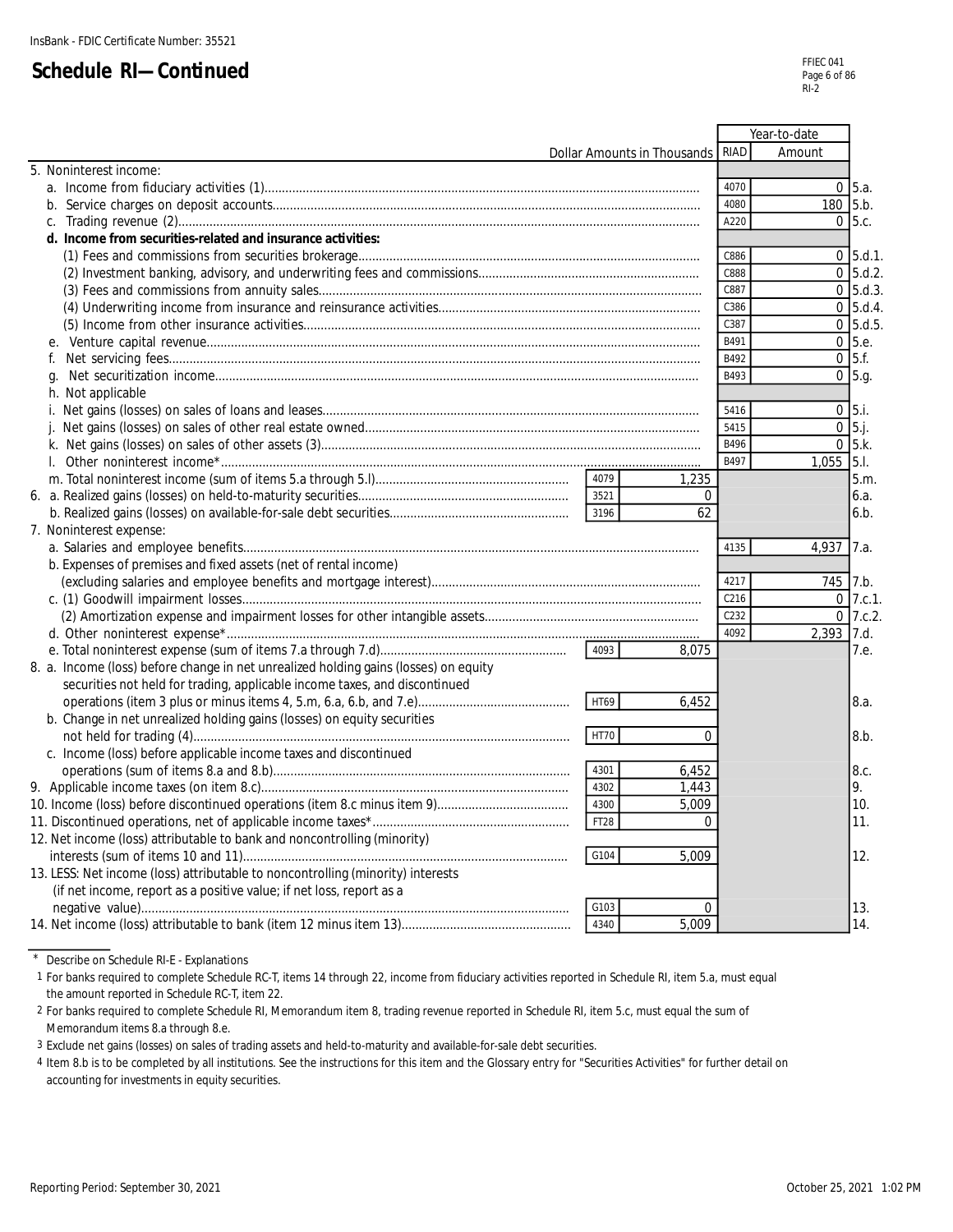InsBank - FDIC Certificate Number: 35521

# Schedule RI—Continued

| Dollar Amounts in Thousands | | | RIAD | Year-to-date Amount | |
|---|---|---|---|---|---|
| 5. Noninterest income: | | | | | |
| a. Income from fiduciary activities (1) | | | 4070 | 0 | 5.a. |
| b. Service charges on deposit accounts | | | 4080 | 180 | 5.b. |
| c. Trading revenue (2) | | | A220 | 0 | 5.c. |
| **d. Income from securities-related and insurance activities:** | | | | | |
| (1) Fees and commissions from securities brokerage | | | C886 | 0 | 5.d.1. |
| (2) Investment banking, advisory, and underwriting fees and commissions | | | C888 | 0 | 5.d.2. |
| (3) Fees and commissions from annuity sales | | | C887 | 0 | 5.d.3. |
| (4) Underwriting income from insurance and reinsurance activities | | | C386 | 0 | 5.d.4. |
| (5) Income from other insurance activities | | | C387 | 0 | 5.d.5. |
| e. Venture capital revenue | | | B491 | 0 | 5.e. |
| f. Net servicing fees | | | B492 | 0 | 5.f. |
| g. Net securitization income | | | B493 | 0 | 5.g. |
| h. Not applicable | | | | | |
| i. Net gains (losses) on sales of loans and leases | | | 5416 | 0 | 5.i. |
| j. Net gains (losses) on sales of other real estate owned | | | 5415 | 0 | 5.j. |
| k. Net gains (losses) on sales of other assets (3) | | | B496 | 0 | 5.k. |
| l. Other noninterest income* | | | B497 | 1,055 | 5.l. |
| m. Total noninterest income (sum of items 5.a through 5.l) | 4079 | 1,235 | | | 5.m. |
| 6. a. Realized gains (losses) on held-to-maturity securities | 3521 | 0 | | | 6.a. |
| b. Realized gains (losses) on available-for-sale debt securities | 3196 | 62 | | | 6.b. |
| 7. Noninterest expense: | | | | | |
| a. Salaries and employee benefits | | | 4135 | 4,937 | 7.a. |
| b. Expenses of premises and fixed assets (net of rental income) (excluding salaries and employee benefits and mortgage interest) | | | 4217 | 745 | 7.b. |
| c. (1) Goodwill impairment losses | | | C216 | 0 | 7.c.1. |
| (2) Amortization expense and impairment losses for other intangible assets | | | C232 | 0 | 7.c.2. |
| d. Other noninterest expense* | | | 4092 | 2,393 | 7.d. |
| e. Total noninterest expense (sum of items 7.a through 7.d) | 4093 | 8,075 | | | 7.e. |
| 8. a. Income (loss) before change in net unrealized holding gains (losses) on equity securities not held for trading, applicable income taxes, and discontinued operations (item 3 plus or minus items 4, 5.m, 6.a, 6.b, and 7.e) | HT69 | 6,452 | | | 8.a. |
| b. Change in net unrealized holding gains (losses) on equity securities not held for trading (4) | HT70 | 0 | | | 8.b. |
| c. Income (loss) before applicable income taxes and discontinued operations (sum of items 8.a and 8.b) | 4301 | 6,452 | | | 8.c. |
| 9. Applicable income taxes (on item 8.c) | 4302 | 1,443 | | | 9. |
| 10. Income (loss) before discontinued operations (item 8.c minus item 9) | 4300 | 5,009 | | | 10. |
| 11. Discontinued operations, net of applicable income taxes* | FT28 | 0 | | | 11. |
| 12. Net income (loss) attributable to bank and noncontrolling (minority) interests (sum of items 10 and 11) | G104 | 5,009 | | | 12. |
| 13. LESS: Net income (loss) attributable to noncontrolling (minority) interests (if net income, report as a positive value; if net loss, report as a negative value) | G103 | 0 | | | 13. |
| 14. Net income (loss) attributable to bank (item 12 minus item 13) | 4340 | 5,009 | | | 14. |

\* Describe on Schedule RI-E - Explanations

1 For banks required to complete Schedule RC-T, items 14 through 22, income from fiduciary activities reported in Schedule RI, item 5.a, must equal the amount reported in Schedule RC-T, item 22.

2 For banks required to complete Schedule RI, Memorandum item 8, trading revenue reported in Schedule RI, item 5.c, must equal the sum of Memorandum items 8.a through 8.e.

3 Exclude net gains (losses) on sales of trading assets and held-to-maturity and available-for-sale debt securities.

4 Item 8.b is to be completed by all institutions. See the instructions for this item and the Glossary entry for "Securities Activities" for further detail on accounting for investments in equity securities.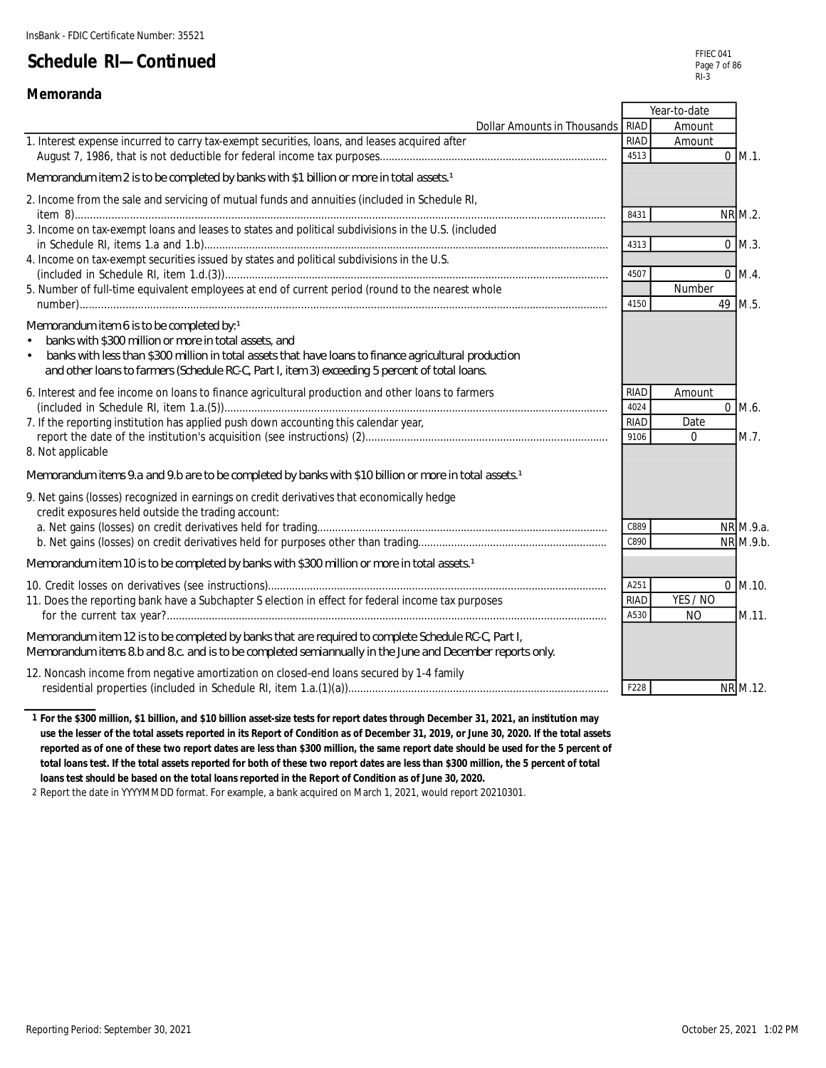InsBank - FDIC Certificate Number: 35521

# Schedule RI—Continued

FFIEC 041
RI-3

## Memoranda

| Dollar Amounts in Thousands | RIAD | Year-to-date Amount | |
|---|---|---|---|
| 1. Interest expense incurred to carry tax-exempt securities, loans, and leases acquired after August 7, 1986, that is not deductible for federal income tax purposes | 4513 | 0 | M.1. |
| *Memorandum item 2 is to be completed by banks with $1 billion or more in total assets.*[1] | | | |
| 2. Income from the sale and servicing of mutual funds and annuities (included in Schedule RI, item 8) | 8431 | NR | M.2. |
| 3. Income on tax-exempt loans and leases to states and political subdivisions in the U.S. (included in Schedule RI, items 1.a and 1.b) | 4313 | 0 | M.3. |
| 4. Income on tax-exempt securities issued by states and political subdivisions in the U.S. (included in Schedule RI, item 1.d.(3)) | 4507 | 0 | M.4. |
| 5. Number of full-time equivalent employees at end of current period (round to the nearest whole number) | 4150 | Number 49 | M.5. |
| *Memorandum item 6 is to be completed by:*[1] • *banks with $300 million or more in total assets, and* • *banks with less than $300 million in total assets that have loans to finance agricultural production and other loans to farmers (Schedule RC-C, Part I, item 3) exceeding 5 percent of total loans.* | | | |
| 6. Interest and fee income on loans to finance agricultural production and other loans to farmers (included in Schedule RI, item 1.a.(5)) | 4024 | Amount 0 | M.6. |
| 7. If the reporting institution has applied push down accounting this calendar year, report the date of the institution's acquisition (see instructions) (2) | 9106 | Date 0 | M.7. |
| 8. Not applicable | | | |
| *Memorandum items 9.a and 9.b are to be completed by banks with $10 billion or more in total assets.*[1] | | | |
| 9. Net gains (losses) recognized in earnings on credit derivatives that economically hedge credit exposures held outside the trading account: | | | |
| a. Net gains (losses) on credit derivatives held for trading | C889 | NR | M.9.a. |
| b. Net gains (losses) on credit derivatives held for purposes other than trading | C890 | NR | M.9.b. |
| *Memorandum item 10 is to be completed by banks with $300 million or more in total assets.*[1] | | | |
| 10. Credit losses on derivatives (see instructions) | A251 | 0 | M.10. |
| 11. Does the reporting bank have a Subchapter S election in effect for federal income tax purposes for the current tax year? | A530 | YES / NO: NO | M.11. |
| *Memorandum item 12 is to be completed by banks that are required to complete Schedule RC-C, Part I, Memorandum items 8.b and 8.c. and is to be completed semiannually in the June and December reports only.* | | | |
| 12. Noncash income from negative amortization on closed-end loans secured by 1-4 family residential properties (included in Schedule RI, item 1.a.(1)(a)) | F228 | NR | M.12. |

**1 For the $300 million, $1 billion, and $10 billion asset-size tests for report dates through December 31, 2021, an institution may use the lesser of the total assets reported in its Report of Condition as of December 31, 2019, or June 30, 2020. If the total assets reported as of one of these two report dates are less than $300 million, the same report date should be used for the 5 percent of total loans test. If the total assets reported for both of these two report dates are less than $300 million, the 5 percent of total loans test should be based on the total loans reported in the Report of Condition as of June 30, 2020.**

2 Report the date in YYYYMMDD format. For example, a bank acquired on March 1, 2021, would report 20210301.

Reporting Period: September 30, 2021 — October 25, 2021 1:02 PM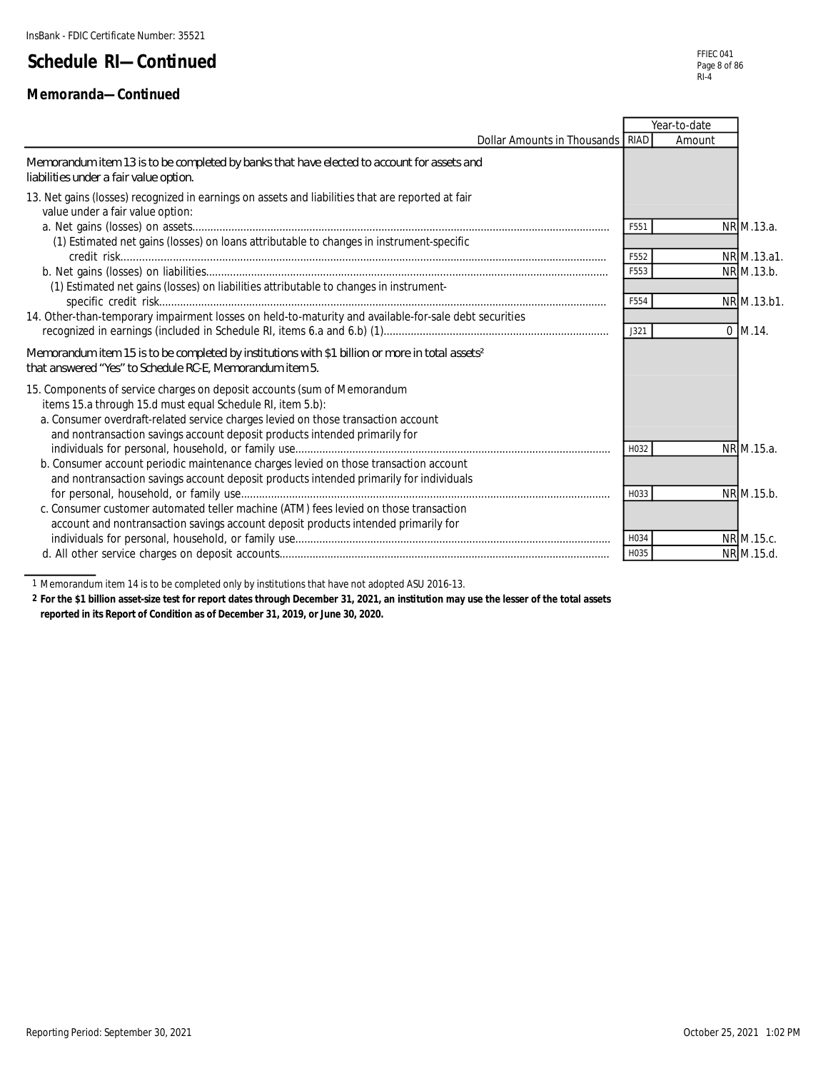InsBank - FDIC Certificate Number: 35521

# Schedule RI—Continued

FFIEC 041
RI-4

## Memoranda—Continued

| Dollar Amounts in Thousands | RIAD | Year-to-date Amount | |
|---|---|---|---|
| *Memorandum item 13 is to be completed by banks that have elected to account for assets and liabilities under a fair value option.* | | | |
| 13. Net gains (losses) recognized in earnings on assets and liabilities that are reported at fair value under a fair value option: | | | |
| a. Net gains (losses) on assets | F551 | NR | M.13.a. |
| (1) Estimated net gains (losses) on loans attributable to changes in instrument-specific credit risk | F552 | NR | M.13.a1. |
| b. Net gains (losses) on liabilities | F553 | NR | M.13.b. |
| (1) Estimated net gains (losses) on liabilities attributable to changes in instrument-specific credit risk | F554 | NR | M.13.b1. |
| 14. Other-than-temporary impairment losses on held-to-maturity and available-for-sale debt securities recognized in earnings (included in Schedule RI, items 6.a and 6.b) (1) | J321 | 0 | M.14. |
| *Memorandum item 15 is to be completed by institutions with $1 billion or more in total assets[2] that answered "Yes" to Schedule RC-E, Memorandum item 5.* | | | |
| 15. Components of service charges on deposit accounts (sum of Memorandum items 15.a through 15.d must equal Schedule RI, item 5.b): | | | |
| a. Consumer overdraft-related service charges levied on those transaction account and nontransaction savings account deposit products intended primarily for individuals for personal, household, or family use | H032 | NR | M.15.a. |
| b. Consumer account periodic maintenance charges levied on those transaction account and nontransaction savings account deposit products intended primarily for individuals for personal, household, or family use | H033 | NR | M.15.b. |
| c. Consumer customer automated teller machine (ATM) fees levied on those transaction account and nontransaction savings account deposit products intended primarily for individuals for personal, household, or family use | H034 | NR | M.15.c. |
| d. All other service charges on deposit accounts | H035 | NR | M.15.d. |

1 Memorandum item 14 is to be completed only by institutions that have not adopted ASU 2016-13.

**2 For the $1 billion asset-size test for report dates through December 31, 2021, an institution may use the lesser of the total assets reported in its Report of Condition as of December 31, 2019, or June 30, 2020.**

Reporting Period: September 30, 2021

October 25, 2021 1:02 PM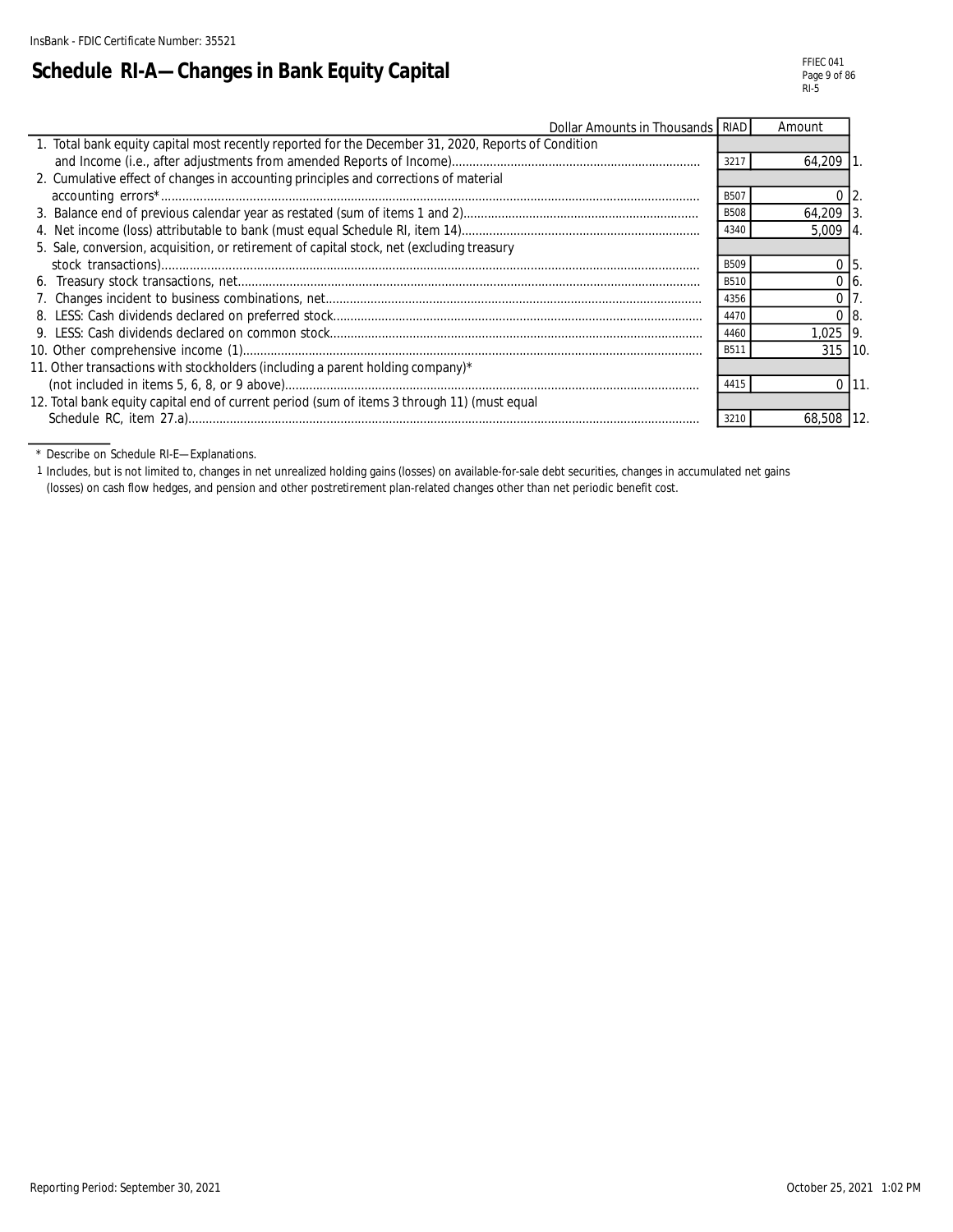InsBank - FDIC Certificate Number: 35521

# Schedule RI-A—Changes in Bank Equity Capital

FFIEC 041
RI-5

| Dollar Amounts in Thousands | RIAD | Amount | |
|---|---|---|---|
| 1. Total bank equity capital most recently reported for the December 31, 2020, Reports of Condition and Income (i.e., after adjustments from amended Reports of Income) | 3217 | 64,209 | 1. |
| 2. Cumulative effect of changes in accounting principles and corrections of material accounting errors* | B507 | 0 | 2. |
| 3. Balance end of previous calendar year as restated (sum of items 1 and 2) | B508 | 64,209 | 3. |
| 4. Net income (loss) attributable to bank (must equal Schedule RI, item 14) | 4340 | 5,009 | 4. |
| 5. Sale, conversion, acquisition, or retirement of capital stock, net (excluding treasury stock transactions) | B509 | 0 | 5. |
| 6. Treasury stock transactions, net | B510 | 0 | 6. |
| 7. Changes incident to business combinations, net | 4356 | 0 | 7. |
| 8. LESS: Cash dividends declared on preferred stock | 4470 | 0 | 8. |
| 9. LESS: Cash dividends declared on common stock | 4460 | 1,025 | 9. |
| 10. Other comprehensive income (1) | B511 | 315 | 10. |
| 11. Other transactions with stockholders (including a parent holding company)* (not included in items 5, 6, 8, or 9 above) | 4415 | 0 | 11. |
| 12. Total bank equity capital end of current period (sum of items 3 through 11) (must equal Schedule RC, item 27.a) | 3210 | 68,508 | 12. |

\* Describe on Schedule RI-E—Explanations.

1 Includes, but is not limited to, changes in net unrealized holding gains (losses) on available-for-sale debt securities, changes in accumulated net gains (losses) on cash flow hedges, and pension and other postretirement plan-related changes other than net periodic benefit cost.

Reporting Period: September 30, 2021

October 25, 2021 1:02 PM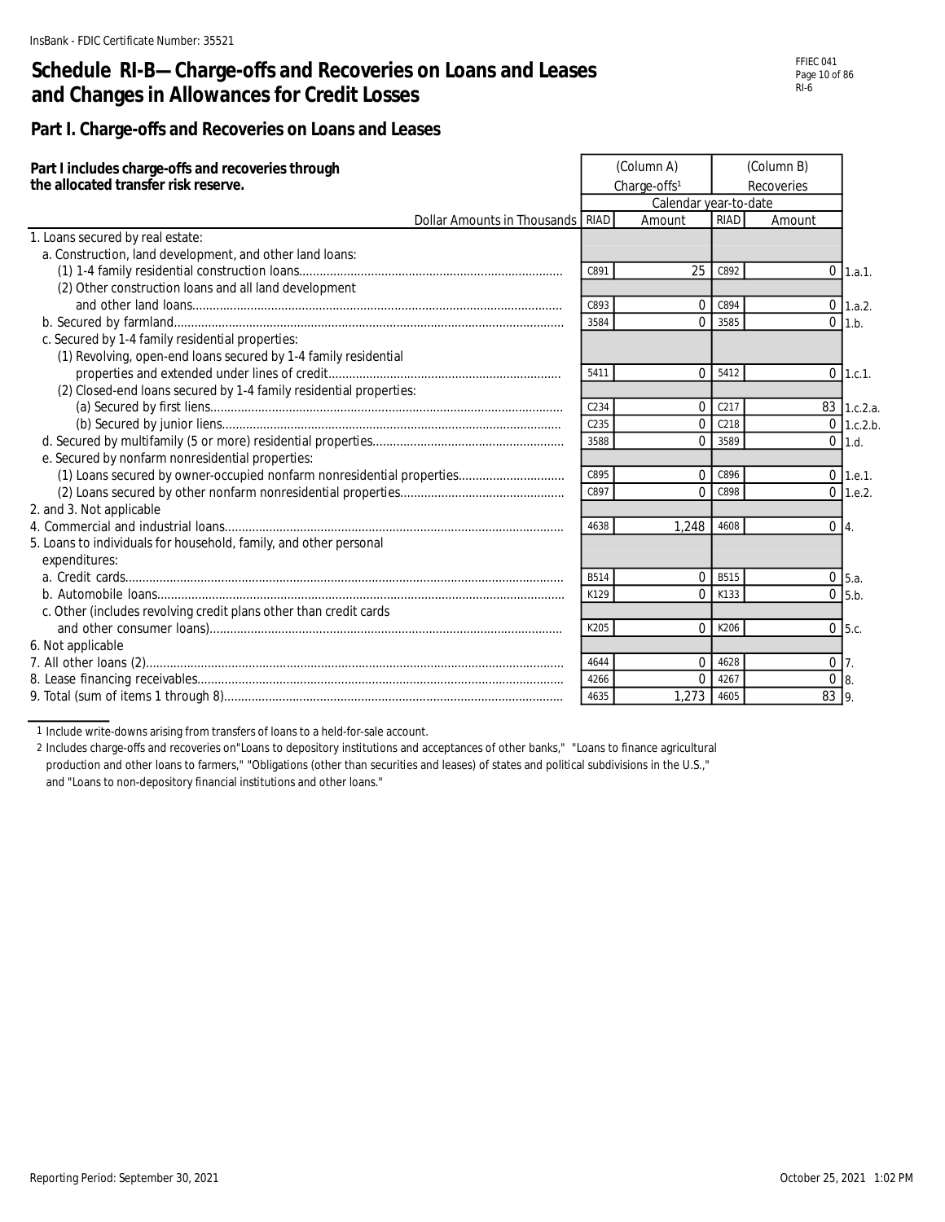InsBank - FDIC Certificate Number: 35521

# Schedule RI-B—Charge-offs and Recoveries on Loans and Leases and Changes in Allowances for Credit Losses

## Part I. Charge-offs and Recoveries on Loans and Leases

**Part I includes charge-offs and recoveries through the allocated transfer risk reserve.**

| | (Column A) Charge-offs[1] | | (Column B) Recoveries | | |
|---|---|---|---|---|---|
| | Calendar year-to-date | | | | |
| Dollar Amounts in Thousands | RIAD | Amount | RIAD | Amount | |
| 1. Loans secured by real estate: | | | | | |
| a. Construction, land development, and other land loans: | | | | | |
| (1) 1-4 family residential construction loans | C891 | 25 | C892 | 0 | 1.a.1. |
| (2) Other construction loans and all land development and other land loans | C893 | 0 | C894 | 0 | 1.a.2. |
| b. Secured by farmland | 3584 | 0 | 3585 | 0 | 1.b. |
| c. Secured by 1-4 family residential properties: | | | | | |
| (1) Revolving, open-end loans secured by 1-4 family residential properties and extended under lines of credit | 5411 | 0 | 5412 | 0 | 1.c.1. |
| (2) Closed-end loans secured by 1-4 family residential properties: | | | | | |
| (a) Secured by first liens | C234 | 0 | C217 | 83 | 1.c.2.a. |
| (b) Secured by junior liens | C235 | 0 | C218 | 0 | 1.c.2.b. |
| d. Secured by multifamily (5 or more) residential properties | 3588 | 0 | 3589 | 0 | 1.d. |
| e. Secured by nonfarm nonresidential properties: | | | | | |
| (1) Loans secured by owner-occupied nonfarm nonresidential properties | C895 | 0 | C896 | 0 | 1.e.1. |
| (2) Loans secured by other nonfarm nonresidential properties | C897 | 0 | C898 | 0 | 1.e.2. |
| 2. and 3. Not applicable | | | | | |
| 4. Commercial and industrial loans | 4638 | 1,248 | 4608 | 0 | 4. |
| 5. Loans to individuals for household, family, and other personal expenditures: | | | | | |
| a. Credit cards | B514 | 0 | B515 | 0 | 5.a. |
| b. Automobile loans | K129 | 0 | K133 | 0 | 5.b. |
| c. Other (includes revolving credit plans other than credit cards and other consumer loans) | K205 | 0 | K206 | 0 | 5.c. |
| 6. Not applicable | | | | | |
| 7. All other loans (2) | 4644 | 0 | 4628 | 0 | 7. |
| 8. Lease financing receivables | 4266 | 0 | 4267 | 0 | 8. |
| 9. Total (sum of items 1 through 8) | 4635 | 1,273 | 4605 | 83 | 9. |

1 Include write-downs arising from transfers of loans to a held-for-sale account.

2 Includes charge-offs and recoveries on"Loans to depository institutions and acceptances of other banks," "Loans to finance agricultural production and other loans to farmers," "Obligations (other than securities and leases) of states and political subdivisions in the U.S.," and "Loans to non-depository financial institutions and other loans."

Reporting Period: September 30, 2021

October 25, 2021 1:02 PM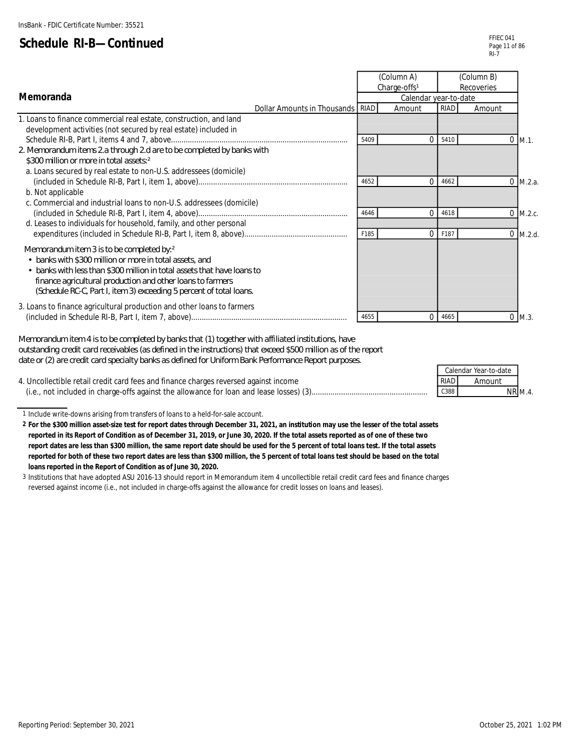InsBank - FDIC Certificate Number: 35521

## Schedule RI-B—Continued

FFIEC 041
RI-7

### Memoranda

| Dollar Amounts in Thousands | RIAD | (Column A) Charge-offs[1] Calendar year-to-date Amount | RIAD | (Column B) Recoveries Calendar year-to-date Amount | |
|---|---|---|---|---|---|
| 1. Loans to finance commercial real estate, construction, and land development activities (not secured by real estate) included in Schedule RI-B, Part I, items 4 and 7, above | 5409 | 0 | 5410 | 0 | M.1. |
| 2. Memorandum items 2.a through 2.d are to be completed by banks with $300 million or more in total assets:[2] | | | | | |
| a. Loans secured by real estate to non-U.S. addressees (domicile) (included in Schedule RI-B, Part I, item 1, above) | 4652 | 0 | 4662 | 0 | M.2.a. |
| b. Not applicable | | | | | |
| c. Commercial and industrial loans to non-U.S. addressees (domicile) (included in Schedule RI-B, Part I, item 4, above) | 4646 | 0 | 4618 | 0 | M.2.c. |
| d. Leases to individuals for household, family, and other personal expenditures (included in Schedule RI-B, Part I, item 8, above) | F185 | 0 | F187 | 0 | M.2.d. |
| Memorandum item 3 is to be completed by:[2] • banks with $300 million or more in total assets, and • banks with less than $300 million in total assets that have loans to finance agricultural production and other loans to farmers (Schedule RC-C, Part I, item 3) exceeding 5 percent of total loans. | | | | | |
| 3. Loans to finance agricultural production and other loans to farmers (included in Schedule RI-B, Part I, item 7, above) | 4655 | 0 | 4665 | 0 | M.3. |

Memorandum item 4 is to be completed by banks that (1) together with affiliated institutions, have outstanding credit card receivables (as defined in the instructions) that exceed $500 million as of the report date or (2) are credit card specialty banks as defined for Uniform Bank Performance Report purposes.

| | RIAD | Calendar Year-to-date Amount | |
|---|---|---|---|
| 4. Uncollectible retail credit card fees and finance charges reversed against income (i.e., not included in charge-offs against the allowance for loan and lease losses) (3) | C388 | NR | M.4. |

1 Include write-downs arising from transfers of loans to a held-for-sale account.

**2 For the $300 million asset-size test for report dates through December 31, 2021, an institution may use the lesser of the total assets reported in its Report of Condition as of December 31, 2019, or June 30, 2020. If the total assets reported as of one of these two report dates are less than $300 million, the same report date should be used for the 5 percent of total loans test. If the total assets reported for both of these two report dates are less than $300 million, the 5 percent of total loans test should be based on the total loans reported in the Report of Condition as of June 30, 2020.**

3 Institutions that have adopted ASU 2016-13 should report in Memorandum item 4 uncollectible retail credit card fees and finance charges reversed against income (i.e., not included in charge-offs against the allowance for credit losses on loans and leases).

Reporting Period: September 30, 2021

October 25, 2021 1:02 PM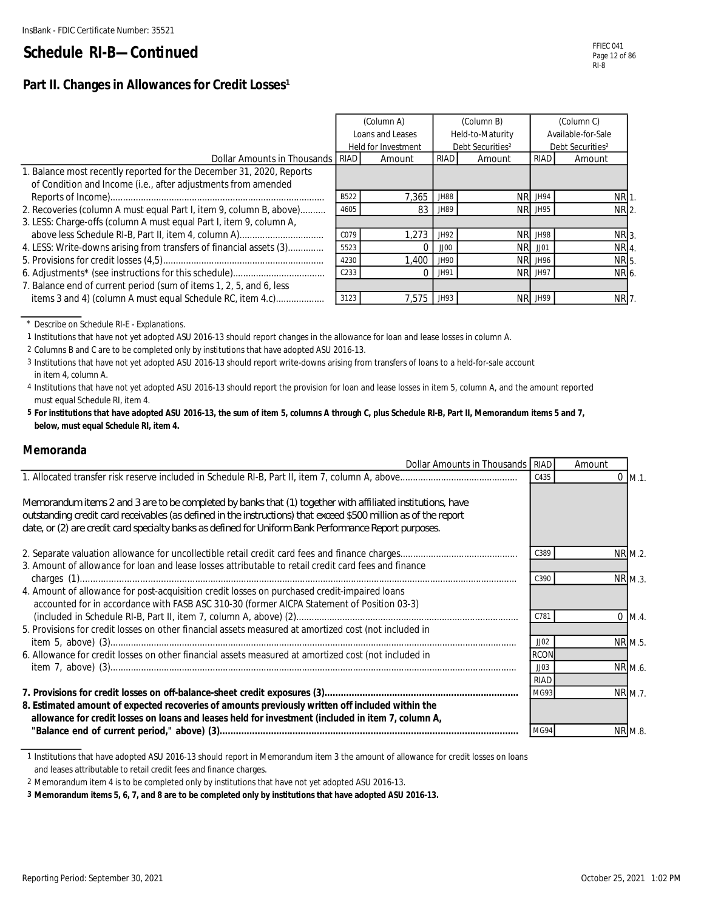InsBank - FDIC Certificate Number: 35521

# Schedule RI-B—Continued

## Part II. Changes in Allowances for Credit Losses[1]

| Dollar Amounts in Thousands | (Column A) Loans and Leases Held for Investment | | (Column B) Held-to-Maturity Debt Securities[2] | | (Column C) Available-for-Sale Debt Securities[2] | | |
|---|---|---|---|---|---|---|---|
| | RIAD | Amount | RIAD | Amount | RIAD | Amount | |
| 1. Balance most recently reported for the December 31, 2020, Reports of Condition and Income (i.e., after adjustments from amended Reports of Income) | B522 | 7,365 | JH88 | NR | JH94 | NR | 1. |
| 2. Recoveries (column A must equal Part I, item 9, column B, above) | 4605 | 83 | JH89 | NR | JH95 | NR | 2. |
| 3. LESS: Charge-offs (column A must equal Part I, item 9, column A, above less Schedule RI-B, Part II, item 4, column A) | C079 | 1,273 | JH92 | NR | JH98 | NR | 3. |
| 4. LESS: Write-downs arising from transfers of financial assets (3) | 5523 | 0 | JJ00 | NR | JJ01 | NR | 4. |
| 5. Provisions for credit losses (4,5) | 4230 | 1,400 | JH90 | NR | JH96 | NR | 5. |
| 6. Adjustments* (see instructions for this schedule) | C233 | 0 | JH91 | NR | JH97 | NR | 6. |
| 7. Balance end of current period (sum of items 1, 2, 5, and 6, less items 3 and 4) (column A must equal Schedule RC, item 4.c) | 3123 | 7,575 | JH93 | NR | JH99 | NR | 7. |

\* Describe on Schedule RI-E - Explanations.

1 Institutions that have not yet adopted ASU 2016-13 should report changes in the allowance for loan and lease losses in column A.

2 Columns B and C are to be completed only by institutions that have adopted ASU 2016-13.

3 Institutions that have not yet adopted ASU 2016-13 should report write-downs arising from transfers of loans to a held-for-sale account in item 4, column A.

4 Institutions that have not yet adopted ASU 2016-13 should report the provision for loan and lease losses in item 5, column A, and the amount reported must equal Schedule RI, item 4.

**5 For institutions that have adopted ASU 2016-13, the sum of item 5, columns A through C, plus Schedule RI-B, Part II, Memorandum items 5 and 7, below, must equal Schedule RI, item 4.**

## Memoranda

| Dollar Amounts in Thousands | RIAD | Amount | |
|---|---|---|---|
| 1. Allocated transfer risk reserve included in Schedule RI-B, Part II, item 7, column A, above | C435 | 0 | M.1. |
| Memorandum items 2 and 3 are to be completed by banks that (1) together with affiliated institutions, have outstanding credit card receivables (as defined in the instructions) that exceed $500 million as of the report date, or (2) are credit card specialty banks as defined for Uniform Bank Performance Report purposes. | | | |
| 2. Separate valuation allowance for uncollectible retail credit card fees and finance charges | C389 | NR | M.2. |
| 3. Amount of allowance for loan and lease losses attributable to retail credit card fees and finance charges (1) | C390 | NR | M.3. |
| 4. Amount of allowance for post-acquisition credit losses on purchased credit-impaired loans accounted for in accordance with FASB ASC 310-30 (former AICPA Statement of Position 03-3) (included in Schedule RI-B, Part II, item 7, column A, above) (2) | C781 | 0 | M.4. |
| 5. Provisions for credit losses on other financial assets measured at amortized cost (not included in item 5, above) (3) | JJ02 | NR | M.5. |
| 6. Allowance for credit losses on other financial assets measured at amortized cost (not included in item 7, above) (3) | RCON JJ03 | NR | M.6. |
| **7. Provisions for credit losses on off-balance-sheet credit exposures (3)** | RIAD MG93 | NR | M.7. |
| **8. Estimated amount of expected recoveries of amounts previously written off included within the allowance for credit losses on loans and leases held for investment (included in item 7, column A, "Balance end of current period," above) (3)** | MG94 | NR | M.8. |

1 Institutions that have adopted ASU 2016-13 should report in Memorandum item 3 the amount of allowance for credit losses on loans and leases attributable to retail credit card fees and finance charges.

2 Memorandum item 4 is to be completed only by institutions that have not yet adopted ASU 2016-13.

**3 Memorandum items 5, 6, 7, and 8 are to be completed only by institutions that have adopted ASU 2016-13.**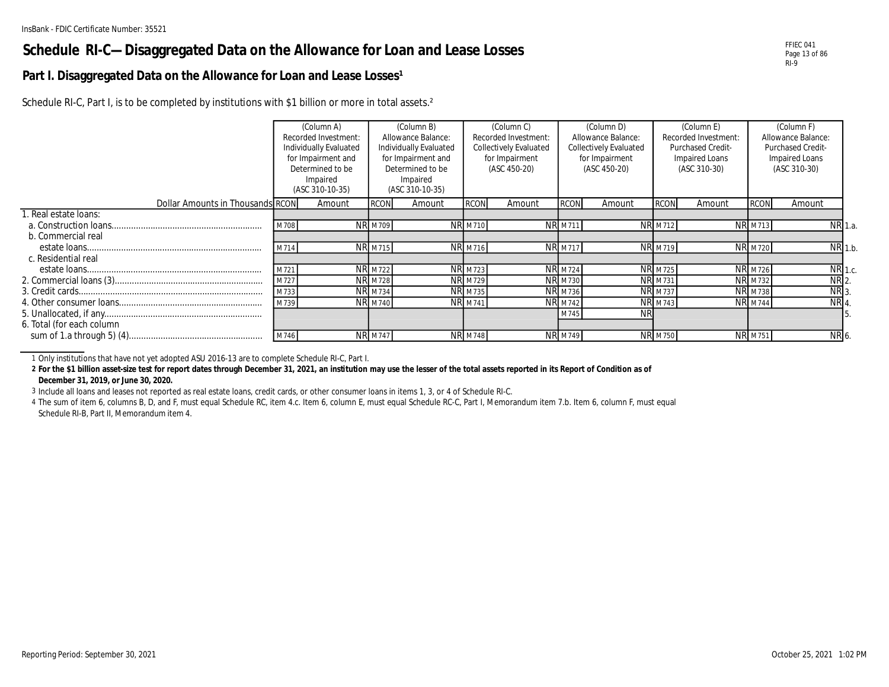InsBank - FDIC Certificate Number: 35521

# Schedule RI-C—Disaggregated Data on the Allowance for Loan and Lease Losses

## Part I. Disaggregated Data on the Allowance for Loan and Lease Losses[1]

Schedule RI-C, Part I, is to be completed by institutions with $1 billion or more in total assets.[2]

| Dollar Amounts in Thousands | RCON | (Column A) Recorded Investment: Individually Evaluated for Impairment and Determined to be Impaired (ASC 310-10-35) Amount | RCON | (Column B) Allowance Balance: Individually Evaluated for Impairment and Determined to be Impaired (ASC 310-10-35) Amount | RCON | (Column C) Recorded Investment: Collectively Evaluated for Impairment (ASC 450-20) Amount | RCON | (Column D) Allowance Balance: Collectively Evaluated for Impairment (ASC 450-20) Amount | RCON | (Column E) Recorded Investment: Purchased Credit-Impaired Loans (ASC 310-30) Amount | RCON | (Column F) Allowance Balance: Purchased Credit-Impaired Loans (ASC 310-30) Amount | |
|---|---|---|---|---|---|---|---|---|---|---|---|---|---|
| 1. Real estate loans: | | | | | | | | | | | | | |
| a. Construction loans | M708 | NR | M709 | NR | M710 | NR | M711 | NR | M712 | NR | M713 | NR | 1.a. |
| b. Commercial real estate loans | M714 | NR | M715 | NR | M716 | NR | M717 | NR | M719 | NR | M720 | NR | 1.b. |
| c. Residential real estate loans | M721 | NR | M722 | NR | M723 | NR | M724 | NR | M725 | NR | M726 | NR | 1.c. |
| 2. Commercial loans (3) | M727 | NR | M728 | NR | M729 | NR | M730 | NR | M731 | NR | M732 | NR | 2. |
| 3. Credit cards | M733 | NR | M734 | NR | M735 | NR | M736 | NR | M737 | NR | M738 | NR | 3. |
| 4. Other consumer loans | M739 | NR | M740 | NR | M741 | NR | M742 | NR | M743 | NR | M744 | NR | 4. |
| 5. Unallocated, if any | | | | | | | M745 | NR | | | | | 5. |
| 6. Total (for each column sum of 1.a through 5) (4) | M746 | NR | M747 | NR | M748 | NR | M749 | NR | M750 | NR | M751 | NR | 6. |

1 Only institutions that have not yet adopted ASU 2016-13 are to complete Schedule RI-C, Part I.

2 **For the $1 billion asset-size test for report dates through December 31, 2021, an institution may use the lesser of the total assets reported in its Report of Condition as of December 31, 2019, or June 30, 2020.**

3 Include all loans and leases not reported as real estate loans, credit cards, or other consumer loans in items 1, 3, or 4 of Schedule RI-C.

4 The sum of item 6, columns B, D, and F, must equal Schedule RC, item 4.c. Item 6, column E, must equal Schedule RC-C, Part I, Memorandum item 7.b. Item 6, column F, must equal Schedule RI-B, Part II, Memorandum item 4.

Reporting Period: September 30, 2021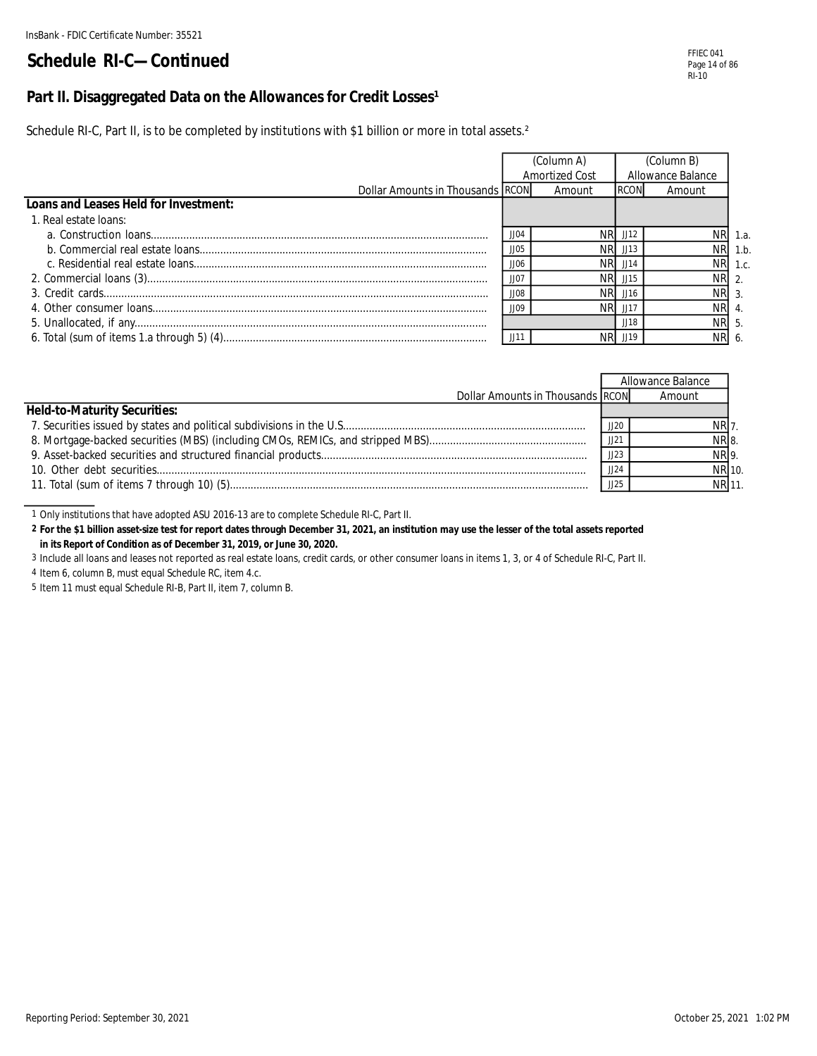InsBank - FDIC Certificate Number: 35521

# Schedule RI-C—Continued

## Part II. Disaggregated Data on the Allowances for Credit Losses[1]

Schedule RI-C, Part II, is to be completed by institutions with $1 billion or more in total assets.[2]

| Dollar Amounts in Thousands | (Column A) Amortized Cost | | (Column B) Allowance Balance | | |
|---|---|---|---|---|---|
| | RCON | Amount | RCON | Amount | |
| **Loans and Leases Held for Investment:** | | | | | |
| 1. Real estate loans: | | | | | |
| a. Construction loans | JJ04 | NR | JJ12 | NR | 1.a. |
| b. Commercial real estate loans | JJ05 | NR | JJ13 | NR | 1.b. |
| c. Residential real estate loans | JJ06 | NR | JJ14 | NR | 1.c. |
| 2. Commercial loans (3) | JJ07 | NR | JJ15 | NR | 2. |
| 3. Credit cards | JJ08 | NR | JJ16 | NR | 3. |
| 4. Other consumer loans | JJ09 | NR | JJ17 | NR | 4. |
| 5. Unallocated, if any | | | JJ18 | NR | 5. |
| 6. Total (sum of items 1.a through 5) (4) | JJ11 | NR | JJ19 | NR | 6. |

| Dollar Amounts in Thousands | Allowance Balance | | |
|---|---|---|---|
| | RCON | Amount | |
| **Held-to-Maturity Securities:** | | | |
| 7. Securities issued by states and political subdivisions in the U.S. | JJ20 | NR | 7. |
| 8. Mortgage-backed securities (MBS) (including CMOs, REMICs, and stripped MBS) | JJ21 | NR | 8. |
| 9. Asset-backed securities and structured financial products | JJ23 | NR | 9. |
| 10. Other debt securities | JJ24 | NR | 10. |
| 11. Total (sum of items 7 through 10) (5) | JJ25 | NR | 11. |

1 Only institutions that have adopted ASU 2016-13 are to complete Schedule RI-C, Part II.

2 **For the $1 billion asset-size test for report dates through December 31, 2021, an institution may use the lesser of the total assets reported in its Report of Condition as of December 31, 2019, or June 30, 2020.**

3 Include all loans and leases not reported as real estate loans, credit cards, or other consumer loans in items 1, 3, or 4 of Schedule RI-C, Part II.

4 Item 6, column B, must equal Schedule RC, item 4.c.

5 Item 11 must equal Schedule RI-B, Part II, item 7, column B.

Reporting Period: September 30, 2021

October 25, 2021 1:02 PM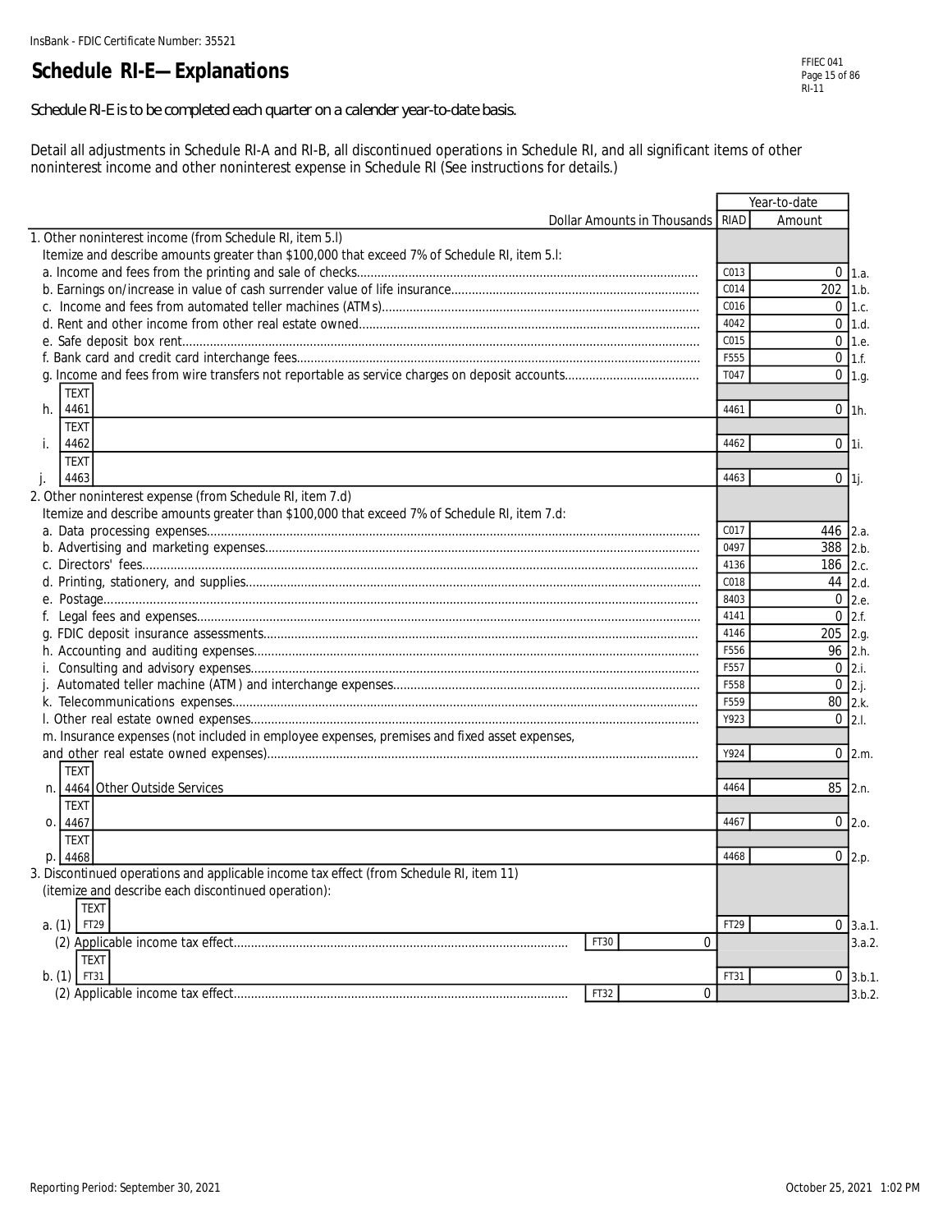InsBank - FDIC Certificate Number: 35521

# Schedule RI-E—Explanations

*Schedule RI-E is to be completed each quarter on a calender year-to-date basis.*

Detail all adjustments in Schedule RI-A and RI-B, all discontinued operations in Schedule RI, and all significant items of other noninterest income and other noninterest expense in Schedule RI (See instructions for details.)

| Dollar Amounts in Thousands | RIAD | Year-to-date Amount | |
|---|---|---|---|
| 1. Other noninterest income (from Schedule RI, item 5.l) | | | |
| Itemize and describe amounts greater than $100,000 that exceed 7% of Schedule RI, item 5.l: | | | |
| a. Income and fees from the printing and sale of checks | C013 | 0 | 1.a. |
| b. Earnings on/increase in value of cash surrender value of life insurance | C014 | 202 | 1.b. |
| c. Income and fees from automated teller machines (ATMs) | C016 | 0 | 1.c. |
| d. Rent and other income from other real estate owned | 4042 | 0 | 1.d. |
| e. Safe deposit box rent | C015 | 0 | 1.e. |
| f. Bank card and credit card interchange fees | F555 | 0 | 1.f. |
| g. Income and fees from wire transfers not reportable as service charges on deposit accounts | T047 | 0 | 1.g. |
| h. TEXT 4461 | 4461 | 0 | 1h. |
| i. TEXT 4462 | 4462 | 0 | 1i. |
| j. TEXT 4463 | 4463 | 0 | 1j. |
| 2. Other noninterest expense (from Schedule RI, item 7.d) | | | |
| Itemize and describe amounts greater than $100,000 that exceed 7% of Schedule RI, item 7.d: | | | |
| a. Data processing expenses | C017 | 446 | 2.a. |
| b. Advertising and marketing expenses | 0497 | 388 | 2.b. |
| c. Directors' fees | 4136 | 186 | 2.c. |
| d. Printing, stationery, and supplies | C018 | 44 | 2.d. |
| e. Postage | 8403 | 0 | 2.e. |
| f. Legal fees and expenses | 4141 | 0 | 2.f. |
| g. FDIC deposit insurance assessments | 4146 | 205 | 2.g. |
| h. Accounting and auditing expenses | F556 | 96 | 2.h. |
| i. Consulting and advisory expenses | F557 | 0 | 2.i. |
| j. Automated teller machine (ATM) and interchange expenses | F558 | 0 | 2.j. |
| k. Telecommunications expenses | F559 | 80 | 2.k. |
| l. Other real estate owned expenses | Y923 | 0 | 2.l. |
| m. Insurance expenses (not included in employee expenses, premises and fixed asset expenses, and other real estate owned expenses) | Y924 | 0 | 2.m. |
| n. TEXT 4464 Other Outside Services | 4464 | 85 | 2.n. |
| o. TEXT 4467 | 4467 | 0 | 2.o. |
| p. TEXT 4468 | 4468 | 0 | 2.p. |
| 3. Discontinued operations and applicable income tax effect (from Schedule RI, item 11) (itemize and describe each discontinued operation): | | | |
| a. (1) TEXT FT29 | FT29 | 0 | 3.a.1. |
| (2) Applicable income tax effect — FT30: 0 | | | 3.a.2. |
| b. (1) TEXT FT31 | FT31 | 0 | 3.b.1. |
| (2) Applicable income tax effect — FT32: 0 | | | 3.b.2. |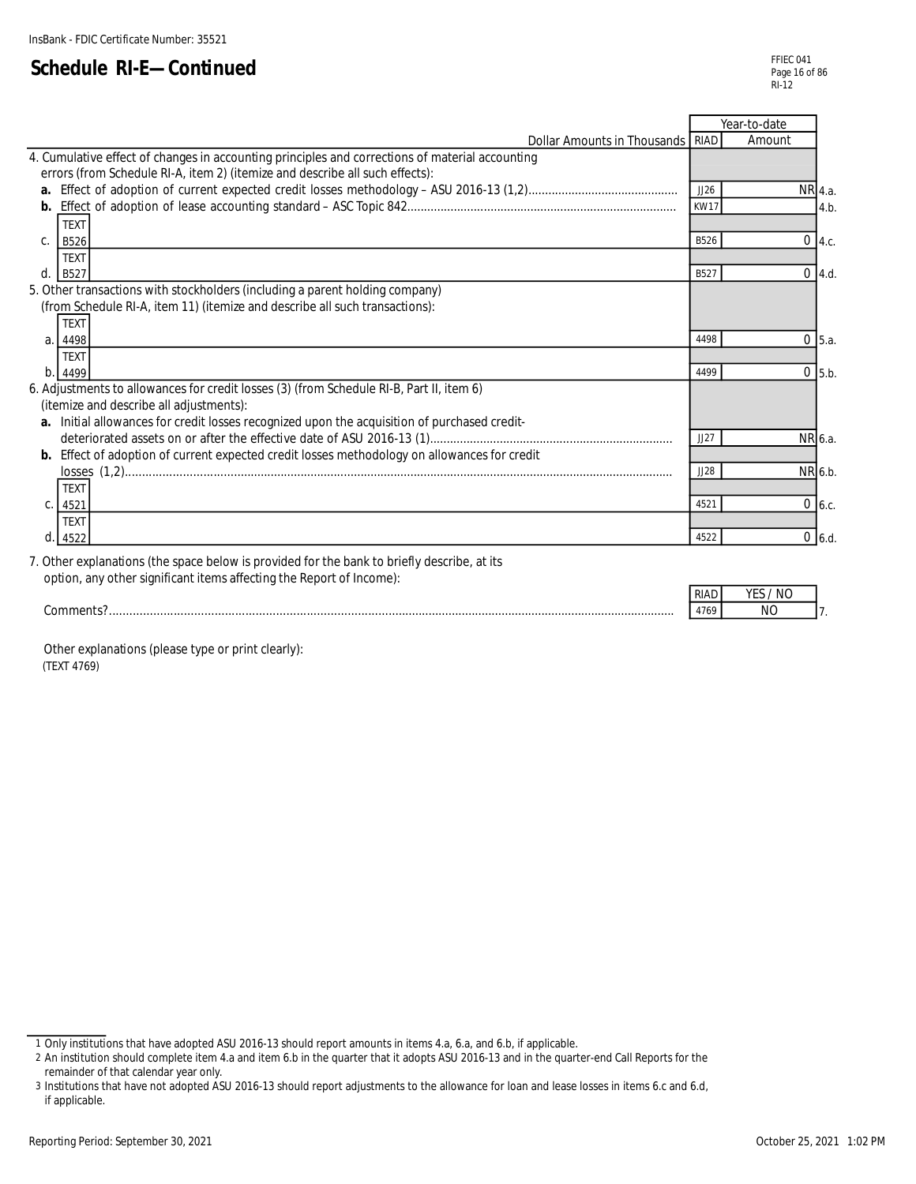InsBank - FDIC Certificate Number: 35521

# Schedule RI-E—Continued

| Dollar Amounts in Thousands | RIAD | Year-to-date Amount | |
|---|---|---|---|
| 4. Cumulative effect of changes in accounting principles and corrections of material accounting errors (from Schedule RI-A, item 2) (itemize and describe all such effects): | | | |
| **a.** Effect of adoption of current expected credit losses methodology – ASU 2016-13 (1,2) | JJ26 | NR | 4.a. |
| **b.** Effect of adoption of lease accounting standard – ASC Topic 842 | KW17 | | 4.b. |
| c. TEXT B526 | B526 | 0 | 4.c. |
| d. TEXT B527 | B527 | 0 | 4.d. |
| 5. Other transactions with stockholders (including a parent holding company) (from Schedule RI-A, item 11) (itemize and describe all such transactions): | | | |
| a. TEXT 4498 | 4498 | 0 | 5.a. |
| b. TEXT 4499 | 4499 | 0 | 5.b. |
| 6. Adjustments to allowances for credit losses (3) (from Schedule RI-B, Part II, item 6) (itemize and describe all adjustments): | | | |
| **a.** Initial allowances for credit losses recognized upon the acquisition of purchased credit-deteriorated assets on or after the effective date of ASU 2016-13 (1) | JJ27 | NR | 6.a. |
| **b.** Effect of adoption of current expected credit losses methodology on allowances for credit losses (1,2) | JJ28 | NR | 6.b. |
| c. TEXT 4521 | 4521 | 0 | 6.c. |
| d. TEXT 4522 | 4522 | 0 | 6.d. |

7. Other explanations (the space below is provided for the bank to briefly describe, at its option, any other significant items affecting the Report of Income):

| | RIAD | YES / NO | |
|---|---|---|---|
| Comments? | 4769 | NO | 7. |

Other explanations (please type or print clearly):
(TEXT 4769)

---

1 Only institutions that have adopted ASU 2016-13 should report amounts in items 4.a, 6.a, and 6.b, if applicable.
2 An institution should complete item 4.a and item 6.b in the quarter that it adopts ASU 2016-13 and in the quarter-end Call Reports for the remainder of that calendar year only.
3 Institutions that have not adopted ASU 2016-13 should report adjustments to the allowance for loan and lease losses in items 6.c and 6.d, if applicable.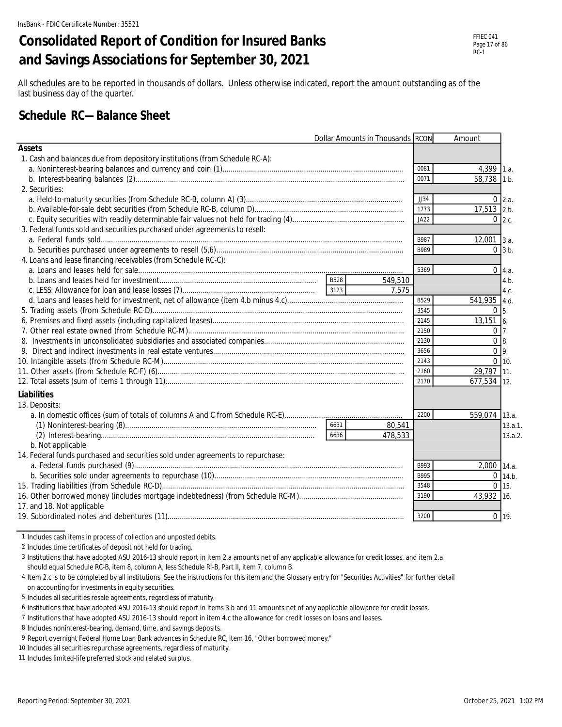# Consolidated Report of Condition for Insured Banks and Savings Associations for September 30, 2021

All schedules are to be reported in thousands of dollars. Unless otherwise indicated, report the amount outstanding as of the last business day of the quarter.

## Schedule RC—Balance Sheet

| Dollar Amounts in Thousands | | | RCON | Amount | |
|---|---|---|---|---|---|
| **Assets** | | | | | |
| 1. Cash and balances due from depository institutions (from Schedule RC-A): | | | | | |
| a. Noninterest-bearing balances and currency and coin (1) | | | 0081 | 4,399 | 1.a. |
| b. Interest-bearing balances (2) | | | 0071 | 58,738 | 1.b. |
| 2. Securities: | | | | | |
| a. Held-to-maturity securities (from Schedule RC-B, column A) (3) | | | JJ34 | 0 | 2.a. |
| b. Available-for-sale debt securities (from Schedule RC-B, column D) | | | 1773 | 17,513 | 2.b. |
| c. Equity securities with readily determinable fair values not held for trading (4) | | | JA22 | 0 | 2.c. |
| 3. Federal funds sold and securities purchased under agreements to resell: | | | | | |
| a. Federal funds sold | | | B987 | 12,001 | 3.a. |
| b. Securities purchased under agreements to resell (5,6) | | | B989 | 0 | 3.b. |
| 4. Loans and lease financing receivables (from Schedule RC-C): | | | | | |
| a. Loans and leases held for sale | | | 5369 | 0 | 4.a. |
| b. Loans and leases held for investment | B528 | 549,510 | | | 4.b. |
| c. LESS: Allowance for loan and lease losses (7) | 3123 | 7,575 | | | 4.c. |
| d. Loans and leases held for investment, net of allowance (item 4.b minus 4.c) | | | B529 | 541,935 | 4.d. |
| 5. Trading assets (from Schedule RC-D) | | | 3545 | 0 | 5. |
| 6. Premises and fixed assets (including capitalized leases) | | | 2145 | 13,151 | 6. |
| 7. Other real estate owned (from Schedule RC-M) | | | 2150 | 0 | 7. |
| 8. Investments in unconsolidated subsidiaries and associated companies | | | 2130 | 0 | 8. |
| 9. Direct and indirect investments in real estate ventures | | | 3656 | 0 | 9. |
| 10. Intangible assets (from Schedule RC-M) | | | 2143 | 0 | 10. |
| 11. Other assets (from Schedule RC-F) (6) | | | 2160 | 29,797 | 11. |
| 12. Total assets (sum of items 1 through 11) | | | 2170 | 677,534 | 12. |
| **Liabilities** | | | | | |
| 13. Deposits: | | | | | |
| a. In domestic offices (sum of totals of columns A and C from Schedule RC-E) | | | 2200 | 559,074 | 13.a. |
| (1) Noninterest-bearing (8) | 6631 | 80,541 | | | 13.a.1. |
| (2) Interest-bearing | 6636 | 478,533 | | | 13.a.2. |
| b. Not applicable | | | | | |
| 14. Federal funds purchased and securities sold under agreements to repurchase: | | | | | |
| a. Federal funds purchased (9) | | | B993 | 2,000 | 14.a. |
| b. Securities sold under agreements to repurchase (10) | | | B995 | 0 | 14.b. |
| 15. Trading liabilities (from Schedule RC-D) | | | 3548 | 0 | 15. |
| 16. Other borrowed money (includes mortgage indebtedness) (from Schedule RC-M) | | | 3190 | 43,932 | 16. |
| 17. and 18. Not applicable | | | | | |
| 19. Subordinated notes and debentures (11) | | | 3200 | 0 | 19. |

1 Includes cash items in process of collection and unposted debits.

2 Includes time certificates of deposit not held for trading.

3 Institutions that have adopted ASU 2016-13 should report in item 2.a amounts net of any applicable allowance for credit losses, and item 2.a should equal Schedule RC-B, item 8, column A, less Schedule RI-B, Part II, item 7, column B.

4 Item 2.c is to be completed by all institutions. See the instructions for this item and the Glossary entry for "Securities Activities" for further detail on accounting for investments in equity securities.

5 Includes all securities resale agreements, regardless of maturity.

6 Institutions that have adopted ASU 2016-13 should report in items 3.b and 11 amounts net of any applicable allowance for credit losses.

7 Institutions that have adopted ASU 2016-13 should report in item 4.c the allowance for credit losses on loans and leases.

8 Includes noninterest-bearing, demand, time, and savings deposits.

9 Report overnight Federal Home Loan Bank advances in Schedule RC, item 16, "Other borrowed money."

10 Includes all securities repurchase agreements, regardless of maturity.

11 Includes limited-life preferred stock and related surplus.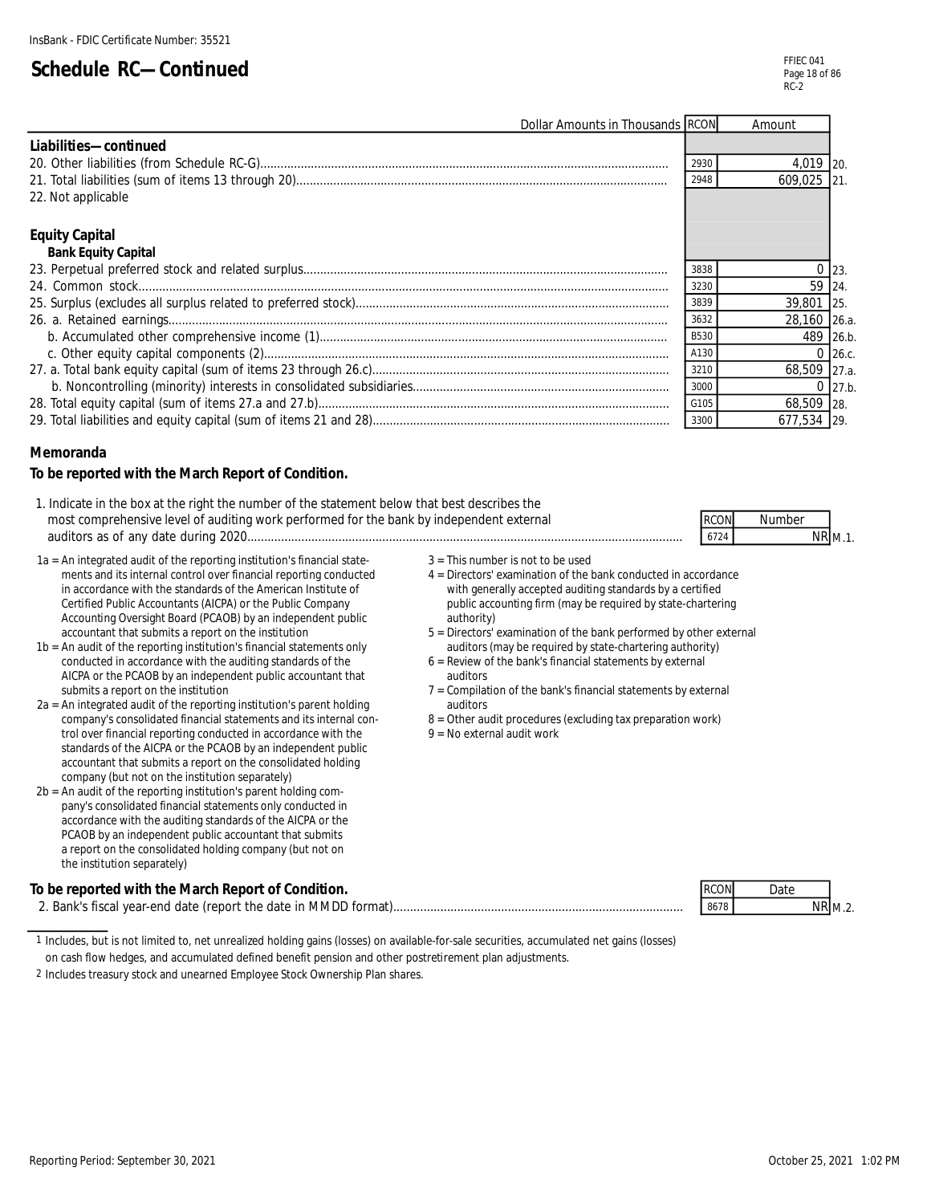InsBank - FDIC Certificate Number: 35521

# Schedule RC—Continued

FFIEC 041
RC-2

| Dollar Amounts in Thousands | RCON | Amount | |
|---|---|---|---|
| **Liabilities—continued** | | | |
| 20. Other liabilities (from Schedule RC-G) | 2930 | 4,019 | 20. |
| 21. Total liabilities (sum of items 13 through 20) | 2948 | 609,025 | 21. |
| 22. Not applicable | | | |
| **Equity Capital** | | | |
| **Bank Equity Capital** | | | |
| 23. Perpetual preferred stock and related surplus | 3838 | 0 | 23. |
| 24. Common stock | 3230 | 59 | 24. |
| 25. Surplus (excludes all surplus related to preferred stock) | 3839 | 39,801 | 25. |
| 26. a. Retained earnings | 3632 | 28,160 | 26.a. |
| b. Accumulated other comprehensive income (1) | B530 | 489 | 26.b. |
| c. Other equity capital components (2) | A130 | 0 | 26.c. |
| 27. a. Total bank equity capital (sum of items 23 through 26.c) | 3210 | 68,509 | 27.a. |
| b. Noncontrolling (minority) interests in consolidated subsidiaries | 3000 | 0 | 27.b. |
| 28. Total equity capital (sum of items 27.a and 27.b) | G105 | 68,509 | 28. |
| 29. Total liabilities and equity capital (sum of items 21 and 28) | 3300 | 677,534 | 29. |

## Memoranda

**To be reported with the March Report of Condition.**

| | RCON | Number | |
|---|---|---|---|
| 1. Indicate in the box at the right the number of the statement below that best describes the most comprehensive level of auditing work performed for the bank by independent external auditors as of any date during 2020 | 6724 | NR | M.1. |

1a = An integrated audit of the reporting institution's financial statements and its internal control over financial reporting conducted in accordance with the standards of the American Institute of Certified Public Accountants (AICPA) or the Public Company Accounting Oversight Board (PCAOB) by an independent public accountant that submits a report on the institution

1b = An audit of the reporting institution's financial statements only conducted in accordance with the auditing standards of the AICPA or the PCAOB by an independent public accountant that submits a report on the institution

2a = An integrated audit of the reporting institution's parent holding company's consolidated financial statements and its internal control over financial reporting conducted in accordance with the standards of the AICPA or the PCAOB by an independent public accountant that submits a report on the consolidated holding company (but not on the institution separately)

2b = An audit of the reporting institution's parent holding company's consolidated financial statements only conducted in accordance with the auditing standards of the AICPA or the PCAOB by an independent public accountant that submits a report on the consolidated holding company (but not on the institution separately)

3 = This number is not to be used

4 = Directors' examination of the bank conducted in accordance with generally accepted auditing standards by a certified public accounting firm (may be required by state-chartering authority)

5 = Directors' examination of the bank performed by other external auditors (may be required by state-chartering authority)

6 = Review of the bank's financial statements by external auditors

7 = Compilation of the bank's financial statements by external auditors

8 = Other audit procedures (excluding tax preparation work)

9 = No external audit work

**To be reported with the March Report of Condition.**

| | RCON | Date | |
|---|---|---|---|
| 2. Bank's fiscal year-end date (report the date in MMDD format) | 8678 | NR | M.2. |

1 Includes, but is not limited to, net unrealized holding gains (losses) on available-for-sale securities, accumulated net gains (losses) on cash flow hedges, and accumulated defined benefit pension and other postretirement plan adjustments.

2 Includes treasury stock and unearned Employee Stock Ownership Plan shares.

Reporting Period: September 30, 2021

October 25, 2021 1:02 PM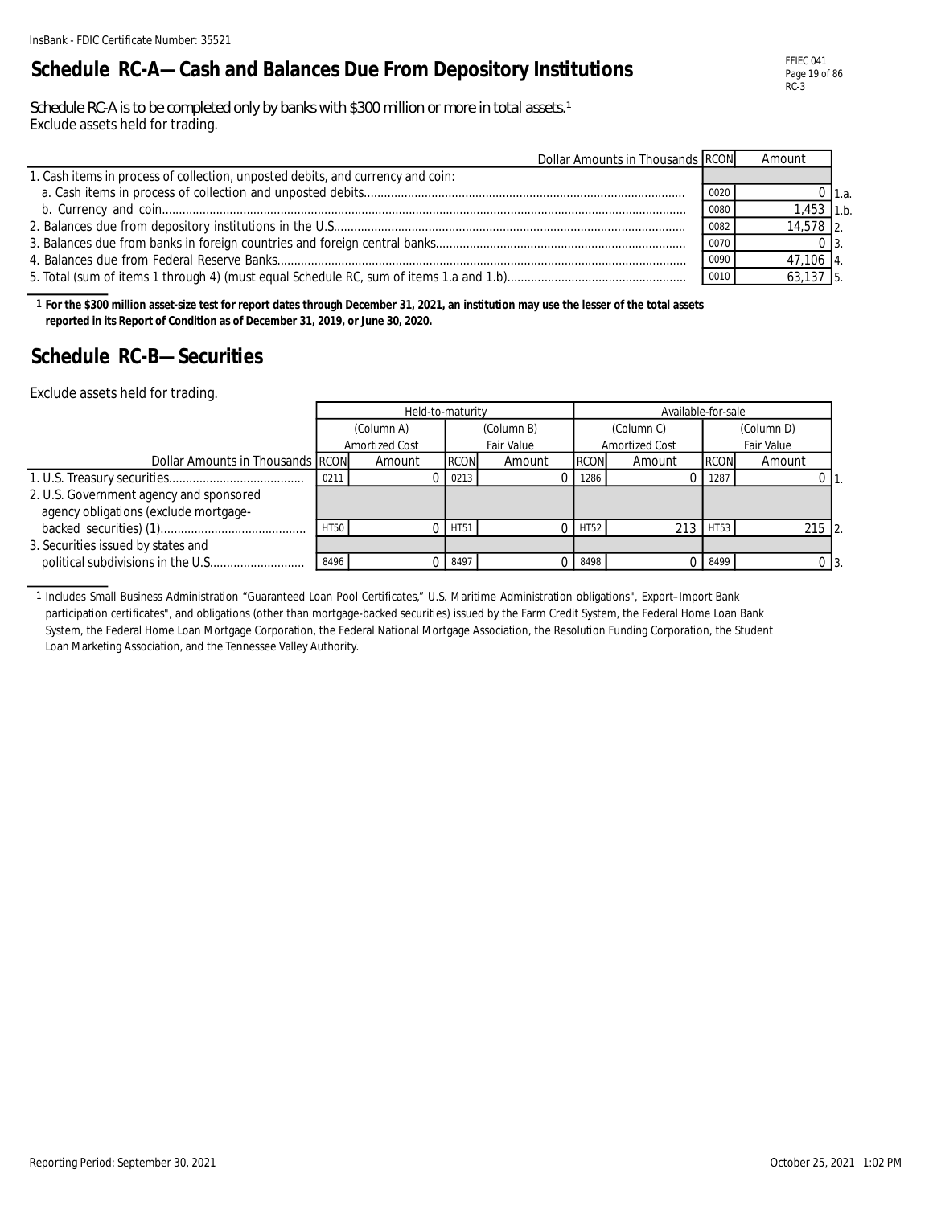InsBank - FDIC Certificate Number: 35521

# Schedule RC-A—Cash and Balances Due From Depository Institutions

Schedule RC-A is to be completed only by banks with $300 million or more in total assets.[1]
Exclude assets held for trading.

| Dollar Amounts in Thousands | RCON | Amount | |
|---|---|---|---|
| 1. Cash items in process of collection, unposted debits, and currency and coin: | | | |
| a. Cash items in process of collection and unposted debits | 0020 | 0 | 1.a. |
| b. Currency and coin | 0080 | 1,453 | 1.b. |
| 2. Balances due from depository institutions in the U.S. | 0082 | 14,578 | 2. |
| 3. Balances due from banks in foreign countries and foreign central banks | 0070 | 0 | 3. |
| 4. Balances due from Federal Reserve Banks | 0090 | 47,106 | 4. |
| 5. Total (sum of items 1 through 4) (must equal Schedule RC, sum of items 1.a and 1.b) | 0010 | 63,137 | 5. |

1 **For the $300 million asset-size test for report dates through December 31, 2021, an institution may use the lesser of the total assets reported in its Report of Condition as of December 31, 2019, or June 30, 2020.**

# Schedule RC-B—Securities

Exclude assets held for trading.

| | Held-to-maturity | | | | Available-for-sale | | | | |
|---|---|---|---|---|---|---|---|---|---|
| | (Column A) Amortized Cost | | (Column B) Fair Value | | (Column C) Amortized Cost | | (Column D) Fair Value | | |
| Dollar Amounts in Thousands | RCON | Amount | RCON | Amount | RCON | Amount | RCON | Amount | |
| 1. U.S. Treasury securities | 0211 | 0 | 0213 | 0 | 1286 | 0 | 1287 | 0 | 1. |
| 2. U.S. Government agency and sponsored agency obligations (exclude mortgage-backed securities) (1) | HT50 | 0 | HT51 | 0 | HT52 | 213 | HT53 | 215 | 2. |
| 3. Securities issued by states and political subdivisions in the U.S. | 8496 | 0 | 8497 | 0 | 8498 | 0 | 8499 | 0 | 3. |

1 Includes Small Business Administration "Guaranteed Loan Pool Certificates," U.S. Maritime Administration obligations", Export–Import Bank participation certificates", and obligations (other than mortgage-backed securities) issued by the Farm Credit System, the Federal Home Loan Bank System, the Federal Home Loan Mortgage Corporation, the Federal National Mortgage Association, the Resolution Funding Corporation, the Student Loan Marketing Association, and the Tennessee Valley Authority.

Reporting Period: September 30, 2021

October 25, 2021 1:02 PM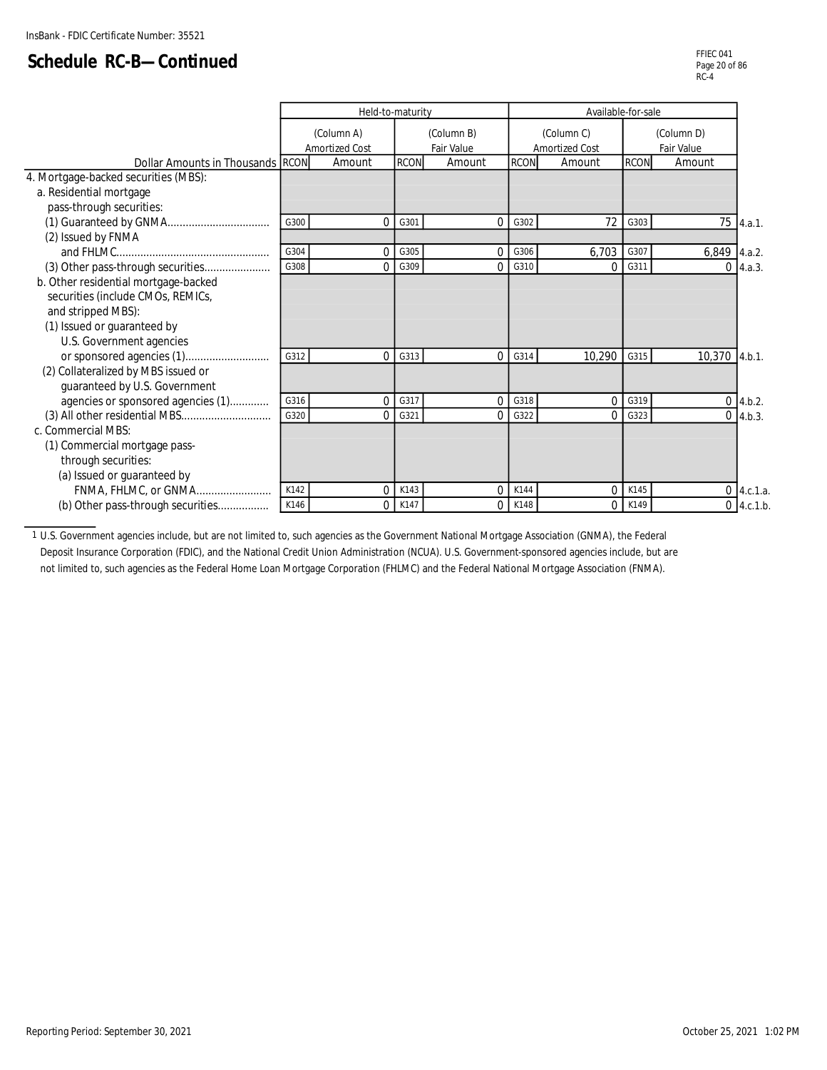InsBank - FDIC Certificate Number: 35521

# Schedule RC-B—Continued

FFIEC 041
RC-4

| | Held-to-maturity | | | | Available-for-sale | | | | |
|---|---|---|---|---|---|---|---|---|---|
| | (Column A) Amortized Cost | | (Column B) Fair Value | | (Column C) Amortized Cost | | (Column D) Fair Value | | |
| Dollar Amounts in Thousands | RCON | Amount | RCON | Amount | RCON | Amount | RCON | Amount | |
| 4. Mortgage-backed securities (MBS): | | | | | | | | | |
| a. Residential mortgage pass-through securities: | | | | | | | | | |
| (1) Guaranteed by GNMA | G300 | 0 | G301 | 0 | G302 | 72 | G303 | 75 | 4.a.1. |
| (2) Issued by FNMA and FHLMC | G304 | 0 | G305 | 0 | G306 | 6,703 | G307 | 6,849 | 4.a.2. |
| (3) Other pass-through securities | G308 | 0 | G309 | 0 | G310 | 0 | G311 | 0 | 4.a.3. |
| b. Other residential mortgage-backed securities (include CMOs, REMICs, and stripped MBS): | | | | | | | | | |
| (1) Issued or guaranteed by U.S. Government agencies or sponsored agencies (1) | G312 | 0 | G313 | 0 | G314 | 10,290 | G315 | 10,370 | 4.b.1. |
| (2) Collateralized by MBS issued or guaranteed by U.S. Government agencies or sponsored agencies (1) | G316 | 0 | G317 | 0 | G318 | 0 | G319 | 0 | 4.b.2. |
| (3) All other residential MBS | G320 | 0 | G321 | 0 | G322 | 0 | G323 | 0 | 4.b.3. |
| c. Commercial MBS: | | | | | | | | | |
| (1) Commercial mortgage pass-through securities: | | | | | | | | | |
| (a) Issued or guaranteed by FNMA, FHLMC, or GNMA | K142 | 0 | K143 | 0 | K144 | 0 | K145 | 0 | 4.c.1.a. |
| (b) Other pass-through securities | K146 | 0 | K147 | 0 | K148 | 0 | K149 | 0 | 4.c.1.b. |

1 U.S. Government agencies include, but are not limited to, such agencies as the Government National Mortgage Association (GNMA), the Federal Deposit Insurance Corporation (FDIC), and the National Credit Union Administration (NCUA). U.S. Government-sponsored agencies include, but are not limited to, such agencies as the Federal Home Loan Mortgage Corporation (FHLMC) and the Federal National Mortgage Association (FNMA).

Reporting Period: September 30, 2021

October 25, 2021 1:02 PM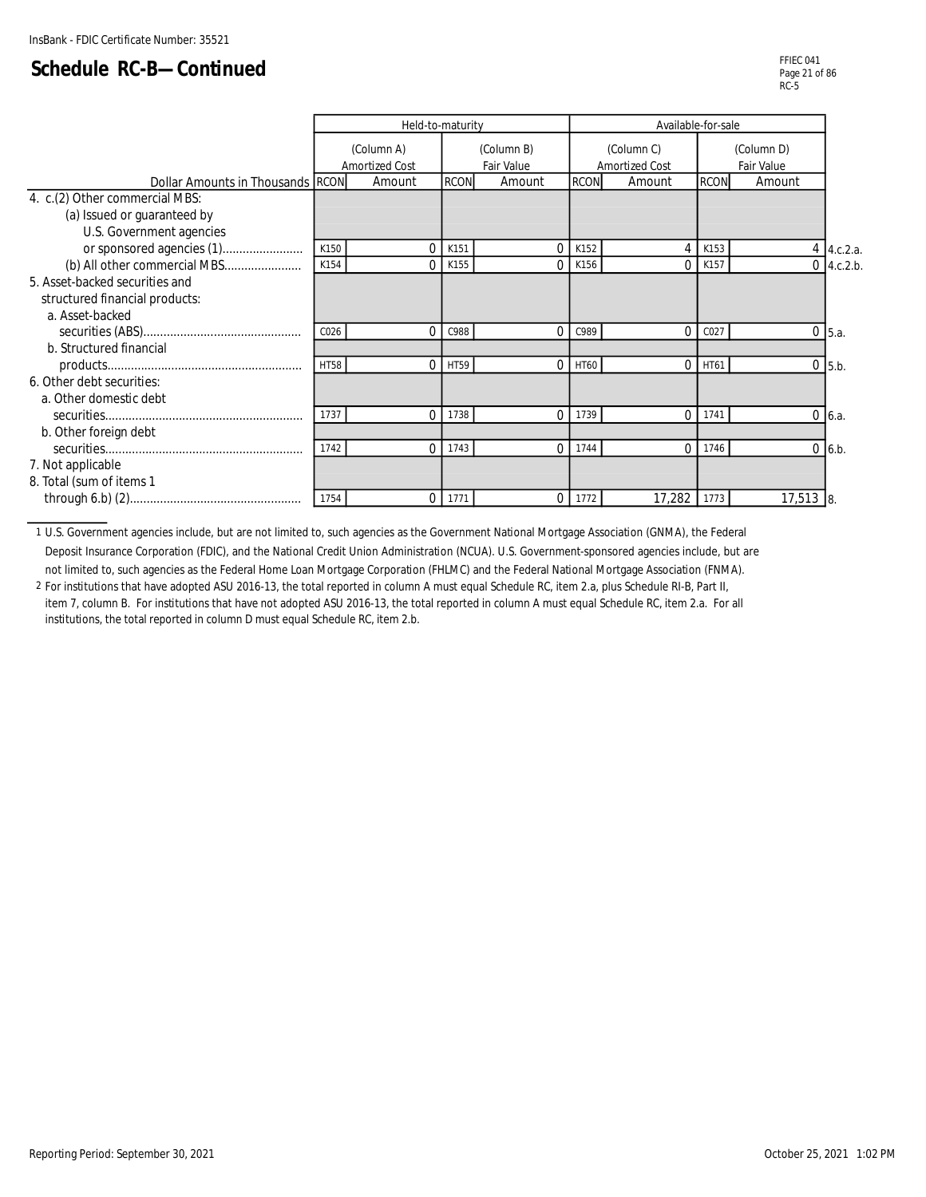InsBank - FDIC Certificate Number: 35521

# Schedule RC-B—Continued

FFIEC 041
RC-5

| Dollar Amounts in Thousands | Held-to-maturity | | | | Available-for-sale | | | | |
|---|---|---|---|---|---|---|---|---|---|
| | (Column A) Amortized Cost | | (Column B) Fair Value | | (Column C) Amortized Cost | | (Column D) Fair Value | | |
| | RCON | Amount | RCON | Amount | RCON | Amount | RCON | Amount | |
| 4. c.(2) Other commercial MBS: | | | | | | | | | |
| (a) Issued or guaranteed by U.S. Government agencies or sponsored agencies (1) | K150 | 0 | K151 | 0 | K152 | 4 | K153 | 4 | 4.c.2.a. |
| (b) All other commercial MBS | K154 | 0 | K155 | 0 | K156 | 0 | K157 | 0 | 4.c.2.b. |
| 5. Asset-backed securities and structured financial products: | | | | | | | | | |
| a. Asset-backed securities (ABS) | C026 | 0 | C988 | 0 | C989 | 0 | C027 | 0 | 5.a. |
| b. Structured financial products | HT58 | 0 | HT59 | 0 | HT60 | 0 | HT61 | 0 | 5.b. |
| 6. Other debt securities: | | | | | | | | | |
| a. Other domestic debt securities | 1737 | 0 | 1738 | 0 | 1739 | 0 | 1741 | 0 | 6.a. |
| b. Other foreign debt securities | 1742 | 0 | 1743 | 0 | 1744 | 0 | 1746 | 0 | 6.b. |
| 7. Not applicable | | | | | | | | | |
| 8. Total (sum of items 1 through 6.b) (2) | 1754 | 0 | 1771 | 0 | 1772 | 17,282 | 1773 | 17,513 | 8. |

1 U.S. Government agencies include, but are not limited to, such agencies as the Government National Mortgage Association (GNMA), the Federal Deposit Insurance Corporation (FDIC), and the National Credit Union Administration (NCUA). U.S. Government-sponsored agencies include, but are not limited to, such agencies as the Federal Home Loan Mortgage Corporation (FHLMC) and the Federal National Mortgage Association (FNMA).

2 For institutions that have adopted ASU 2016-13, the total reported in column A must equal Schedule RC, item 2.a, plus Schedule RI-B, Part II, item 7, column B. For institutions that have not adopted ASU 2016-13, the total reported in column A must equal Schedule RC, item 2.a. For all institutions, the total reported in column D must equal Schedule RC, item 2.b.

Reporting Period: September 30, 2021

October 25, 2021 1:02 PM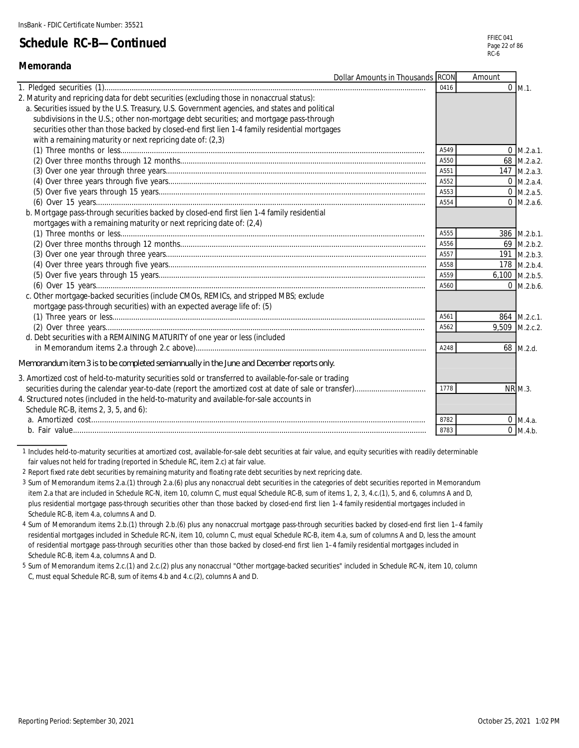InsBank - FDIC Certificate Number: 35521

# Schedule RC-B—Continued

## Memoranda

| Dollar Amounts in Thousands | RCON | Amount | |
|---|---|---|---|
| 1. Pledged securities (1) | 0416 | 0 | M.1. |
| 2. Maturity and repricing data for debt securities (excluding those in nonaccrual status): | | | |
| a. Securities issued by the U.S. Treasury, U.S. Government agencies, and states and political subdivisions in the U.S.; other non-mortgage debt securities; and mortgage pass-through securities other than those backed by closed-end first lien 1-4 family residential mortgages with a remaining maturity or next repricing date of: (2,3) | | | |
| (1) Three months or less | A549 | 0 | M.2.a.1. |
| (2) Over three months through 12 months | A550 | 68 | M.2.a.2. |
| (3) Over one year through three years | A551 | 147 | M.2.a.3. |
| (4) Over three years through five years | A552 | 0 | M.2.a.4. |
| (5) Over five years through 15 years | A553 | 0 | M.2.a.5. |
| (6) Over 15 years | A554 | 0 | M.2.a.6. |
| b. Mortgage pass-through securities backed by closed-end first lien 1-4 family residential mortgages with a remaining maturity or next repricing date of: (2,4) | | | |
| (1) Three months or less | A555 | 386 | M.2.b.1. |
| (2) Over three months through 12 months | A556 | 69 | M.2.b.2. |
| (3) Over one year through three years | A557 | 191 | M.2.b.3. |
| (4) Over three years through five years | A558 | 178 | M.2.b.4. |
| (5) Over five years through 15 years | A559 | 6,100 | M.2.b.5. |
| (6) Over 15 years | A560 | 0 | M.2.b.6. |
| c. Other mortgage-backed securities (include CMOs, REMICs, and stripped MBS; exclude mortgage pass-through securities) with an expected average life of: (5) | | | |
| (1) Three years or less | A561 | 864 | M.2.c.1. |
| (2) Over three years | A562 | 9,509 | M.2.c.2. |
| d. Debt securities with a REMAINING MATURITY of one year or less (included in Memorandum items 2.a through 2.c above) | A248 | 68 | M.2.d. |
| *Memorandum item 3 is to be completed semiannually in the June and December reports only.* | | | |
| 3. Amortized cost of held-to-maturity securities sold or transferred to available-for-sale or trading securities during the calendar year-to-date (report the amortized cost at date of sale or transfer) | 1778 | NR | M.3. |
| 4. Structured notes (included in the held-to-maturity and available-for-sale accounts in Schedule RC-B, items 2, 3, 5, and 6): | | | |
| a. Amortized cost | 8782 | 0 | M.4.a. |
| b. Fair value | 8783 | 0 | M.4.b. |

1 Includes held-to-maturity securities at amortized cost, available-for-sale debt securities at fair value, and equity securities with readily determinable fair values not held for trading (reported in Schedule RC, item 2.c) at fair value.

2 Report fixed rate debt securities by remaining maturity and floating rate debt securities by next repricing date.

3 Sum of Memorandum items 2.a.(1) through 2.a.(6) plus any nonaccrual debt securities in the categories of debt securities reported in Memorandum item 2.a that are included in Schedule RC-N, item 10, column C, must equal Schedule RC-B, sum of items 1, 2, 3, 4.c.(1), 5, and 6, columns A and D, plus residential mortgage pass-through securities other than those backed by closed-end first lien 1–4 family residential mortgages included in Schedule RC-B, item 4.a, columns A and D.

4 Sum of Memorandum items 2.b.(1) through 2.b.(6) plus any nonaccrual mortgage pass-through securities backed by closed-end first lien 1–4 family residential mortgages included in Schedule RC-N, item 10, column C, must equal Schedule RC-B, item 4.a, sum of columns A and D, less the amount of residential mortgage pass-through securities other than those backed by closed-end first lien 1–4 family residential mortgages included in Schedule RC-B, item 4.a, columns A and D.

5 Sum of Memorandum items 2.c.(1) and 2.c.(2) plus any nonaccrual "Other mortgage-backed securities" included in Schedule RC-N, item 10, column C, must equal Schedule RC-B, sum of items 4.b and 4.c.(2), columns A and D.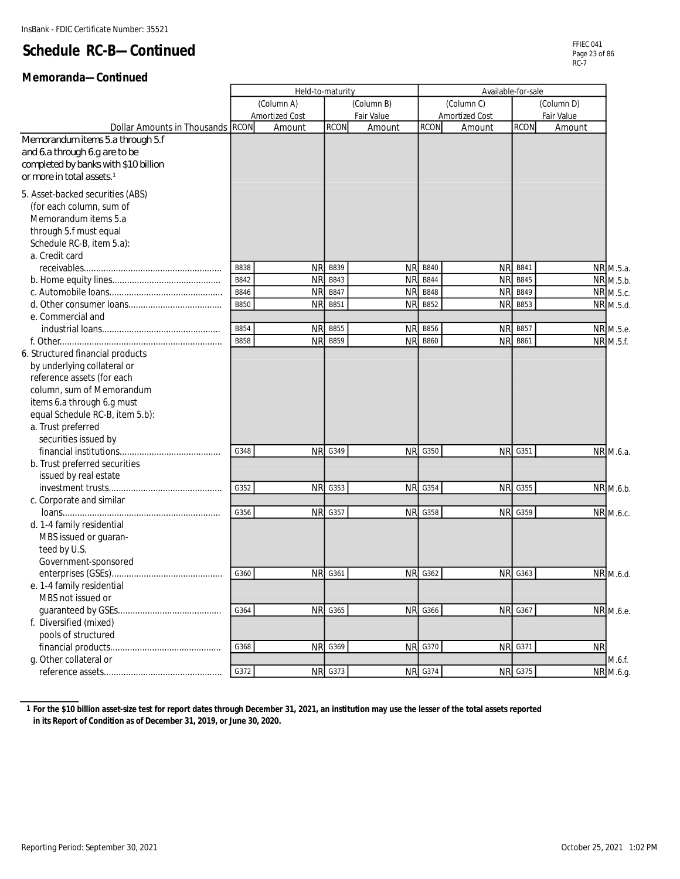InsBank - FDIC Certificate Number: 35521

# Schedule RC-B—Continued

## Memoranda—Continued

| Dollar Amounts in Thousands | Held-to-maturity | | | | Available-for-sale | | | | |
|---|---|---|---|---|---|---|---|---|---|
| | (Column A) Amortized Cost | | (Column B) Fair Value | | (Column C) Amortized Cost | | (Column D) Fair Value | | |
| | RCON | Amount | RCON | Amount | RCON | Amount | RCON | Amount | |
| Memorandum items 5.a through 5.f and 6.a through 6.g are to be completed by banks with $10 billion or more in total assets.[1] | | | | | | | | | |
| 5. Asset-backed securities (ABS) (for each column, sum of Memorandum items 5.a through 5.f must equal Schedule RC-B, item 5.a): | | | | | | | | | |
| a. Credit card receivables | B838 | NR | B839 | NR | B840 | NR | B841 | NR | M.5.a. |
| b. Home equity lines | B842 | NR | B843 | NR | B844 | NR | B845 | NR | M.5.b. |
| c. Automobile loans | B846 | NR | B847 | NR | B848 | NR | B849 | NR | M.5.c. |
| d. Other consumer loans | B850 | NR | B851 | NR | B852 | NR | B853 | NR | M.5.d. |
| e. Commercial and industrial loans | B854 | NR | B855 | NR | B856 | NR | B857 | NR | M.5.e. |
| f. Other | B858 | NR | B859 | NR | B860 | NR | B861 | NR | M.5.f. |
| 6. Structured financial products by underlying collateral or reference assets (for each column, sum of Memorandum items 6.a through 6.g must equal Schedule RC-B, item 5.b): | | | | | | | | | |
| a. Trust preferred securities issued by financial institutions | G348 | NR | G349 | NR | G350 | NR | G351 | NR | M.6.a. |
| b. Trust preferred securities issued by real estate investment trusts | G352 | NR | G353 | NR | G354 | NR | G355 | NR | M.6.b. |
| c. Corporate and similar loans | G356 | NR | G357 | NR | G358 | NR | G359 | NR | M.6.c. |
| d. 1-4 family residential MBS issued or guaranteed by U.S. Government-sponsored enterprises (GSEs) | G360 | NR | G361 | NR | G362 | NR | G363 | NR | M.6.d. |
| e. 1-4 family residential MBS not issued or guaranteed by GSEs | G364 | NR | G365 | NR | G366 | NR | G367 | NR | M.6.e. |
| f. Diversified (mixed) pools of structured financial products | G368 | NR | G369 | NR | G370 | NR | G371 | NR | M.6.f. |
| g. Other collateral or reference assets | G372 | NR | G373 | NR | G374 | NR | G375 | NR | M.6.g. |

[1] **For the $10 billion asset-size test for report dates through December 31, 2021, an institution may use the lesser of the total assets reported in its Report of Condition as of December 31, 2019, or June 30, 2020.**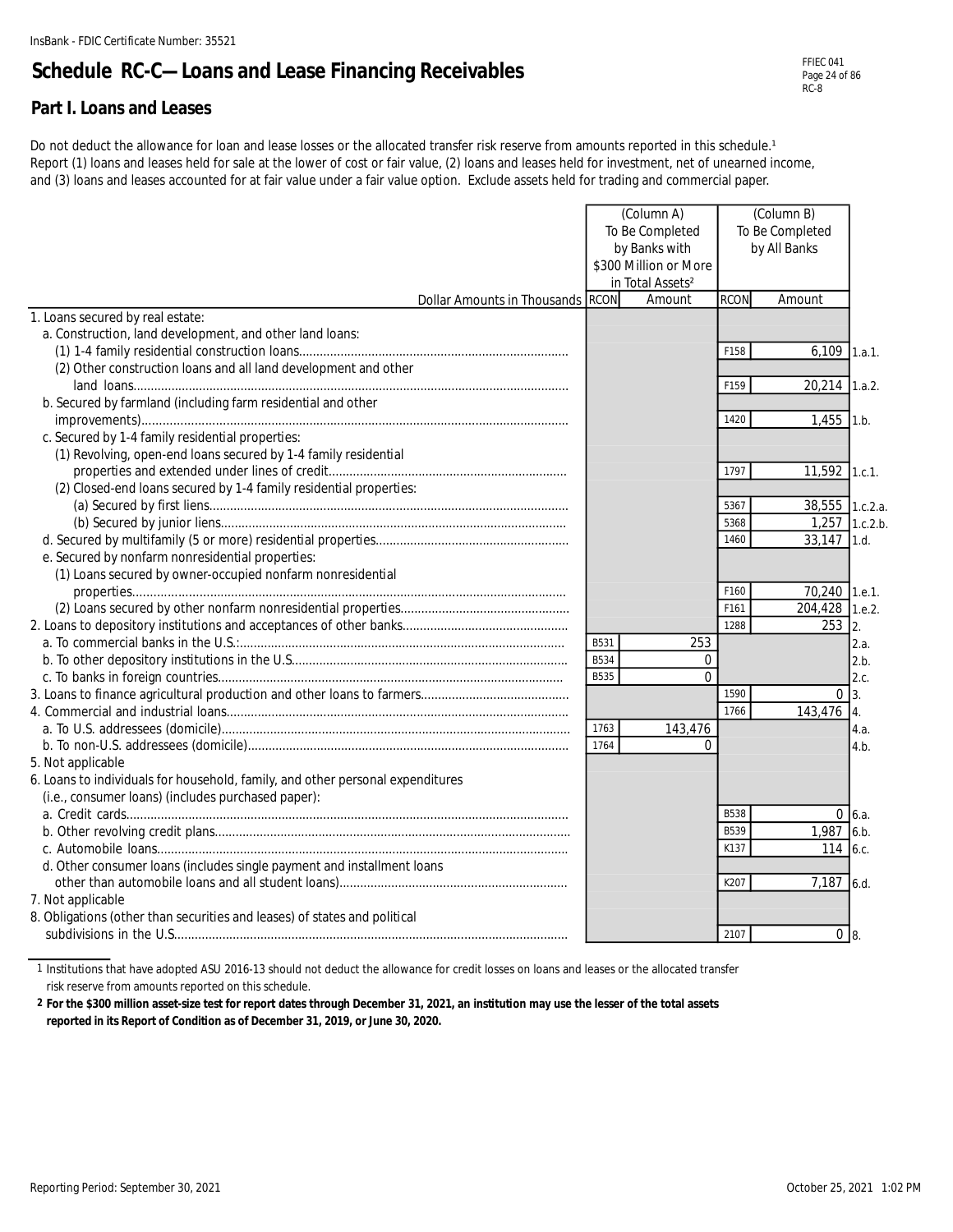InsBank - FDIC Certificate Number: 35521

# Schedule RC-C—Loans and Lease Financing Receivables

FFIEC 041
RC-8

## Part I. Loans and Leases

Do not deduct the allowance for loan and lease losses or the allocated transfer risk reserve from amounts reported in this schedule.[1] Report (1) loans and leases held for sale at the lower of cost or fair value, (2) loans and leases held for investment, net of unearned income, and (3) loans and leases accounted for at fair value under a fair value option. Exclude assets held for trading and commercial paper.

| | (Column A) To Be Completed by Banks with $300 Million or More in Total Assets[2] | | (Column B) To Be Completed by All Banks | | |
|---|---|---|---|---|---|
| Dollar Amounts in Thousands | RCON | Amount | RCON | Amount | |
| 1. Loans secured by real estate: | | | | | |
| a. Construction, land development, and other land loans: | | | | | |
| (1) 1-4 family residential construction loans | | | F158 | 6,109 | 1.a.1. |
| (2) Other construction loans and all land development and other land loans | | | F159 | 20,214 | 1.a.2. |
| b. Secured by farmland (including farm residential and other improvements) | | | 1420 | 1,455 | 1.b. |
| c. Secured by 1-4 family residential properties: | | | | | |
| (1) Revolving, open-end loans secured by 1-4 family residential properties and extended under lines of credit | | | 1797 | 11,592 | 1.c.1. |
| (2) Closed-end loans secured by 1-4 family residential properties: | | | | | |
| (a) Secured by first liens | | | 5367 | 38,555 | 1.c.2.a. |
| (b) Secured by junior liens | | | 5368 | 1,257 | 1.c.2.b. |
| d. Secured by multifamily (5 or more) residential properties | | | 1460 | 33,147 | 1.d. |
| e. Secured by nonfarm nonresidential properties: | | | | | |
| (1) Loans secured by owner-occupied nonfarm nonresidential properties | | | F160 | 70,240 | 1.e.1. |
| (2) Loans secured by other nonfarm nonresidential properties | | | F161 | 204,428 | 1.e.2. |
| 2. Loans to depository institutions and acceptances of other banks | | | 1288 | 253 | 2. |
| a. To commercial banks in the U.S. | B531 | 253 | | | 2.a. |
| b. To other depository institutions in the U.S. | B534 | 0 | | | 2.b. |
| c. To banks in foreign countries | B535 | 0 | | | 2.c. |
| 3. Loans to finance agricultural production and other loans to farmers | | | 1590 | 0 | 3. |
| 4. Commercial and industrial loans | | | 1766 | 143,476 | 4. |
| a. To U.S. addressees (domicile) | 1763 | 143,476 | | | 4.a. |
| b. To non-U.S. addressees (domicile) | 1764 | 0 | | | 4.b. |
| 5. Not applicable | | | | | |
| 6. Loans to individuals for household, family, and other personal expenditures (i.e., consumer loans) (includes purchased paper): | | | | | |
| a. Credit cards | | | B538 | 0 | 6.a. |
| b. Other revolving credit plans | | | B539 | 1,987 | 6.b. |
| c. Automobile loans | | | K137 | 114 | 6.c. |
| d. Other consumer loans (includes single payment and installment loans other than automobile loans and all student loans) | | | K207 | 7,187 | 6.d. |
| 7. Not applicable | | | | | |
| 8. Obligations (other than securities and leases) of states and political subdivisions in the U.S. | | | 2107 | 0 | 8. |

1 Institutions that have adopted ASU 2016-13 should not deduct the allowance for credit losses on loans and leases or the allocated transfer risk reserve from amounts reported on this schedule.

**2 For the $300 million asset-size test for report dates through December 31, 2021, an institution may use the lesser of the total assets reported in its Report of Condition as of December 31, 2019, or June 30, 2020.**

Reporting Period: September 30, 2021

October 25, 2021 1:02 PM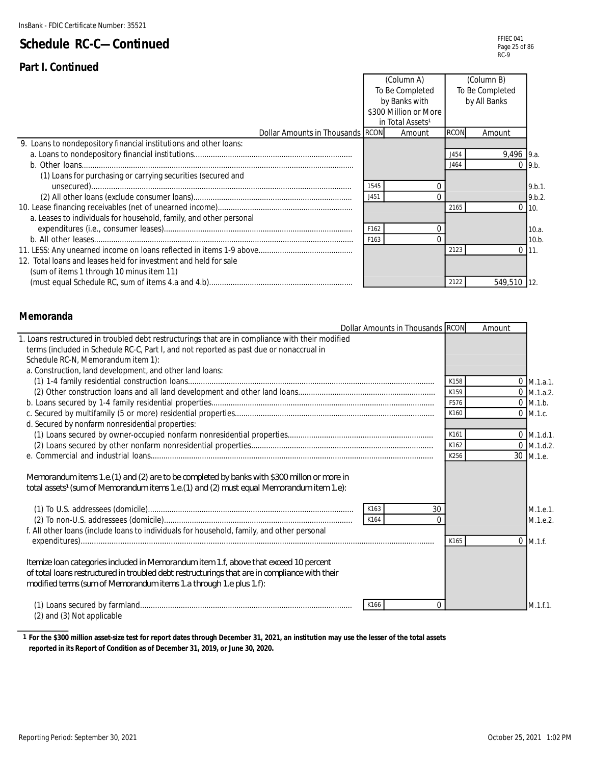InsBank - FDIC Certificate Number: 35521

# Schedule RC-C—Continued

## Part I. Continued

| Dollar Amounts in Thousands | (Column A) To Be Completed by Banks with $300 Million or More in Total Assets[1] RCON | Amount | (Column B) To Be Completed by All Banks RCON | Amount | |
|---|---|---|---|---|---|
| 9. Loans to nondepository financial institutions and other loans: | | | | | |
| a. Loans to nondepository financial institutions | | | J454 | 9,496 | 9.a. |
| b. Other loans | | | J464 | 0 | 9.b. |
| (1) Loans for purchasing or carrying securities (secured and unsecured) | 1545 | 0 | | | 9.b.1. |
| (2) All other loans (exclude consumer loans) | J451 | 0 | | | 9.b.2. |
| 10. Lease financing receivables (net of unearned income) | | | 2165 | 0 | 10. |
| a. Leases to individuals for household, family, and other personal expenditures (i.e., consumer leases) | F162 | 0 | | | 10.a. |
| b. All other leases | F163 | 0 | | | 10.b. |
| 11. LESS: Any unearned income on loans reflected in items 1-9 above | | | 2123 | 0 | 11. |
| 12. Total loans and leases held for investment and held for sale (sum of items 1 through 10 minus item 11) (must equal Schedule RC, sum of items 4.a and 4.b) | | | 2122 | 549,510 | 12. |

## Memoranda

| Dollar Amounts in Thousands | RCON | Amount | RCON | Amount | |
|---|---|---|---|---|---|
| 1. Loans restructured in troubled debt restructurings that are in compliance with their modified terms (included in Schedule RC-C, Part I, and not reported as past due or nonaccrual in Schedule RC-N, Memorandum item 1): | | | | | |
| a. Construction, land development, and other land loans: | | | | | |
| (1) 1-4 family residential construction loans | | | K158 | 0 | M.1.a.1. |
| (2) Other construction loans and all land development and other land loans | | | K159 | 0 | M.1.a.2. |
| b. Loans secured by 1-4 family residential properties | | | F576 | 0 | M.1.b. |
| c. Secured by multifamily (5 or more) residential properties | | | K160 | 0 | M.1.c. |
| d. Secured by nonfarm nonresidential properties: | | | | | |
| (1) Loans secured by owner-occupied nonfarm nonresidential properties | | | K161 | 0 | M.1.d.1. |
| (2) Loans secured by other nonfarm nonresidential properties | | | K162 | 0 | M.1.d.2. |
| e. Commercial and industrial loans | | | K256 | 30 | M.1.e. |
| Memorandum items 1.e.(1) and (2) are to be completed by banks with $300 millon or more in total assets[1] (sum of Memorandum items 1.e.(1) and (2) must equal Memorandum item 1.e): | | | | | |
| (1) To U.S. addressees (domicile) | K163 | 30 | | | M.1.e.1. |
| (2) To non-U.S. addressees (domicile) | K164 | 0 | | | M.1.e.2. |
| f. All other loans (include loans to individuals for household, family, and other personal expenditures) | | | K165 | 0 | M.1.f. |
| Itemize loan categories included in Memorandum item 1.f, above that exceed 10 percent of total loans restructured in troubled debt restructurings that are in compliance with their modified terms (sum of Memorandum items 1.a through 1.e plus 1.f): | | | | | |
| (1) Loans secured by farmland | K166 | 0 | | | M.1.f.1. |
| (2) and (3) Not applicable | | | | | |

1 For the $300 million asset-size test for report dates through December 31, 2021, an institution may use the lesser of the total assets reported in its Report of Condition as of December 31, 2019, or June 30, 2020.

Reporting Period: September 30, 2021

October 25, 2021 1:02 PM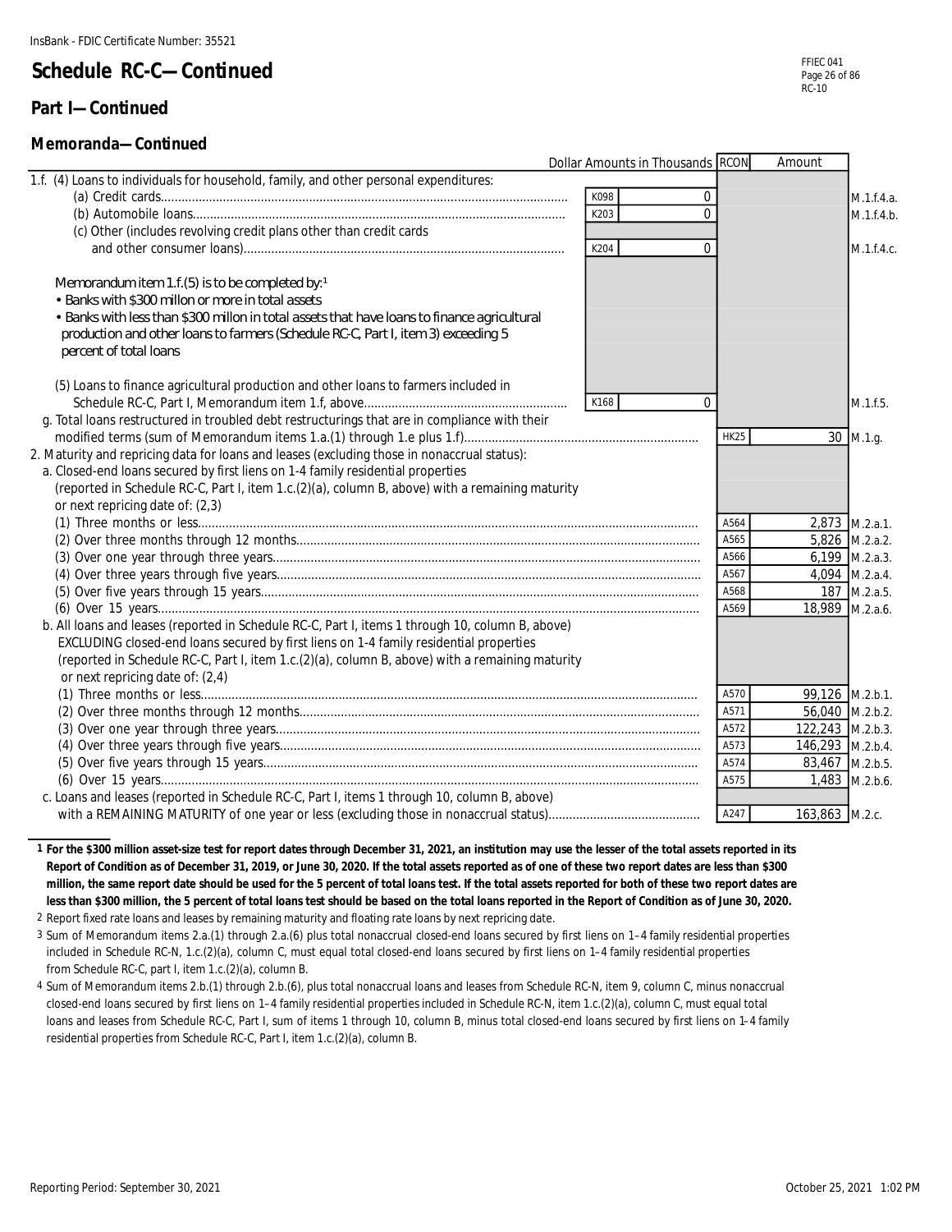InsBank - FDIC Certificate Number: 35521

# Schedule RC-C—Continued

## Part I—Continued

### Memoranda—Continued

| Dollar Amounts in Thousands | | | RCON | Amount | |
|---|---|---|---|---|---|
| 1.f. (4) Loans to individuals for household, family, and other personal expenditures: | | | | | |
| (a) Credit cards | K098 | 0 | | | M.1.f.4.a. |
| (b) Automobile loans | K203 | 0 | | | M.1.f.4.b. |
| (c) Other (includes revolving credit plans other than credit cards and other consumer loans) | K204 | 0 | | | M.1.f.4.c. |
| Memorandum item 1.f.(5) is to be completed by:[1] • Banks with $300 million or more in total assets • Banks with less than $300 millon in total assets that have loans to finance agricultural production and other loans to farmers (Schedule RC-C, Part I, item 3) exceeding 5 percent of total loans | | | | | |
| (5) Loans to finance agricultural production and other loans to farmers included in Schedule RC-C, Part I, Memorandum item 1.f, above | K168 | 0 | | | M.1.f.5. |
| g. Total loans restructured in troubled debt restructurings that are in compliance with their modified terms (sum of Memorandum items 1.a.(1) through 1.e plus 1.f) | | | HK25 | 30 | M.1.g. |
| 2. Maturity and repricing data for loans and leases (excluding those in nonaccrual status): | | | | | |
| a. Closed-end loans secured by first liens on 1-4 family residential properties (reported in Schedule RC-C, Part I, item 1.c.(2)(a), column B, above) with a remaining maturity or next repricing date of: (2,3) | | | | | |
| (1) Three months or less | | | A564 | 2,873 | M.2.a.1. |
| (2) Over three months through 12 months | | | A565 | 5,826 | M.2.a.2. |
| (3) Over one year through three years | | | A566 | 6,199 | M.2.a.3. |
| (4) Over three years through five years | | | A567 | 4,094 | M.2.a.4. |
| (5) Over five years through 15 years | | | A568 | 187 | M.2.a.5. |
| (6) Over 15 years | | | A569 | 18,989 | M.2.a.6. |
| b. All loans and leases (reported in Schedule RC-C, Part I, items 1 through 10, column B, above) EXCLUDING closed-end loans secured by first liens on 1-4 family residential properties (reported in Schedule RC-C, Part I, item 1.c.(2)(a), column B, above) with a remaining maturity or next repricing date of: (2,4) | | | | | |
| (1) Three months or less | | | A570 | 99,126 | M.2.b.1. |
| (2) Over three months through 12 months | | | A571 | 56,040 | M.2.b.2. |
| (3) Over one year through three years | | | A572 | 122,243 | M.2.b.3. |
| (4) Over three years through five years | | | A573 | 146,293 | M.2.b.4. |
| (5) Over five years through 15 years | | | A574 | 83,467 | M.2.b.5. |
| (6) Over 15 years | | | A575 | 1,483 | M.2.b.6. |
| c. Loans and leases (reported in Schedule RC-C, Part I, items 1 through 10, column B, above) with a REMAINING MATURITY of one year or less (excluding those in nonaccrual status) | | | A247 | 163,863 | M.2.c. |

1 **For the $300 million asset-size test for report dates through December 31, 2021, an institution may use the lesser of the total assets reported in its Report of Condition as of December 31, 2019, or June 30, 2020. If the total assets reported as of one of these two report dates are less than $300 million, the same report date should be used for the 5 percent of total loans test. If the total assets reported for both of these two report dates are less than $300 million, the 5 percent of total loans test should be based on the total loans reported in the Report of Condition as of June 30, 2020.**

2 Report fixed rate loans and leases by remaining maturity and floating rate loans by next repricing date.

3 Sum of Memorandum items 2.a.(1) through 2.a.(6) plus total nonaccrual closed-end loans secured by first liens on 1–4 family residential properties included in Schedule RC-N, 1.c.(2)(a), column C, must equal total closed-end loans secured by first liens on 1–4 family residential properties from Schedule RC-C, part I, item 1.c.(2)(a), column B.

4 Sum of Memorandum items 2.b.(1) through 2.b.(6), plus total nonaccrual loans and leases from Schedule RC-N, item 9, column C, minus nonaccrual closed-end loans secured by first liens on 1–4 family residential properties included in Schedule RC-N, item 1.c.(2)(a), column C, must equal total loans and leases from Schedule RC-C, Part I, sum of items 1 through 10, column B, minus total closed-end loans secured by first liens on 1–4 family residential properties from Schedule RC-C, Part I, item 1.c.(2)(a), column B.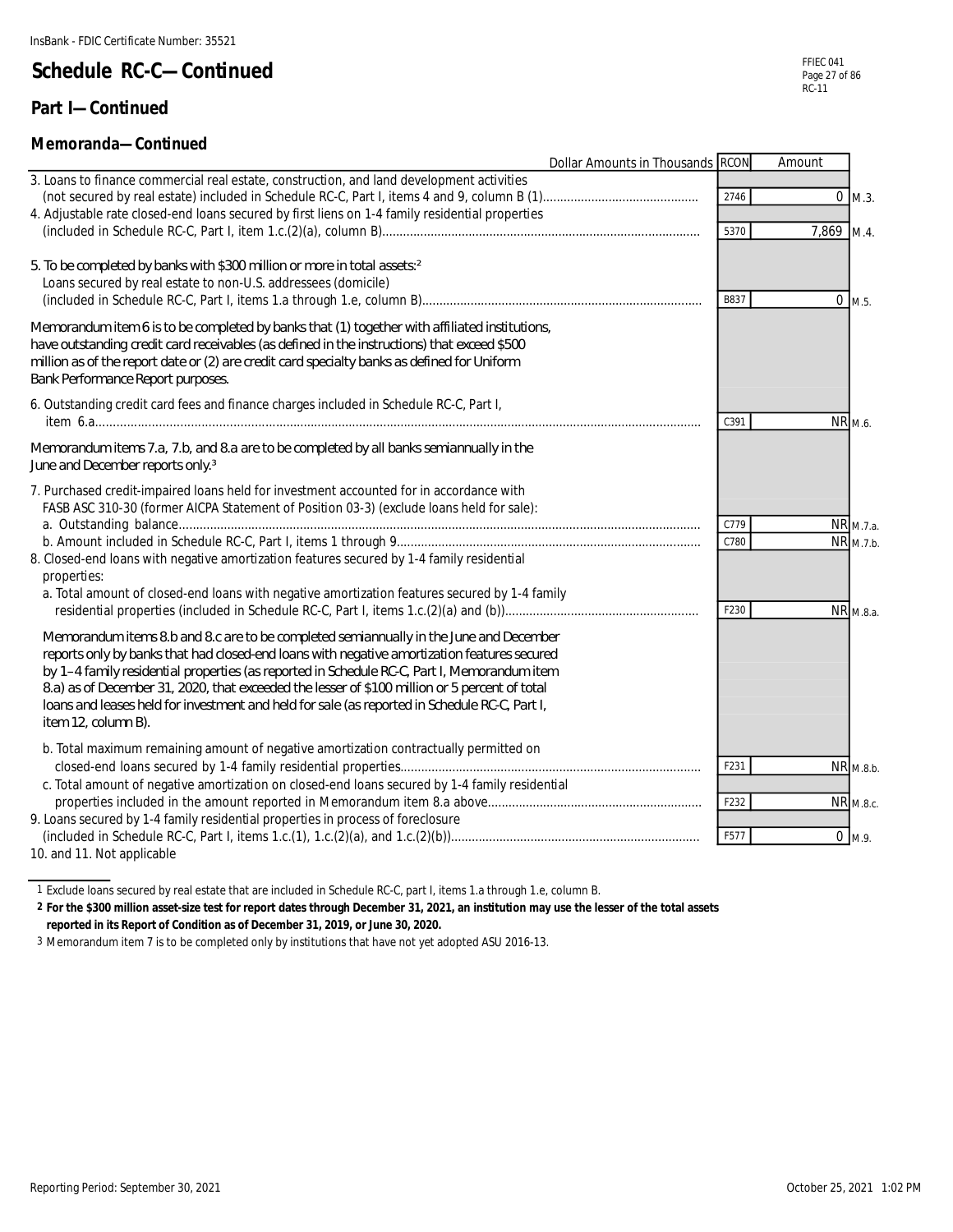InsBank - FDIC Certificate Number: 35521

# Schedule RC-C—Continued

## Part I—Continued

### Memoranda—Continued

| Dollar Amounts in Thousands | RCON | Amount | |
|---|---|---|---|
| 3. Loans to finance commercial real estate, construction, and land development activities (not secured by real estate) included in Schedule RC-C, Part I, items 4 and 9, column B (1) | 2746 | 0 | M.3. |
| 4. Adjustable rate closed-end loans secured by first liens on 1-4 family residential properties (included in Schedule RC-C, Part I, item 1.c.(2)(a), column B) | 5370 | 7,869 | M.4. |
| 5. To be completed by banks with $300 million or more in total assets:[2] Loans secured by real estate to non-U.S. addressees (domicile) (included in Schedule RC-C, Part I, items 1.a through 1.e, column B) | B837 | 0 | M.5. |
| Memorandum item 6 is to be completed by banks that (1) together with affiliated institutions, have outstanding credit card receivables (as defined in the instructions) that exceed $500 million as of the report date or (2) are credit card specialty banks as defined for Uniform Bank Performance Report purposes. | | | |
| 6. Outstanding credit card fees and finance charges included in Schedule RC-C, Part I, item 6.a | C391 | NR | M.6. |
| Memorandum items 7.a, 7.b, and 8.a are to be completed by all banks semiannually in the June and December reports only.[3] | | | |
| 7. Purchased credit-impaired loans held for investment accounted for in accordance with FASB ASC 310-30 (former AICPA Statement of Position 03-3) (exclude loans held for sale): | | | |
| a. Outstanding balance | C779 | NR | M.7.a. |
| b. Amount included in Schedule RC-C, Part I, items 1 through 9 | C780 | NR | M.7.b. |
| 8. Closed-end loans with negative amortization features secured by 1-4 family residential properties: | | | |
| a. Total amount of closed-end loans with negative amortization features secured by 1-4 family residential properties (included in Schedule RC-C, Part I, items 1.c.(2)(a) and (b)) | F230 | NR | M.8.a. |
| Memorandum items 8.b and 8.c are to be completed semiannually in the June and December reports only by banks that had closed-end loans with negative amortization features secured by 1–4 family residential properties (as reported in Schedule RC-C, Part I, Memorandum item 8.a) as of December 31, 2020, that exceeded the lesser of $100 million or 5 percent of total loans and leases held for investment and held for sale (as reported in Schedule RC-C, Part I, item 12, column B). | | | |
| b. Total maximum remaining amount of negative amortization contractually permitted on closed-end loans secured by 1-4 family residential properties | F231 | NR | M.8.b. |
| c. Total amount of negative amortization on closed-end loans secured by 1-4 family residential properties included in the amount reported in Memorandum item 8.a above | F232 | NR | M.8.c. |
| 9. Loans secured by 1-4 family residential properties in process of foreclosure (included in Schedule RC-C, Part I, items 1.c.(1), 1.c.(2)(a), and 1.c.(2)(b)) | F577 | 0 | M.9. |
| 10. and 11. Not applicable | | | |

1 Exclude loans secured by real estate that are included in Schedule RC-C, part I, items 1.a through 1.e, column B.

**2 For the $300 million asset-size test for report dates through December 31, 2021, an institution may use the lesser of the total assets reported in its Report of Condition as of December 31, 2019, or June 30, 2020.**

3 Memorandum item 7 is to be completed only by institutions that have not yet adopted ASU 2016-13.

Reporting Period: September 30, 2021 October 25, 2021 1:02 PM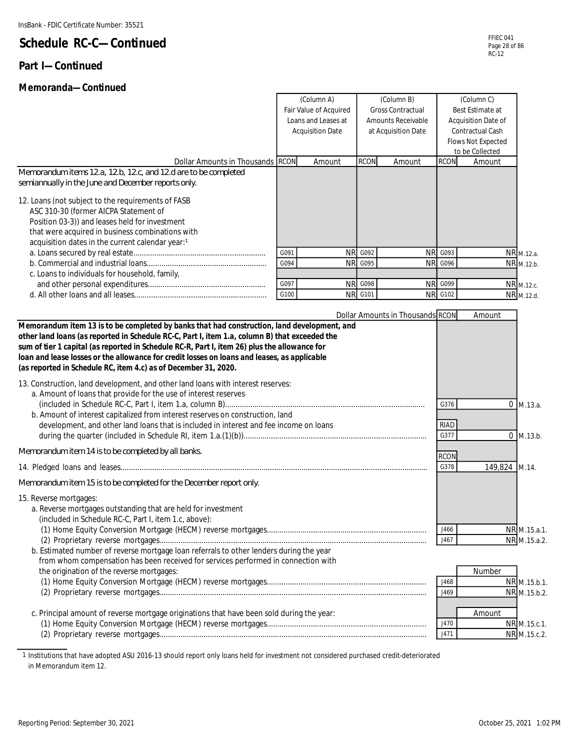InsBank - FDIC Certificate Number: 35521

# Schedule RC-C—Continued

## Part I—Continued

### Memoranda—Continued

| Dollar Amounts in Thousands | RCON | (Column A) Fair Value of Acquired Loans and Leases at Acquisition Date | RCON | (Column B) Gross Contractual Amounts Receivable at Acquisition Date | RCON | (Column C) Best Estimate at Acquisition Date of Contractual Cash Flows Not Expected to be Collected | |
|---|---|---|---|---|---|---|---|
| *Memorandum items 12.a, 12.b, 12.c, and 12.d are to be completed semiannually in the June and December reports only.* | | | | | | | |
| 12. Loans (not subject to the requirements of FASB ASC 310-30 (former AICPA Statement of Position 03-3)) and leases held for investment that were acquired in business combinations with acquisition dates in the current calendar year:[1] | | | | | | | |
| a. Loans secured by real estate | G091 | NR | G092 | NR | G093 | NR | M.12.a. |
| b. Commercial and industrial loans | G094 | NR | G095 | NR | G096 | NR | M.12.b. |
| c. Loans to individuals for household, family, and other personal expenditures | G097 | NR | G098 | NR | G099 | NR | M.12.c. |
| d. All other loans and all leases | G100 | NR | G101 | NR | G102 | NR | M.12.d. |

| Dollar Amounts in Thousands | | Amount | |
|---|---|---|---|
| **Memorandum item 13 is to be completed by banks that had construction, land development, and other land loans (as reported in Schedule RC-C, Part I, item 1.a, column B) that exceeded the sum of tier 1 capital (as reported in Schedule RC-R, Part I, item 26) plus the allowance for loan and lease losses or the allowance for credit losses on loans and leases, as applicable (as reported in Schedule RC, item 4.c) as of December 31, 2020.** | RCON | | |
| 13. Construction, land development, and other land loans with interest reserves: | | | |
| a. Amount of loans that provide for the use of interest reserves (included in Schedule RC-C, Part I, item 1.a, column B) | G376 | 0 | M.13.a. |
| b. Amount of interest capitalized from interest reserves on construction, land development, and other land loans that is included in interest and fee income on loans during the quarter (included in Schedule RI, item 1.a.(1)(b)) | RIAD G377 | 0 | M.13.b. |
| *Memorandum item 14 is to be completed by all banks.* | RCON | | |
| 14. Pledged loans and leases | G378 | 149,824 | M.14. |
| *Memorandum item 15 is to be completed for the December report only.* | | | |
| 15. Reverse mortgages: | | | |
| a. Reverse mortgages outstanding that are held for investment (included in Schedule RC-C, Part I, item 1.c, above): | | | |
| (1) Home Equity Conversion Mortgage (HECM) reverse mortgages | J466 | NR | M.15.a.1. |
| (2) Proprietary reverse mortgages | J467 | NR | M.15.a.2. |
| b. Estimated number of reverse mortgage loan referrals to other lenders during the year from whom compensation has been received for services performed in connection with the origination of the reverse mortgages: | | Number | |
| (1) Home Equity Conversion Mortgage (HECM) reverse mortgages | J468 | NR | M.15.b.1. |
| (2) Proprietary reverse mortgages | J469 | NR | M.15.b.2. |
| c. Principal amount of reverse mortgage originations that have been sold during the year: | | Amount | |
| (1) Home Equity Conversion Mortgage (HECM) reverse mortgages | J470 | NR | M.15.c.1. |
| (2) Proprietary reverse mortgages | J471 | NR | M.15.c.2. |

1 Institutions that have adopted ASU 2016-13 should report only loans held for investment not considered purchased credit-deteriorated in Memorandum item 12.

Reporting Period: September 30, 2021

October 25, 2021 1:02 PM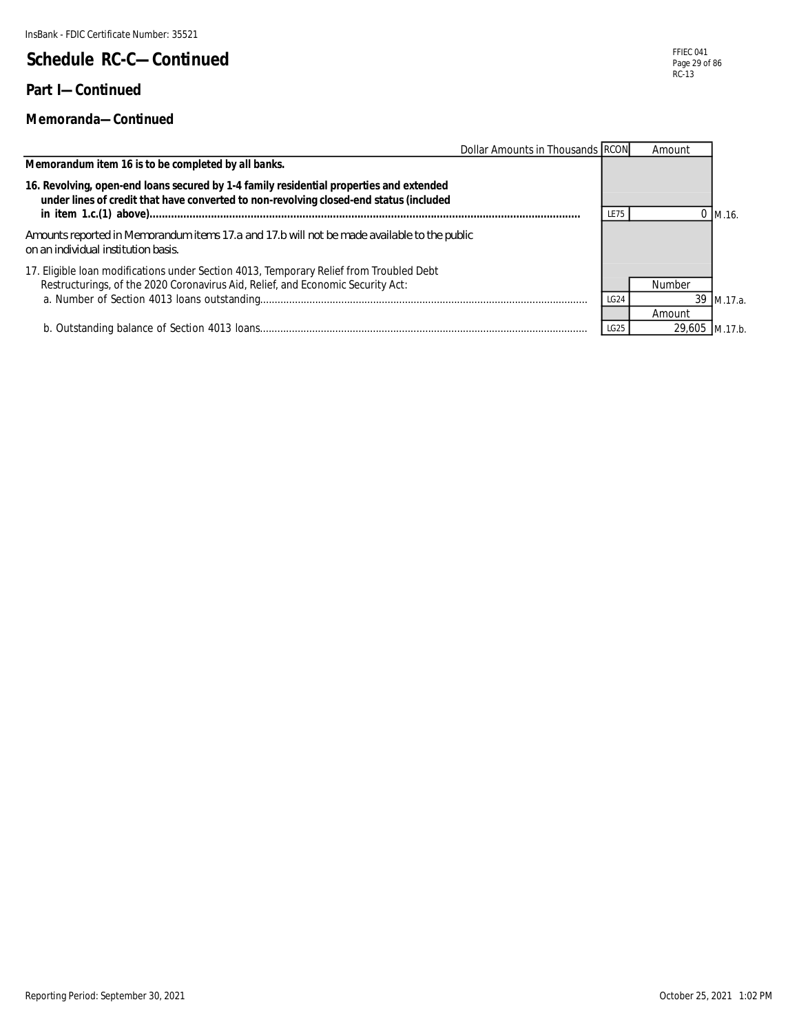InsBank - FDIC Certificate Number: 35521

# Schedule RC-C—Continued

## Part I—Continued

### Memoranda—Continued

| Dollar Amounts in Thousands | RCON | Amount | |
|---|---|---|---|
| ***Memorandum item 16 is to be completed by all banks.*** | | | |
| **16. Revolving, open-end loans secured by 1-4 family residential properties and extended under lines of credit that have converted to non-revolving closed-end status (included in item 1.c.(1) above)** | LE75 | 0 | M.16. |
| *Amounts reported in Memorandum items 17.a and 17.b will not be made available to the public on an individual institution basis.* | | | |
| 17. Eligible loan modifications under Section 4013, Temporary Relief from Troubled Debt Restructurings, of the 2020 Coronavirus Aid, Relief, and Economic Security Act: | | Number | |
| a. Number of Section 4013 loans outstanding | LG24 | 39 | M.17.a. |
| | | Amount | |
| b. Outstanding balance of Section 4013 loans | LG25 | 29,605 | M.17.b. |

Reporting Period: September 30, 2021

October 25, 2021 1:02 PM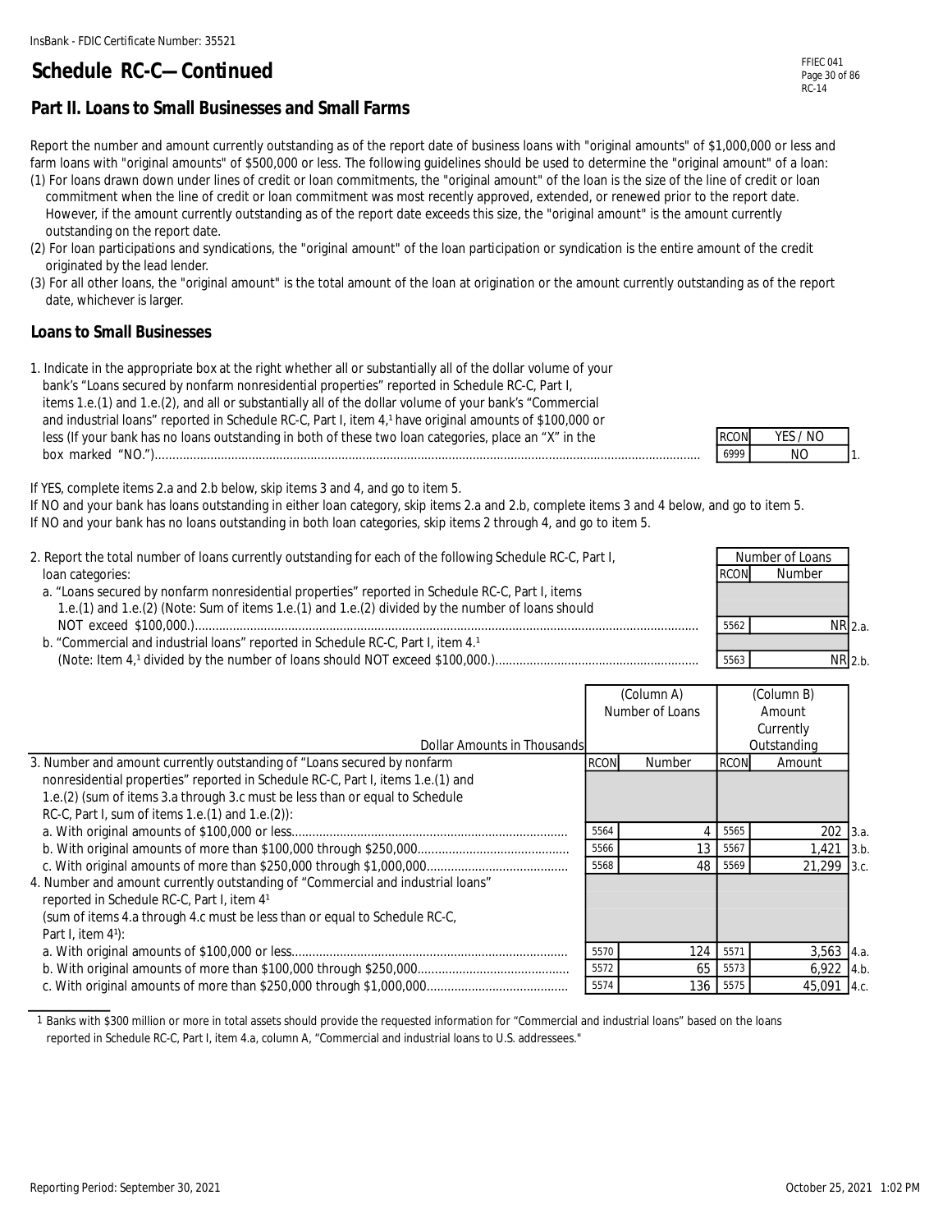InsBank - FDIC Certificate Number: 35521

# Schedule RC-C—Continued

## Part II. Loans to Small Businesses and Small Farms

Report the number and amount currently outstanding as of the report date of business loans with "original amounts" of $1,000,000 or less and farm loans with "original amounts" of $500,000 or less. The following guidelines should be used to determine the "original amount" of a loan:

(1) For loans drawn down under lines of credit or loan commitments, the "original amount" of the loan is the size of the line of credit or loan commitment when the line of credit or loan commitment was most recently approved, extended, or renewed prior to the report date. However, if the amount currently outstanding as of the report date exceeds this size, the "original amount" is the amount currently outstanding on the report date.

(2) For loan participations and syndications, the "original amount" of the loan participation or syndication is the entire amount of the credit originated by the lead lender.

(3) For all other loans, the "original amount" is the total amount of the loan at origination or the amount currently outstanding as of the report date, whichever is larger.

### Loans to Small Businesses

| | RCON | YES / NO | |
|---|---|---|---|
| 1. Indicate in the appropriate box at the right whether all or substantially all of the dollar volume of your bank's "Loans secured by nonfarm nonresidential properties" reported in Schedule RC-C, Part I, items 1.e.(1) and 1.e.(2), and all or substantially all of the dollar volume of your bank's "Commercial and industrial loans" reported in Schedule RC-C, Part I, item 4,[1] have original amounts of $100,000 or less (If your bank has no loans outstanding in both of these two loan categories, place an "X" in the box marked "NO.") | 6999 | NO | 1. |

If YES, complete items 2.a and 2.b below, skip items 3 and 4, and go to item 5.
If NO and your bank has loans outstanding in either loan category, skip items 2.a and 2.b, complete items 3 and 4 below, and go to item 5.
If NO and your bank has no loans outstanding in both loan categories, skip items 2 through 4, and go to item 5.

| | Number of Loans | | |
|---|---|---|---|
| | RCON | Number | |
| 2. Report the total number of loans currently outstanding for each of the following Schedule RC-C, Part I, loan categories: | | | |
| a. "Loans secured by nonfarm nonresidential properties" reported in Schedule RC-C, Part I, items 1.e.(1) and 1.e.(2) (Note: Sum of items 1.e.(1) and 1.e.(2) divided by the number of loans should NOT exceed $100,000.) | 5562 | NR | 2.a. |
| b. "Commercial and industrial loans" reported in Schedule RC-C, Part I, item 4.[1] (Note: Item 4,[1] divided by the number of loans should NOT exceed $100,000.) | 5563 | NR | 2.b. |

| Dollar Amounts in Thousands | (Column A) Number of Loans | | (Column B) Amount Currently Outstanding | | |
|---|---|---|---|---|---|
| | RCON | Number | RCON | Amount | |
| 3. Number and amount currently outstanding of "Loans secured by nonfarm nonresidential properties" reported in Schedule RC-C, Part I, items 1.e.(1) and 1.e.(2) (sum of items 3.a through 3.c must be less than or equal to Schedule RC-C, Part I, sum of items 1.e.(1) and 1.e.(2)): | | | | | |
| a. With original amounts of $100,000 or less | 5564 | 4 | 5565 | 202 | 3.a. |
| b. With original amounts of more than $100,000 through $250,000 | 5566 | 13 | 5567 | 1,421 | 3.b. |
| c. With original amounts of more than $250,000 through $1,000,000 | 5568 | 48 | 5569 | 21,299 | 3.c. |
| 4. Number and amount currently outstanding of "Commercial and industrial loans" reported in Schedule RC-C, Part I, item 4[1] (sum of items 4.a through 4.c must be less than or equal to Schedule RC-C, Part I, item 4[1]): | | | | | |
| a. With original amounts of $100,000 or less | 5570 | 124 | 5571 | 3,563 | 4.a. |
| b. With original amounts of more than $100,000 through $250,000 | 5572 | 65 | 5573 | 6,922 | 4.b. |
| c. With original amounts of more than $250,000 through $1,000,000 | 5574 | 136 | 5575 | 45,091 | 4.c. |

1 Banks with $300 million or more in total assets should provide the requested information for "Commercial and industrial loans" based on the loans reported in Schedule RC-C, Part I, item 4.a, column A, "Commercial and industrial loans to U.S. addressees."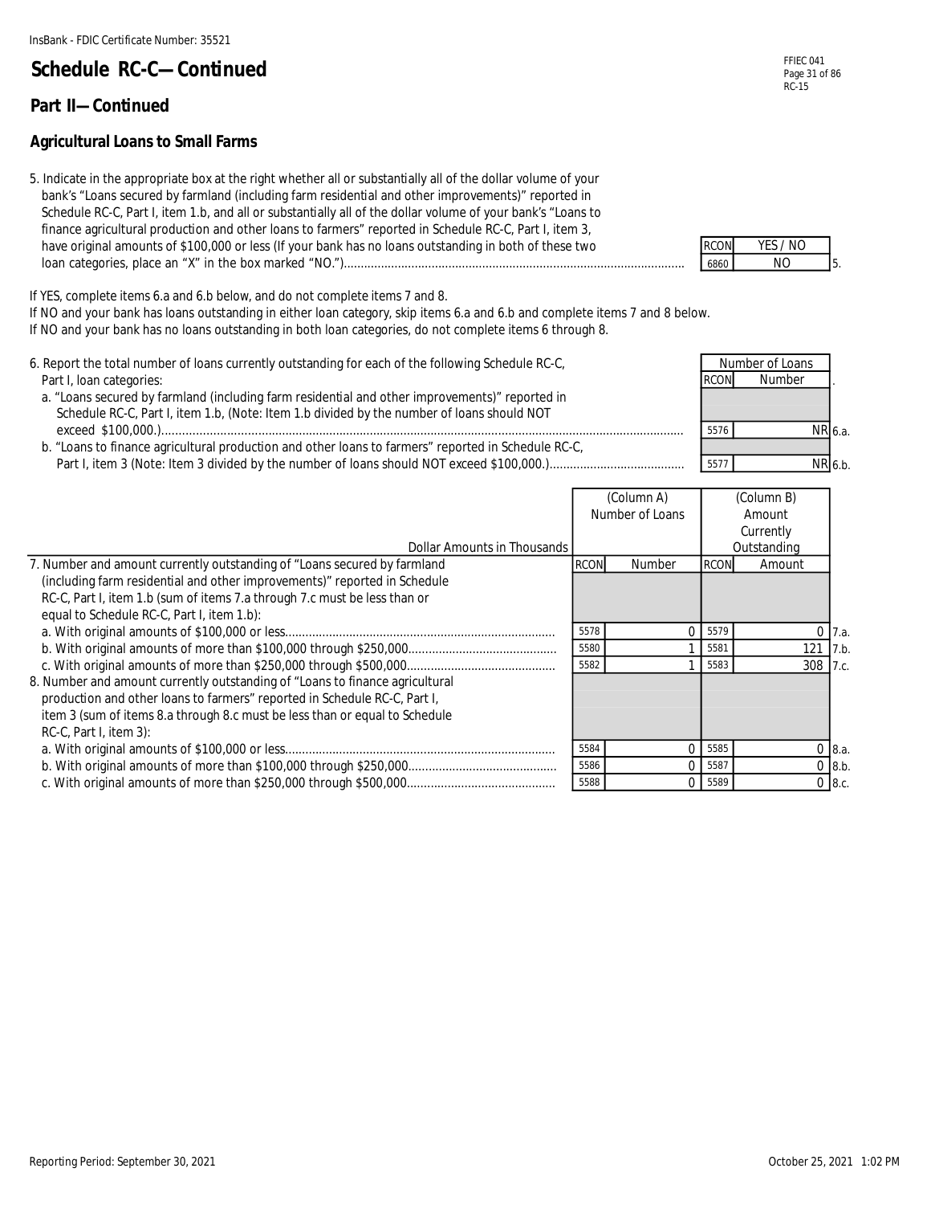InsBank - FDIC Certificate Number: 35521

# Schedule RC-C—Continued

## Part II—Continued

### Agricultural Loans to Small Farms

5. Indicate in the appropriate box at the right whether all or substantially all of the dollar volume of your bank's "Loans secured by farmland (including farm residential and other improvements)" reported in Schedule RC-C, Part I, item 1.b, and all or substantially all of the dollar volume of your bank's "Loans to finance agricultural production and other loans to farmers" reported in Schedule RC-C, Part I, item 3, have original amounts of $100,000 or less (If your bank has no loans outstanding in both of these two loan categories, place an "X" in the box marked "NO.")

| | RCON | YES / NO | |
|---|---|---|---|
| | 6860 | NO | 5. |

If YES, complete items 6.a and 6.b below, and do not complete items 7 and 8.
If NO and your bank has loans outstanding in either loan category, skip items 6.a and 6.b and complete items 7 and 8 below.
If NO and your bank has no loans outstanding in both loan categories, do not complete items 6 through 8.

| | Number of Loans | | |
|---|---|---|---|
| | RCON | Number | |
| 6. Report the total number of loans currently outstanding for each of the following Schedule RC-C, Part I, loan categories: | | | |
| a. "Loans secured by farmland (including farm residential and other improvements)" reported in Schedule RC-C, Part I, item 1.b, (Note: Item 1.b divided by the number of loans should NOT exceed $100,000.) | 5576 | NR | 6.a. |
| b. "Loans to finance agricultural production and other loans to farmers" reported in Schedule RC-C, Part I, item 3 (Note: Item 3 divided by the number of loans should NOT exceed $100,000.) | 5577 | NR | 6.b. |

| Dollar Amounts in Thousands | (Column A) Number of Loans | | (Column B) Amount Currently Outstanding | | |
|---|---|---|---|---|---|
| | RCON | Number | RCON | Amount | |
| 7. Number and amount currently outstanding of "Loans secured by farmland (including farm residential and other improvements)" reported in Schedule RC-C, Part I, item 1.b (sum of items 7.a through 7.c must be less than or equal to Schedule RC-C, Part I, item 1.b): | | | | | |
| a. With original amounts of $100,000 or less | 5578 | 0 | 5579 | 0 | 7.a. |
| b. With original amounts of more than $100,000 through $250,000 | 5580 | 1 | 5581 | 121 | 7.b. |
| c. With original amounts of more than $250,000 through $500,000 | 5582 | 1 | 5583 | 308 | 7.c. |
| 8. Number and amount currently outstanding of "Loans to finance agricultural production and other loans to farmers" reported in Schedule RC-C, Part I, item 3 (sum of items 8.a through 8.c must be less than or equal to Schedule RC-C, Part I, item 3): | | | | | |
| a. With original amounts of $100,000 or less | 5584 | 0 | 5585 | 0 | 8.a. |
| b. With original amounts of more than $100,000 through $250,000 | 5586 | 0 | 5587 | 0 | 8.b. |
| c. With original amounts of more than $250,000 through $500,000 | 5588 | 0 | 5589 | 0 | 8.c. |

Reporting Period: September 30, 2021

October 25, 2021 1:02 PM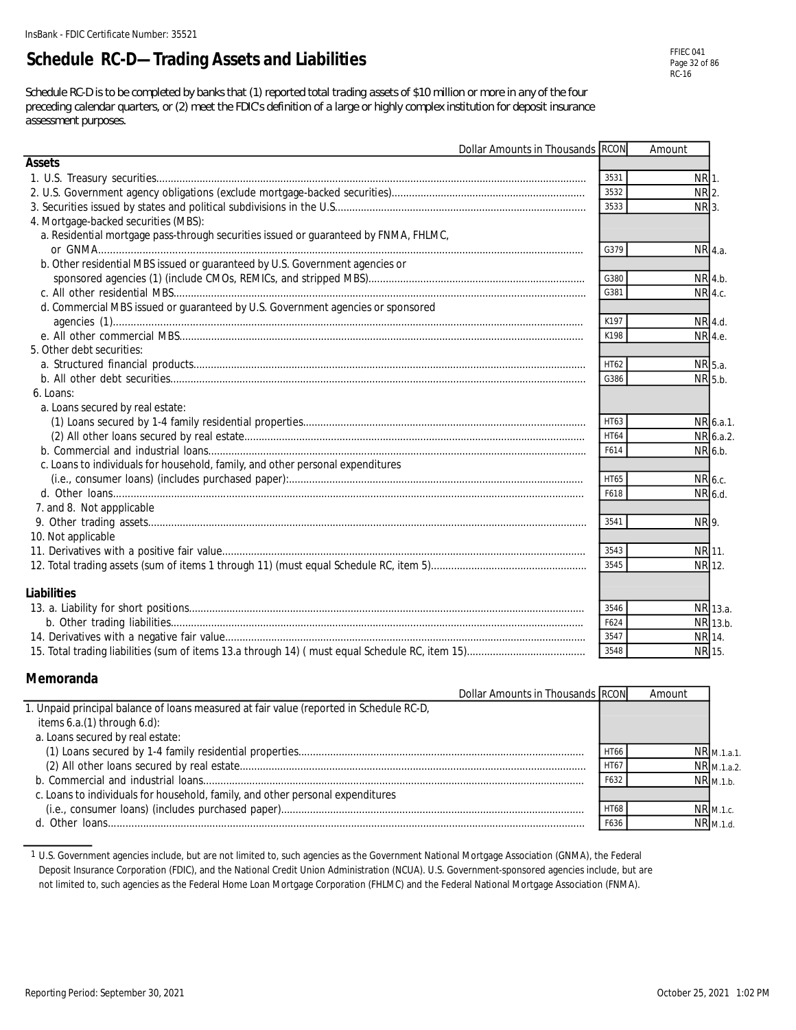InsBank - FDIC Certificate Number: 35521

# Schedule RC-D—Trading Assets and Liabilities

FFIEC 041
RC-16

Schedule RC-D is to be completed by banks that (1) reported total trading assets of $10 million or more in any of the four preceding calendar quarters, or (2) meet the FDIC's definition of a large or highly complex institution for deposit insurance assessment purposes.

| Dollar Amounts in Thousands | RCON | Amount | |
|---|---|---|---|
| **Assets** | | | |
| 1. U.S. Treasury securities | 3531 | NR | 1. |
| 2. U.S. Government agency obligations (exclude mortgage-backed securities) | 3532 | NR | 2. |
| 3. Securities issued by states and political subdivisions in the U.S. | 3533 | NR | 3. |
| 4. Mortgage-backed securities (MBS): | | | |
| a. Residential mortgage pass-through securities issued or guaranteed by FNMA, FHLMC, or GNMA | G379 | NR | 4.a. |
| b. Other residential MBS issued or guaranteed by U.S. Government agencies or sponsored agencies (1) (include CMOs, REMICs, and stripped MBS) | G380 | NR | 4.b. |
| c. All other residential MBS | G381 | NR | 4.c. |
| d. Commercial MBS issued or guaranteed by U.S. Government agencies or sponsored agencies (1) | K197 | NR | 4.d. |
| e. All other commercial MBS | K198 | NR | 4.e. |
| 5. Other debt securities: | | | |
| a. Structured financial products | HT62 | NR | 5.a. |
| b. All other debt securities | G386 | NR | 5.b. |
| 6. Loans: | | | |
| a. Loans secured by real estate: | | | |
| (1) Loans secured by 1-4 family residential properties | HT63 | NR | 6.a.1. |
| (2) All other loans secured by real estate | HT64 | NR | 6.a.2. |
| b. Commercial and industrial loans | F614 | NR | 6.b. |
| c. Loans to individuals for household, family, and other personal expenditures (i.e., consumer loans) (includes purchased paper): | HT65 | NR | 6.c. |
| d. Other loans | F618 | NR | 6.d. |
| 7. and 8. Not appplicable | | | |
| 9. Other trading assets | 3541 | NR | 9. |
| 10. Not applicable | | | |
| 11. Derivatives with a positive fair value | 3543 | NR | 11. |
| 12. Total trading assets (sum of items 1 through 11) (must equal Schedule RC, item 5) | 3545 | NR | 12. |
| **Liabilities** | | | |
| 13. a. Liability for short positions | 3546 | NR | 13.a. |
| b. Other trading liabilities | F624 | NR | 13.b. |
| 14. Derivatives with a negative fair value | 3547 | NR | 14. |
| 15. Total trading liabilities (sum of items 13.a through 14) ( must equal Schedule RC, item 15) | 3548 | NR | 15. |

## Memoranda

| Dollar Amounts in Thousands | RCON | Amount | |
|---|---|---|---|
| 1. Unpaid principal balance of loans measured at fair value (reported in Schedule RC-D, items 6.a.(1) through 6.d): | | | |
| a. Loans secured by real estate: | | | |
| (1) Loans secured by 1-4 family residential properties | HT66 | NR | M.1.a.1. |
| (2) All other loans secured by real estate | HT67 | NR | M.1.a.2. |
| b. Commercial and industrial loans | F632 | NR | M.1.b. |
| c. Loans to individuals for household, family, and other personal expenditures (i.e., consumer loans) (includes purchased paper) | HT68 | NR | M.1.c. |
| d. Other loans | F636 | NR | M.1.d. |

1 U.S. Government agencies include, but are not limited to, such agencies as the Government National Mortgage Association (GNMA), the Federal Deposit Insurance Corporation (FDIC), and the National Credit Union Administration (NCUA). U.S. Government-sponsored agencies include, but are not limited to, such agencies as the Federal Home Loan Mortgage Corporation (FHLMC) and the Federal National Mortgage Association (FNMA).

Reporting Period: September 30, 2021

October 25, 2021 1:02 PM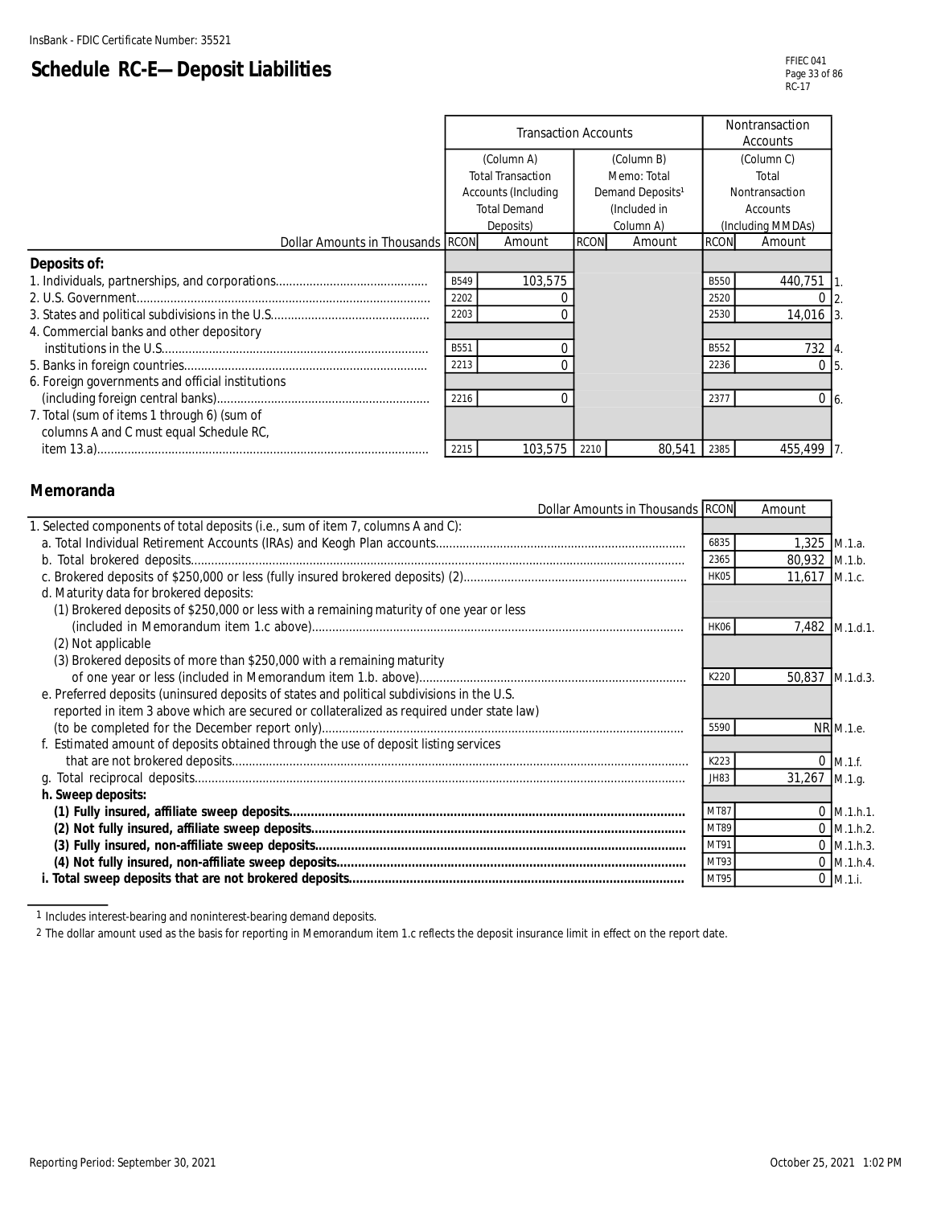InsBank - FDIC Certificate Number: 35521

# Schedule RC-E—Deposit Liabilities

FFIEC 041
RC-17

| | Transaction Accounts | | | | Nontransaction Accounts | | |
|---|---|---|---|---|---|---|---|
| | (Column A) Total Transaction Accounts (Including Total Demand Deposits) | | (Column B) Memo: Total Demand Deposits[1] (Included in Column A) | | (Column C) Total Nontransaction Accounts (Including MMDAs) | | |
| Dollar Amounts in Thousands | RCON | Amount | RCON | Amount | RCON | Amount | |
| **Deposits of:** | | | | | | | |
| 1. Individuals, partnerships, and corporations | B549 | 103,575 | | | B550 | 440,751 | 1. |
| 2. U.S. Government | 2202 | 0 | | | 2520 | 0 | 2. |
| 3. States and political subdivisions in the U.S. | 2203 | 0 | | | 2530 | 14,016 | 3. |
| 4. Commercial banks and other depository institutions in the U.S. | B551 | 0 | | | B552 | 732 | 4. |
| 5. Banks in foreign countries | 2213 | 0 | | | 2236 | 0 | 5. |
| 6. Foreign governments and official institutions (including foreign central banks) | 2216 | 0 | | | 2377 | 0 | 6. |
| 7. Total (sum of items 1 through 6) (sum of columns A and C must equal Schedule RC, item 13.a) | 2215 | 103,575 | 2210 | 80,541 | 2385 | 455,499 | 7. |

## Memoranda

| Dollar Amounts in Thousands | RCON | Amount | |
|---|---|---|---|
| 1. Selected components of total deposits (i.e., sum of item 7, columns A and C): | | | |
| a. Total Individual Retirement Accounts (IRAs) and Keogh Plan accounts | 6835 | 1,325 | M.1.a. |
| b. Total brokered deposits | 2365 | 80,932 | M.1.b. |
| c. Brokered deposits of $250,000 or less (fully insured brokered deposits) (2) | HK05 | 11,617 | M.1.c. |
| d. Maturity data for brokered deposits: | | | |
| (1) Brokered deposits of $250,000 or less with a remaining maturity of one year or less (included in Memorandum item 1.c above) | HK06 | 7,482 | M.1.d.1. |
| (2) Not applicable | | | |
| (3) Brokered deposits of more than $250,000 with a remaining maturity of one year or less (included in Memorandum item 1.b. above) | K220 | 50,837 | M.1.d.3. |
| e. Preferred deposits (uninsured deposits of states and political subdivisions in the U.S. reported in item 3 above which are secured or collateralized as required under state law) (to be completed for the December report only) | 5590 | NR | M.1.e. |
| f. Estimated amount of deposits obtained through the use of deposit listing services that are not brokered deposits | K223 | 0 | M.1.f. |
| g. Total reciprocal deposits | JH83 | 31,267 | M.1.g. |
| **h. Sweep deposits:** | | | |
| **(1) Fully insured, affiliate sweep deposits** | MT87 | 0 | M.1.h.1. |
| **(2) Not fully insured, affiliate sweep deposits** | MT89 | 0 | M.1.h.2. |
| **(3) Fully insured, non-affiliate sweep deposits** | MT91 | 0 | M.1.h.3. |
| **(4) Not fully insured, non-affiliate sweep deposits** | MT93 | 0 | M.1.h.4. |
| **i. Total sweep deposits that are not brokered deposits** | MT95 | 0 | M.1.i. |

1 Includes interest-bearing and noninterest-bearing demand deposits.

2 The dollar amount used as the basis for reporting in Memorandum item 1.c reflects the deposit insurance limit in effect on the report date.

Reporting Period: September 30, 2021

October 25, 2021 1:02 PM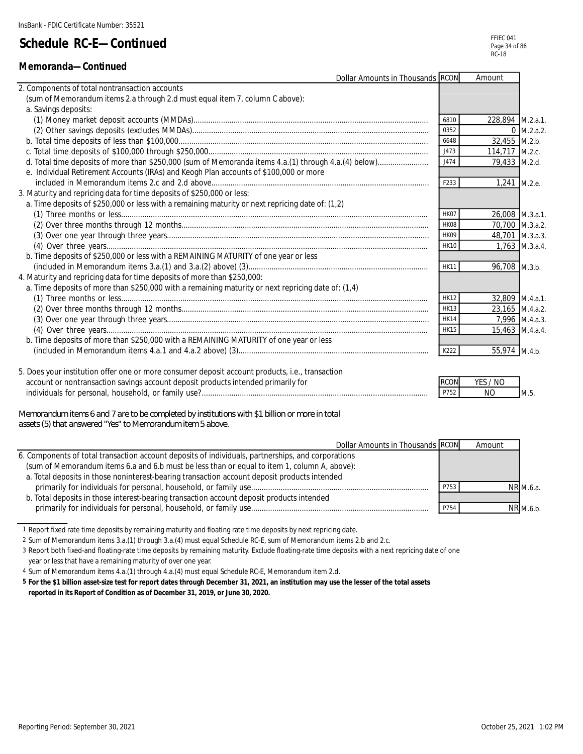InsBank - FDIC Certificate Number: 35521

# Schedule RC-E—Continued

FFIEC 041
RC-18

## Memoranda—Continued

| Dollar Amounts in Thousands | RCON | Amount | |
|---|---|---|---|
| 2. Components of total nontransaction accounts (sum of Memorandum items 2.a through 2.d must equal item 7, column C above): | | | |
| a. Savings deposits: | | | |
| (1) Money market deposit accounts (MMDAs) | 6810 | 228,894 | M.2.a.1. |
| (2) Other savings deposits (excludes MMDAs) | 0352 | 0 | M.2.a.2. |
| b. Total time deposits of less than $100,000 | 6648 | 32,455 | M.2.b. |
| c. Total time deposits of $100,000 through $250,000 | J473 | 114,717 | M.2.c. |
| d. Total time deposits of more than $250,000 (sum of Memoranda items 4.a.(1) through 4.a.(4) below) | J474 | 79,433 | M.2.d. |
| e. Individual Retirement Accounts (IRAs) and Keogh Plan accounts of $100,000 or more included in Memorandum items 2.c and 2.d above | F233 | 1,241 | M.2.e. |
| 3. Maturity and repricing data for time deposits of $250,000 or less: | | | |
| a. Time deposits of $250,000 or less with a remaining maturity or next repricing date of: (1,2) | | | |
| (1) Three months or less | HK07 | 26,008 | M.3.a.1. |
| (2) Over three months through 12 months | HK08 | 70,700 | M.3.a.2. |
| (3) Over one year through three years | HK09 | 48,701 | M.3.a.3. |
| (4) Over three years | HK10 | 1,763 | M.3.a.4. |
| b. Time deposits of $250,000 or less with a REMAINING MATURITY of one year or less (included in Memorandum items 3.a.(1) and 3.a.(2) above) (3) | HK11 | 96,708 | M.3.b. |
| 4. Maturity and repricing data for time deposits of more than $250,000: | | | |
| a. Time deposits of more than $250,000 with a remaining maturity or next repricing date of: (1,4) | | | |
| (1) Three months or less | HK12 | 32,809 | M.4.a.1. |
| (2) Over three months through 12 months | HK13 | 23,165 | M.4.a.2. |
| (3) Over one year through three years | HK14 | 7,996 | M.4.a.3. |
| (4) Over three years | HK15 | 15,463 | M.4.a.4. |
| b. Time deposits of more than $250,000 with a REMAINING MATURITY of one year or less (included in Memorandum items 4.a.1 and 4.a.2 above) (3) | K222 | 55,974 | M.4.b. |

| | RCON | YES / NO | |
|---|---|---|---|
| 5. Does your institution offer one or more consumer deposit account products, i.e., transaction account or nontransaction savings account deposit products intended primarily for individuals for personal, household, or family use? | P752 | NO | M.5. |

*Memorandum items 6 and 7 are to be completed by institutions with $1 billion or more in total assets (5) that answered "Yes" to Memorandum item 5 above.*

| Dollar Amounts in Thousands | RCON | Amount | |
|---|---|---|---|
| 6. Components of total transaction account deposits of individuals, partnerships, and corporations (sum of Memorandum items 6.a and 6.b must be less than or equal to item 1, column A, above): | | | |
| a. Total deposits in those noninterest-bearing transaction account deposit products intended primarily for individuals for personal, household, or family use | P753 | NR | M.6.a. |
| b. Total deposits in those interest-bearing transaction account deposit products intended primarily for individuals for personal, household, or family use | P754 | NR | M.6.b. |

1 Report fixed rate time deposits by remaining maturity and floating rate time deposits by next repricing date.

2 Sum of Memorandum items 3.a.(1) through 3.a.(4) must equal Schedule RC-E, sum of Memorandum items 2.b and 2.c.

3 Report both fixed-and floating-rate time deposits by remaining maturity. Exclude floating-rate time deposits with a next repricing date of one year or less that have a remaining maturity of over one year.

4 Sum of Memorandum items 4.a.(1) through 4.a.(4) must equal Schedule RC-E, Memorandum item 2.d.

**5 For the $1 billion asset-size test for report dates through December 31, 2021, an institution may use the lesser of the total assets reported in its Report of Condition as of December 31, 2019, or June 30, 2020.**

Reporting Period: September 30, 2021

October 25, 2021 1:02 PM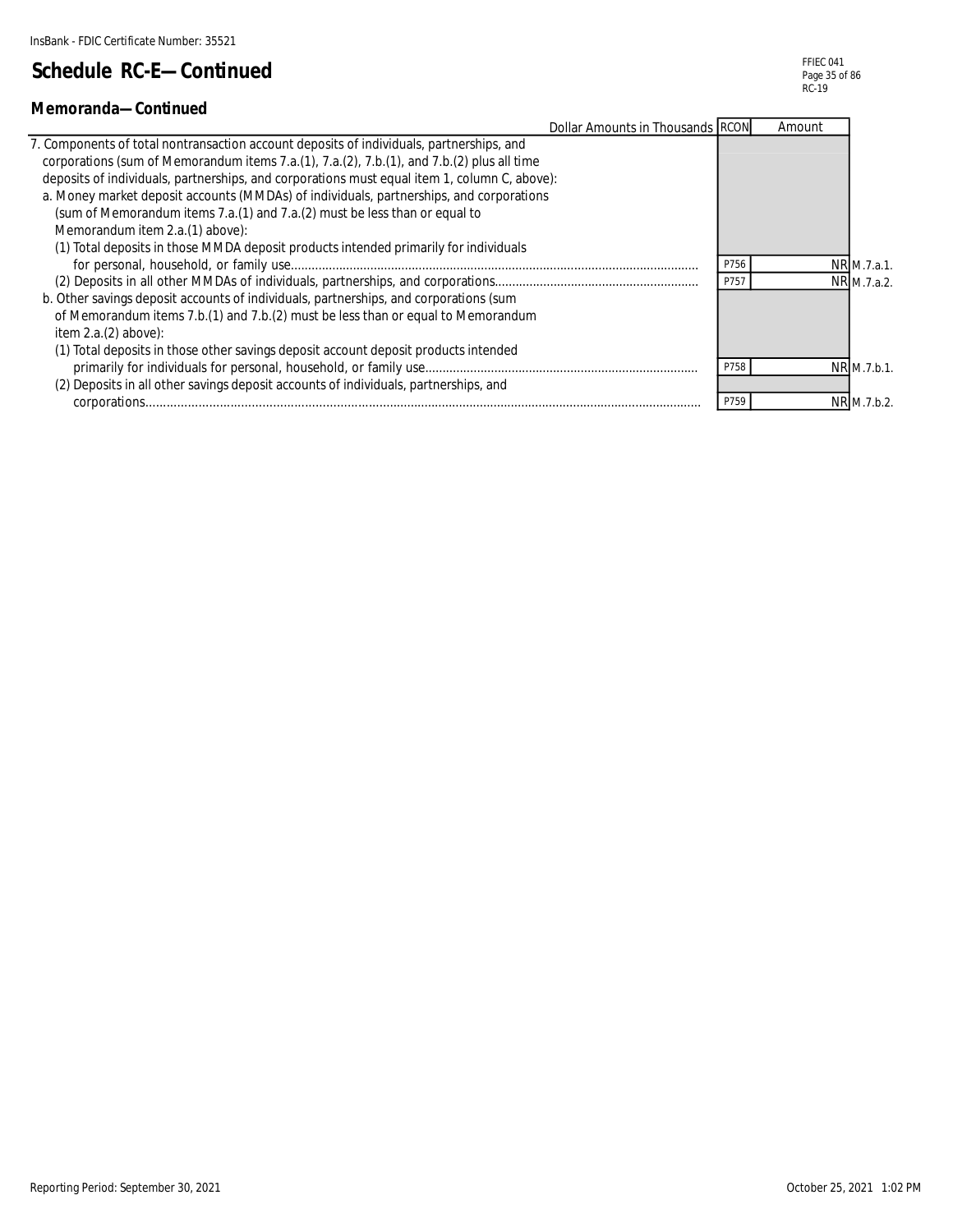InsBank - FDIC Certificate Number: 35521

# Schedule RC-E—Continued

FFIEC 041
RC-19

## Memoranda—Continued

| Dollar Amounts in Thousands | RCON | Amount | |
|---|---|---|---|
| 7. Components of total nontransaction account deposits of individuals, partnerships, and corporations (sum of Memorandum items 7.a.(1), 7.a.(2), 7.b.(1), and 7.b.(2) plus all time deposits of individuals, partnerships, and corporations must equal item 1, column C, above): | | | |
| a. Money market deposit accounts (MMDAs) of individuals, partnerships, and corporations (sum of Memorandum items 7.a.(1) and 7.a.(2) must be less than or equal to Memorandum item 2.a.(1) above): | | | |
| (1) Total deposits in those MMDA deposit products intended primarily for individuals for personal, household, or family use | P756 | NR | M.7.a.1. |
| (2) Deposits in all other MMDAs of individuals, partnerships, and corporations | P757 | NR | M.7.a.2. |
| b. Other savings deposit accounts of individuals, partnerships, and corporations (sum of Memorandum items 7.b.(1) and 7.b.(2) must be less than or equal to Memorandum item 2.a.(2) above): | | | |
| (1) Total deposits in those other savings deposit account deposit products intended primarily for individuals for personal, household, or family use | P758 | NR | M.7.b.1. |
| (2) Deposits in all other savings deposit accounts of individuals, partnerships, and corporations | P759 | NR | M.7.b.2. |

Reporting Period: September 30, 2021

October 25, 2021 1:02 PM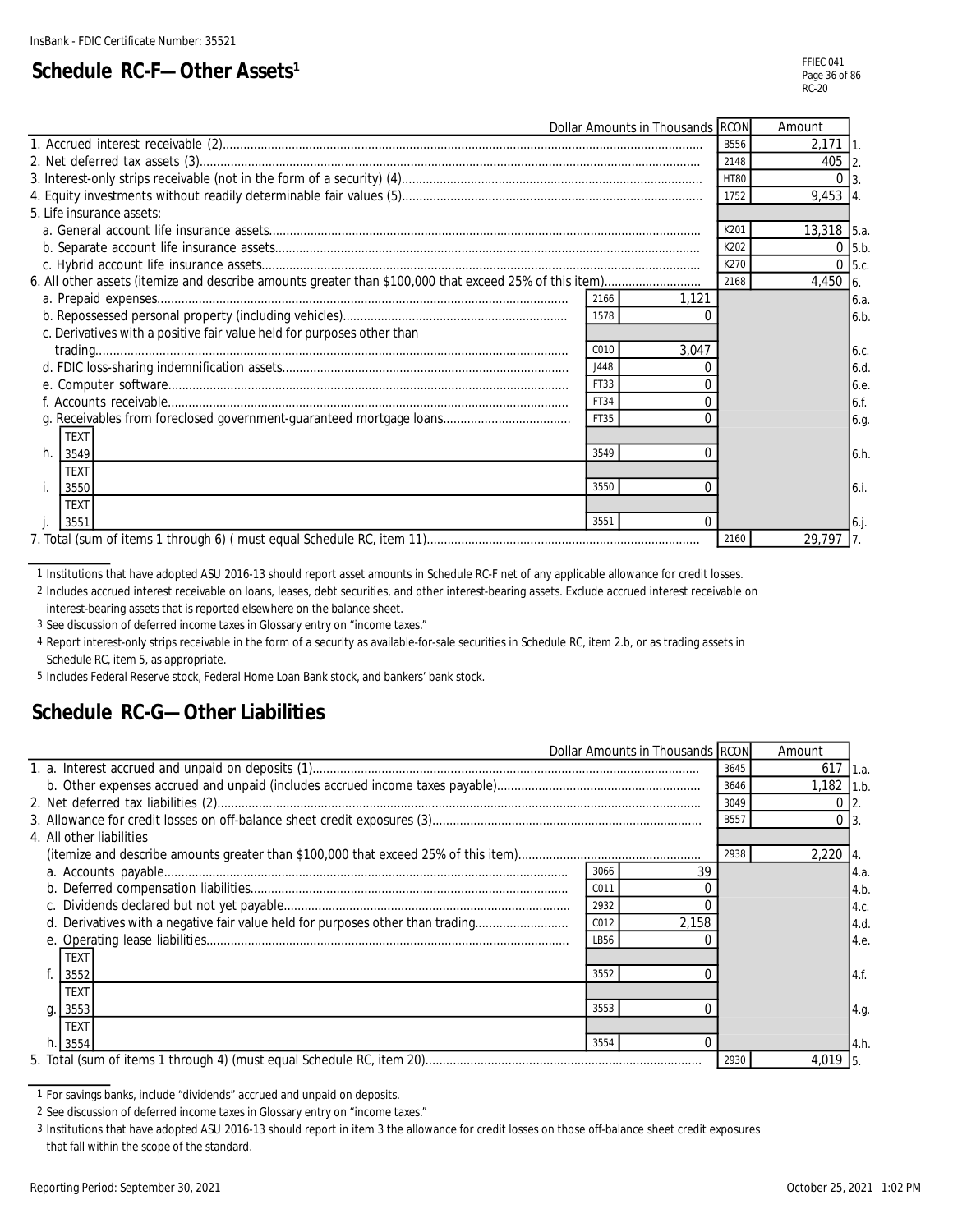InsBank - FDIC Certificate Number: 35521

# Schedule RC-F—Other Assets[1]

| Dollar Amounts in Thousands | | | RCON | Amount | |
|---|---|---|---|---|---|
| 1. Accrued interest receivable (2) | | | B556 | 2,171 | 1. |
| 2. Net deferred tax assets (3) | | | 2148 | 405 | 2. |
| 3. Interest-only strips receivable (not in the form of a security) (4) | | | HT80 | 0 | 3. |
| 4. Equity investments without readily determinable fair values (5) | | | 1752 | 9,453 | 4. |
| 5. Life insurance assets: | | | | | |
| a. General account life insurance assets | | | K201 | 13,318 | 5.a. |
| b. Separate account life insurance assets | | | K202 | 0 | 5.b. |
| c. Hybrid account life insurance assets | | | K270 | 0 | 5.c. |
| 6. All other assets (itemize and describe amounts greater than $100,000 that exceed 25% of this item) | | | 2168 | 4,450 | 6. |
| a. Prepaid expenses | 2166 | 1,121 | | | 6.a. |
| b. Repossessed personal property (including vehicles) | 1578 | 0 | | | 6.b. |
| c. Derivatives with a positive fair value held for purposes other than trading | C010 | 3,047 | | | 6.c. |
| d. FDIC loss-sharing indemnification assets | J448 | 0 | | | 6.d. |
| e. Computer software | FT33 | 0 | | | 6.e. |
| f. Accounts receivable | FT34 | 0 | | | 6.f. |
| g. Receivables from foreclosed government-guaranteed mortgage loans | FT35 | 0 | | | 6.g. |
| h. TEXT 3549 | 3549 | 0 | | | 6.h. |
| i. TEXT 3550 | 3550 | 0 | | | 6.i. |
| j. TEXT 3551 | 3551 | 0 | | | 6.j. |
| 7. Total (sum of items 1 through 6) ( must equal Schedule RC, item 11) | | | 2160 | 29,797 | 7. |

1 Institutions that have adopted ASU 2016-13 should report asset amounts in Schedule RC-F net of any applicable allowance for credit losses.

2 Includes accrued interest receivable on loans, leases, debt securities, and other interest-bearing assets. Exclude accrued interest receivable on interest-bearing assets that is reported elsewhere on the balance sheet.

3 See discussion of deferred income taxes in Glossary entry on "income taxes."

4 Report interest-only strips receivable in the form of a security as available-for-sale securities in Schedule RC, item 2.b, or as trading assets in Schedule RC, item 5, as appropriate.

5 Includes Federal Reserve stock, Federal Home Loan Bank stock, and bankers' bank stock.

# Schedule RC-G—Other Liabilities

| Dollar Amounts in Thousands | | | RCON | Amount | |
|---|---|---|---|---|---|
| 1. a. Interest accrued and unpaid on deposits (1) | | | 3645 | 617 | 1.a. |
| b. Other expenses accrued and unpaid (includes accrued income taxes payable) | | | 3646 | 1,182 | 1.b. |
| 2. Net deferred tax liabilities (2) | | | 3049 | 0 | 2. |
| 3. Allowance for credit losses on off-balance sheet credit exposures (3) | | | B557 | 0 | 3. |
| 4. All other liabilities (itemize and describe amounts greater than $100,000 that exceed 25% of this item) | | | 2938 | 2,220 | 4. |
| a. Accounts payable | 3066 | 39 | | | 4.a. |
| b. Deferred compensation liabilities | C011 | 0 | | | 4.b. |
| c. Dividends declared but not yet payable | 2932 | 0 | | | 4.c. |
| d. Derivatives with a negative fair value held for purposes other than trading | C012 | 2,158 | | | 4.d. |
| e. Operating lease liabilities | LB56 | 0 | | | 4.e. |
| f. TEXT 3552 | 3552 | 0 | | | 4.f. |
| g. TEXT 3553 | 3553 | 0 | | | 4.g. |
| h. TEXT 3554 | 3554 | 0 | | | 4.h. |
| 5. Total (sum of items 1 through 4) (must equal Schedule RC, item 20) | | | 2930 | 4,019 | 5. |

1 For savings banks, include "dividends" accrued and unpaid on deposits.

2 See discussion of deferred income taxes in Glossary entry on "income taxes."

3 Institutions that have adopted ASU 2016-13 should report in item 3 the allowance for credit losses on those off-balance sheet credit exposures that fall within the scope of the standard.

Reporting Period: September 30, 2021

October 25, 2021 1:02 PM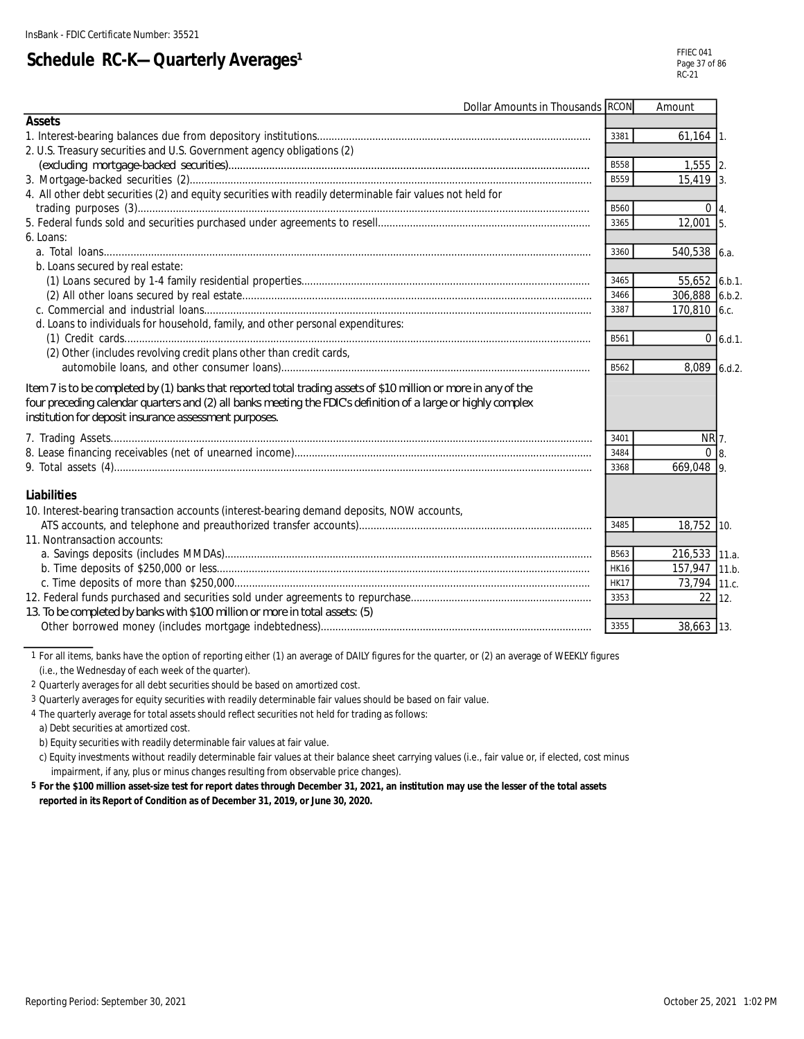InsBank - FDIC Certificate Number: 35521

# Schedule RC-K—Quarterly Averages[1]

| Dollar Amounts in Thousands | RCON | Amount | |
|---|---|---|---|
| **Assets** | | | |
| 1. Interest-bearing balances due from depository institutions | 3381 | 61,164 | 1. |
| 2. U.S. Treasury securities and U.S. Government agency obligations (2) (excluding mortgage-backed securities) | B558 | 1,555 | 2. |
| 3. Mortgage-backed securities (2) | B559 | 15,419 | 3. |
| 4. All other debt securities (2) and equity securities with readily determinable fair values not held for trading purposes (3) | B560 | 0 | 4. |
| 5. Federal funds sold and securities purchased under agreements to resell | 3365 | 12,001 | 5. |
| 6. Loans: | | | |
| a. Total loans | 3360 | 540,538 | 6.a. |
| b. Loans secured by real estate: | | | |
| (1) Loans secured by 1-4 family residential properties | 3465 | 55,652 | 6.b.1. |
| (2) All other loans secured by real estate | 3466 | 306,888 | 6.b.2. |
| c. Commercial and industrial loans | 3387 | 170,810 | 6.c. |
| d. Loans to individuals for household, family, and other personal expenditures: | | | |
| (1) Credit cards | B561 | 0 | 6.d.1. |
| (2) Other (includes revolving credit plans other than credit cards, automobile loans, and other consumer loans) | B562 | 8,089 | 6.d.2. |
| Item 7 is to be completed by (1) banks that reported total trading assets of $10 million or more in any of the four preceding calendar quarters and (2) all banks meeting the FDIC's definition of a large or highly complex institution for deposit insurance assessment purposes. | | | |
| 7. Trading Assets | 3401 | NR | 7. |
| 8. Lease financing receivables (net of unearned income) | 3484 | 0 | 8. |
| 9. Total assets (4) | 3368 | 669,048 | 9. |
| **Liabilities** | | | |
| 10. Interest-bearing transaction accounts (interest-bearing demand deposits, NOW accounts, ATS accounts, and telephone and preauthorized transfer accounts) | 3485 | 18,752 | 10. |
| 11. Nontransaction accounts: | | | |
| a. Savings deposits (includes MMDAs) | B563 | 216,533 | 11.a. |
| b. Time deposits of $250,000 or less | HK16 | 157,947 | 11.b. |
| c. Time deposits of more than $250,000 | HK17 | 73,794 | 11.c. |
| 12. Federal funds purchased and securities sold under agreements to repurchase | 3353 | 22 | 12. |
| 13. To be completed by banks with $100 million or more in total assets: (5) Other borrowed money (includes mortgage indebtedness) | 3355 | 38,663 | 13. |

1 For all items, banks have the option of reporting either (1) an average of DAILY figures for the quarter, or (2) an average of WEEKLY figures (i.e., the Wednesday of each week of the quarter).

2 Quarterly averages for all debt securities should be based on amortized cost.

3 Quarterly averages for equity securities with readily determinable fair values should be based on fair value.

4 The quarterly average for total assets should reflect securities not held for trading as follows:

a) Debt securities at amortized cost.

b) Equity securities with readily determinable fair values at fair value.

c) Equity investments without readily determinable fair values at their balance sheet carrying values (i.e., fair value or, if elected, cost minus impairment, if any, plus or minus changes resulting from observable price changes).

**5 For the $100 million asset-size test for report dates through December 31, 2021, an institution may use the lesser of the total assets reported in its Report of Condition as of December 31, 2019, or June 30, 2020.**

Reporting Period: September 30, 2021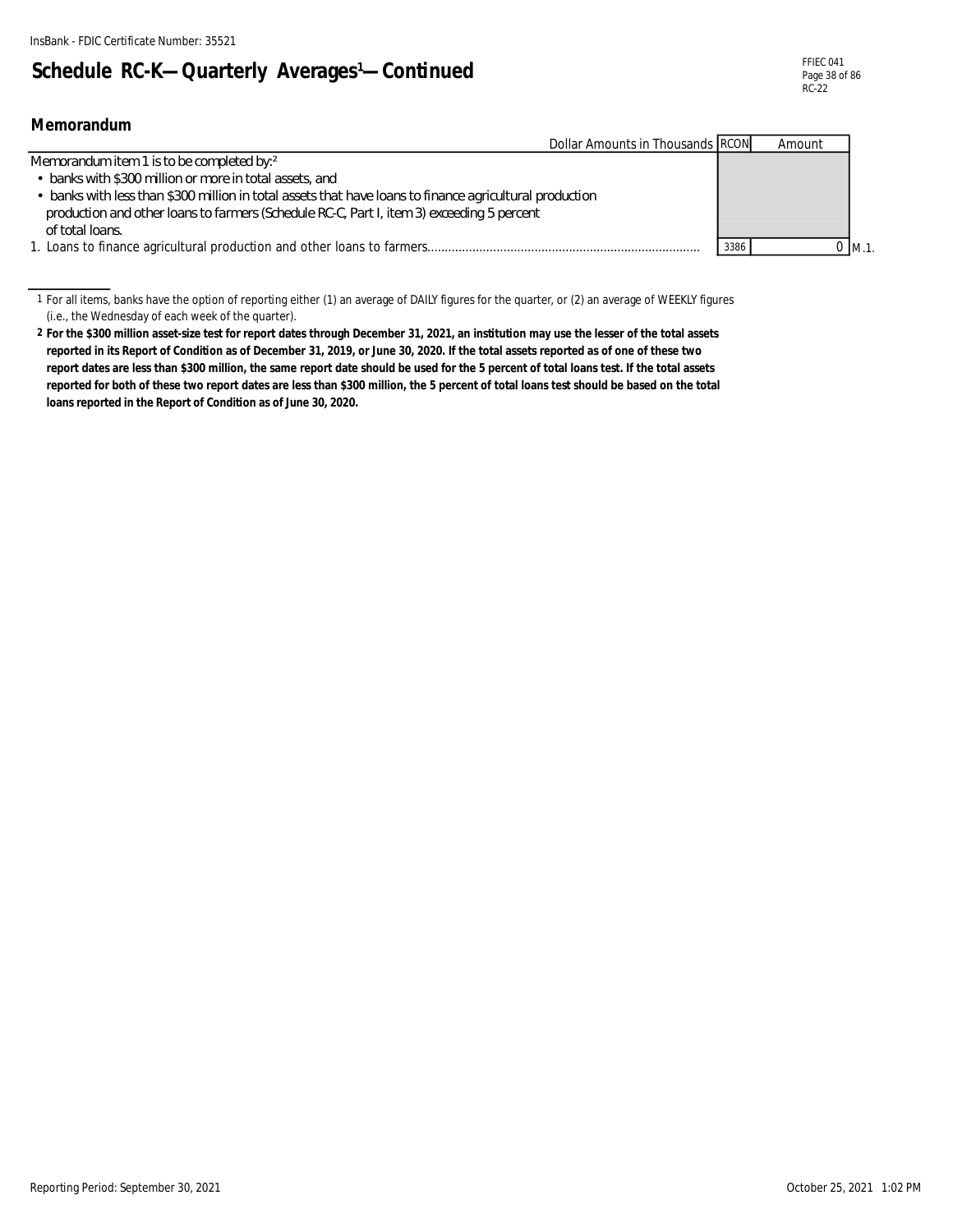# Schedule RC-K—Quarterly Averages[1]—Continued

## Memorandum

| Dollar Amounts in Thousands | RCON | Amount | |
|---|---|---|---|
| Memorandum item 1 is to be completed by:[2]<br>• banks with $300 million or more in total assets, and<br>• banks with less than $300 million in total assets that have loans to finance agricultural production production and other loans to farmers (Schedule RC-C, Part I, item 3) exceeding 5 percent of total loans. | | | |
| 1. Loans to finance agricultural production and other loans to farmers | 3386 | 0 | M.1. |

---

1 For all items, banks have the option of reporting either (1) an average of DAILY figures for the quarter, or (2) an average of WEEKLY figures (i.e., the Wednesday of each week of the quarter).

**2 For the $300 million asset-size test for report dates through December 31, 2021, an institution may use the lesser of the total assets reported in its Report of Condition as of December 31, 2019, or June 30, 2020. If the total assets reported as of one of these two report dates are less than $300 million, the same report date should be used for the 5 percent of total loans test. If the total assets reported for both of these two report dates are less than $300 million, the 5 percent of total loans test should be based on the total loans reported in the Report of Condition as of June 30, 2020.**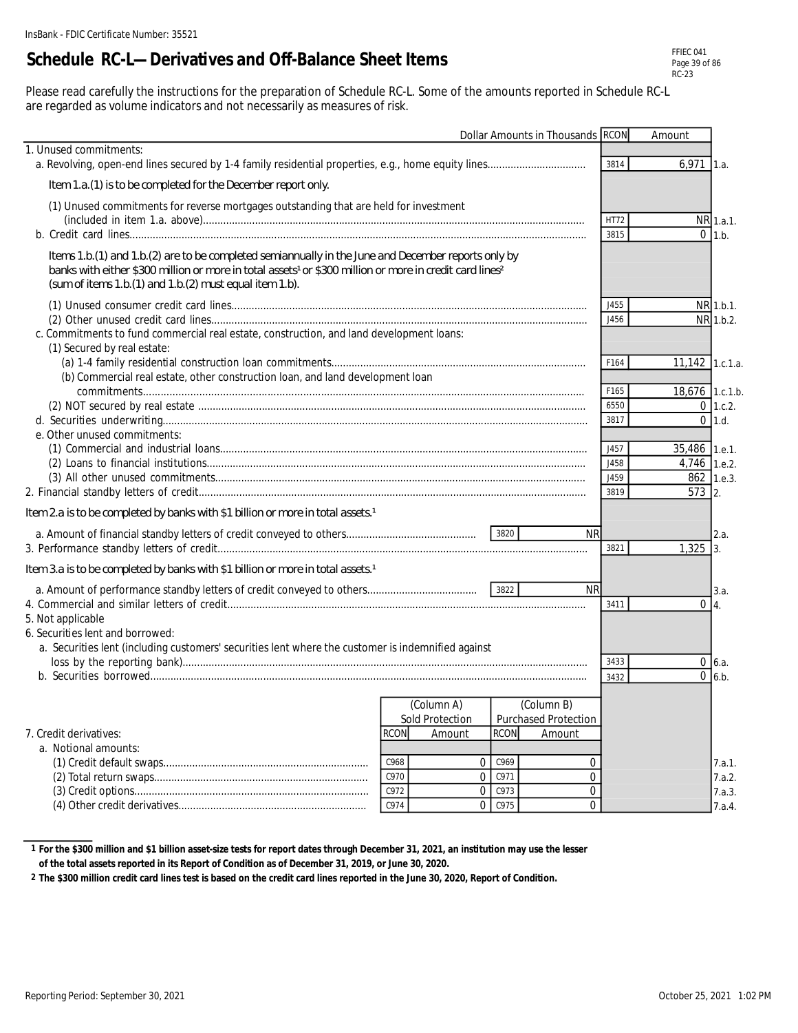InsBank - FDIC Certificate Number: 35521

# Schedule RC-L—Derivatives and Off-Balance Sheet Items

FFIEC 041
RC-23

Please read carefully the instructions for the preparation of Schedule RC-L. Some of the amounts reported in Schedule RC-L are regarded as volume indicators and not necessarily as measures of risk.

| Dollar Amounts in Thousands | RCON | Amount | |
|---|---|---|---|
| 1. Unused commitments: | | | |
| a. Revolving, open-end lines secured by 1-4 family residential properties, e.g., home equity lines | 3814 | 6,971 | 1.a. |
| *Item 1.a.(1) is to be completed for the December report only.* | | | |
| (1) Unused commitments for reverse mortgages outstanding that are held for investment (included in item 1.a. above) | HT72 | NR | 1.a.1. |
| b. Credit card lines | 3815 | 0 | 1.b. |
| *Items 1.b.(1) and 1.b.(2) are to be completed semiannually in the June and December reports only by banks with either $300 million or more in total assets[1] or $300 million or more in credit card lines[2] (sum of items 1.b.(1) and 1.b.(2) must equal item 1.b).* | | | |
| (1) Unused consumer credit card lines | J455 | NR | 1.b.1. |
| (2) Other unused credit card lines | J456 | NR | 1.b.2. |
| c. Commitments to fund commercial real estate, construction, and land development loans: | | | |
| (1) Secured by real estate: | | | |
| (a) 1-4 family residential construction loan commitments | F164 | 11,142 | 1.c.1.a. |
| (b) Commercial real estate, other construction loan, and land development loan commitments | F165 | 18,676 | 1.c.1.b. |
| (2) NOT secured by real estate | 6550 | 0 | 1.c.2. |
| d. Securities underwriting | 3817 | 0 | 1.d. |
| e. Other unused commitments: | | | |
| (1) Commercial and industrial loans | J457 | 35,486 | 1.e.1. |
| (2) Loans to financial institutions | J458 | 4,746 | 1.e.2. |
| (3) All other unused commitments | J459 | 862 | 1.e.3. |
| 2. Financial standby letters of credit | 3819 | 573 | 2. |
| *Item 2.a is to be completed by banks with $1 billion or more in total assets.[1]* | | | |
| a. Amount of financial standby letters of credit conveyed to others (RCON 3820) NR | | | 2.a. |
| 3. Performance standby letters of credit | 3821 | 1,325 | 3. |
| *Item 3.a is to be completed by banks with $1 billion or more in total assets.[1]* | | | |
| a. Amount of performance standby letters of credit conveyed to others (RCON 3822) NR | | | 3.a. |
| 4. Commercial and similar letters of credit | 3411 | 0 | 4. |
| 5. Not applicable | | | |
| 6. Securities lent and borrowed: | | | |
| a. Securities lent (including customers' securities lent where the customer is indemnified against loss by the reporting bank) | 3433 | 0 | 6.a. |
| b. Securities borrowed | 3432 | 0 | 6.b. |

| 7. Credit derivatives: | (Column A) Sold Protection RCON | Amount | (Column B) Purchased Protection RCON | Amount | |
|---|---|---|---|---|---|
| a. Notional amounts: | | | | | |
| (1) Credit default swaps | C968 | 0 | C969 | 0 | 7.a.1. |
| (2) Total return swaps | C970 | 0 | C971 | 0 | 7.a.2. |
| (3) Credit options | C972 | 0 | C973 | 0 | 7.a.3. |
| (4) Other credit derivatives | C974 | 0 | C975 | 0 | 7.a.4. |

**1 For the $300 million and $1 billion asset-size tests for report dates through December 31, 2021, an institution may use the lesser of the total assets reported in its Report of Condition as of December 31, 2019, or June 30, 2020.**

**2 The $300 million credit card lines test is based on the credit card lines reported in the June 30, 2020, Report of Condition.**

Reporting Period: September 30, 2021 — October 25, 2021 1:02 PM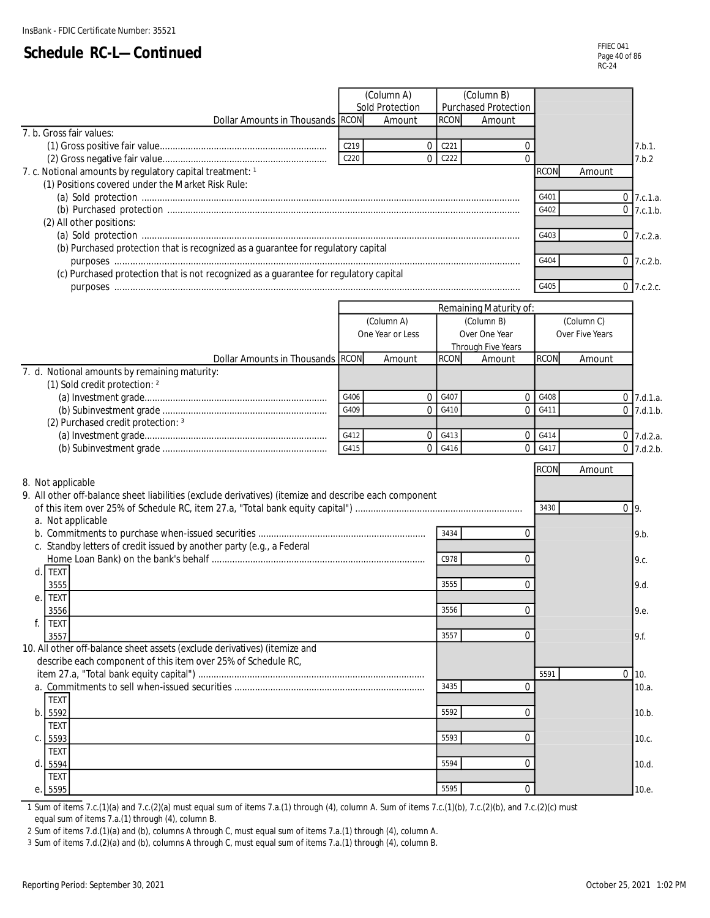InsBank - FDIC Certificate Number: 35521

# Schedule RC-L—Continued

| Dollar Amounts in Thousands | RCON | (Column A) Sold Protection Amount | RCON | (Column B) Purchased Protection Amount | RCON | Amount | |
|---|---|---|---|---|---|---|---|
| 7. b. Gross fair values: | | | | | | | |
| (1) Gross positive fair value | C219 | 0 | C221 | 0 | | | 7.b.1. |
| (2) Gross negative fair value | C220 | 0 | C222 | 0 | | | 7.b.2 |
| 7. c. Notional amounts by regulatory capital treatment: [1] | | | | | | | |
| (1) Positions covered under the Market Risk Rule: | | | | | | | |
| (a) Sold protection | | | | | G401 | 0 | 7.c.1.a. |
| (b) Purchased protection | | | | | G402 | 0 | 7.c.1.b. |
| (2) All other positions: | | | | | | | |
| (a) Sold protection | | | | | G403 | 0 | 7.c.2.a. |
| (b) Purchased protection that is recognized as a guarantee for regulatory capital purposes | | | | | G404 | 0 | 7.c.2.b. |
| (c) Purchased protection that is not recognized as a guarantee for regulatory capital purposes | | | | | G405 | 0 | 7.c.2.c. |

| Dollar Amounts in Thousands | RCON | Remaining Maturity of: (Column A) One Year or Less Amount | RCON | (Column B) Over One Year Through Five Years Amount | RCON | (Column C) Over Five Years Amount | |
|---|---|---|---|---|---|---|---|
| 7. d. Notional amounts by remaining maturity: | | | | | | | |
| (1) Sold credit protection: [2] | | | | | | | |
| (a) Investment grade | G406 | 0 | G407 | 0 | G408 | 0 | 7.d.1.a. |
| (b) Subinvestment grade | G409 | 0 | G410 | 0 | G411 | 0 | 7.d.1.b. |
| (2) Purchased credit protection: [3] | | | | | | | |
| (a) Investment grade | G412 | 0 | G413 | 0 | G414 | 0 | 7.d.2.a. |
| (b) Subinvestment grade | G415 | 0 | G416 | 0 | G417 | 0 | 7.d.2.b. |

| Dollar Amounts in Thousands | RCON | Amount | RCON | Amount | |
|---|---|---|---|---|---|
| 8. Not applicable | | | | | |
| 9. All other off-balance sheet liabilities (exclude derivatives) (itemize and describe each component of this item over 25% of Schedule RC, item 27.a, "Total bank equity capital") | | | 3430 | 0 | 9. |
| a. Not applicable | | | | | |
| b. Commitments to purchase when-issued securities | 3434 | 0 | | | 9.b. |
| c. Standby letters of credit issued by another party (e.g., a Federal Home Loan Bank) on the bank's behalf | C978 | 0 | | | 9.c. |
| d. TEXT 3555 | 3555 | 0 | | | 9.d. |
| e. TEXT 3556 | 3556 | 0 | | | 9.e. |
| f. TEXT 3557 | 3557 | 0 | | | 9.f. |
| 10. All other off-balance sheet assets (exclude derivatives) (itemize and describe each component of this item over 25% of Schedule RC, item 27.a, "Total bank equity capital") | | | 5591 | 0 | 10. |
| a. Commitments to sell when-issued securities | 3435 | 0 | | | 10.a. |
| b. TEXT 5592 | 5592 | 0 | | | 10.b. |
| c. TEXT 5593 | 5593 | 0 | | | 10.c. |
| d. TEXT 5594 | 5594 | 0 | | | 10.d. |
| e. TEXT 5595 | 5595 | 0 | | | 10.e. |

1 Sum of items 7.c.(1)(a) and 7.c.(2)(a) must equal sum of items 7.a.(1) through (4), column A. Sum of items 7.c.(1)(b), 7.c.(2)(b), and 7.c.(2)(c) must equal sum of items 7.a.(1) through (4), column B.

2 Sum of items 7.d.(1)(a) and (b), columns A through C, must equal sum of items 7.a.(1) through (4), column A.

3 Sum of items 7.d.(2)(a) and (b), columns A through C, must equal sum of items 7.a.(1) through (4), column B.

Reporting Period: September 30, 2021

October 25, 2021 1:02 PM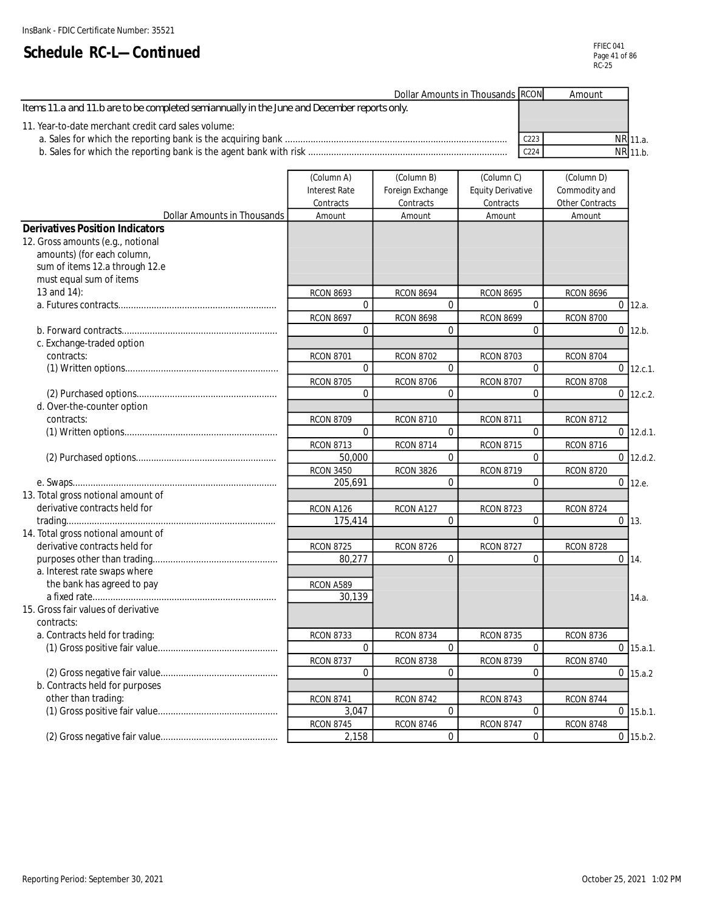InsBank - FDIC Certificate Number: 35521

# Schedule RC-L—Continued

| Dollar Amounts in Thousands | RCON | Amount | |
|---|---|---|---|
| *Items 11.a and 11.b are to be completed semiannually in the June and December reports only.* | | | |
| 11. Year-to-date merchant credit card sales volume: | | | |
| a. Sales for which the reporting bank is the acquiring bank | C223 | NR | 11.a. |
| b. Sales for which the reporting bank is the agent bank with risk | C224 | NR | 11.b. |

| Dollar Amounts in Thousands | (Column A) Interest Rate Contracts Amount | (Column B) Foreign Exchange Contracts Amount | (Column C) Equity Derivative Contracts Amount | (Column D) Commodity and Other Contracts Amount | |
|---|---|---|---|---|---|
| **Derivatives Position Indicators** | | | | | |
| 12. Gross amounts (e.g., notional amounts) (for each column, sum of items 12.a through 12.e must equal sum of items 13 and 14): | | | | | |
| a. Futures contracts | RCON 8693 0 | RCON 8694 0 | RCON 8695 0 | RCON 8696 0 | 12.a. |
| b. Forward contracts | RCON 8697 0 | RCON 8698 0 | RCON 8699 0 | RCON 8700 0 | 12.b. |
| c. Exchange-traded option contracts: | | | | | |
| (1) Written options | RCON 8701 0 | RCON 8702 0 | RCON 8703 0 | RCON 8704 0 | 12.c.1. |
| (2) Purchased options | RCON 8705 0 | RCON 8706 0 | RCON 8707 0 | RCON 8708 0 | 12.c.2. |
| d. Over-the-counter option contracts: | | | | | |
| (1) Written options | RCON 8709 0 | RCON 8710 0 | RCON 8711 0 | RCON 8712 0 | 12.d.1. |
| (2) Purchased options | RCON 8713 50,000 | RCON 8714 0 | RCON 8715 0 | RCON 8716 0 | 12.d.2. |
| e. Swaps | RCON 3450 205,691 | RCON 3826 0 | RCON 8719 0 | RCON 8720 0 | 12.e. |
| 13. Total gross notional amount of derivative contracts held for trading | RCON A126 175,414 | RCON A127 0 | RCON 8723 0 | RCON 8724 0 | 13. |
| 14. Total gross notional amount of derivative contracts held for purposes other than trading | RCON 8725 80,277 | RCON 8726 0 | RCON 8727 0 | RCON 8728 0 | 14. |
| a. Interest rate swaps where the bank has agreed to pay a fixed rate | RCON A589 30,139 | | | | 14.a. |
| 15. Gross fair values of derivative contracts: | | | | | |
| a. Contracts held for trading: | | | | | |
| (1) Gross positive fair value | RCON 8733 0 | RCON 8734 0 | RCON 8735 0 | RCON 8736 0 | 15.a.1. |
| (2) Gross negative fair value | RCON 8737 0 | RCON 8738 0 | RCON 8739 0 | RCON 8740 0 | 15.a.2 |
| b. Contracts held for purposes other than trading: | | | | | |
| (1) Gross positive fair value | RCON 8741 3,047 | RCON 8742 0 | RCON 8743 0 | RCON 8744 0 | 15.b.1. |
| (2) Gross negative fair value | RCON 8745 2,158 | RCON 8746 0 | RCON 8747 0 | RCON 8748 0 | 15.b.2. |

Reporting Period: September 30, 2021

October 25, 2021 1:02 PM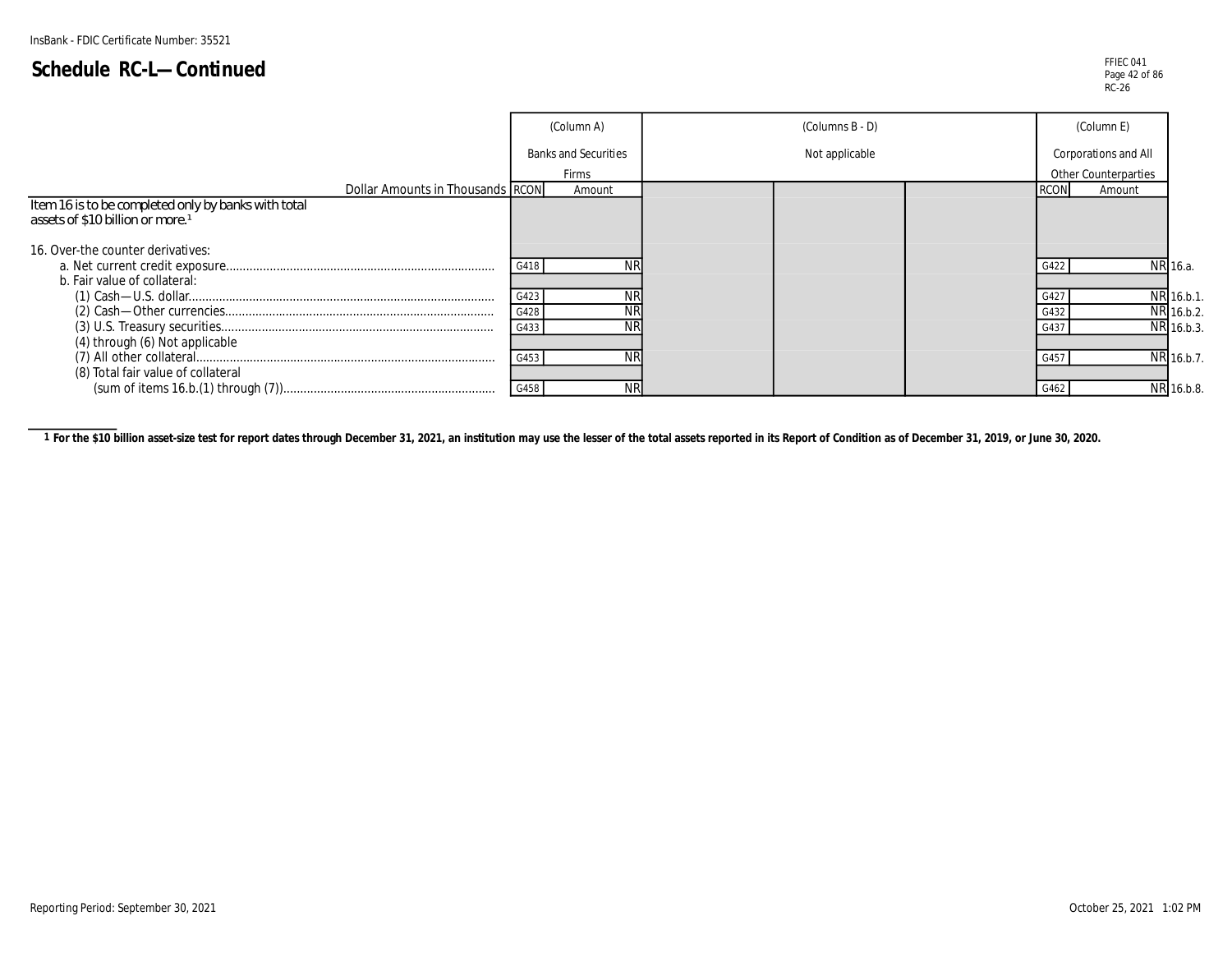InsBank - FDIC Certificate Number: 35521

# Schedule RC-L—Continued

FFIEC 041
RC-26

| Dollar Amounts in Thousands | (Column A) Banks and Securities Firms RCON | Amount | (Columns B - D) Not applicable | | | (Column E) Corporations and All Other Counterparties RCON | Amount | |
|---|---|---|---|---|---|---|---|---|
| Item 16 is to be completed only by banks with total assets of $10 billion or more.[1] | | | | | | | | |
| 16. Over-the counter derivatives: | | | | | | | | |
| a. Net current credit exposure | G418 | NR | | | | G422 | NR | 16.a. |
| b. Fair value of collateral: | | | | | | | | |
| (1) Cash—U.S. dollar | G423 | NR | | | | G427 | NR | 16.b.1. |
| (2) Cash—Other currencies | G428 | NR | | | | G432 | NR | 16.b.2. |
| (3) U.S. Treasury securities | G433 | NR | | | | G437 | NR | 16.b.3. |
| (4) through (6) Not applicable | | | | | | | | |
| (7) All other collateral | G453 | NR | | | | G457 | NR | 16.b.7. |
| (8) Total fair value of collateral (sum of items 16.b.(1) through (7)) | G458 | NR | | | | G462 | NR | 16.b.8. |

[1] **For the $10 billion asset-size test for report dates through December 31, 2021, an institution may use the lesser of the total assets reported in its Report of Condition as of December 31, 2019, or June 30, 2020.**

Reporting Period: September 30, 2021

October 25, 2021 1:02 PM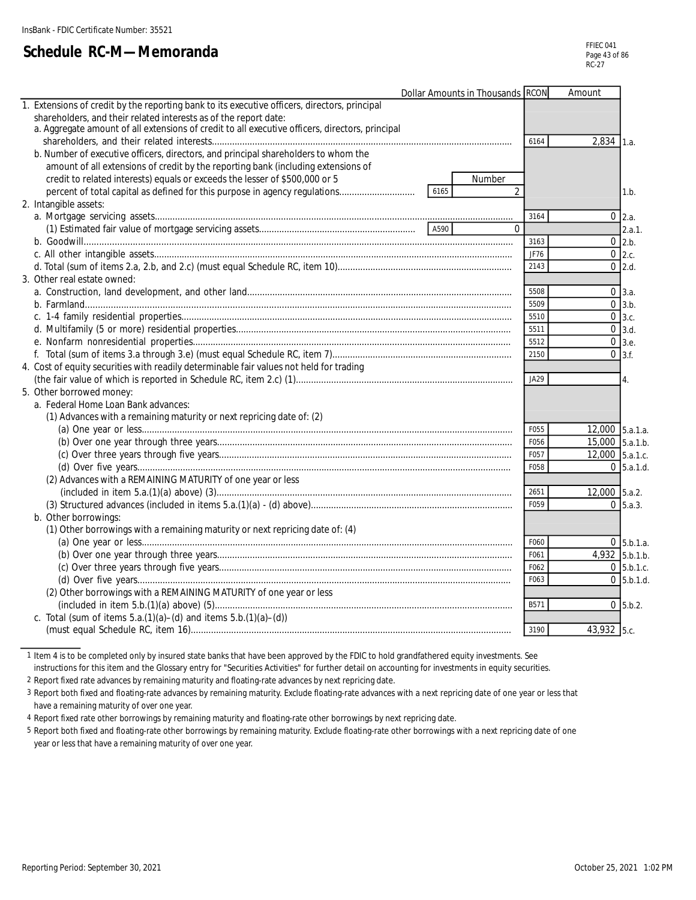InsBank - FDIC Certificate Number: 35521

# Schedule RC-M—Memoranda

FFIEC 041
RC-27

| Dollar Amounts in Thousands | | | RCON | Amount | |
|---|---|---|---|---|---|
| 1. Extensions of credit by the reporting bank to its executive officers, directors, principal shareholders, and their related interests as of the report date: | | | | | |
| a. Aggregate amount of all extensions of credit to all executive officers, directors, principal shareholders, and their related interests | | | 6164 | 2,834 | 1.a. |
| b. Number of executive officers, directors, and principal shareholders to whom the amount of all extensions of credit by the reporting bank (including extensions of credit to related interests) equals or exceeds the lesser of $500,000 or 5 percent of total capital as defined for this purpose in agency regulations | 6165 | Number 2 | | | 1.b. |
| 2. Intangible assets: | | | | | |
| a. Mortgage servicing assets | | | 3164 | 0 | 2.a. |
| (1) Estimated fair value of mortgage servicing assets | A590 | 0 | | | 2.a.1. |
| b. Goodwill | | | 3163 | 0 | 2.b. |
| c. All other intangible assets | | | JF76 | 0 | 2.c. |
| d. Total (sum of items 2.a, 2.b, and 2.c) (must equal Schedule RC, item 10) | | | 2143 | 0 | 2.d. |
| 3. Other real estate owned: | | | | | |
| a. Construction, land development, and other land | | | 5508 | 0 | 3.a. |
| b. Farmland | | | 5509 | 0 | 3.b. |
| c. 1-4 family residential properties | | | 5510 | 0 | 3.c. |
| d. Multifamily (5 or more) residential properties | | | 5511 | 0 | 3.d. |
| e. Nonfarm nonresidential properties | | | 5512 | 0 | 3.e. |
| f. Total (sum of items 3.a through 3.e) (must equal Schedule RC, item 7) | | | 2150 | 0 | 3.f. |
| 4. Cost of equity securities with readily determinable fair values not held for trading (the fair value of which is reported in Schedule RC, item 2.c) (1) | | | JA29 | | 4. |
| 5. Other borrowed money: | | | | | |
| a. Federal Home Loan Bank advances: | | | | | |
| (1) Advances with a remaining maturity or next repricing date of: (2) | | | | | |
| (a) One year or less | | | F055 | 12,000 | 5.a.1.a. |
| (b) Over one year through three years | | | F056 | 15,000 | 5.a.1.b. |
| (c) Over three years through five years | | | F057 | 12,000 | 5.a.1.c. |
| (d) Over five years | | | F058 | 0 | 5.a.1.d. |
| (2) Advances with a REMAINING MATURITY of one year or less (included in item 5.a.(1)(a) above) (3) | | | 2651 | 12,000 | 5.a.2. |
| (3) Structured advances (included in items 5.a.(1)(a) - (d) above) | | | F059 | 0 | 5.a.3. |
| b. Other borrowings: | | | | | |
| (1) Other borrowings with a remaining maturity or next repricing date of: (4) | | | | | |
| (a) One year or less | | | F060 | 0 | 5.b.1.a. |
| (b) Over one year through three years | | | F061 | 4,932 | 5.b.1.b. |
| (c) Over three years through five years | | | F062 | 0 | 5.b.1.c. |
| (d) Over five years | | | F063 | 0 | 5.b.1.d. |
| (2) Other borrowings with a REMAINING MATURITY of one year or less (included in item 5.b.(1)(a) above) (5) | | | B571 | 0 | 5.b.2. |
| c. Total (sum of items 5.a.(1)(a)–(d) and items 5.b.(1)(a)–(d)) (must equal Schedule RC, item 16) | | | 3190 | 43,932 | 5.c. |

1 Item 4 is to be completed only by insured state banks that have been approved by the FDIC to hold grandfathered equity investments. See instructions for this item and the Glossary entry for "Securities Activities" for further detail on accounting for investments in equity securities.

2 Report fixed rate advances by remaining maturity and floating-rate advances by next repricing date.

3 Report both fixed and floating-rate advances by remaining maturity. Exclude floating-rate advances with a next repricing date of one year or less that have a remaining maturity of over one year.

4 Report fixed rate other borrowings by remaining maturity and floating-rate other borrowings by next repricing date.

5 Report both fixed and floating-rate other borrowings by remaining maturity. Exclude floating-rate other borrowings with a next repricing date of one year or less that have a remaining maturity of over one year.

Reporting Period: September 30, 2021

October 25, 2021 1:02 PM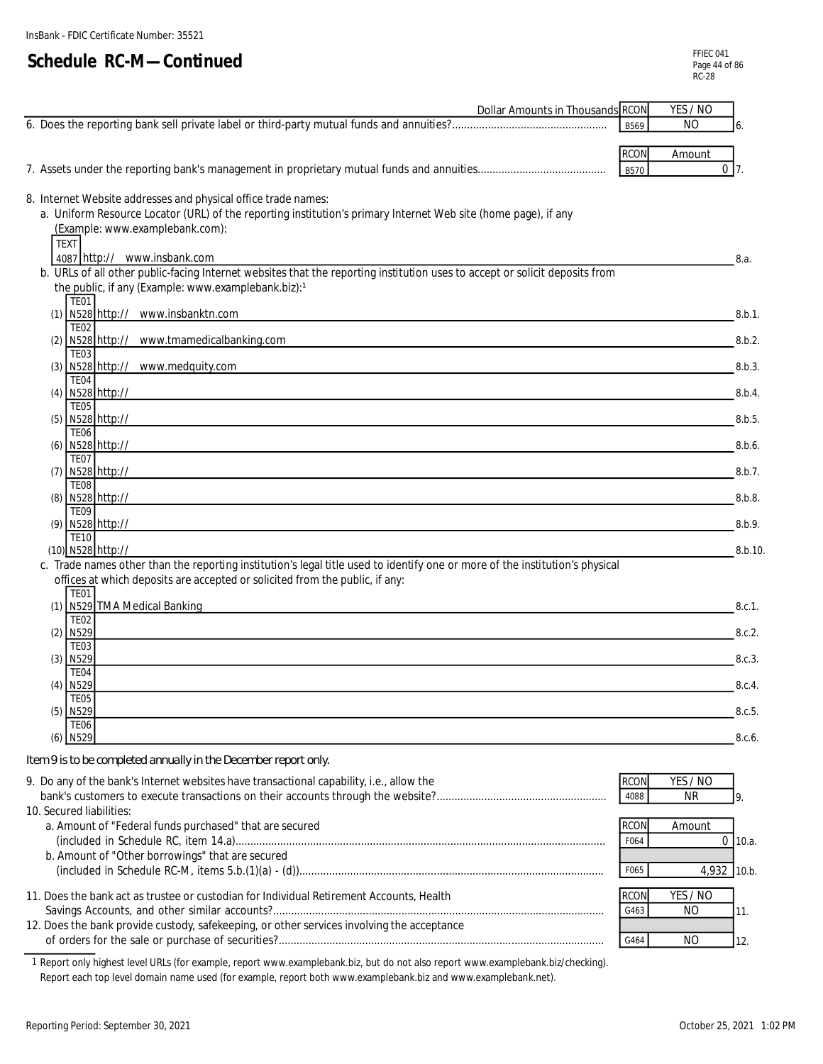InsBank - FDIC Certificate Number: 35521

# Schedule RC-M—Continued

| Dollar Amounts in Thousands | RCON | YES / NO | |
|---|---|---|---|
| 6. Does the reporting bank sell private label or third-party mutual funds and annuities? | B569 | NO | 6. |

| | RCON | Amount | |
|---|---|---|---|
| 7. Assets under the reporting bank's management in proprietary mutual funds and annuities | B570 | 0 | 7. |

8. Internet Website addresses and physical office trade names:

a. Uniform Resource Locator (URL) of the reporting institution's primary Internet Web site (home page), if any (Example: www.examplebank.com):

| TEXT 4087 | http:// www.insbank.com | 8.a. |
|---|---|---|

b. URLs of all other public-facing Internet websites that the reporting institution uses to accept or solicit deposits from the public, if any (Example: www.examplebank.biz):[1]

| | | | |
|---|---|---|---|
| (1) | TE01 N528 | http:// www.insbanktn.com | 8.b.1. |
| (2) | TE02 N528 | http:// www.tmamedicalbanking.com | 8.b.2. |
| (3) | TE03 N528 | http:// www.medquity.com | 8.b.3. |
| (4) | TE04 N528 | http:// | 8.b.4. |
| (5) | TE05 N528 | http:// | 8.b.5. |
| (6) | TE06 N528 | http:// | 8.b.6. |
| (7) | TE07 N528 | http:// | 8.b.7. |
| (8) | TE08 N528 | http:// | 8.b.8. |
| (9) | TE09 N528 | http:// | 8.b.9. |
| (10) | TE10 N528 | http:// | 8.b.10. |

c. Trade names other than the reporting institution's legal title used to identify one or more of the institution's physical offices at which deposits are accepted or solicited from the public, if any:

| | | | |
|---|---|---|---|
| (1) | TE01 N529 | TMA Medical Banking | 8.c.1. |
| (2) | TE02 N529 | | 8.c.2. |
| (3) | TE03 N529 | | 8.c.3. |
| (4) | TE04 N529 | | 8.c.4. |
| (5) | TE05 N529 | | 8.c.5. |
| (6) | TE06 N529 | | 8.c.6. |

*Item 9 is to be completed annually in the December report only.*

| | RCON | YES / NO | |
|---|---|---|---|
| 9. Do any of the bank's Internet websites have transactional capability, i.e., allow the bank's customers to execute transactions on their accounts through the website? | 4088 | NR | 9. |

| | RCON | Amount | |
|---|---|---|---|
| 10. Secured liabilities: | | | |
| a. Amount of "Federal funds purchased" that are secured (included in Schedule RC, item 14.a) | F064 | 0 | 10.a. |
| b. Amount of "Other borrowings" that are secured (included in Schedule RC-M, items 5.b.(1)(a) - (d)) | F065 | 4,932 | 10.b. |

| | RCON | YES / NO | |
|---|---|---|---|
| 11. Does the bank act as trustee or custodian for Individual Retirement Accounts, Health Savings Accounts, and other similar accounts? | G463 | NO | 11. |
| 12. Does the bank provide custody, safekeeping, or other services involving the acceptance of orders for the sale or purchase of securities? | G464 | NO | 12. |

[1] Report only highest level URLs (for example, report www.examplebank.biz, but do not also report www.examplebank.biz/checking). Report each top level domain name used (for example, report both www.examplebank.biz and www.examplebank.net).

Reporting Period: September 30, 2021

October 25, 2021 1:02 PM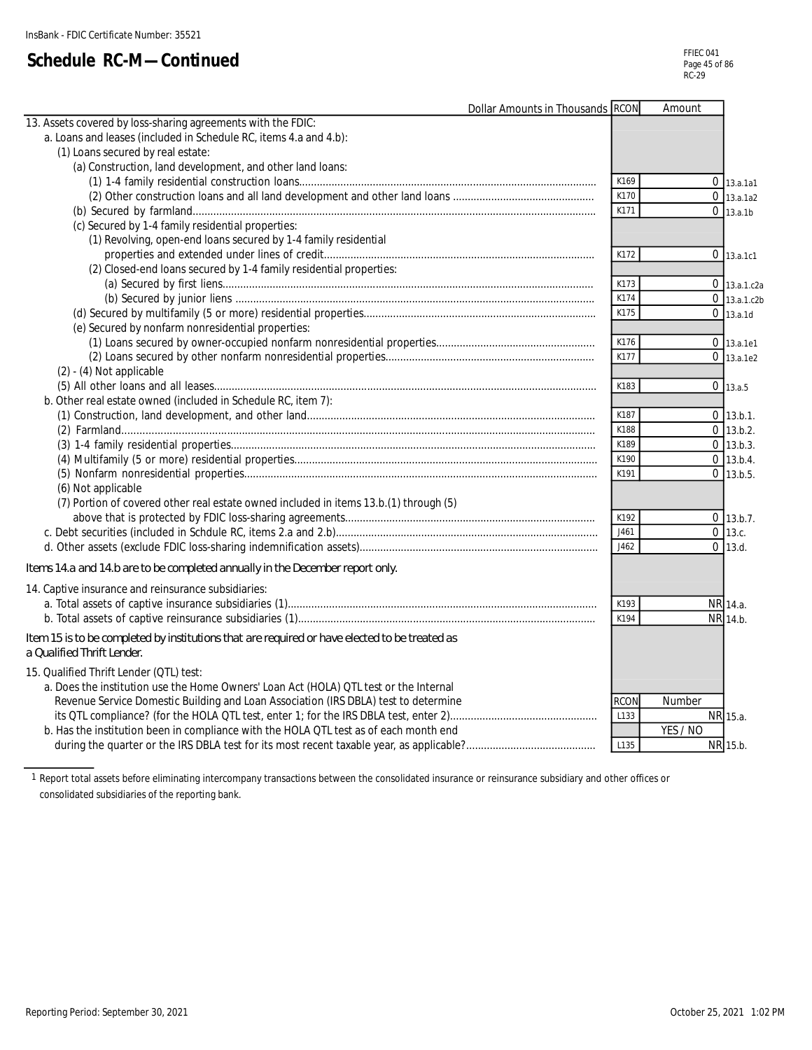InsBank - FDIC Certificate Number: 35521

# Schedule RC-M—Continued

| Dollar Amounts in Thousands | RCON | Amount | |
|---|---|---|---|
| 13. Assets covered by loss-sharing agreements with the FDIC: | | | |
| a. Loans and leases (included in Schedule RC, items 4.a and 4.b): | | | |
| (1) Loans secured by real estate: | | | |
| (a) Construction, land development, and other land loans: | | | |
| (1) 1-4 family residential construction loans | K169 | 0 | 13.a.1a1 |
| (2) Other construction loans and all land development and other land loans | K170 | 0 | 13.a.1a2 |
| (b) Secured by farmland | K171 | 0 | 13.a.1b |
| (c) Secured by 1-4 family residential properties: | | | |
| (1) Revolving, open-end loans secured by 1-4 family residential properties and extended under lines of credit | K172 | 0 | 13.a.1c1 |
| (2) Closed-end loans secured by 1-4 family residential properties: | | | |
| (a) Secured by first liens | K173 | 0 | 13.a.1.c2a |
| (b) Secured by junior liens | K174 | 0 | 13.a.1.c2b |
| (d) Secured by multifamily (5 or more) residential properties | K175 | 0 | 13.a.1d |
| (e) Secured by nonfarm nonresidential properties: | | | |
| (1) Loans secured by owner-occupied nonfarm nonresidential properties | K176 | 0 | 13.a.1e1 |
| (2) Loans secured by other nonfarm nonresidential properties | K177 | 0 | 13.a.1e2 |
| (2) - (4) Not applicable | | | |
| (5) All other loans and all leases | K183 | 0 | 13.a.5 |
| b. Other real estate owned (included in Schedule RC, item 7): | | | |
| (1) Construction, land development, and other land | K187 | 0 | 13.b.1. |
| (2) Farmland | K188 | 0 | 13.b.2. |
| (3) 1-4 family residential properties | K189 | 0 | 13.b.3. |
| (4) Multifamily (5 or more) residential properties | K190 | 0 | 13.b.4. |
| (5) Nonfarm nonresidential properties | K191 | 0 | 13.b.5. |
| (6) Not applicable | | | |
| (7) Portion of covered other real estate owned included in items 13.b.(1) through (5) above that is protected by FDIC loss-sharing agreements | K192 | 0 | 13.b.7. |
| c. Debt securities (included in Schdule RC, items 2.a and 2.b) | J461 | 0 | 13.c. |
| d. Other assets (exclude FDIC loss-sharing indemnification assets) | J462 | 0 | 13.d. |
| *Items 14.a and 14.b are to be completed annually in the December report only.* | | | |
| 14. Captive insurance and reinsurance subsidiaries: | | | |
| a. Total assets of captive insurance subsidiaries (1) | K193 | NR | 14.a. |
| b. Total assets of captive reinsurance subsidiaries (1) | K194 | NR | 14.b. |
| *Item 15 is to be completed by institutions that are required or have elected to be treated as a Qualified Thrift Lender.* | | | |
| 15. Qualified Thrift Lender (QTL) test: | | | |
| a. Does the institution use the Home Owners' Loan Act (HOLA) QTL test or the Internal Revenue Service Domestic Building and Loan Association (IRS DBLA) test to determine its QTL compliance? (for the HOLA QTL test, enter 1; for the IRS DBLA test, enter 2) | RCON L133 | Number NR | 15.a. |
| b. Has the institution been in compliance with the HOLA QTL test as of each month end during the quarter or the IRS DBLA test for its most recent taxable year, as applicable? | L135 | YES / NO NR | 15.b. |

1 Report total assets before eliminating intercompany transactions between the consolidated insurance or reinsurance subsidiary and other offices or consolidated subsidiaries of the reporting bank.

Reporting Period: September 30, 2021

October 25, 2021 1:02 PM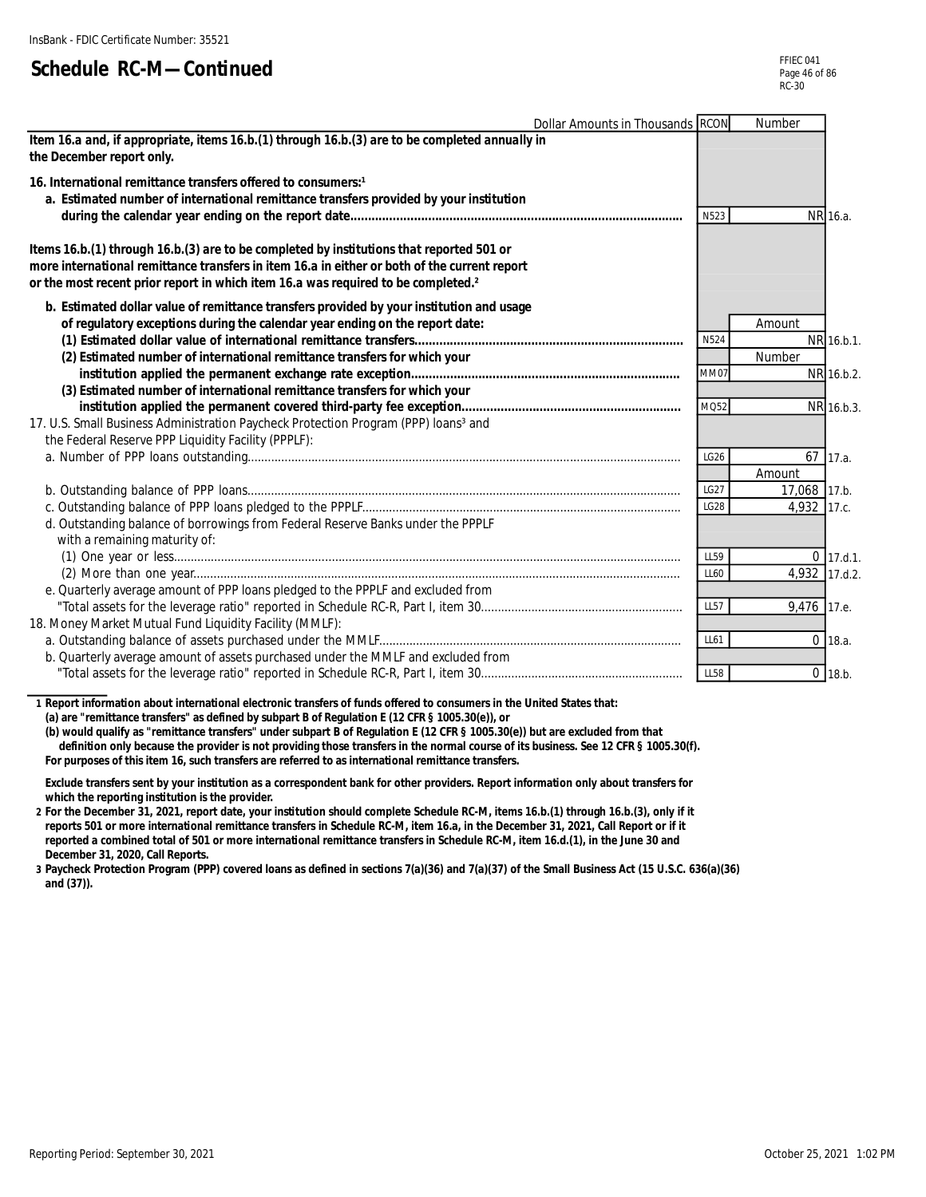InsBank - FDIC Certificate Number: 35521

# Schedule RC-M—Continued

| Dollar Amounts in Thousands | RCON | Number | |
|---|---|---|---|
| **Item 16.a and, if appropriate, items 16.b.(1) through 16.b.(3) are to be completed annually in the December report only.** | | | |
| **16. International remittance transfers offered to consumers:[1]** | | | |
| **a. Estimated number of international remittance transfers provided by your institution during the calendar year ending on the report date** | N523 | NR | 16.a. |
| **Items 16.b.(1) through 16.b.(3) are to be completed by institutions that reported 501 or more international remittance transfers in item 16.a in either or both of the current report or the most recent prior report in which item 16.a was required to be completed.[2]** | | | |
| **b. Estimated dollar value of remittance transfers provided by your institution and usage of regulatory exceptions during the calendar year ending on the report date:** | | Amount | |
| **(1) Estimated dollar value of international remittance transfers** | N524 | NR | 16.b.1. |
| | | Number | |
| **(2) Estimated number of international remittance transfers for which your institution applied the permanent exchange rate exception** | MM07 | NR | 16.b.2. |
| **(3) Estimated number of international remittance transfers for which your institution applied the permanent covered third-party fee exception** | MQ52 | NR | 16.b.3. |
| 17. U.S. Small Business Administration Paycheck Protection Program (PPP) loans[3] and the Federal Reserve PPP Liquidity Facility (PPPLF): | | | |
| a. Number of PPP loans outstanding | LG26 | 67 | 17.a. |
| | | Amount | |
| b. Outstanding balance of PPP loans | LG27 | 17,068 | 17.b. |
| c. Outstanding balance of PPP loans pledged to the PPPLF | LG28 | 4,932 | 17.c. |
| d. Outstanding balance of borrowings from Federal Reserve Banks under the PPPLF with a remaining maturity of: | | | |
| (1) One year or less | LL59 | 0 | 17.d.1. |
| (2) More than one year | LL60 | 4,932 | 17.d.2. |
| e. Quarterly average amount of PPP loans pledged to the PPPLF and excluded from "Total assets for the leverage ratio" reported in Schedule RC-R, Part I, item 30 | LL57 | 9,476 | 17.e. |
| 18. Money Market Mutual Fund Liquidity Facility (MMLF): | | | |
| a. Outstanding balance of assets purchased under the MMLF | LL61 | 0 | 18.a. |
| b. Quarterly average amount of assets purchased under the MMLF and excluded from "Total assets for the leverage ratio" reported in Schedule RC-R, Part I, item 30 | LL58 | 0 | 18.b. |

**1 Report information about international electronic transfers of funds offered to consumers in the United States that:**
**(a) are "remittance transfers" as defined by subpart B of Regulation E (12 CFR § 1005.30(e)), or**
**(b) would qualify as "remittance transfers" under subpart B of Regulation E (12 CFR § 1005.30(e)) but are excluded from that definition only because the provider is not providing those transfers in the normal course of its business. See 12 CFR § 1005.30(f).**
**For purposes of this item 16, such transfers are referred to as international remittance transfers.**

**Exclude transfers sent by your institution as a correspondent bank for other providers. Report information only about transfers for which the reporting institution is the provider.**

**2 For the December 31, 2021, report date, your institution should complete Schedule RC-M, items 16.b.(1) through 16.b.(3), only if it reports 501 or more international remittance transfers in Schedule RC-M, item 16.a, in the December 31, 2021, Call Report or if it reported a combined total of 501 or more international remittance transfers in Schedule RC-M, item 16.d.(1), in the June 30 and December 31, 2020, Call Reports.**

**3 Paycheck Protection Program (PPP) covered loans as defined in sections 7(a)(36) and 7(a)(37) of the Small Business Act (15 U.S.C. 636(a)(36) and (37)).**

Reporting Period: September 30, 2021 October 25, 2021 1:02 PM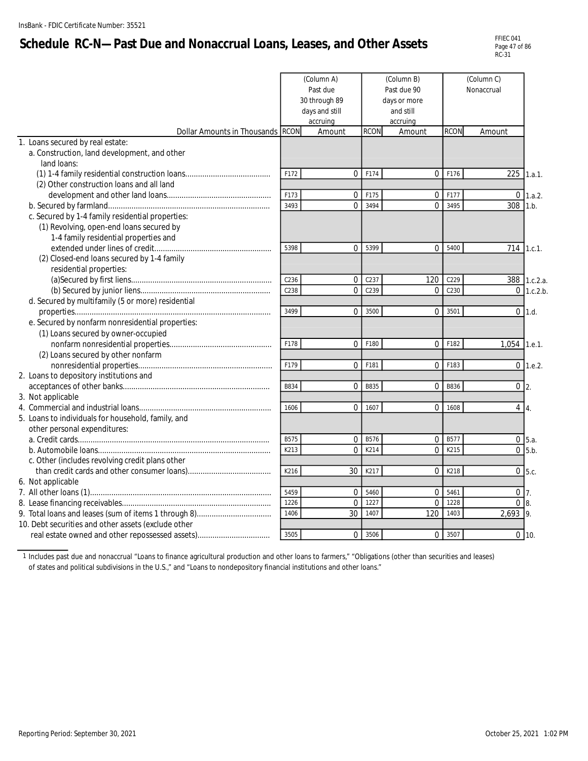InsBank - FDIC Certificate Number: 35521

# Schedule RC-N—Past Due and Nonaccrual Loans, Leases, and Other Assets

| | (Column A) Past due 30 through 89 days and still accruing | | (Column B) Past due 90 days or more and still accruing | | (Column C) Nonaccrual | | |
|---|---|---|---|---|---|---|---|
| Dollar Amounts in Thousands | RCON | Amount | RCON | Amount | RCON | Amount | |
| 1. Loans secured by real estate: | | | | | | | |
| a. Construction, land development, and other land loans: | | | | | | | |
| (1) 1-4 family residential construction loans | F172 | 0 | F174 | 0 | F176 | 225 | 1.a.1. |
| (2) Other construction loans and all land development and other land loans | F173 | 0 | F175 | 0 | F177 | 0 | 1.a.2. |
| b. Secured by farmland | 3493 | 0 | 3494 | 0 | 3495 | 308 | 1.b. |
| c. Secured by 1-4 family residential properties: | | | | | | | |
| (1) Revolving, open-end loans secured by 1-4 family residential properties and extended under lines of credit | 5398 | 0 | 5399 | 0 | 5400 | 714 | 1.c.1. |
| (2) Closed-end loans secured by 1-4 family residential properties: | | | | | | | |
| (a)Secured by first liens | C236 | 0 | C237 | 120 | C229 | 388 | 1.c.2.a. |
| (b) Secured by junior liens | C238 | 0 | C239 | 0 | C230 | 0 | 1.c.2.b. |
| d. Secured by multifamily (5 or more) residential properties | 3499 | 0 | 3500 | 0 | 3501 | 0 | 1.d. |
| e. Secured by nonfarm nonresidential properties: | | | | | | | |
| (1) Loans secured by owner-occupied nonfarm nonresidential properties | F178 | 0 | F180 | 0 | F182 | 1,054 | 1.e.1. |
| (2) Loans secured by other nonfarm nonresidential properties | F179 | 0 | F181 | 0 | F183 | 0 | 1.e.2. |
| 2. Loans to depository institutions and acceptances of other banks | B834 | 0 | B835 | 0 | B836 | 0 | 2. |
| 3. Not applicable | | | | | | | |
| 4. Commercial and industrial loans | 1606 | 0 | 1607 | 0 | 1608 | 4 | 4. |
| 5. Loans to individuals for household, family, and other personal expenditures: | | | | | | | |
| a. Credit cards | B575 | 0 | B576 | 0 | B577 | 0 | 5.a. |
| b. Automobile loans | K213 | 0 | K214 | 0 | K215 | 0 | 5.b. |
| c. Other (includes revolving credit plans other than credit cards and other consumer loans) | K216 | 30 | K217 | 0 | K218 | 0 | 5.c. |
| 6. Not applicable | | | | | | | |
| 7. All other loans (1) | 5459 | 0 | 5460 | 0 | 5461 | 0 | 7. |
| 8. Lease financing receivables | 1226 | 0 | 1227 | 0 | 1228 | 0 | 8. |
| 9. Total loans and leases (sum of items 1 through 8) | 1406 | 30 | 1407 | 120 | 1403 | 2,693 | 9. |
| 10. Debt securities and other assets (exclude other real estate owned and other repossessed assets) | 3505 | 0 | 3506 | 0 | 3507 | 0 | 10. |

1 Includes past due and nonaccrual "Loans to finance agricultural production and other loans to farmers," "Obligations (other than securities and leases) of states and political subdivisions in the U.S.," and "Loans to nondepository financial institutions and other loans."

Reporting Period: September 30, 2021

October 25, 2021 1:02 PM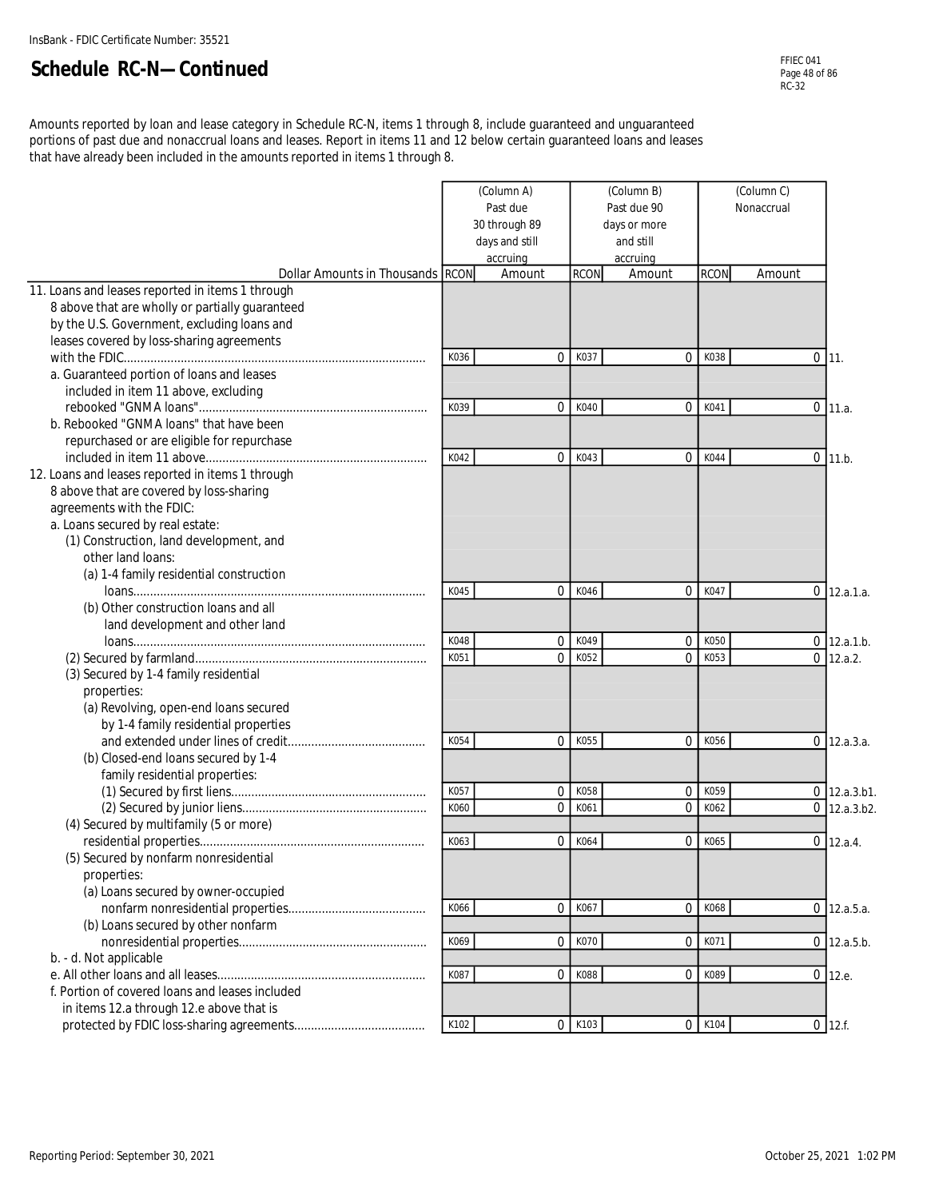InsBank - FDIC Certificate Number: 35521

# Schedule RC-N—Continued

Amounts reported by loan and lease category in Schedule RC-N, items 1 through 8, include guaranteed and unguaranteed portions of past due and nonaccrual loans and leases. Report in items 11 and 12 below certain guaranteed loans and leases that have already been included in the amounts reported in items 1 through 8.

| Dollar Amounts in Thousands | (Column A) Past due 30 through 89 days and still accruing RCON | Amount | (Column B) Past due 90 days or more and still accruing RCON | Amount | (Column C) Nonaccrual RCON | Amount | |
|---|---|---|---|---|---|---|---|
| 11. Loans and leases reported in items 1 through 8 above that are wholly or partially guaranteed by the U.S. Government, excluding loans and leases covered by loss-sharing agreements with the FDIC | K036 | 0 | K037 | 0 | K038 | 0 | 11. |
| a. Guaranteed portion of loans and leases included in item 11 above, excluding rebooked "GNMA loans" | K039 | 0 | K040 | 0 | K041 | 0 | 11.a. |
| b. Rebooked "GNMA loans" that have been repurchased or are eligible for repurchase included in item 11 above | K042 | 0 | K043 | 0 | K044 | 0 | 11.b. |
| 12. Loans and leases reported in items 1 through 8 above that are covered by loss-sharing agreements with the FDIC: | | | | | | | |
| a. Loans secured by real estate: | | | | | | | |
| (1) Construction, land development, and other land loans: | | | | | | | |
| (a) 1-4 family residential construction loans | K045 | 0 | K046 | 0 | K047 | 0 | 12.a.1.a. |
| (b) Other construction loans and all land development and other land loans | K048 | 0 | K049 | 0 | K050 | 0 | 12.a.1.b. |
| (2) Secured by farmland | K051 | 0 | K052 | 0 | K053 | 0 | 12.a.2. |
| (3) Secured by 1-4 family residential properties: | | | | | | | |
| (a) Revolving, open-end loans secured by 1-4 family residential properties and extended under lines of credit | K054 | 0 | K055 | 0 | K056 | 0 | 12.a.3.a. |
| (b) Closed-end loans secured by 1-4 family residential properties: | | | | | | | |
| (1) Secured by first liens | K057 | 0 | K058 | 0 | K059 | 0 | 12.a.3.b1. |
| (2) Secured by junior liens | K060 | 0 | K061 | 0 | K062 | 0 | 12.a.3.b2. |
| (4) Secured by multifamily (5 or more) residential properties | K063 | 0 | K064 | 0 | K065 | 0 | 12.a.4. |
| (5) Secured by nonfarm nonresidential properties: | | | | | | | |
| (a) Loans secured by owner-occupied nonfarm nonresidential properties | K066 | 0 | K067 | 0 | K068 | 0 | 12.a.5.a. |
| (b) Loans secured by other nonfarm nonresidential properties | K069 | 0 | K070 | 0 | K071 | 0 | 12.a.5.b. |
| b. - d. Not applicable | | | | | | | |
| e. All other loans and all leases | K087 | 0 | K088 | 0 | K089 | 0 | 12.e. |
| f. Portion of covered loans and leases included in items 12.a through 12.e above that is protected by FDIC loss-sharing agreements | K102 | 0 | K103 | 0 | K104 | 0 | 12.f. |

Reporting Period: September 30, 2021

October 25, 2021 1:02 PM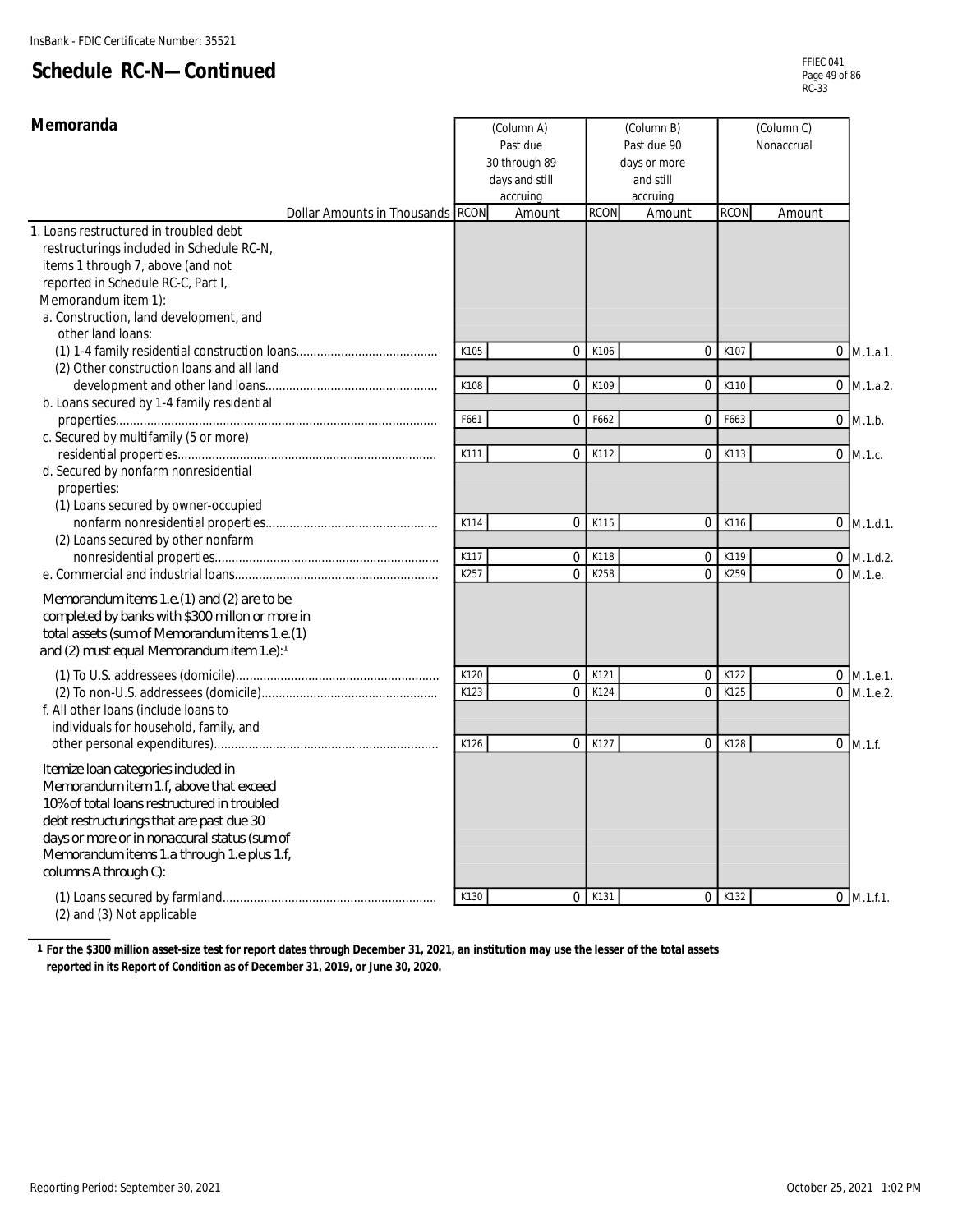InsBank - FDIC Certificate Number: 35521

# Schedule RC-N—Continued

FFIEC 041
RC-33

## Memoranda

| Dollar Amounts in Thousands | RCON | (Column A) Past due 30 through 89 days and still accruing Amount | RCON | (Column B) Past due 90 days or more and still accruing Amount | RCON | (Column C) Nonaccrual Amount | |
|---|---|---|---|---|---|---|---|
| 1. Loans restructured in troubled debt restructurings included in Schedule RC-N, items 1 through 7, above (and not reported in Schedule RC-C, Part I, Memorandum item 1): | | | | | | | |
| a. Construction, land development, and other land loans: | | | | | | | |
| (1) 1-4 family residential construction loans | K105 | 0 | K106 | 0 | K107 | 0 | M.1.a.1. |
| (2) Other construction loans and all land development and other land loans | K108 | 0 | K109 | 0 | K110 | 0 | M.1.a.2. |
| b. Loans secured by 1-4 family residential properties | F661 | 0 | F662 | 0 | F663 | 0 | M.1.b. |
| c. Secured by multifamily (5 or more) residential properties | K111 | 0 | K112 | 0 | K113 | 0 | M.1.c. |
| d. Secured by nonfarm nonresidential properties: | | | | | | | |
| (1) Loans secured by owner-occupied nonfarm nonresidential properties | K114 | 0 | K115 | 0 | K116 | 0 | M.1.d.1. |
| (2) Loans secured by other nonfarm nonresidential properties | K117 | 0 | K118 | 0 | K119 | 0 | M.1.d.2. |
| e. Commercial and industrial loans | K257 | 0 | K258 | 0 | K259 | 0 | M.1.e. |
| Memorandum items 1.e.(1) and (2) are to be completed by banks with $300 millon or more in total assets (sum of Memorandum items 1.e.(1) and (2) must equal Memorandum item 1.e):[1] | | | | | | | |
| (1) To U.S. addressees (domicile) | K120 | 0 | K121 | 0 | K122 | 0 | M.1.e.1. |
| (2) To non-U.S. addressees (domicile) | K123 | 0 | K124 | 0 | K125 | 0 | M.1.e.2. |
| f. All other loans (include loans to individuals for household, family, and other personal expenditures) | K126 | 0 | K127 | 0 | K128 | 0 | M.1.f. |
| Itemize loan categories included in Memorandum item 1.f, above that exceed 10% of total loans restructured in troubled debt restructurings that are past due 30 days or more or in nonaccural status (sum of Memorandum items 1.a through 1.e plus 1.f, columns A through C): | | | | | | | |
| (1) Loans secured by farmland | K130 | 0 | K131 | 0 | K132 | 0 | M.1.f.1. |
| (2) and (3) Not applicable | | | | | | | |

[1] For the $300 million asset-size test for report dates through December 31, 2021, an institution may use the lesser of the total assets reported in its Report of Condition as of December 31, 2019, or June 30, 2020.

Reporting Period: September 30, 2021

October 25, 2021 1:02 PM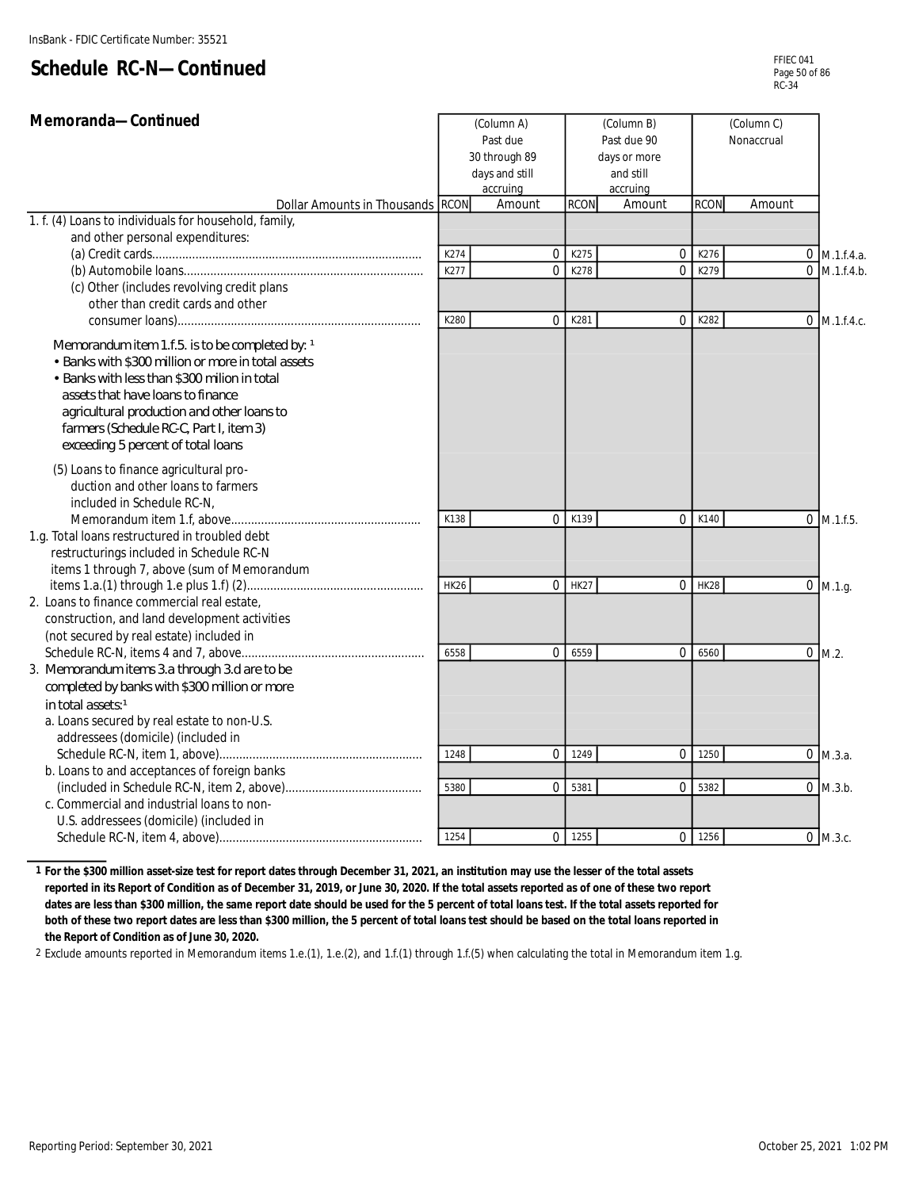InsBank - FDIC Certificate Number: 35521

# Schedule RC-N—Continued

FFIEC 041
RC-34

## Memoranda—Continued

| Dollar Amounts in Thousands | RCON | (Column A) Past due 30 through 89 days and still accruing Amount | RCON | (Column B) Past due 90 days or more and still accruing Amount | RCON | (Column C) Nonaccrual Amount | |
|---|---|---|---|---|---|---|---|
| 1. f. (4) Loans to individuals for household, family, and other personal expenditures: | | | | | | | |
| (a) Credit cards | K274 | 0 | K275 | 0 | K276 | 0 | M.1.f.4.a. |
| (b) Automobile loans | K277 | 0 | K278 | 0 | K279 | 0 | M.1.f.4.b. |
| (c) Other (includes revolving credit plans other than credit cards and other consumer loans) | K280 | 0 | K281 | 0 | K282 | 0 | M.1.f.4.c. |
| Memorandum item 1.f.5. is to be completed by: [1] • Banks with $300 million or more in total assets • Banks with less than $300 milion in total assets that have loans to finance agricultural production and other loans to farmers (Schedule RC-C, Part I, item 3) exceeding 5 percent of total loans | | | | | | | |
| (5) Loans to finance agricultural production and other loans to farmers included in Schedule RC-N, Memorandum item 1.f, above | K138 | 0 | K139 | 0 | K140 | 0 | M.1.f.5. |
| 1.g. Total loans restructured in troubled debt restructurings included in Schedule RC-N items 1 through 7, above (sum of Memorandum items 1.a.(1) through 1.e plus 1.f) (2) | HK26 | 0 | HK27 | 0 | HK28 | 0 | M.1.g. |
| 2. Loans to finance commercial real estate, construction, and land development activities (not secured by real estate) included in Schedule RC-N, items 4 and 7, above | 6558 | 0 | 6559 | 0 | 6560 | 0 | M.2. |
| 3. Memorandum items 3.a through 3.d are to be completed by banks with $300 million or more in total assets: [1] | | | | | | | |
| a. Loans secured by real estate to non-U.S. addressees (domicile) (included in Schedule RC-N, item 1, above) | 1248 | 0 | 1249 | 0 | 1250 | 0 | M.3.a. |
| b. Loans to and acceptances of foreign banks (included in Schedule RC-N, item 2, above) | 5380 | 0 | 5381 | 0 | 5382 | 0 | M.3.b. |
| c. Commercial and industrial loans to non-U.S. addressees (domicile) (included in Schedule RC-N, item 4, above) | 1254 | 0 | 1255 | 0 | 1256 | 0 | M.3.c. |

1 **For the $300 million asset-size test for report dates through December 31, 2021, an institution may use the lesser of the total assets reported in its Report of Condition as of December 31, 2019, or June 30, 2020. If the total assets reported as of one of these two report dates are less than $300 million, the same report date should be used for the 5 percent of total loans test. If the total assets reported for both of these two report dates are less than $300 million, the 5 percent of total loans test should be based on the total loans reported in the Report of Condition as of June 30, 2020.**

2 Exclude amounts reported in Memorandum items 1.e.(1), 1.e.(2), and 1.f.(1) through 1.f.(5) when calculating the total in Memorandum item 1.g.

Reporting Period: September 30, 2021

October 25, 2021 1:02 PM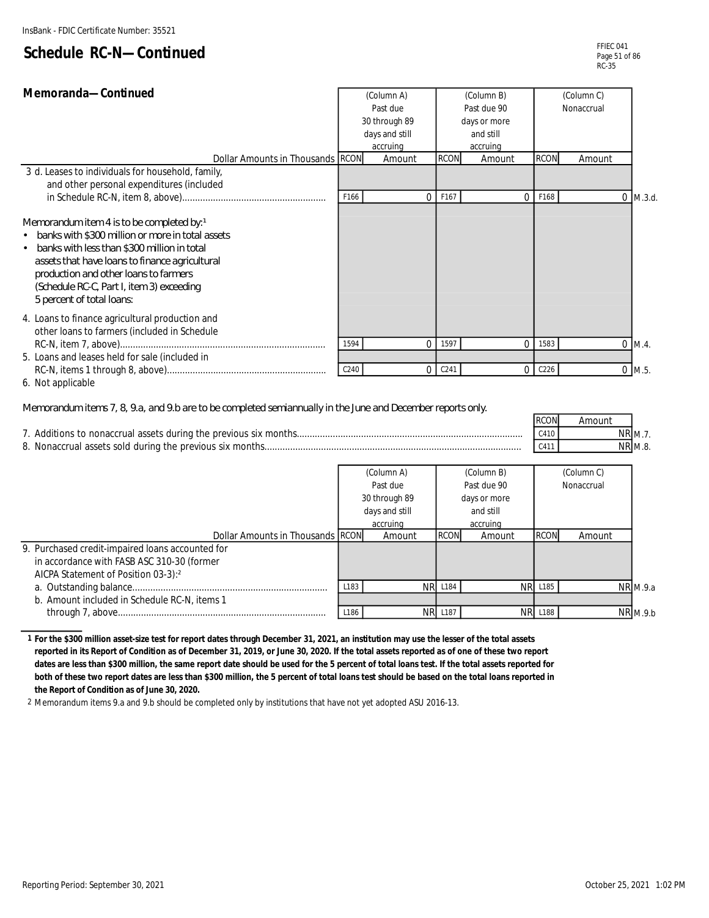InsBank - FDIC Certificate Number: 35521

# Schedule RC-N—Continued

FFIEC 041
RC-35

## Memoranda—Continued

| Dollar Amounts in Thousands | RCON | (Column A) Past due 30 through 89 days and still accruing Amount | RCON | (Column B) Past due 90 days or more and still accruing Amount | RCON | (Column C) Nonaccrual Amount | |
|---|---|---|---|---|---|---|---|
| 3 d. Leases to individuals for household, family, and other personal expenditures (included in Schedule RC-N, item 8, above) | F166 | 0 | F167 | 0 | F168 | 0 | M.3.d. |
| Memorandum item 4 is to be completed by:[1] • banks with $300 million or more in total assets • banks with less than $300 million in total assets that have loans to finance agricultural production and other loans to farmers (Schedule RC-C, Part I, item 3) exceeding 5 percent of total loans: | | | | | | | |
| 4. Loans to finance agricultural production and other loans to farmers (included in Schedule RC-N, item 7, above) | 1594 | 0 | 1597 | 0 | 1583 | 0 | M.4. |
| 5. Loans and leases held for sale (included in RC-N, items 1 through 8, above) | C240 | 0 | C241 | 0 | C226 | 0 | M.5. |
| 6. Not applicable | | | | | | | |

Memorandum items 7, 8, 9.a, and 9.b are to be completed semiannually in the June and December reports only.

| | RCON | Amount | |
|---|---|---|---|
| 7. Additions to nonaccrual assets during the previous six months | C410 | NR | M.7. |
| 8. Nonaccrual assets sold during the previous six months | C411 | NR | M.8. |

| Dollar Amounts in Thousands | RCON | (Column A) Past due 30 through 89 days and still accruing Amount | RCON | (Column B) Past due 90 days or more and still accruing Amount | RCON | (Column C) Nonaccrual Amount | |
|---|---|---|---|---|---|---|---|
| 9. Purchased credit-impaired loans accounted for in accordance with FASB ASC 310-30 (former AICPA Statement of Position 03-3):[2] | | | | | | | |
| a. Outstanding balance | L183 | NR | L184 | NR | L185 | NR | M.9.a |
| b. Amount included in Schedule RC-N, items 1 through 7, above | L186 | NR | L187 | NR | L188 | NR | M.9.b |

---

1 **For the $300 million asset-size test for report dates through December 31, 2021, an institution may use the lesser of the total assets reported in its Report of Condition as of December 31, 2019, or June 30, 2020. If the total assets reported as of one of these two report dates are less than $300 million, the same report date should be used for the 5 percent of total loans test. If the total assets reported for both of these two report dates are less than $300 million, the 5 percent of total loans test should be based on the total loans reported in the Report of Condition as of June 30, 2020.**

2 Memorandum items 9.a and 9.b should be completed only by institutions that have not yet adopted ASU 2016-13.

Reporting Period: September 30, 2021

October 25, 2021 1:02 PM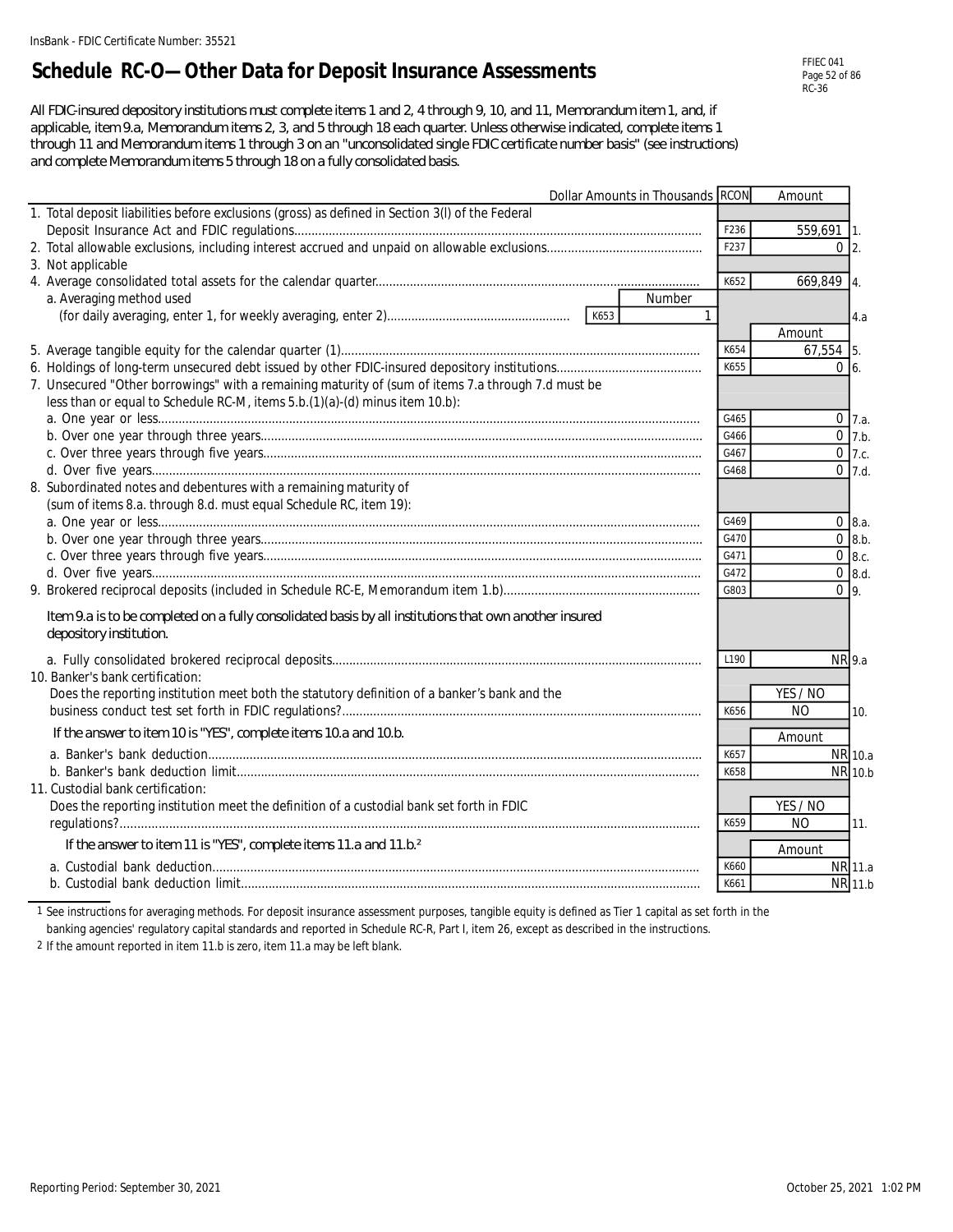InsBank - FDIC Certificate Number: 35521

# Schedule RC-O—Other Data for Deposit Insurance Assessments

All FDIC-insured depository institutions must complete items 1 and 2, 4 through 9, 10, and 11, Memorandum item 1, and, if applicable, item 9.a, Memorandum items 2, 3, and 5 through 18 each quarter. Unless otherwise indicated, complete items 1 through 11 and Memorandum items 1 through 3 on an "unconsolidated single FDIC certificate number basis" (see instructions) and complete Memorandum items 5 through 18 on a fully consolidated basis.

| Dollar Amounts in Thousands | RCON | Amount | |
|---|---|---|---|
| 1. Total deposit liabilities before exclusions (gross) as defined in Section 3(l) of the Federal Deposit Insurance Act and FDIC regulations | F236 | 559,691 | 1. |
| 2. Total allowable exclusions, including interest accrued and unpaid on allowable exclusions | F237 | 0 | 2. |
| 3. Not applicable | | | |
| 4. Average consolidated total assets for the calendar quarter | K652 | 669,849 | 4. |
| a. Averaging method used (for daily averaging, enter 1, for weekly averaging, enter 2) — Number: K653 1 | | | 4.a |
| | | Amount | |
| 5. Average tangible equity for the calendar quarter (1) | K654 | 67,554 | 5. |
| 6. Holdings of long-term unsecured debt issued by other FDIC-insured depository institutions | K655 | 0 | 6. |
| 7. Unsecured "Other borrowings" with a remaining maturity of (sum of items 7.a through 7.d must be less than or equal to Schedule RC-M, items 5.b.(1)(a)-(d) minus item 10.b): | | | |
| a. One year or less | G465 | 0 | 7.a. |
| b. Over one year through three years | G466 | 0 | 7.b. |
| c. Over three years through five years | G467 | 0 | 7.c. |
| d. Over five years | G468 | 0 | 7.d. |
| 8. Subordinated notes and debentures with a remaining maturity of (sum of items 8.a. through 8.d. must equal Schedule RC, item 19): | | | |
| a. One year or less | G469 | 0 | 8.a. |
| b. Over one year through three years | G470 | 0 | 8.b. |
| c. Over three years through five years | G471 | 0 | 8.c. |
| d. Over five years | G472 | 0 | 8.d. |
| 9. Brokered reciprocal deposits (included in Schedule RC-E, Memorandum item 1.b) | G803 | 0 | 9. |
| Item 9.a is to be completed on a fully consolidated basis by all institutions that own another insured depository institution. | | | |
| a. Fully consolidated brokered reciprocal deposits | L190 | NR | 9.a |
| 10. Banker's bank certification: | | | |
| Does the reporting institution meet both the statutory definition of a banker's bank and the business conduct test set forth in FDIC regulations? | K656 | YES / NO: NO | 10. |
| If the answer to item 10 is "YES", complete items 10.a and 10.b. | | Amount | |
| a. Banker's bank deduction | K657 | NR | 10.a |
| b. Banker's bank deduction limit | K658 | NR | 10.b |
| 11. Custodial bank certification: | | | |
| Does the reporting institution meet the definition of a custodial bank set forth in FDIC regulations? | K659 | YES / NO: NO | 11. |
| If the answer to item 11 is "YES", complete items 11.a and 11.b.[2] | | Amount | |
| a. Custodial bank deduction | K660 | NR | 11.a |
| b. Custodial bank deduction limit | K661 | NR | 11.b |

1 See instructions for averaging methods. For deposit insurance assessment purposes, tangible equity is defined as Tier 1 capital as set forth in the banking agencies' regulatory capital standards and reported in Schedule RC-R, Part I, item 26, except as described in the instructions.

2 If the amount reported in item 11.b is zero, item 11.a may be left blank.

Reporting Period: September 30, 2021

October 25, 2021 1:02 PM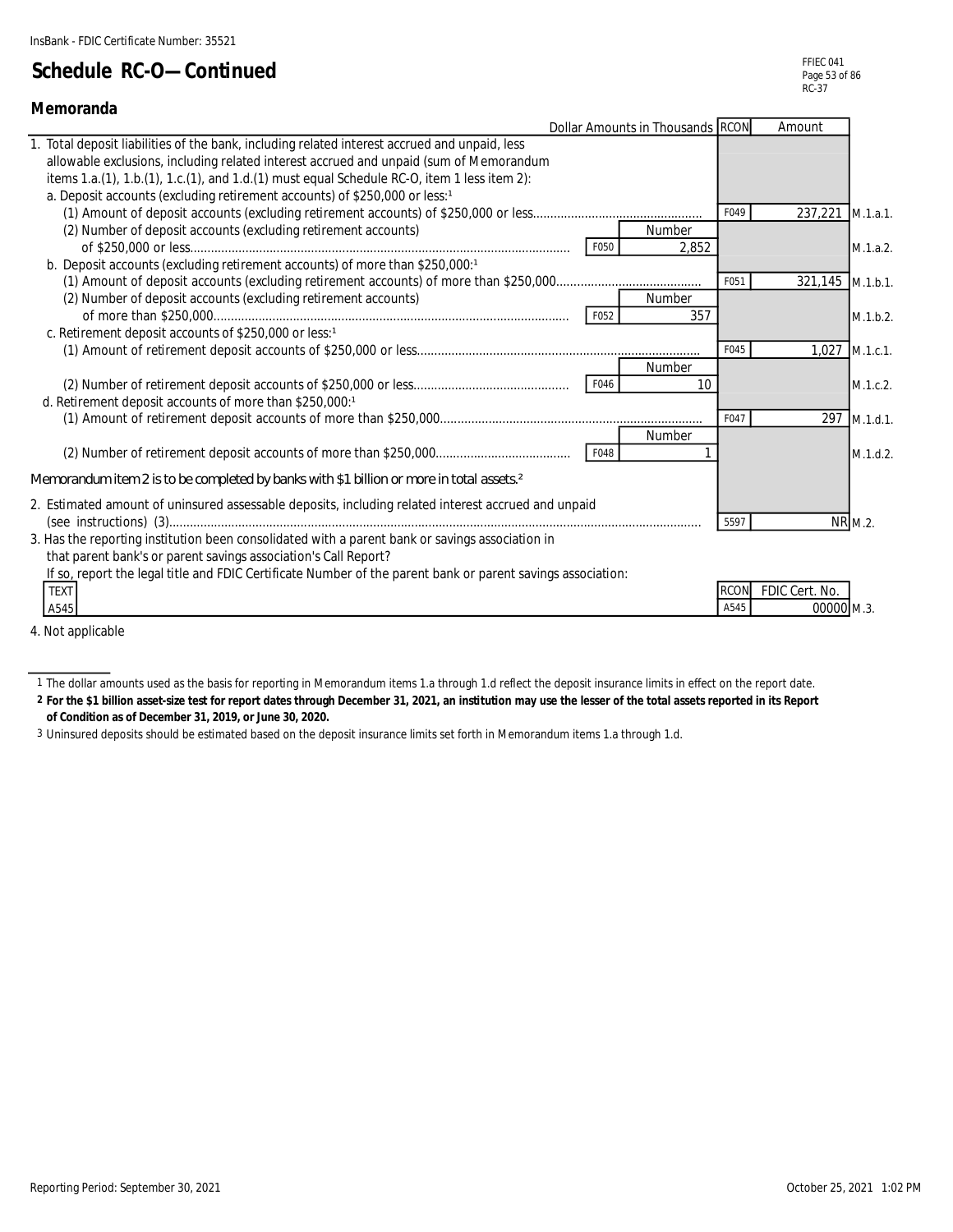InsBank - FDIC Certificate Number: 35521

# Schedule RC-O—Continued

## Memoranda

| Dollar Amounts in Thousands | | Number | RCON | Amount | |
|---|---|---|---|---|---|
| 1. Total deposit liabilities of the bank, including related interest accrued and unpaid, less allowable exclusions, including related interest accrued and unpaid (sum of Memorandum items 1.a.(1), 1.b.(1), 1.c.(1), and 1.d.(1) must equal Schedule RC-O, item 1 less item 2): | | | | | |
| a. Deposit accounts (excluding retirement accounts) of $250,000 or less:[1] | | | | | |
| (1) Amount of deposit accounts (excluding retirement accounts) of $250,000 or less | | | F049 | 237,221 | M.1.a.1. |
| (2) Number of deposit accounts (excluding retirement accounts) of $250,000 or less | F050 | 2,852 | | | M.1.a.2. |
| b. Deposit accounts (excluding retirement accounts) of more than $250,000:[1] | | | | | |
| (1) Amount of deposit accounts (excluding retirement accounts) of more than $250,000 | | | F051 | 321,145 | M.1.b.1. |
| (2) Number of deposit accounts (excluding retirement accounts) of more than $250,000 | F052 | 357 | | | M.1.b.2. |
| c. Retirement deposit accounts of $250,000 or less:[1] | | | | | |
| (1) Amount of retirement deposit accounts of $250,000 or less | | | F045 | 1,027 | M.1.c.1. |
| (2) Number of retirement deposit accounts of $250,000 or less | F046 | 10 | | | M.1.c.2. |
| d. Retirement deposit accounts of more than $250,000:[1] | | | | | |
| (1) Amount of retirement deposit accounts of more than $250,000 | | | F047 | 297 | M.1.d.1. |
| (2) Number of retirement deposit accounts of more than $250,000 | F048 | 1 | | | M.1.d.2. |
| *Memorandum item 2 is to be completed by banks with $1 billion or more in total assets.*[2] | | | | | |
| 2. Estimated amount of uninsured assessable deposits, including related interest accrued and unpaid (see instructions) (3) | | | 5597 | NR | M.2. |
| 3. Has the reporting institution been consolidated with a parent bank or savings association in that parent bank's or parent savings association's Call Report? If so, report the legal title and FDIC Certificate Number of the parent bank or parent savings association: | | | | | |
| TEXT A545 | | | A545 | FDIC Cert. No. 00000 | M.3. |

4. Not applicable

1 The dollar amounts used as the basis for reporting in Memorandum items 1.a through 1.d reflect the deposit insurance limits in effect on the report date.

**2 For the $1 billion asset-size test for report dates through December 31, 2021, an institution may use the lesser of the total assets reported in its Report of Condition as of December 31, 2019, or June 30, 2020.**

3 Uninsured deposits should be estimated based on the deposit insurance limits set forth in Memorandum items 1.a through 1.d.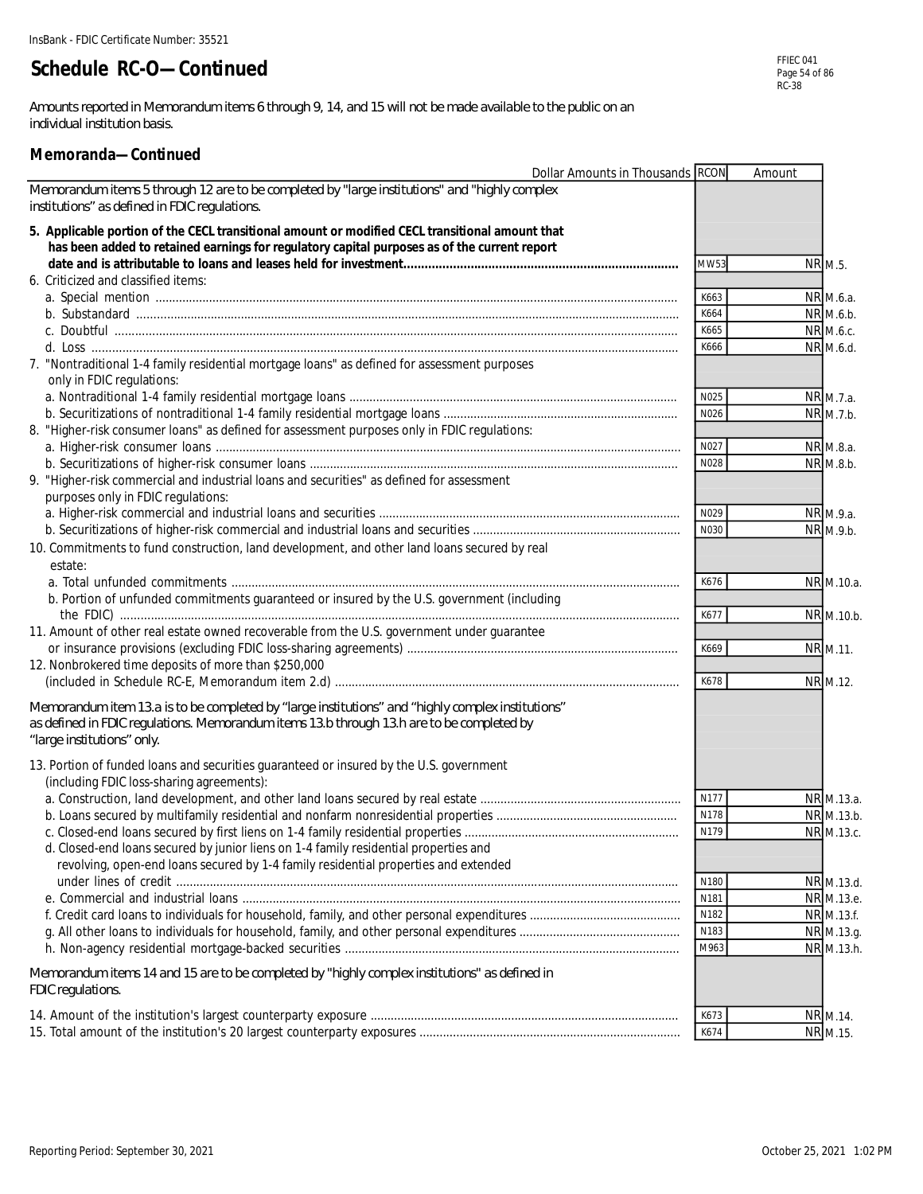InsBank - FDIC Certificate Number: 35521

# Schedule RC-O—Continued

Amounts reported in Memorandum items 6 through 9, 14, and 15 will not be made available to the public on an individual institution basis.

## Memoranda—Continued

| Dollar Amounts in Thousands | RCON | Amount | |
|---|---|---|---|
| Memorandum items 5 through 12 are to be completed by "large institutions" and "highly complex institutions" as defined in FDIC regulations. | | | |
| **5. Applicable portion of the CECL transitional amount or modified CECL transitional amount that has been added to retained earnings for regulatory capital purposes as of the current report date and is attributable to loans and leases held for investment** | MW53 | NR | M.5. |
| 6. Criticized and classified items: | | | |
| a. Special mention | K663 | NR | M.6.a. |
| b. Substandard | K664 | NR | M.6.b. |
| c. Doubtful | K665 | NR | M.6.c. |
| d. Loss | K666 | NR | M.6.d. |
| 7. "Nontraditional 1-4 family residential mortgage loans" as defined for assessment purposes only in FDIC regulations: | | | |
| a. Nontraditional 1-4 family residential mortgage loans | N025 | NR | M.7.a. |
| b. Securitizations of nontraditional 1-4 family residential mortgage loans | N026 | NR | M.7.b. |
| 8. "Higher-risk consumer loans" as defined for assessment purposes only in FDIC regulations: | | | |
| a. Higher-risk consumer loans | N027 | NR | M.8.a. |
| b. Securitizations of higher-risk consumer loans | N028 | NR | M.8.b. |
| 9. "Higher-risk commercial and industrial loans and securities" as defined for assessment purposes only in FDIC regulations: | | | |
| a. Higher-risk commercial and industrial loans and securities | N029 | NR | M.9.a. |
| b. Securitizations of higher-risk commercial and industrial loans and securities | N030 | NR | M.9.b. |
| 10. Commitments to fund construction, land development, and other land loans secured by real estate: | | | |
| a. Total unfunded commitments | K676 | NR | M.10.a. |
| b. Portion of unfunded commitments guaranteed or insured by the U.S. government (including the FDIC) | K677 | NR | M.10.b. |
| 11. Amount of other real estate owned recoverable from the U.S. government under guarantee or insurance provisions (excluding FDIC loss-sharing agreements) | K669 | NR | M.11. |
| 12. Nonbrokered time deposits of more than $250,000 (included in Schedule RC-E, Memorandum item 2.d) | K678 | NR | M.12. |
| Memorandum item 13.a is to be completed by "large institutions" and "highly complex institutions" as defined in FDIC regulations. Memorandum items 13.b through 13.h are to be completed by "large institutions" only. | | | |
| 13. Portion of funded loans and securities guaranteed or insured by the U.S. government (including FDIC loss-sharing agreements): | | | |
| a. Construction, land development, and other land loans secured by real estate | N177 | NR | M.13.a. |
| b. Loans secured by multifamily residential and nonfarm nonresidential properties | N178 | NR | M.13.b. |
| c. Closed-end loans secured by first liens on 1-4 family residential properties | N179 | NR | M.13.c. |
| d. Closed-end loans secured by junior liens on 1-4 family residential properties and revolving, open-end loans secured by 1-4 family residential properties and extended under lines of credit | N180 | NR | M.13.d. |
| e. Commercial and industrial loans | N181 | NR | M.13.e. |
| f. Credit card loans to individuals for household, family, and other personal expenditures | N182 | NR | M.13.f. |
| g. All other loans to individuals for household, family, and other personal expenditures | N183 | NR | M.13.g. |
| h. Non-agency residential mortgage-backed securities | M963 | NR | M.13.h. |
| Memorandum items 14 and 15 are to be completed by "highly complex institutions" as defined in FDIC regulations. | | | |
| 14. Amount of the institution's largest counterparty exposure | K673 | NR | M.14. |
| 15. Total amount of the institution's 20 largest counterparty exposures | K674 | NR | M.15. |

Reporting Period: September 30, 2021

October 25, 2021 1:02 PM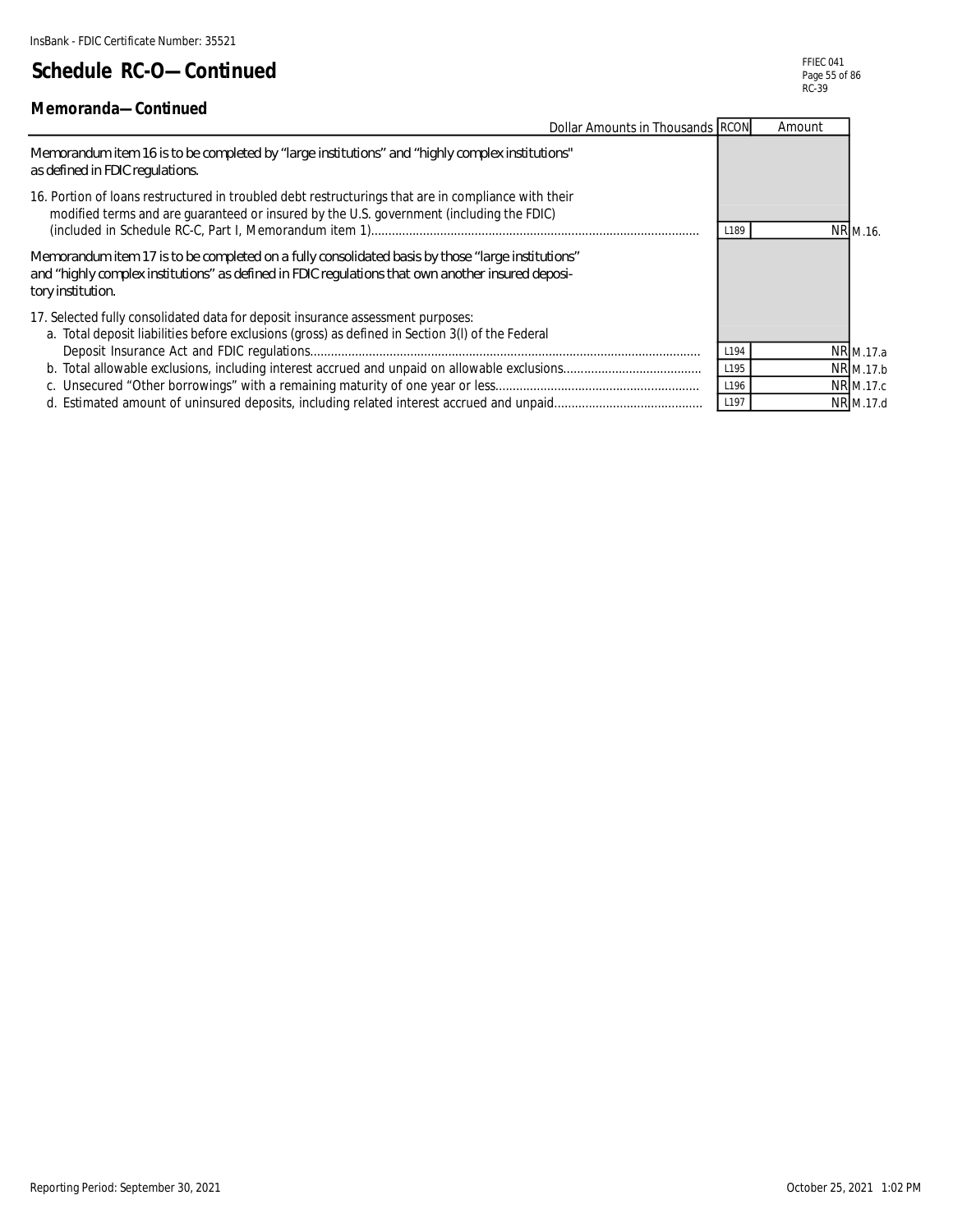InsBank - FDIC Certificate Number: 35521

# Schedule RC-O—Continued

## Memoranda—Continued

| Dollar Amounts in Thousands | RCON | Amount | |
|---|---|---|---|
| Memorandum item 16 is to be completed by "large institutions" and "highly complex institutions" as defined in FDIC regulations. | | | |
| 16. Portion of loans restructured in troubled debt restructurings that are in compliance with their modified terms and are guaranteed or insured by the U.S. government (including the FDIC) (included in Schedule RC-C, Part I, Memorandum item 1) | L189 | NR | M.16. |
| Memorandum item 17 is to be completed on a fully consolidated basis by those "large institutions" and "highly complex institutions" as defined in FDIC regulations that own another insured depository institution. | | | |
| 17. Selected fully consolidated data for deposit insurance assessment purposes: | | | |
| a. Total deposit liabilities before exclusions (gross) as defined in Section 3(l) of the Federal Deposit Insurance Act and FDIC regulations | L194 | NR | M.17.a |
| b. Total allowable exclusions, including interest accrued and unpaid on allowable exclusions | L195 | NR | M.17.b |
| c. Unsecured "Other borrowings" with a remaining maturity of one year or less | L196 | NR | M.17.c |
| d. Estimated amount of uninsured deposits, including related interest accrued and unpaid | L197 | NR | M.17.d |

Reporting Period: September 30, 2021

October 25, 2021 1:02 PM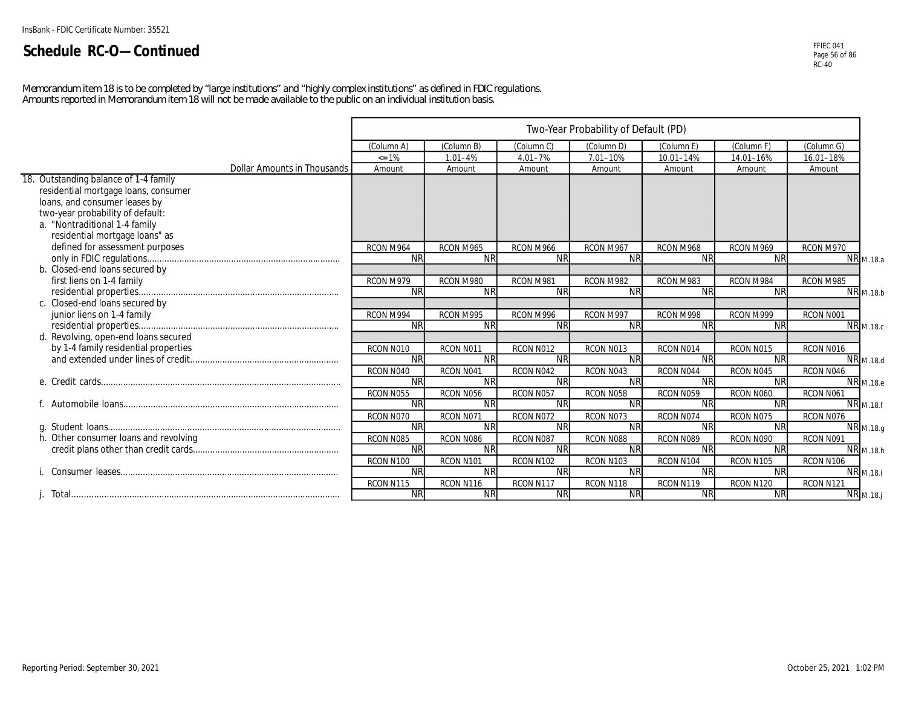InsBank - FDIC Certificate Number: 35521

# Schedule RC-O—Continued

Memorandum item 18 is to be completed by "large institutions" and "highly complex institutions" as defined in FDIC regulations.
Amounts reported in Memorandum item 18 will not be made available to the public on an individual institution basis.

| Dollar Amounts in Thousands | Two-Year Probability of Default (PD) | | | | | | | |
|---|---|---|---|---|---|---|---|---|
| | (Column A) <=1% Amount | (Column B) 1.01–4% Amount | (Column C) 4.01–7% Amount | (Column D) 7.01–10% Amount | (Column E) 10.01–14% Amount | (Column F) 14.01–16% Amount | (Column G) 16.01–18% Amount | |
| 18. Outstanding balance of 1-4 family residential mortgage loans, consumer loans, and consumer leases by two-year probability of default: | | | | | | | | |
| a. "Nontraditional 1-4 family residential mortgage loans" as defined for assessment purposes only in FDIC regulations | RCON M964 NR | RCON M965 NR | RCON M966 NR | RCON M967 NR | RCON M968 NR | RCON M969 NR | RCON M970 NR | M.18.a |
| b. Closed-end loans secured by first liens on 1-4 family residential properties | RCON M979 NR | RCON M980 NR | RCON M981 NR | RCON M982 NR | RCON M983 NR | RCON M984 NR | RCON M985 NR | M.18.b |
| c. Closed-end loans secured by junior liens on 1-4 family residential properties | RCON M994 NR | RCON M995 NR | RCON M996 NR | RCON M997 NR | RCON M998 NR | RCON M999 NR | RCON N001 NR | M.18.c |
| d. Revolving, open-end loans secured by 1-4 family residential properties and extended under lines of credit | RCON N010 NR | RCON N011 NR | RCON N012 NR | RCON N013 NR | RCON N014 NR | RCON N015 NR | RCON N016 NR | M.18.d |
| e. Credit cards | RCON N040 NR | RCON N041 NR | RCON N042 NR | RCON N043 NR | RCON N044 NR | RCON N045 NR | RCON N046 NR | M.18.e |
| f. Automobile loans | RCON N055 NR | RCON N056 NR | RCON N057 NR | RCON N058 NR | RCON N059 NR | RCON N060 NR | RCON N061 NR | M.18.f |
| g. Student loans | RCON N070 NR | RCON N071 NR | RCON N072 NR | RCON N073 NR | RCON N074 NR | RCON N075 NR | RCON N076 NR | M.18.g |
| h. Other consumer loans and revolving credit plans other than credit cards | RCON N085 NR | RCON N086 NR | RCON N087 NR | RCON N088 NR | RCON N089 NR | RCON N090 NR | RCON N091 NR | M.18.h |
| i. Consumer leases | RCON N100 NR | RCON N101 NR | RCON N102 NR | RCON N103 NR | RCON N104 NR | RCON N105 NR | RCON N106 NR | M.18.i |
| j. Total | RCON N115 NR | RCON N116 NR | RCON N117 NR | RCON N118 NR | RCON N119 NR | RCON N120 NR | RCON N121 NR | M.18.j |

Reporting Period: September 30, 2021

October 25, 2021 1:02 PM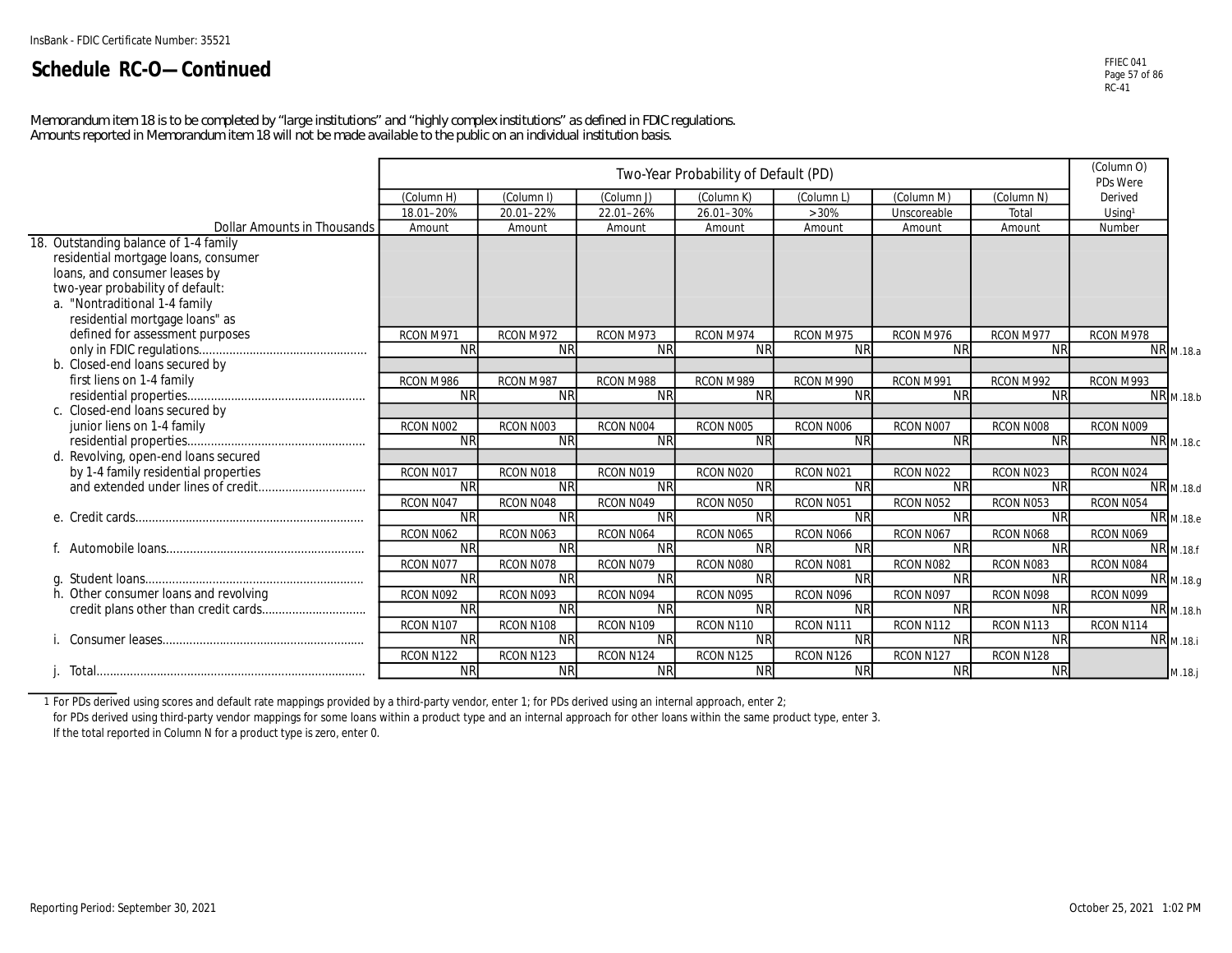InsBank - FDIC Certificate Number: 35521

# Schedule RC-O—Continued

Memorandum item 18 is to be completed by "large institutions" and "highly complex institutions" as defined in FDIC regulations.
Amounts reported in Memorandum item 18 will not be made available to the public on an individual institution basis.

| Dollar Amounts in Thousands | Two-Year Probability of Default (PD) | | | | | | | (Column O) PDs Were Derived Using[1] | |
|---|---|---|---|---|---|---|---|---|---|
| | (Column H) 18.01–20% | (Column I) 20.01–22% | (Column J) 22.01–26% | (Column K) 26.01–30% | (Column L) >30% | (Column M) Unscoreable | (Column N) Total | | |
| | Amount | Amount | Amount | Amount | Amount | Amount | Amount | Number | |
| 18. Outstanding balance of 1-4 family residential mortgage loans, consumer loans, and consumer leases by two-year probability of default: | | | | | | | | | |
| a. "Nontraditional 1-4 family residential mortgage loans" as defined for assessment purposes only in FDIC regulations | RCON M971 NR | RCON M972 NR | RCON M973 NR | RCON M974 NR | RCON M975 NR | RCON M976 NR | RCON M977 NR | RCON M978 NR | M.18.a |
| b. Closed-end loans secured by first liens on 1-4 family residential properties | RCON M986 NR | RCON M987 NR | RCON M988 NR | RCON M989 NR | RCON M990 NR | RCON M991 NR | RCON M992 NR | RCON M993 NR | M.18.b |
| c. Closed-end loans secured by junior liens on 1-4 family residential properties | RCON N002 NR | RCON N003 NR | RCON N004 NR | RCON N005 NR | RCON N006 NR | RCON N007 NR | RCON N008 NR | RCON N009 NR | M.18.c |
| d. Revolving, open-end loans secured by 1-4 family residential properties and extended under lines of credit | RCON N017 NR | RCON N018 NR | RCON N019 NR | RCON N020 NR | RCON N021 NR | RCON N022 NR | RCON N023 NR | RCON N024 NR | M.18.d |
| e. Credit cards | RCON N047 NR | RCON N048 NR | RCON N049 NR | RCON N050 NR | RCON N051 NR | RCON N052 NR | RCON N053 NR | RCON N054 NR | M.18.e |
| f. Automobile loans | RCON N062 NR | RCON N063 NR | RCON N064 NR | RCON N065 NR | RCON N066 NR | RCON N067 NR | RCON N068 NR | RCON N069 NR | M.18.f |
| g. Student loans | RCON N077 NR | RCON N078 NR | RCON N079 NR | RCON N080 NR | RCON N081 NR | RCON N082 NR | RCON N083 NR | RCON N084 NR | M.18.g |
| h. Other consumer loans and revolving credit plans other than credit cards | RCON N092 NR | RCON N093 NR | RCON N094 NR | RCON N095 NR | RCON N096 NR | RCON N097 NR | RCON N098 NR | RCON N099 NR | M.18.h |
| i. Consumer leases | RCON N107 NR | RCON N108 NR | RCON N109 NR | RCON N110 NR | RCON N111 NR | RCON N112 NR | RCON N113 NR | RCON N114 NR | M.18.i |
| j. Total | RCON N122 NR | RCON N123 NR | RCON N124 NR | RCON N125 NR | RCON N126 NR | RCON N127 NR | RCON N128 NR | | M.18.j |

1 For PDs derived using scores and default rate mappings provided by a third-party vendor, enter 1; for PDs derived using an internal approach, enter 2; for PDs derived using third-party vendor mappings for some loans within a product type and an internal approach for other loans within the same product type, enter 3. If the total reported in Column N for a product type is zero, enter 0.

Reporting Period: September 30, 2021

October 25, 2021 1:02 PM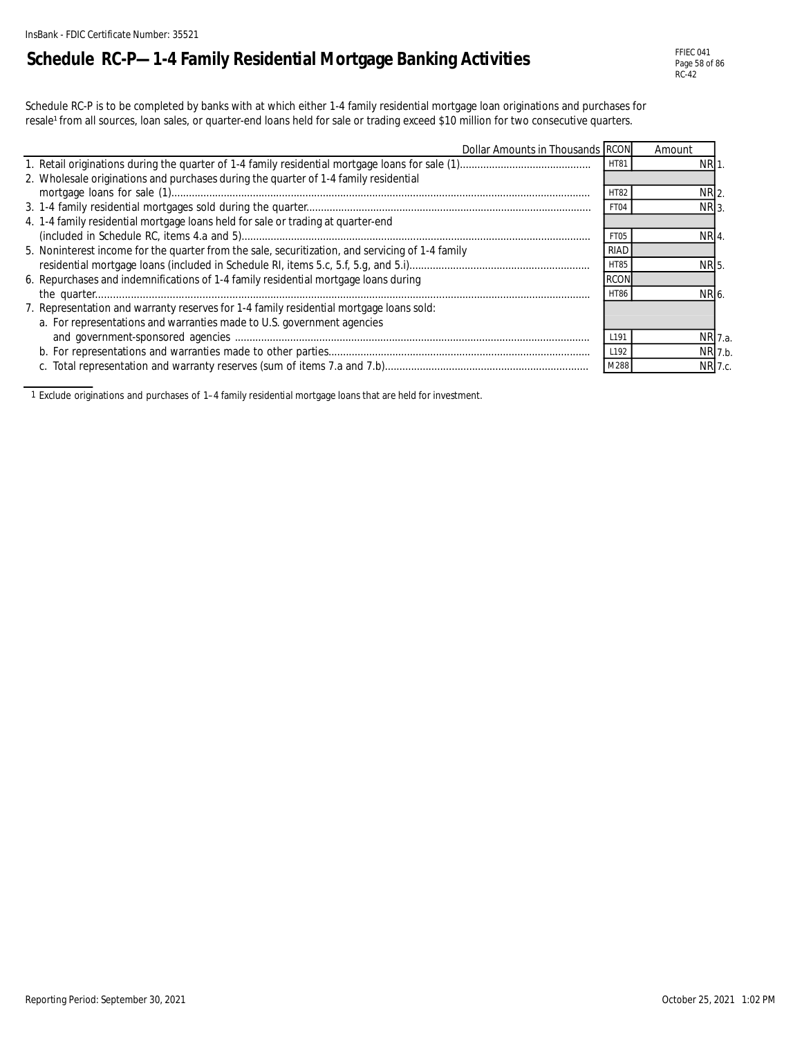# Schedule RC-P—1-4 Family Residential Mortgage Banking Activities

Schedule RC-P is to be completed by banks with at which either 1-4 family residential mortgage loan originations and purchases for resale[1] from all sources, loan sales, or quarter-end loans held for sale or trading exceed $10 million for two consecutive quarters.

| Dollar Amounts in Thousands | RCON | Amount | |
|---|---|---|---|
| 1. Retail originations during the quarter of 1-4 family residential mortgage loans for sale (1) | HT81 | NR | 1. |
| 2. Wholesale originations and purchases during the quarter of 1-4 family residential mortgage loans for sale (1) | HT82 | NR | 2. |
| 3. 1-4 family residential mortgages sold during the quarter | FT04 | NR | 3. |
| 4. 1-4 family residential mortgage loans held for sale or trading at quarter-end (included in Schedule RC, items 4.a and 5) | FT05 | NR | 4. |
| 5. Noninterest income for the quarter from the sale, securitization, and servicing of 1-4 family residential mortgage loans (included in Schedule RI, items 5.c, 5.f, 5.g, and 5.i) | RIAD HT85 | NR | 5. |
| 6. Repurchases and indemnifications of 1-4 family residential mortgage loans during the quarter | RCON HT86 | NR | 6. |
| 7. Representation and warranty reserves for 1-4 family residential mortgage loans sold: | | | |
| a. For representations and warranties made to U.S. government agencies and government-sponsored agencies | L191 | NR | 7.a. |
| b. For representations and warranties made to other parties | L192 | NR | 7.b. |
| c. Total representation and warranty reserves (sum of items 7.a and 7.b) | M288 | NR | 7.c. |

1 Exclude originations and purchases of 1–4 family residential mortgage loans that are held for investment.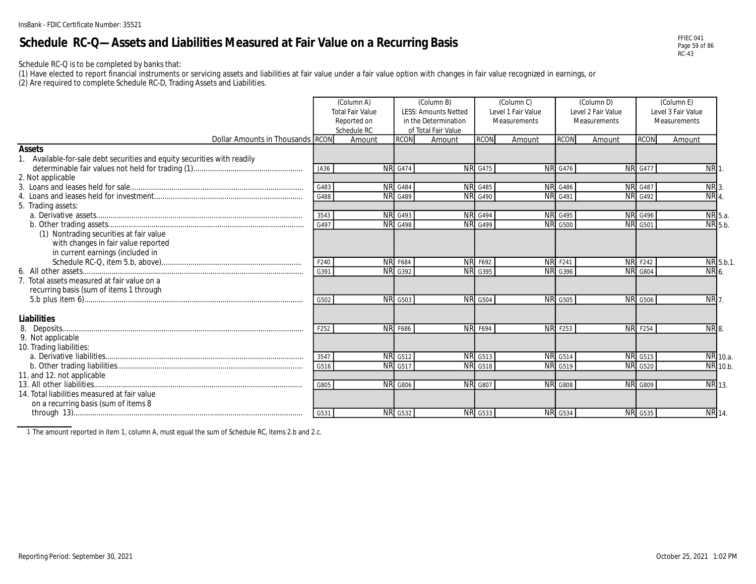InsBank - FDIC Certificate Number: 35521

# Schedule RC-Q—Assets and Liabilities Measured at Fair Value on a Recurring Basis

Schedule RC-Q is to be completed by banks that:
(1) Have elected to report financial instruments or servicing assets and liabilities at fair value under a fair value option with changes in fair value recognized in earnings, or
(2) Are required to complete Schedule RC-D, Trading Assets and Liabilities.

| Dollar Amounts in Thousands | RCON | (Column A) Total Fair Value Reported on Schedule RC Amount | RCON | (Column B) LESS: Amounts Netted in the Determination of Total Fair Value Amount | RCON | (Column C) Level 1 Fair Value Measurements Amount | RCON | (Column D) Level 2 Fair Value Measurements Amount | RCON | (Column E) Level 3 Fair Value Measurements Amount | |
|---|---|---|---|---|---|---|---|---|---|---|---|
| **Assets** | | | | | | | | | | | |
| 1. Available-for-sale debt securities and equity securities with readily determinable fair values not held for trading (1) | JA36 | NR | G474 | NR | G475 | NR | G476 | NR | G477 | NR | 1. |
| 2. Not applicable | | | | | | | | | | | |
| 3. Loans and leases held for sale | G483 | NR | G484 | NR | G485 | NR | G486 | NR | G487 | NR | 3. |
| 4. Loans and leases held for investment | G488 | NR | G489 | NR | G490 | NR | G491 | NR | G492 | NR | 4. |
| 5. Trading assets: | | | | | | | | | | | |
| a. Derivative assets | 3543 | NR | G493 | NR | G494 | NR | G495 | NR | G496 | NR | 5.a. |
| b. Other trading assets | G497 | NR | G498 | NR | G499 | NR | G500 | NR | G501 | NR | 5.b. |
| (1) Nontrading securities at fair value with changes in fair value reported in current earnings (included in Schedule RC-Q, item 5.b, above) | F240 | NR | F684 | NR | F692 | NR | F241 | NR | F242 | NR | 5.b.1. |
| 6. All other assets | G391 | NR | G392 | NR | G395 | NR | G396 | NR | G804 | NR | 6. |
| 7. Total assets measured at fair value on a recurring basis (sum of items 1 through 5.b plus item 6) | G502 | NR | G503 | NR | G504 | NR | G505 | NR | G506 | NR | 7. |
| **Liabilities** | | | | | | | | | | | |
| 8. Deposits | F252 | NR | F686 | NR | F694 | NR | F253 | NR | F254 | NR | 8. |
| 9. Not applicable | | | | | | | | | | | |
| 10. Trading liabilities: | | | | | | | | | | | |
| a. Derivative liabilities | 3547 | NR | G512 | NR | G513 | NR | G514 | NR | G515 | NR | 10.a. |
| b. Other trading liabilities | G516 | NR | G517 | NR | G518 | NR | G519 | NR | G520 | NR | 10.b. |
| 11. and 12. not applicable | | | | | | | | | | | |
| 13. All other liabilities | G805 | NR | G806 | NR | G807 | NR | G808 | NR | G809 | NR | 13. |
| 14. Total liabilities measured at fair value on a recurring basis (sum of items 8 through 13) | G531 | NR | G532 | NR | G533 | NR | G534 | NR | G535 | NR | 14. |

1 The amount reported in item 1, column A, must equal the sum of Schedule RC, items 2.b and 2.c.

Reporting Period: September 30, 2021

October 25, 2021 1:02 PM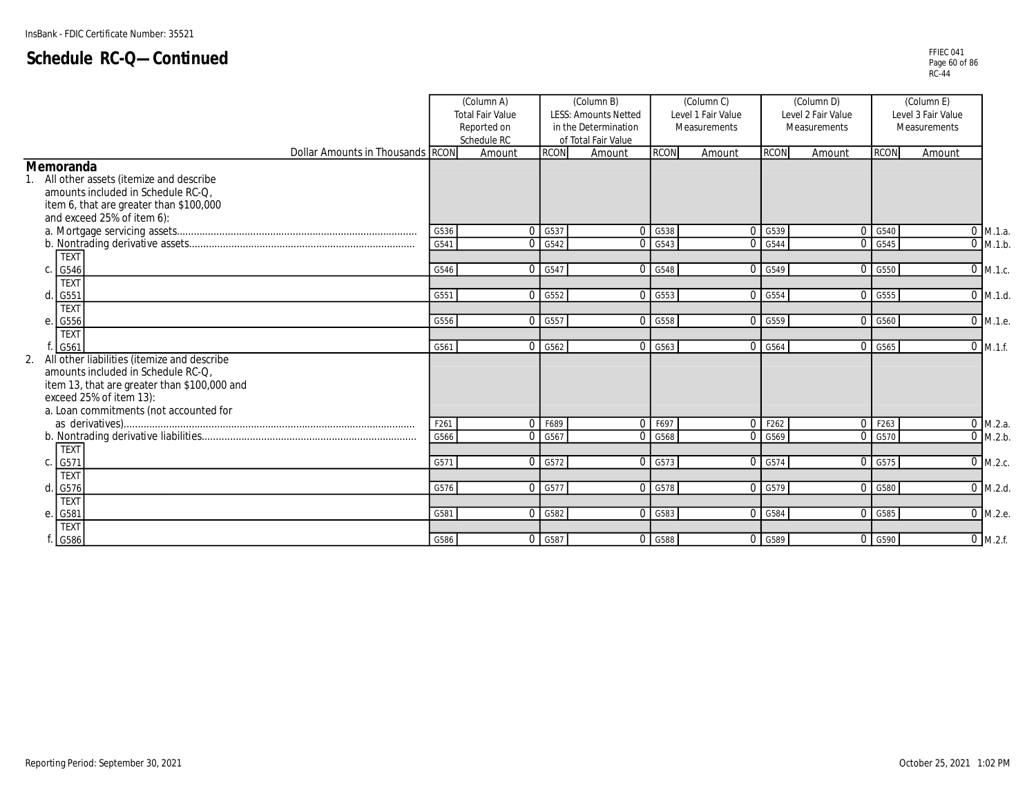InsBank - FDIC Certificate Number: 35521

# Schedule RC-Q—Continued

| Dollar Amounts in Thousands | (Column A) Total Fair Value Reported on Schedule RC | | (Column B) LESS: Amounts Netted in the Determination of Total Fair Value | | (Column C) Level 1 Fair Value Measurements | | (Column D) Level 2 Fair Value Measurements | | (Column E) Level 3 Fair Value Measurements | | |
|---|---|---|---|---|---|---|---|---|---|---|---|
| | RCON | Amount | RCON | Amount | RCON | Amount | RCON | Amount | RCON | Amount | |
| **Memoranda** | | | | | | | | | | | |
| 1. All other assets (itemize and describe amounts included in Schedule RC-Q, item 6, that are greater than $100,000 and exceed 25% of item 6): | | | | | | | | | | | |
| a. Mortgage servicing assets | G536 | 0 | G537 | 0 | G538 | 0 | G539 | 0 | G540 | 0 | M.1.a. |
| b. Nontrading derivative assets | G541 | 0 | G542 | 0 | G543 | 0 | G544 | 0 | G545 | 0 | M.1.b. |
| c. TEXT G546 | G546 | 0 | G547 | 0 | G548 | 0 | G549 | 0 | G550 | 0 | M.1.c. |
| d. TEXT G551 | G551 | 0 | G552 | 0 | G553 | 0 | G554 | 0 | G555 | 0 | M.1.d. |
| e. TEXT G556 | G556 | 0 | G557 | 0 | G558 | 0 | G559 | 0 | G560 | 0 | M.1.e. |
| f. TEXT G561 | G561 | 0 | G562 | 0 | G563 | 0 | G564 | 0 | G565 | 0 | M.1.f. |
| 2. All other liabilities (itemize and describe amounts included in Schedule RC-Q, item 13, that are greater than $100,000 and exceed 25% of item 13): | | | | | | | | | | | |
| a. Loan commitments (not accounted for as derivatives) | F261 | 0 | F689 | 0 | F697 | 0 | F262 | 0 | F263 | 0 | M.2.a. |
| b. Nontrading derivative liabilities | G566 | 0 | G567 | 0 | G568 | 0 | G569 | 0 | G570 | 0 | M.2.b. |
| c. TEXT G571 | G571 | 0 | G572 | 0 | G573 | 0 | G574 | 0 | G575 | 0 | M.2.c. |
| d. TEXT G576 | G576 | 0 | G577 | 0 | G578 | 0 | G579 | 0 | G580 | 0 | M.2.d. |
| e. TEXT G581 | G581 | 0 | G582 | 0 | G583 | 0 | G584 | 0 | G585 | 0 | M.2.e. |
| f. TEXT G586 | G586 | 0 | G587 | 0 | G588 | 0 | G589 | 0 | G590 | 0 | M.2.f. |

Reporting Period: September 30, 2021

October 25, 2021 1:02 PM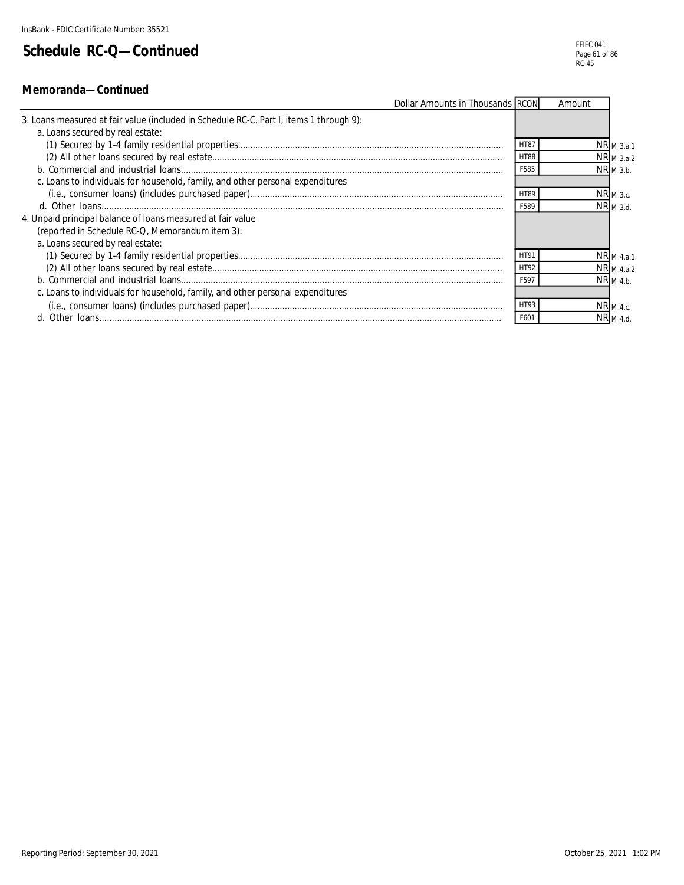InsBank - FDIC Certificate Number: 35521

# Schedule RC-Q—Continued

FFIEC 041
RC-45

## Memoranda—Continued

| Dollar Amounts in Thousands | RCON | Amount | |
|---|---|---|---|
| 3. Loans measured at fair value (included in Schedule RC-C, Part I, items 1 through 9): | | | |
| a. Loans secured by real estate: | | | |
| (1) Secured by 1-4 family residential properties | HT87 | NR | M.3.a.1. |
| (2) All other loans secured by real estate | HT88 | NR | M.3.a.2. |
| b. Commercial and industrial loans | F585 | NR | M.3.b. |
| c. Loans to individuals for household, family, and other personal expenditures (i.e., consumer loans) (includes purchased paper) | HT89 | NR | M.3.c. |
| d. Other loans | F589 | NR | M.3.d. |
| 4. Unpaid principal balance of loans measured at fair value (reported in Schedule RC-Q, Memorandum item 3): | | | |
| a. Loans secured by real estate: | | | |
| (1) Secured by 1-4 family residential properties | HT91 | NR | M.4.a.1. |
| (2) All other loans secured by real estate | HT92 | NR | M.4.a.2. |
| b. Commercial and industrial loans | F597 | NR | M.4.b. |
| c. Loans to individuals for household, family, and other personal expenditures (i.e., consumer loans) (includes purchased paper) | HT93 | NR | M.4.c. |
| d. Other loans | F601 | NR | M.4.d. |

Reporting Period: September 30, 2021

October 25, 2021 1:02 PM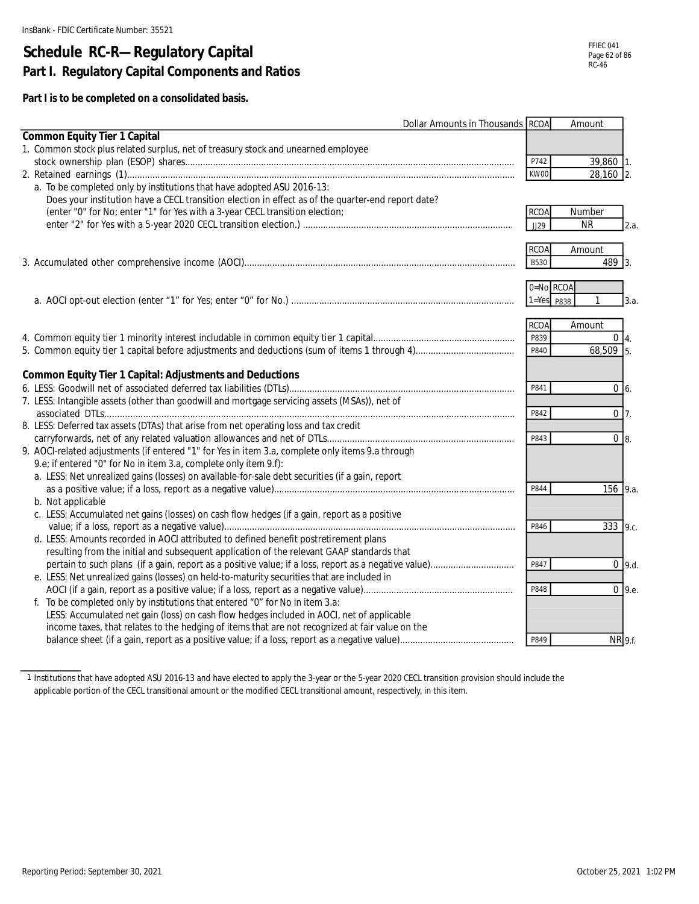InsBank - FDIC Certificate Number: 35521

# Schedule RC-R—Regulatory Capital

## Part I. Regulatory Capital Components and Ratios

**Part I is to be completed on a consolidated basis.**

| Dollar Amounts in Thousands | RCOA | Amount | |
|---|---|---|---|
| **Common Equity Tier 1 Capital** | | | |
| 1. Common stock plus related surplus, net of treasury stock and unearned employee stock ownership plan (ESOP) shares | P742 | 39,860 | 1. |
| 2. Retained earnings (1) | KW00 | 28,160 | 2. |
| a. To be completed only by institutions that have adopted ASU 2016-13: Does your institution have a CECL transition election in effect as of the quarter-end report date? (enter "0" for No; enter "1" for Yes with a 3-year CECL transition election; enter "2" for Yes with a 5-year 2020 CECL transition election.) | JJ29 | NR | 2.a. |
| 3. Accumulated other comprehensive income (AOCI) | B530 | 489 | 3. |
| a. AOCI opt-out election (enter "1" for Yes; enter "0" for No.) (0=No, 1=Yes) | P838 | 1 | 3.a. |
| 4. Common equity tier 1 minority interest includable in common equity tier 1 capital | P839 | 0 | 4. |
| 5. Common equity tier 1 capital before adjustments and deductions (sum of items 1 through 4) | P840 | 68,509 | 5. |
| **Common Equity Tier 1 Capital: Adjustments and Deductions** | | | |
| 6. LESS: Goodwill net of associated deferred tax liabilities (DTLs) | P841 | 0 | 6. |
| 7. LESS: Intangible assets (other than goodwill and mortgage servicing assets (MSAs)), net of associated DTLs | P842 | 0 | 7. |
| 8. LESS: Deferred tax assets (DTAs) that arise from net operating loss and tax credit carryforwards, net of any related valuation allowances and net of DTLs | P843 | 0 | 8. |
| 9. AOCI-related adjustments (if entered "1" for Yes in item 3.a, complete only items 9.a through 9.e; if entered "0" for No in item 3.a, complete only item 9.f): | | | |
| a. LESS: Net unrealized gains (losses) on available-for-sale debt securities (if a gain, report as a positive value; if a loss, report as a negative value) | P844 | 156 | 9.a. |
| b. Not applicable | | | |
| c. LESS: Accumulated net gains (losses) on cash flow hedges (if a gain, report as a positive value; if a loss, report as a negative value) | P846 | 333 | 9.c. |
| d. LESS: Amounts recorded in AOCI attributed to defined benefit postretirement plans resulting from the initial and subsequent application of the relevant GAAP standards that pertain to such plans (if a gain, report as a positive value; if a loss, report as a negative value) | P847 | 0 | 9.d. |
| e. LESS: Net unrealized gains (losses) on held-to-maturity securities that are included in AOCI (if a gain, report as a positive value; if a loss, report as a negative value) | P848 | 0 | 9.e. |
| f. To be completed only by institutions that entered "0" for No in item 3.a: LESS: Accumulated net gain (loss) on cash flow hedges included in AOCI, net of applicable income taxes, that relates to the hedging of items that are not recognized at fair value on the balance sheet (if a gain, report as a positive value; if a loss, report as a negative value) | P849 | NR | 9.f. |

1 Institutions that have adopted ASU 2016-13 and have elected to apply the 3-year or the 5-year 2020 CECL transition provision should include the applicable portion of the CECL transitional amount or the modified CECL transitional amount, respectively, in this item.

Reporting Period: September 30, 2021

October 25, 2021 1:02 PM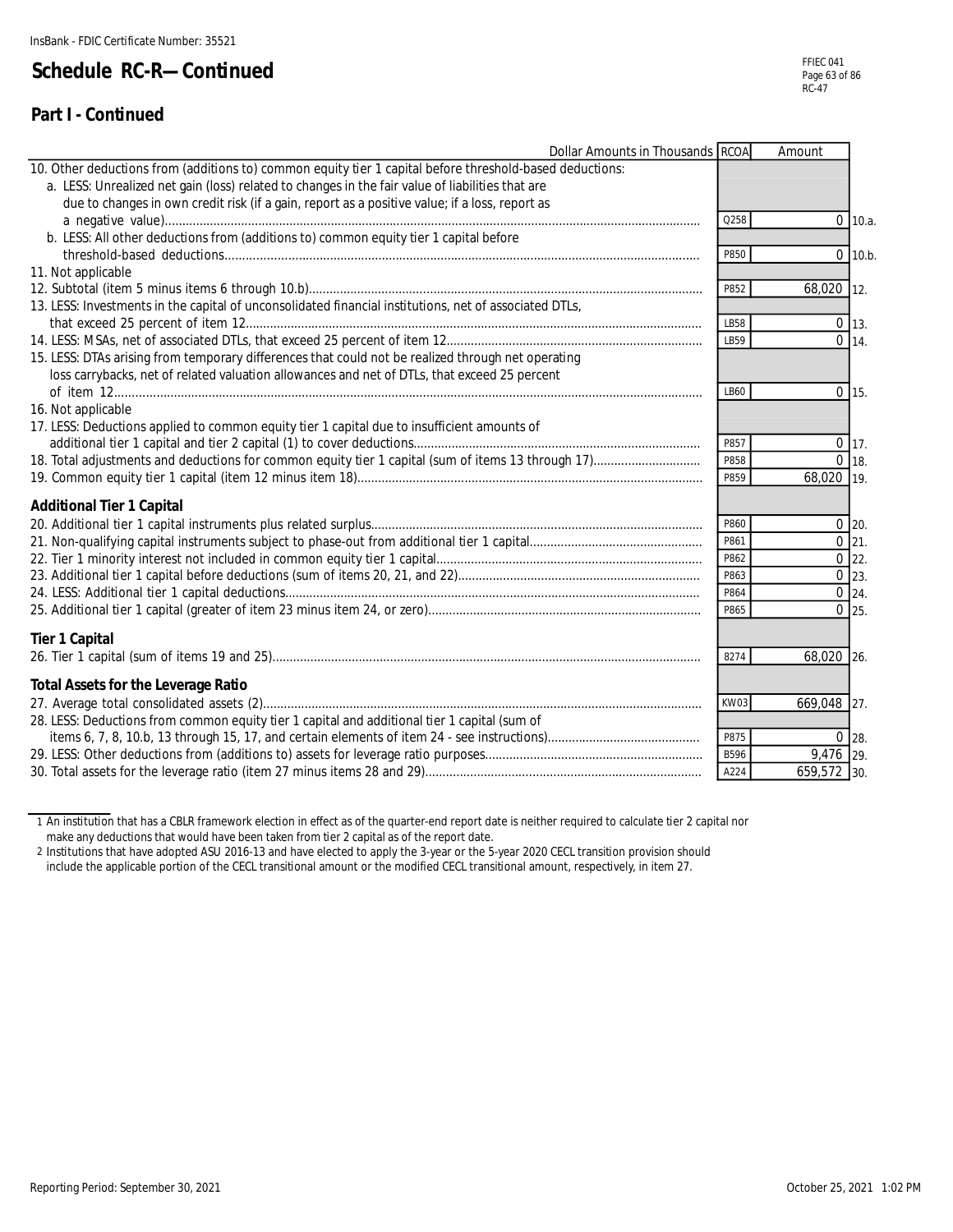InsBank - FDIC Certificate Number: 35521

# Schedule RC-R—Continued

FFIEC 041
RC-47

## Part I - Continued

| Dollar Amounts in Thousands | RCOA | Amount | |
|---|---|---|---|
| 10. Other deductions from (additions to) common equity tier 1 capital before threshold-based deductions: | | | |
| a. LESS: Unrealized net gain (loss) related to changes in the fair value of liabilities that are due to changes in own credit risk (if a gain, report as a positive value; if a loss, report as a negative value) | Q258 | 0 | 10.a. |
| b. LESS: All other deductions from (additions to) common equity tier 1 capital before threshold-based deductions | P850 | 0 | 10.b. |
| 11. Not applicable | | | |
| 12. Subtotal (item 5 minus items 6 through 10.b) | P852 | 68,020 | 12. |
| 13. LESS: Investments in the capital of unconsolidated financial institutions, net of associated DTLs, that exceed 25 percent of item 12 | LB58 | 0 | 13. |
| 14. LESS: MSAs, net of associated DTLs, that exceed 25 percent of item 12 | LB59 | 0 | 14. |
| 15. LESS: DTAs arising from temporary differences that could not be realized through net operating loss carrybacks, net of related valuation allowances and net of DTLs, that exceed 25 percent of item 12 | LB60 | 0 | 15. |
| 16. Not applicable | | | |
| 17. LESS: Deductions applied to common equity tier 1 capital due to insufficient amounts of additional tier 1 capital and tier 2 capital (1) to cover deductions | P857 | 0 | 17. |
| 18. Total adjustments and deductions for common equity tier 1 capital (sum of items 13 through 17) | P858 | 0 | 18. |
| 19. Common equity tier 1 capital (item 12 minus item 18) | P859 | 68,020 | 19. |
| **Additional Tier 1 Capital** | | | |
| 20. Additional tier 1 capital instruments plus related surplus | P860 | 0 | 20. |
| 21. Non-qualifying capital instruments subject to phase-out from additional tier 1 capital | P861 | 0 | 21. |
| 22. Tier 1 minority interest not included in common equity tier 1 capital | P862 | 0 | 22. |
| 23. Additional tier 1 capital before deductions (sum of items 20, 21, and 22) | P863 | 0 | 23. |
| 24. LESS: Additional tier 1 capital deductions | P864 | 0 | 24. |
| 25. Additional tier 1 capital (greater of item 23 minus item 24, or zero) | P865 | 0 | 25. |
| **Tier 1 Capital** | | | |
| 26. Tier 1 capital (sum of items 19 and 25) | 8274 | 68,020 | 26. |
| **Total Assets for the Leverage Ratio** | | | |
| 27. Average total consolidated assets (2) | KW03 | 669,048 | 27. |
| 28. LESS: Deductions from common equity tier 1 capital and additional tier 1 capital (sum of items 6, 7, 8, 10.b, 13 through 15, 17, and certain elements of item 24 - see instructions) | P875 | 0 | 28. |
| 29. LESS: Other deductions from (additions to) assets for leverage ratio purposes | B596 | 9,476 | 29. |
| 30. Total assets for the leverage ratio (item 27 minus items 28 and 29) | A224 | 659,572 | 30. |

1 An institution that has a CBLR framework election in effect as of the quarter-end report date is neither required to calculate tier 2 capital nor make any deductions that would have been taken from tier 2 capital as of the report date.

2 Institutions that have adopted ASU 2016-13 and have elected to apply the 3-year or the 5-year 2020 CECL transition provision should include the applicable portion of the CECL transitional amount or the modified CECL transitional amount, respectively, in item 27.

Reporting Period: September 30, 2021

October 25, 2021 1:02 PM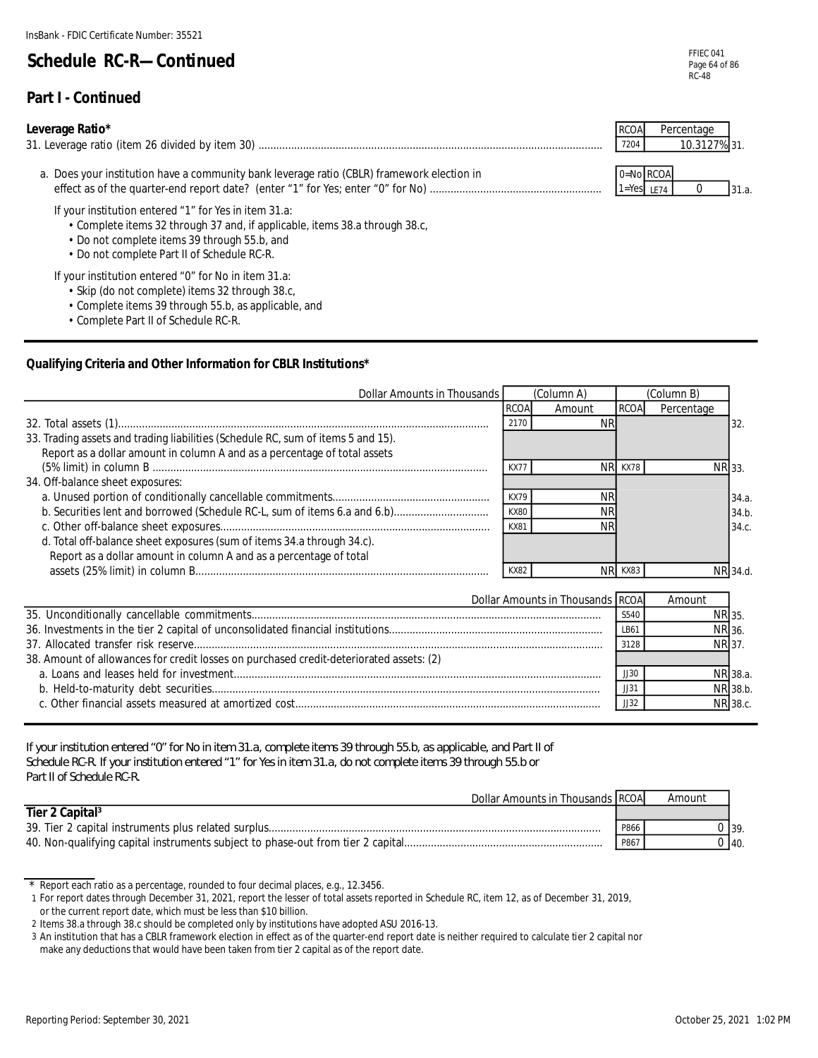InsBank - FDIC Certificate Number: 35521

# Schedule RC-R—Continued

## Part I - Continued

### Leverage Ratio*

| | RCOA | Percentage | |
|---|---|---|---|
| 31. Leverage ratio (item 26 divided by item 30) | 7204 | 10.3127% | 31. |

| | 0=No 1=Yes | RCOA | | |
|---|---|---|---|---|
| a. Does your institution have a community bank leverage ratio (CBLR) framework election in effect as of the quarter-end report date? (enter "1" for Yes; enter "0" for No) | | LE74 | 0 | 31.a. |

If your institution entered "1" for Yes in item 31.a:
- Complete items 32 through 37 and, if applicable, items 38.a through 38.c,
- Do not complete items 39 through 55.b, and
- Do not complete Part II of Schedule RC-R.

If your institution entered "0" for No in item 31.a:
- Skip (do not complete) items 32 through 38.c,
- Complete items 39 through 55.b, as applicable, and
- Complete Part II of Schedule RC-R.

### Qualifying Criteria and Other Information for CBLR Institutions*

| Dollar Amounts in Thousands | (Column A) RCOA | Amount | (Column B) RCOA | Percentage | |
|---|---|---|---|---|---|
| 32. Total assets (1) | 2170 | NR | | | 32. |
| 33. Trading assets and trading liabilities (Schedule RC, sum of items 5 and 15). Report as a dollar amount in column A and as a percentage of total assets (5% limit) in column B | KX77 | NR | KX78 | NR | 33. |
| 34. Off-balance sheet exposures: | | | | | |
| a. Unused portion of conditionally cancellable commitments | KX79 | NR | | | 34.a. |
| b. Securities lent and borrowed (Schedule RC-L, sum of items 6.a and 6.b) | KX80 | NR | | | 34.b. |
| c. Other off-balance sheet exposures | KX81 | NR | | | 34.c. |
| d. Total off-balance sheet exposures (sum of items 34.a through 34.c). Report as a dollar amount in column A and as a percentage of total assets (25% limit) in column B | KX82 | NR | KX83 | NR | 34.d. |

| Dollar Amounts in Thousands | RCOA | Amount | |
|---|---|---|---|
| 35. Unconditionally cancellable commitments | S540 | NR | 35. |
| 36. Investments in the tier 2 capital of unconsolidated financial institutions | LB61 | NR | 36. |
| 37. Allocated transfer risk reserve | 3128 | NR | 37. |
| 38. Amount of allowances for credit losses on purchased credit-deteriorated assets: (2) | | | |
| a. Loans and leases held for investment | JJ30 | NR | 38.a. |
| b. Held-to-maturity debt securities | JJ31 | NR | 38.b. |
| c. Other financial assets measured at amortized cost | JJ32 | NR | 38.c. |

If your institution entered "0" for No in item 31.a, complete items 39 through 55.b, as applicable, and Part II of Schedule RC-R. If your institution entered "1" for Yes in item 31.a, do not complete items 39 through 55.b or Part II of Schedule RC-R.

| Dollar Amounts in Thousands | RCOA | Amount | |
|---|---|---|---|
| **Tier 2 Capital[3]** | | | |
| 39. Tier 2 capital instruments plus related surplus | P866 | 0 | 39. |
| 40. Non-qualifying capital instruments subject to phase-out from tier 2 capital | P867 | 0 | 40. |

\* Report each ratio as a percentage, rounded to four decimal places, e.g., 12.3456.

1 For report dates through December 31, 2021, report the lesser of total assets reported in Schedule RC, item 12, as of December 31, 2019, or the current report date, which must be less than $10 billion.

2 Items 38.a through 38.c should be completed only by institutions have adopted ASU 2016-13.

3 An institution that has a CBLR framework election in effect as of the quarter-end report date is neither required to calculate tier 2 capital nor make any deductions that would have been taken from tier 2 capital as of the report date.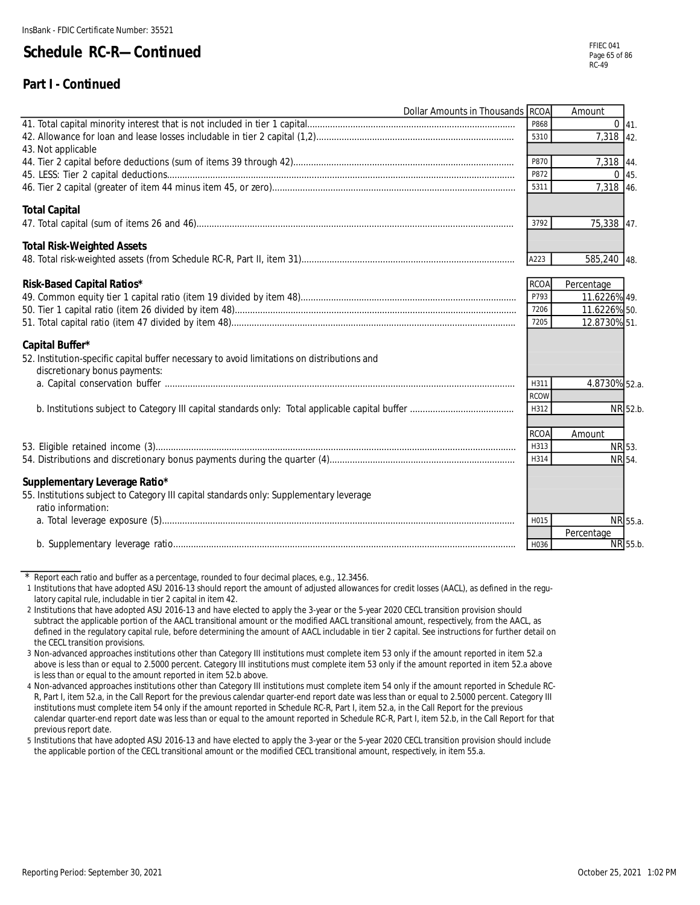InsBank - FDIC Certificate Number: 35521

# Schedule RC-R—Continued

## Part I - Continued

| Dollar Amounts in Thousands | RCOA | Amount | |
|---|---|---|---|
| 41. Total capital minority interest that is not included in tier 1 capital | P868 | 0 | 41. |
| 42. Allowance for loan and lease losses includable in tier 2 capital (1,2) | 5310 | 7,318 | 42. |
| 43. Not applicable | | | |
| 44. Tier 2 capital before deductions (sum of items 39 through 42) | P870 | 7,318 | 44. |
| 45. LESS: Tier 2 capital deductions | P872 | 0 | 45. |
| 46. Tier 2 capital (greater of item 44 minus item 45, or zero) | 5311 | 7,318 | 46. |
| **Total Capital** | | | |
| 47. Total capital (sum of items 26 and 46) | 3792 | 75,338 | 47. |
| **Total Risk-Weighted Assets** | | | |
| 48. Total risk-weighted assets (from Schedule RC-R, Part II, item 31) | A223 | 585,240 | 48. |

| **Risk-Based Capital Ratios*** | RCOA | Percentage | |
|---|---|---|---|
| 49. Common equity tier 1 capital ratio (item 19 divided by item 48) | P793 | 11.6226% | 49. |
| 50. Tier 1 capital ratio (item 26 divided by item 48) | 7206 | 11.6226% | 50. |
| 51. Total capital ratio (item 47 divided by item 48) | 7205 | 12.8730% | 51. |
| **Capital Buffer*** | | | |
| 52. Institution-specific capital buffer necessary to avoid limitations on distributions and discretionary bonus payments: | | | |
| a. Capital conservation buffer | H311 | 4.8730% | 52.a. |
| | RCOW | | |
| b. Institutions subject to Category III capital standards only: Total applicable capital buffer | H312 | NR | 52.b. |

| | RCOA | Amount | |
|---|---|---|---|
| 53. Eligible retained income (3) | H313 | NR | 53. |
| 54. Distributions and discretionary bonus payments during the quarter (4) | H314 | NR | 54. |
| **Supplementary Leverage Ratio*** | | | |
| 55. Institutions subject to Category III capital standards only: Supplementary leverage ratio information: | | | |
| a. Total leverage exposure (5) | H015 | NR | 55.a. |
| | | Percentage | |
| b. Supplementary leverage ratio | H036 | NR | 55.b. |

\* Report each ratio and buffer as a percentage, rounded to four decimal places, e.g., 12.3456.

1 Institutions that have adopted ASU 2016-13 should report the amount of adjusted allowances for credit losses (AACL), as defined in the regulatory capital rule, includable in tier 2 capital in item 42.

2 Institutions that have adopted ASU 2016-13 and have elected to apply the 3-year or the 5-year 2020 CECL transition provision should subtract the applicable portion of the AACL transitional amount or the modified AACL transitional amount, respectively, from the AACL, as defined in the regulatory capital rule, before determining the amount of AACL includable in tier 2 capital. See instructions for further detail on the CECL transition provisions.

3 Non-advanced approaches institutions other than Category III institutions must complete item 53 only if the amount reported in item 52.a above is less than or equal to 2.5000 percent. Category III institutions must complete item 53 only if the amount reported in item 52.a above is less than or equal to the amount reported in item 52.b above.

4 Non-advanced approaches institutions other than Category III institutions must complete item 54 only if the amount reported in Schedule RC-R, Part I, item 52.a, in the Call Report for the previous calendar quarter-end report date was less than or equal to 2.5000 percent. Category III institutions must complete item 54 only if the amount reported in Schedule RC-R, Part I, item 52.a, in the Call Report for the previous calendar quarter-end report date was less than or equal to the amount reported in Schedule RC-R, Part I, item 52.b, in the Call Report for that previous report date.

5 Institutions that have adopted ASU 2016-13 and have elected to apply the 3-year or the 5-year 2020 CECL transition provision should include the applicable portion of the CECL transitional amount or the modified CECL transitional amount, respectively, in item 55.a.

Reporting Period: September 30, 2021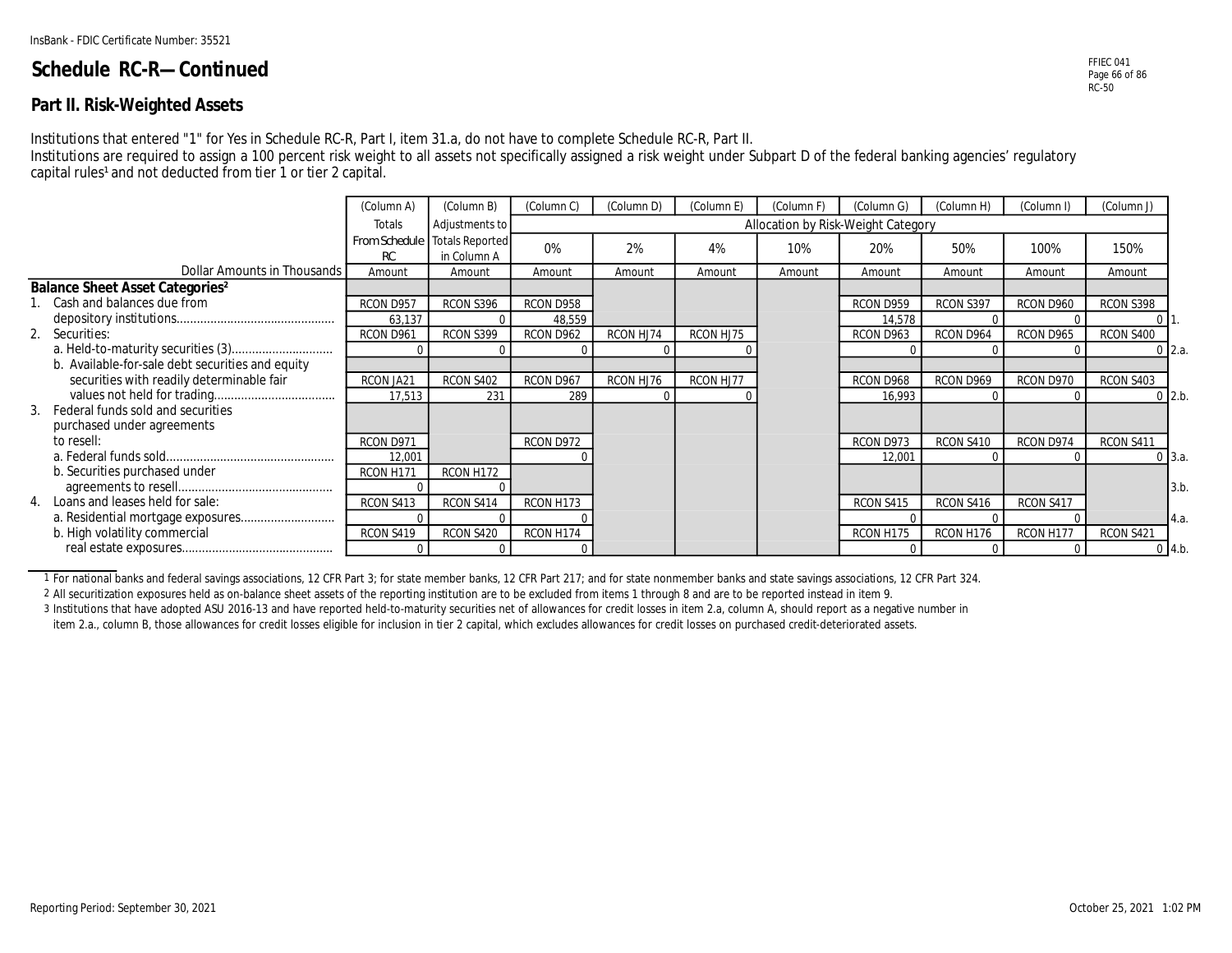InsBank - FDIC Certificate Number: 35521

# Schedule RC-R—Continued

FFIEC 041
RC-50

## Part II. Risk-Weighted Assets

Institutions that entered "1" for Yes in Schedule RC-R, Part I, item 31.a, do not have to complete Schedule RC-R, Part II.
Institutions are required to assign a 100 percent risk weight to all assets not specifically assigned a risk weight under Subpart D of the federal banking agencies' regulatory capital rules[1] and not deducted from tier 1 or tier 2 capital.

| | (Column A) | (Column B) | (Column C) | (Column D) | (Column E) | (Column F) | (Column G) | (Column H) | (Column I) | (Column J) | |
|---|---|---|---|---|---|---|---|---|---|---|---|
| | Totals From Schedule RC | Adjustments to Totals Reported in Column A | Allocation by Risk-Weight Category | | | | | | | | |
| | | | 0% | 2% | 4% | 10% | 20% | 50% | 100% | 150% | |
| Dollar Amounts in Thousands | Amount | Amount | Amount | Amount | Amount | Amount | Amount | Amount | Amount | Amount | |
| **Balance Sheet Asset Categories[2]** | | | | | | | | | | | |
| 1. Cash and balances due from depository institutions | RCON D957 63,137 | RCON S396 0 | RCON D958 48,559 | | | | RCON D959 14,578 | RCON S397 0 | RCON D960 0 | RCON S398 0 | 1. |
| 2. Securities: | | | | | | | | | | | |
| a. Held-to-maturity securities (3) | RCON D961 0 | RCON S399 0 | RCON D962 0 | RCON HJ74 0 | RCON HJ75 0 | | RCON D963 0 | RCON D964 0 | RCON D965 0 | RCON S400 0 | 2.a. |
| b. Available-for-sale debt securities and equity securities with readily determinable fair values not held for trading | RCON JA21 17,513 | RCON S402 231 | RCON D967 289 | RCON HJ76 0 | RCON HJ77 0 | | RCON D968 16,993 | RCON D969 0 | RCON D970 0 | RCON S403 0 | 2.b. |
| 3. Federal funds sold and securities purchased under agreements to resell: | | | | | | | | | | | |
| a. Federal funds sold | RCON D971 12,001 | | RCON D972 0 | | | | RCON D973 12,001 | RCON S410 0 | RCON D974 0 | RCON S411 0 | 3.a. |
| b. Securities purchased under agreements to resell | RCON H171 0 | RCON H172 0 | | | | | | | | | 3.b. |
| 4. Loans and leases held for sale: | | | | | | | | | | | |
| a. Residential mortgage exposures | RCON S413 0 | RCON S414 0 | RCON H173 0 | | | | RCON S415 0 | RCON S416 0 | RCON S417 0 | | 4.a. |
| b. High volatility commercial real estate exposures | RCON S419 0 | RCON S420 0 | RCON H174 0 | | | | RCON H175 0 | RCON H176 0 | RCON H177 0 | RCON S421 0 | 4.b. |

1 For national banks and federal savings associations, 12 CFR Part 3; for state member banks, 12 CFR Part 217; and for state nonmember banks and state savings associations, 12 CFR Part 324.
2 All securitization exposures held as on-balance sheet assets of the reporting institution are to be excluded from items 1 through 8 and are to be reported instead in item 9.
3 Institutions that have adopted ASU 2016-13 and have reported held-to-maturity securities net of allowances for credit losses in item 2.a, column A, should report as a negative number in item 2.a., column B, those allowances for credit losses eligible for inclusion in tier 2 capital, which excludes allowances for credit losses on purchased credit-deteriorated assets.

Reporting Period: September 30, 2021

October 25, 2021 1:02 PM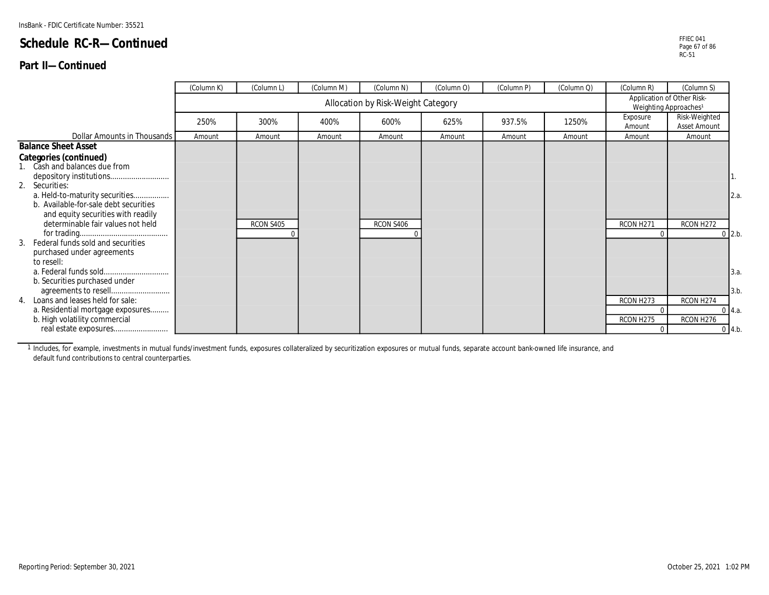InsBank - FDIC Certificate Number: 35521

# Schedule RC-R—Continued

## Part II—Continued

| Dollar Amounts in Thousands | (Column K) | (Column L) | (Column M) | (Column N) | (Column O) | (Column P) | (Column Q) | (Column R) | (Column S) | |
|---|---|---|---|---|---|---|---|---|---|---|
| | Allocation by Risk-Weight Category | | | | | | | Application of Other Risk-Weighting Approaches[1] | | |
| | 250% | 300% | 400% | 600% | 625% | 937.5% | 1250% | Exposure Amount | Risk-Weighted Asset Amount | |
| | Amount | Amount | Amount | Amount | Amount | Amount | Amount | Amount | Amount | |
| **Balance Sheet Asset Categories (continued)** | | | | | | | | | | |
| 1. Cash and balances due from depository institutions | | | | | | | | | | 1. |
| 2. Securities: | | | | | | | | | | |
| a. Held-to-maturity securities | | | | | | | | | | 2.a. |
| b. Available-for-sale debt securities and equity securities with readily determinable fair values not held for trading | | RCON S405 0 | | RCON S406 0 | | | | RCON H271 0 | RCON H272 0 | 2.b. |
| 3. Federal funds sold and securities purchased under agreements to resell: | | | | | | | | | | |
| a. Federal funds sold | | | | | | | | | | 3.a. |
| b. Securities purchased under agreements to resell | | | | | | | | | | 3.b. |
| 4. Loans and leases held for sale: | | | | | | | | | | |
| a. Residential mortgage exposures | | | | | | | | RCON H273 0 | RCON H274 0 | 4.a. |
| b. High volatility commercial real estate exposures | | | | | | | | RCON H275 0 | RCON H276 0 | 4.b. |

[1] Includes, for example, investments in mutual funds/investment funds, exposures collateralized by securitization exposures or mutual funds, separate account bank-owned life insurance, and default fund contributions to central counterparties.

Reporting Period: September 30, 2021

October 25, 2021 1:02 PM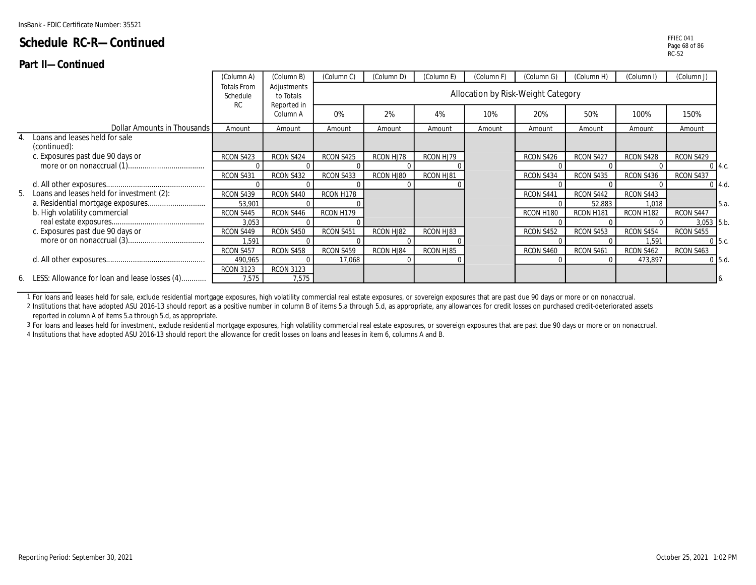InsBank - FDIC Certificate Number: 35521

# Schedule RC-R—Continued

FFIEC 041
RC-52

## Part II—Continued

| Dollar Amounts in Thousands | (Column A) Totals From Schedule RC | (Column B) Adjustments to Totals Reported in Column A | (Column C) 0% | (Column D) 2% | (Column E) 4% | (Column F) 10% | (Column G) 20% | (Column H) 50% | (Column I) 100% | (Column J) 150% | |
|---|---|---|---|---|---|---|---|---|---|---|---|
| | | | Allocation by Risk-Weight Category | | | | | | | | |
| | Amount | Amount | Amount | Amount | Amount | Amount | Amount | Amount | Amount | Amount | |
| 4. Loans and leases held for sale (continued): | | | | | | | | | | | |
| c. Exposures past due 90 days or more or on nonaccrual (1) | RCON S423 0 | RCON S424 0 | RCON S425 0 | RCON HJ78 0 | RCON HJ79 0 | | RCON S426 0 | RCON S427 0 | RCON S428 0 | RCON S429 0 | 4.c. |
| d. All other exposures | RCON S431 0 | RCON S432 0 | RCON S433 0 | RCON HJ80 0 | RCON HJ81 0 | | RCON S434 0 | RCON S435 0 | RCON S436 0 | RCON S437 0 | 4.d. |
| 5. Loans and leases held for investment (2): | | | | | | | | | | | |
| a. Residential mortgage exposures | RCON S439 53,901 | RCON S440 0 | RCON H178 0 | | | | RCON S441 0 | RCON S442 52,883 | RCON S443 1,018 | | 5.a. |
| b. High volatility commercial real estate exposures | RCON S445 3,053 | RCON S446 0 | RCON H179 0 | | | | RCON H180 0 | RCON H181 0 | RCON H182 0 | RCON S447 3,053 | 5.b. |
| c. Exposures past due 90 days or more or on nonaccrual (3) | RCON S449 1,591 | RCON S450 0 | RCON S451 0 | RCON HJ82 0 | RCON HJ83 0 | | RCON S452 0 | RCON S453 0 | RCON S454 1,591 | RCON S455 0 | 5.c. |
| d. All other exposures | RCON S457 490,965 | RCON S458 0 | RCON S459 17,068 | RCON HJ84 0 | RCON HJ85 0 | | RCON S460 0 | RCON S461 0 | RCON S462 473,897 | RCON S463 0 | 5.d. |
| 6. LESS: Allowance for loan and lease losses (4) | RCON 3123 7,575 | RCON 3123 7,575 | | | | | | | | | 6. |

1 For loans and leases held for sale, exclude residential mortgage exposures, high volatility commercial real estate exposures, or sovereign exposures that are past due 90 days or more or on nonaccrual.

2 Institutions that have adopted ASU 2016-13 should report as a positive number in column B of items 5.a through 5.d, as appropriate, any allowances for credit losses on purchased credit-deteriorated assets reported in column A of items 5.a through 5.d, as appropriate.

3 For loans and leases held for investment, exclude residential mortgage exposures, high volatility commercial real estate exposures, or sovereign exposures that are past due 90 days or more or on nonaccrual.

4 Institutions that have adopted ASU 2016-13 should report the allowance for credit losses on loans and leases in item 6, columns A and B.

Reporting Period: September 30, 2021

October 25, 2021 1:02 PM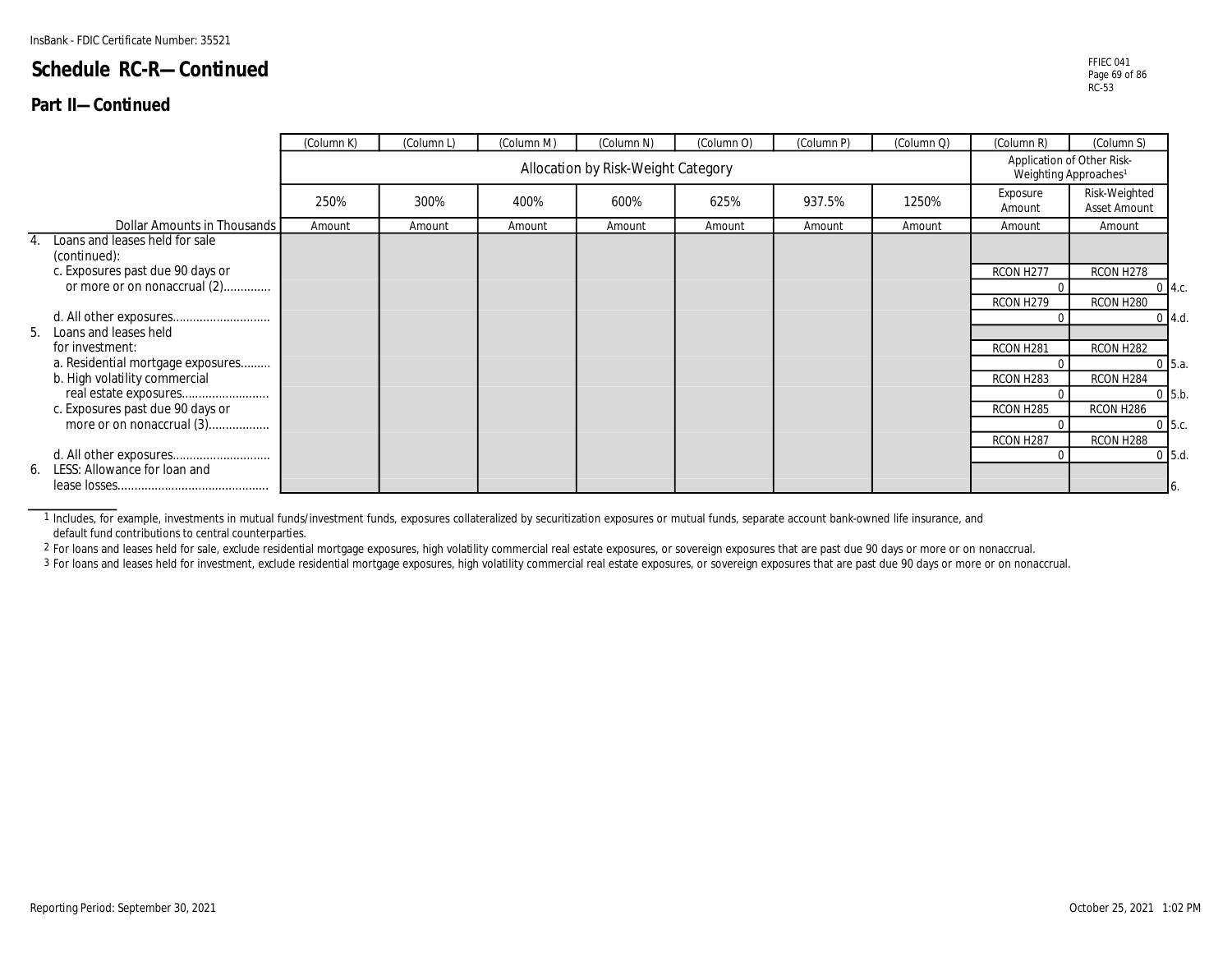InsBank - FDIC Certificate Number: 35521

# Schedule RC-R—Continued

FFIEC 041
RC-53

## Part II—Continued

| Dollar Amounts in Thousands | (Column K) | (Column L) | (Column M) | (Column N) | (Column O) | (Column P) | (Column Q) | (Column R) | (Column S) | |
|---|---|---|---|---|---|---|---|---|---|---|
| | Allocation by Risk-Weight Category | | | | | | | Application of Other Risk-Weighting Approaches[1] | | |
| | 250% | 300% | 400% | 600% | 625% | 937.5% | 1250% | Exposure Amount | Risk-Weighted Asset Amount | |
| | Amount | Amount | Amount | Amount | Amount | Amount | Amount | Amount | Amount | |
| 4. Loans and leases held for sale (continued): | | | | | | | | | | |
| c. Exposures past due 90 days or or more or on nonaccrual (2) | | | | | | | | RCON H277 0 | RCON H278 0 | 4.c. |
| d. All other exposures | | | | | | | | RCON H279 0 | RCON H280 0 | 4.d. |
| 5. Loans and leases held for investment: | | | | | | | | | | |
| a. Residential mortgage exposures | | | | | | | | RCON H281 0 | RCON H282 0 | 5.a. |
| b. High volatility commercial real estate exposures | | | | | | | | RCON H283 0 | RCON H284 0 | 5.b. |
| c. Exposures past due 90 days or more or on nonaccrual (3) | | | | | | | | RCON H285 0 | RCON H286 0 | 5.c. |
| d. All other exposures | | | | | | | | RCON H287 0 | RCON H288 0 | 5.d. |
| 6. LESS: Allowance for loan and lease losses | | | | | | | | | | 6. |

1 Includes, for example, investments in mutual funds/investment funds, exposures collateralized by securitization exposures or mutual funds, separate account bank-owned life insurance, and default fund contributions to central counterparties.

2 For loans and leases held for sale, exclude residential mortgage exposures, high volatility commercial real estate exposures, or sovereign exposures that are past due 90 days or more or on nonaccrual.

3 For loans and leases held for investment, exclude residential mortgage exposures, high volatility commercial real estate exposures, or sovereign exposures that are past due 90 days or more or on nonaccrual.

Reporting Period: September 30, 2021

October 25, 2021 1:02 PM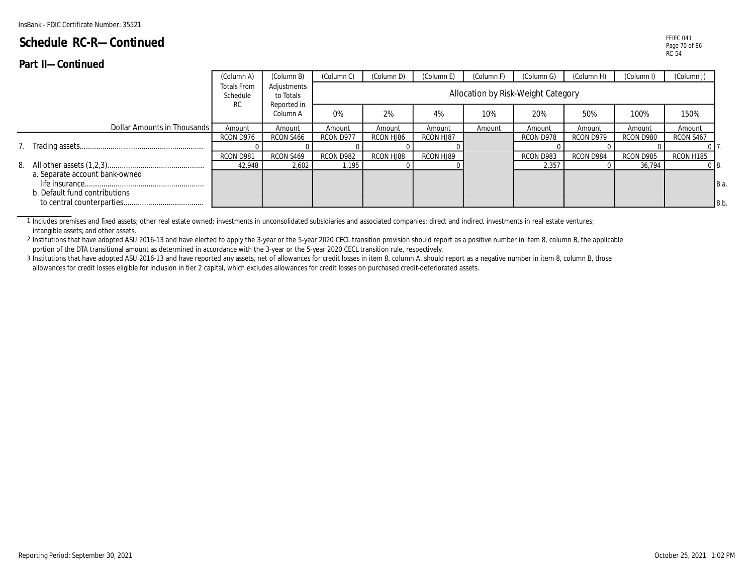InsBank - FDIC Certificate Number: 35521

# Schedule RC-R—Continued

## Part II—Continued

| Dollar Amounts in Thousands | (Column A) Totals From Schedule RC | (Column B) Adjustments to Totals Reported in Column A | (Column C) | (Column D) | (Column E) | (Column F) | (Column G) | (Column H) | (Column I) | (Column J) | |
|---|---|---|---|---|---|---|---|---|---|---|---|
| | | | Allocation by Risk-Weight Category | | | | | | | | |
| | | | 0% | 2% | 4% | 10% | 20% | 50% | 100% | 150% | |
| | Amount | Amount | Amount | Amount | Amount | Amount | Amount | Amount | Amount | Amount | |
| | RCON D976 | RCON S466 | RCON D977 | RCON HJ86 | RCON HJ87 | | RCON D978 | RCON D979 | RCON D980 | RCON S467 | |
| 7. Trading assets | 0 | 0 | 0 | 0 | 0 | | 0 | 0 | 0 | 0 | 7. |
| | RCON D981 | RCON S469 | RCON D982 | RCON HJ88 | RCON HJ89 | | RCON D983 | RCON D984 | RCON D985 | RCON H185 | |
| 8. All other assets (1,2,3) | 42,948 | 2,602 | 1,195 | 0 | 0 | | 2,357 | 0 | 36,794 | 0 | 8. |
| a. Separate account bank-owned life insurance | | | | | | | | | | | 8.a. |
| b. Default fund contributions to central counterparties | | | | | | | | | | | 8.b. |

1 Includes premises and fixed assets; other real estate owned; investments in unconsolidated subsidiaries and associated companies; direct and indirect investments in real estate ventures; intangible assets; and other assets.

2 Institutions that have adopted ASU 2016-13 and have elected to apply the 3-year or the 5-year 2020 CECL transition provision should report as a positive number in item 8, column B, the applicable portion of the DTA transitional amount as determined in accordance with the 3-year or the 5-year 2020 CECL transition rule, respectively.

3 Institutions that have adopted ASU 2016-13 and have reported any assets, net of allowances for credit losses in item 8, column A, should report as a negative number in item 8, column B, those allowances for credit losses eligible for inclusion in tier 2 capital, which excludes allowances for credit losses on purchased credit-deteriorated assets.

Reporting Period: September 30, 2021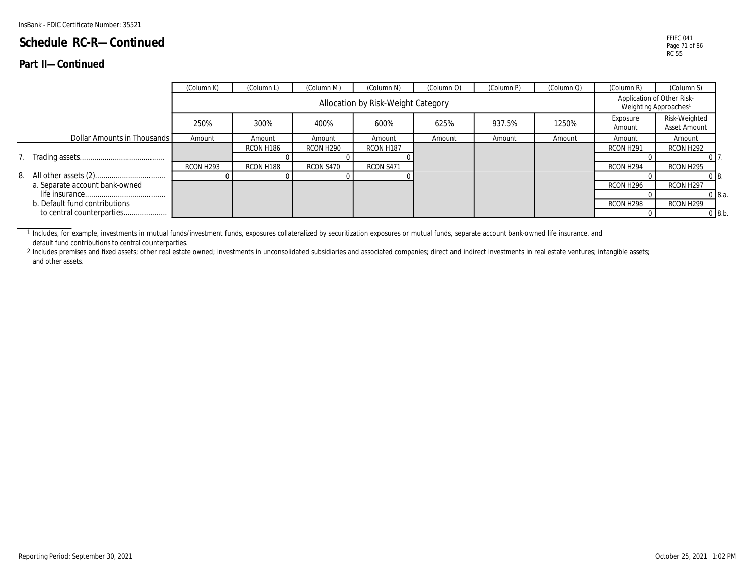InsBank - FDIC Certificate Number: 35521

# Schedule RC-R—Continued

## Part II—Continued

| Dollar Amounts in Thousands | (Column K) 250% Amount | (Column L) 300% Amount | (Column M) 400% Amount | (Column N) 600% Amount | (Column O) 625% Amount | (Column P) 937.5% Amount | (Column Q) 1250% Amount | (Column R) Application of Other Risk-Weighting Approaches[1] Exposure Amount | (Column S) Application of Other Risk-Weighting Approaches[1] Risk-Weighted Asset Amount | |
|---|---|---|---|---|---|---|---|---|---|---|
| | | | Allocation by Risk-Weight Category | | | | | | | |
| 7. Trading assets | | RCON H186 0 | RCON H290 0 | RCON H187 0 | | | | RCON H291 0 | RCON H292 0 | 7. |
| 8. All other assets (2) | RCON H293 0 | RCON H188 0 | RCON S470 0 | RCON S471 0 | | | | RCON H294 0 | RCON H295 0 | 8. |
| a. Separate account bank-owned life insurance | | | | | | | | RCON H296 0 | RCON H297 0 | 8.a. |
| b. Default fund contributions to central counterparties | | | | | | | | RCON H298 0 | RCON H299 0 | 8.b. |

1 Includes, for example, investments in mutual funds/investment funds, exposures collateralized by securitization exposures or mutual funds, separate account bank-owned life insurance, and default fund contributions to central counterparties.

2 Includes premises and fixed assets; other real estate owned; investments in unconsolidated subsidiaries and associated companies; direct and indirect investments in real estate ventures; intangible assets; and other assets.

Reporting Period: September 30, 2021

October 25, 2021 1:02 PM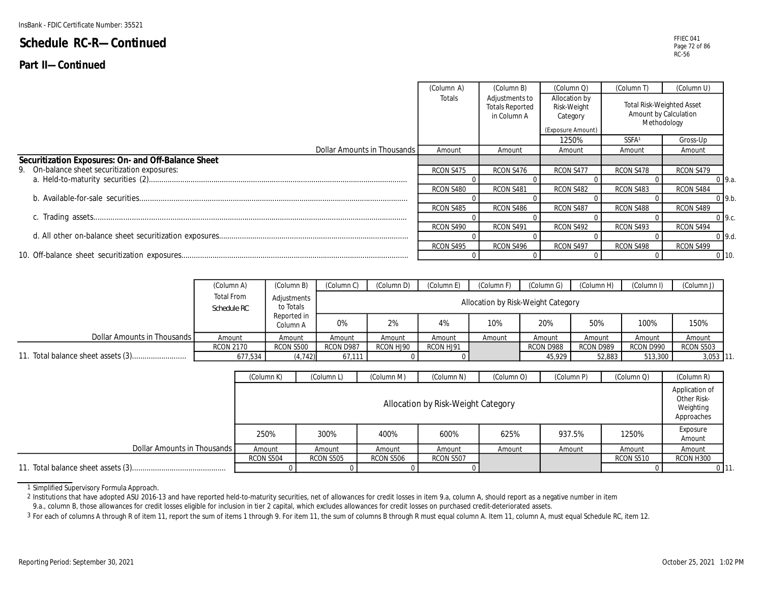InsBank - FDIC Certificate Number: 35521

# Schedule RC-R—Continued

## Part II—Continued

| Dollar Amounts in Thousands | (Column A) Totals | (Column B) Adjustments to Totals Reported in Column A | (Column Q) Allocation by Risk-Weight Category (Exposure Amount) | (Column T) Total Risk-Weighted Asset Amount by Calculation Methodology | (Column U) | |
|---|---|---|---|---|---|---|
| | | | 1250% | SSFA[1] | Gross-Up | |
| | Amount | Amount | Amount | Amount | Amount | |
| **Securitization Exposures: On- and Off-Balance Sheet** | | | | | | |
| 9. On-balance sheet securitization exposures: | | | | | | |
| | RCON S475 | RCON S476 | RCON S477 | RCON S478 | RCON S479 | |
| a. Held-to-maturity securities (2) | 0 | 0 | 0 | 0 | 0 | 9.a. |
| | RCON S480 | RCON S481 | RCON S482 | RCON S483 | RCON S484 | |
| b. Available-for-sale securities | 0 | 0 | 0 | 0 | 0 | 9.b. |
| | RCON S485 | RCON S486 | RCON S487 | RCON S488 | RCON S489 | |
| c. Trading assets | 0 | 0 | 0 | 0 | 0 | 9.c. |
| | RCON S490 | RCON S491 | RCON S492 | RCON S493 | RCON S494 | |
| d. All other on-balance sheet securitization exposures | 0 | 0 | 0 | 0 | 0 | 9.d. |
| | RCON S495 | RCON S496 | RCON S497 | RCON S498 | RCON S499 | |
| 10. Off-balance sheet securitization exposures | 0 | 0 | 0 | 0 | 0 | 10. |

| Dollar Amounts in Thousands | (Column A) Total From Schedule RC | (Column B) Adjustments to Totals Reported in Column A | (Column C) Allocation by Risk-Weight Category | (Column D) | (Column E) | (Column F) | (Column G) | (Column H) | (Column I) | (Column J) | |
|---|---|---|---|---|---|---|---|---|---|---|---|
| | | | 0% | 2% | 4% | 10% | 20% | 50% | 100% | 150% | |
| | Amount | Amount | Amount | Amount | Amount | Amount | Amount | Amount | Amount | Amount | |
| | RCON 2170 | RCON S500 | RCON D987 | RCON HJ90 | RCON HJ91 | | RCON D988 | RCON D989 | RCON D990 | RCON S503 | |
| 11. Total balance sheet assets (3) | 677,534 | (4,742) | 67,111 | 0 | 0 | | 45,929 | 52,883 | 513,300 | 3,053 | 11. |

| Dollar Amounts in Thousands | (Column K) Allocation by Risk-Weight Category | (Column L) | (Column M) | (Column N) | (Column O) | (Column P) | (Column Q) | (Column R) Application of Other Risk-Weighting Approaches | |
|---|---|---|---|---|---|---|---|---|---|
| | 250% | 300% | 400% | 600% | 625% | 937.5% | 1250% | Exposure Amount | |
| | Amount | Amount | Amount | Amount | Amount | Amount | Amount | Amount | |
| | RCON S504 | RCON S505 | RCON S506 | RCON S507 | | | RCON S510 | RCON H300 | |
| 11. Total balance sheet assets (3) | 0 | 0 | 0 | 0 | | | 0 | 0 | 11. |

1 Simplified Supervisory Formula Approach.

2 Institutions that have adopted ASU 2016-13 and have reported held-to-maturity securities, net of allowances for credit losses in item 9.a, column A, should report as a negative number in item 9.a., column B, those allowances for credit losses eligible for inclusion in tier 2 capital, which excludes allowances for credit losses on purchased credit-deteriorated assets.

3 For each of columns A through R of item 11, report the sum of items 1 through 9. For item 11, the sum of columns B through R must equal column A. Item 11, column A, must equal Schedule RC, item 12.

Reporting Period: September 30, 2021

October 25, 2021 1:02 PM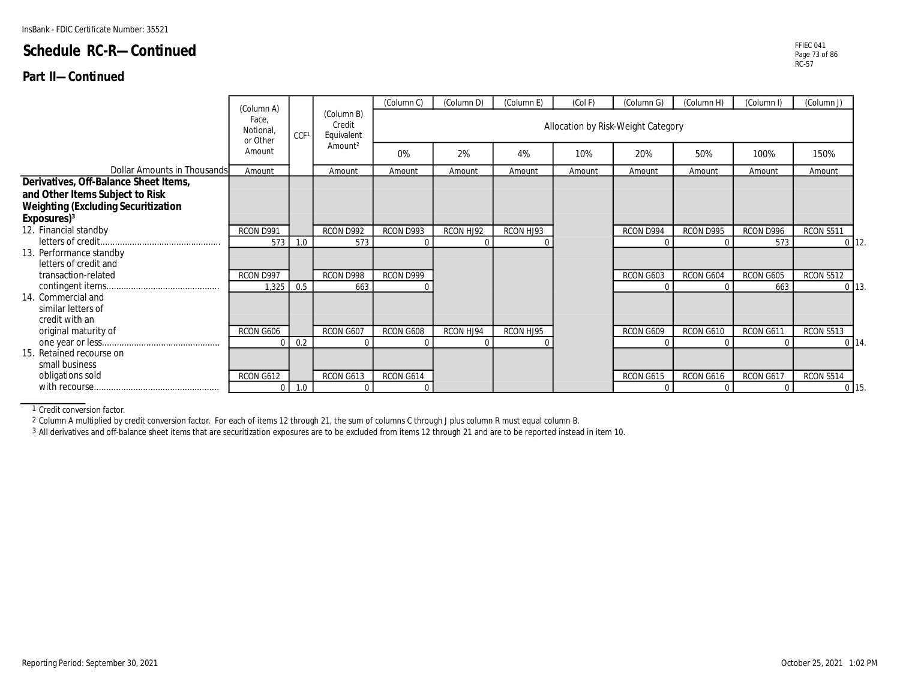InsBank - FDIC Certificate Number: 35521

# Schedule RC-R—Continued

## Part II—Continued

| Dollar Amounts in Thousands | (Column A) Face, Notional, or Other Amount | CCF[1] | (Column B) Credit Equivalent Amount[2] | (Column C) Allocation by Risk-Weight Category 0% | (Column D) 2% | (Column E) 4% | (Col F) 10% | (Column G) 20% | (Column H) 50% | (Column I) 100% | (Column J) 150% | |
|---|---|---|---|---|---|---|---|---|---|---|---|---|
| | Amount | | Amount | Amount | Amount | Amount | Amount | Amount | Amount | Amount | Amount | |
| **Derivatives, Off-Balance Sheet Items, and Other Items Subject to Risk Weighting (Excluding Securitization Exposures)[3]** | | | | | | | | | | | | |
| 12. Financial standby letters of credit | RCON D991 573 | 1.0 | RCON D992 573 | RCON D993 0 | RCON HJ92 0 | RCON HJ93 0 | | RCON D994 0 | RCON D995 0 | RCON D996 573 | RCON S511 0 | 12. |
| 13. Performance standby letters of credit and transaction-related contingent items | RCON D997 1,325 | 0.5 | RCON D998 663 | RCON D999 0 | | | | RCON G603 0 | RCON G604 0 | RCON G605 663 | RCON S512 0 | 13. |
| 14. Commercial and similar letters of credit with an original maturity of one year or less | RCON G606 0 | 0.2 | RCON G607 0 | RCON G608 0 | RCON HJ94 0 | RCON HJ95 0 | | RCON G609 0 | RCON G610 0 | RCON G611 0 | RCON S513 0 | 14. |
| 15. Retained recourse on small business obligations sold with recourse | RCON G612 0 | 1.0 | RCON G613 0 | RCON G614 0 | | | | RCON G615 0 | RCON G616 0 | RCON G617 0 | RCON S514 0 | 15. |

1 Credit conversion factor.

2 Column A multiplied by credit conversion factor. For each of items 12 through 21, the sum of columns C through J plus column R must equal column B.

3 All derivatives and off-balance sheet items that are securitization exposures are to be excluded from items 12 through 21 and are to be reported instead in item 10.

Reporting Period: September 30, 2021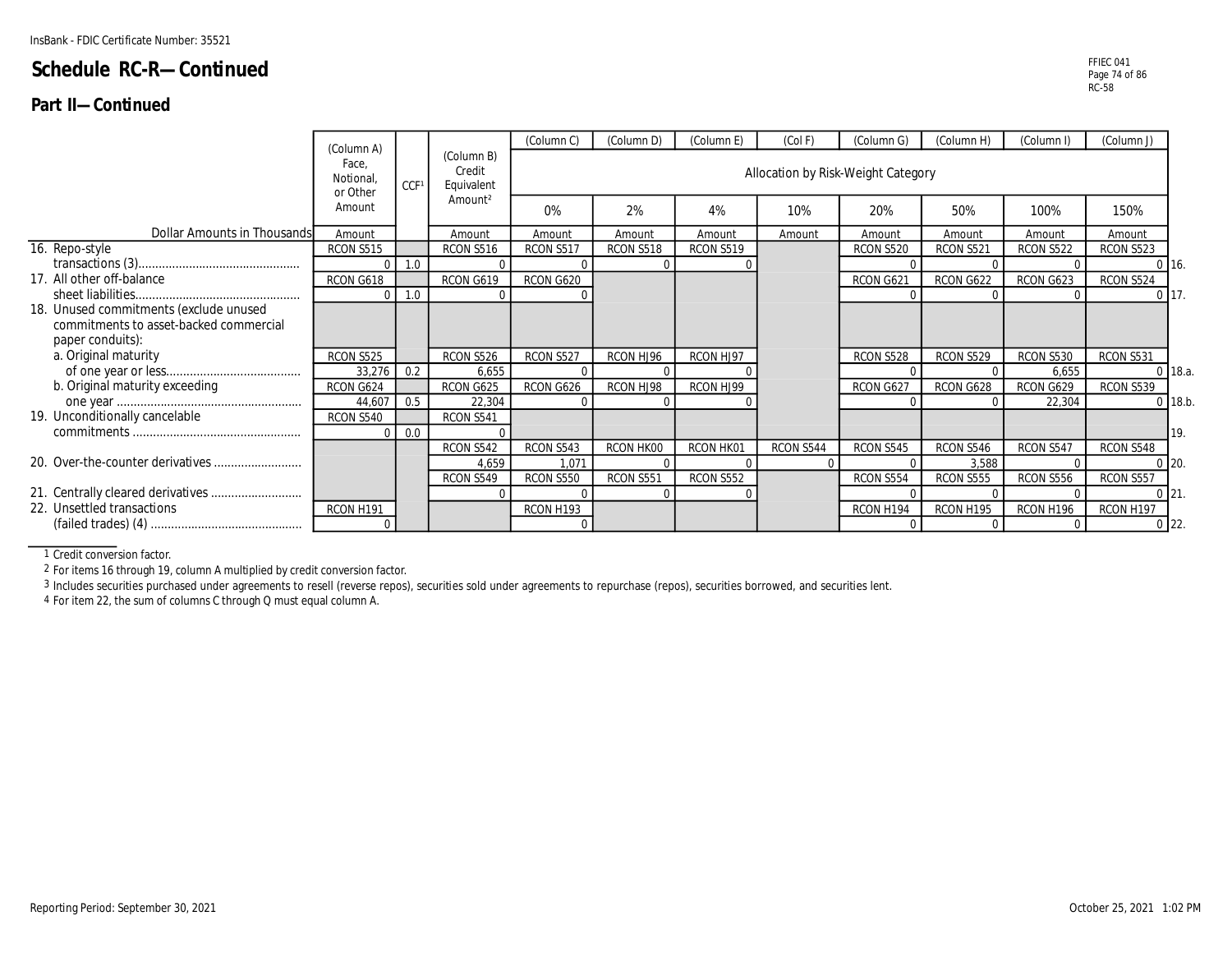InsBank - FDIC Certificate Number: 35521

# Schedule RC-R—Continued

## Part II—Continued

| Dollar Amounts in Thousands | (Column A) Face, Notional, or Other Amount | CCF[1] | (Column B) Credit Equivalent Amount[2] | (Column C) 0% | (Column D) 2% | (Column E) 4% | (Col F) 10% | (Column G) 20% | (Column H) 50% | (Column I) 100% | (Column J) 150% | |
|---|---|---|---|---|---|---|---|---|---|---|---|---|
| | Amount | | Amount | Amount | Amount | Amount | Amount | Amount | Amount | Amount | Amount | |
| 16. Repo-style transactions (3) | RCON S515 0 | 1.0 | RCON S516 0 | RCON S517 0 | RCON S518 0 | RCON S519 0 | | RCON S520 0 | RCON S521 0 | RCON S522 0 | RCON S523 0 | 16. |
| 17. All other off-balance sheet liabilities | RCON G618 0 | 1.0 | RCON G619 0 | RCON G620 0 | | | | RCON G621 0 | RCON G622 0 | RCON G623 0 | RCON S524 0 | 17. |
| 18. Unused commitments (exclude unused commitments to asset-backed commercial paper conduits): | | | | | | | | | | | | |
| a. Original maturity of one year or less | RCON S525 33,276 | 0.2 | RCON S526 6,655 | RCON S527 0 | RCON HJ96 0 | RCON HJ97 0 | | RCON S528 0 | RCON S529 0 | RCON S530 6,655 | RCON S531 0 | 18.a. |
| b. Original maturity exceeding one year | RCON G624 44,607 | 0.5 | RCON G625 22,304 | RCON G626 0 | RCON HJ98 0 | RCON HJ99 0 | | RCON G627 0 | RCON G628 0 | RCON G629 22,304 | RCON S539 0 | 18.b. |
| 19. Unconditionally cancelable commitments | RCON S540 0 | 0.0 | RCON S541 0 | | | | | | | | | 19. |
| 20. Over-the-counter derivatives | | | RCON S542 4,659 | RCON S543 1,071 | RCON HK00 0 | RCON HK01 0 | RCON S544 0 | RCON S545 0 | RCON S546 3,588 | RCON S547 0 | RCON S548 0 | 20. |
| 21. Centrally cleared derivatives | | | RCON S549 0 | RCON S550 0 | RCON S551 0 | RCON S552 0 | | RCON S554 0 | RCON S555 0 | RCON S556 0 | RCON S557 0 | 21. |
| 22. Unsettled transactions (failed trades) (4) | RCON H191 0 | | | RCON H193 0 | | | | RCON H194 0 | RCON H195 0 | RCON H196 0 | RCON H197 0 | 22. |

1 Credit conversion factor.

2 For items 16 through 19, column A multiplied by credit conversion factor.

3 Includes securities purchased under agreements to resell (reverse repos), securities sold under agreements to repurchase (repos), securities borrowed, and securities lent.

4 For item 22, the sum of columns C through Q must equal column A.

Reporting Period: September 30, 2021

October 25, 2021 1:02 PM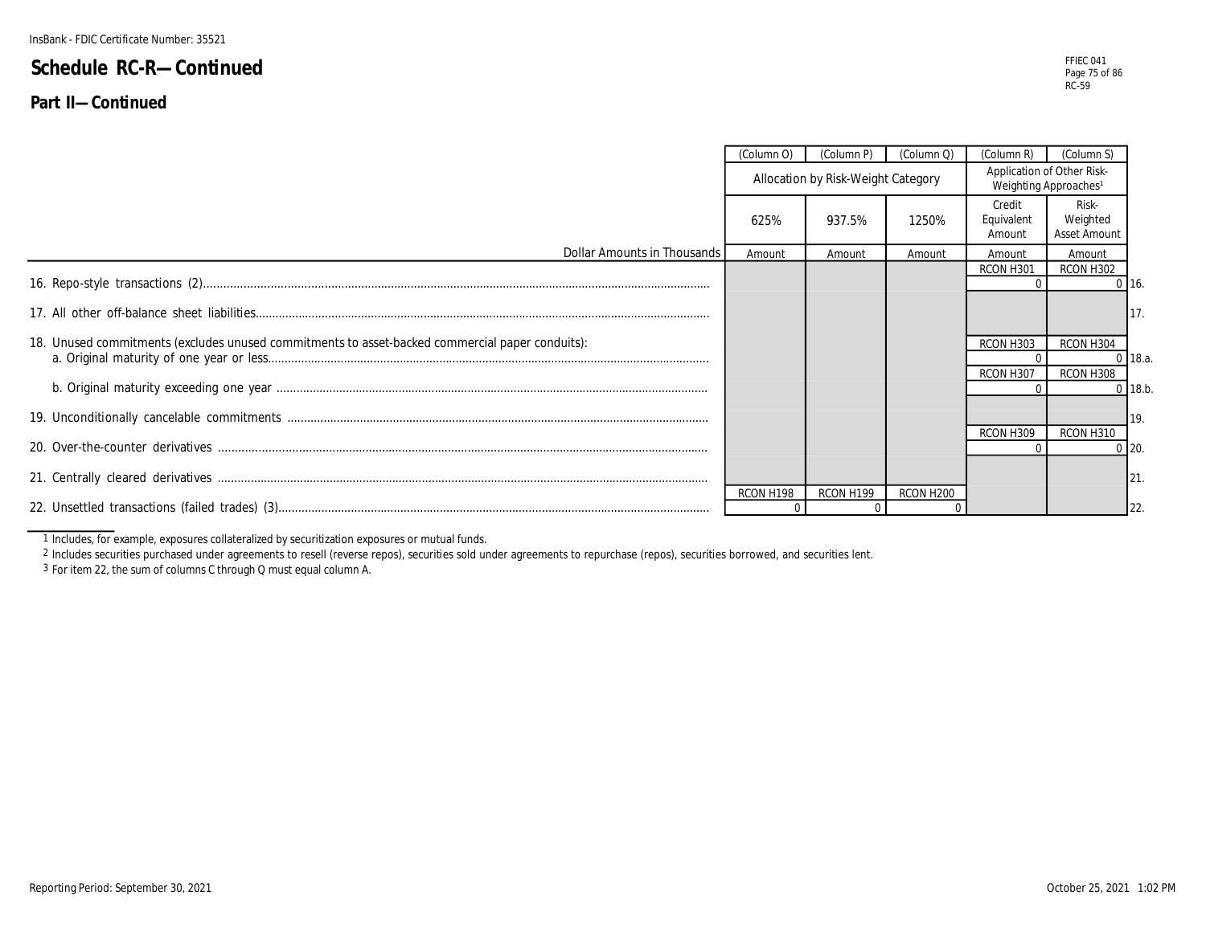InsBank - FDIC Certificate Number: 35521

# Schedule RC-R—Continued

## Part II—Continued

| Dollar Amounts in Thousands | (Column O) Allocation by Risk-Weight Category 625% Amount | (Column P) 937.5% Amount | (Column Q) 1250% Amount | (Column R) Application of Other Risk-Weighting Approaches[1] Credit Equivalent Amount | (Column S) Risk-Weighted Asset Amount | |
|---|---|---|---|---|---|---|
| 16. Repo-style transactions (2) | | | | RCON H301 0 | RCON H302 0 | 16. |
| 17. All other off-balance sheet liabilities | | | | | | 17. |
| 18. Unused commitments (excludes unused commitments to asset-backed commercial paper conduits): | | | | | | |
| a. Original maturity of one year or less | | | | RCON H303 0 | RCON H304 0 | 18.a. |
| b. Original maturity exceeding one year | | | | RCON H307 0 | RCON H308 0 | 18.b. |
| 19. Unconditionally cancelable commitments | | | | | | 19. |
| 20. Over-the-counter derivatives | | | | RCON H309 0 | RCON H310 0 | 20. |
| 21. Centrally cleared derivatives | | | | | | 21. |
| 22. Unsettled transactions (failed trades) (3) | RCON H198 0 | RCON H199 0 | RCON H200 0 | | | 22. |

1 Includes, for example, exposures collateralized by securitization exposures or mutual funds.

2 Includes securities purchased under agreements to resell (reverse repos), securities sold under agreements to repurchase (repos), securities borrowed, and securities lent.

3 For item 22, the sum of columns C through Q must equal column A.

Reporting Period: September 30, 2021

October 25, 2021 1:02 PM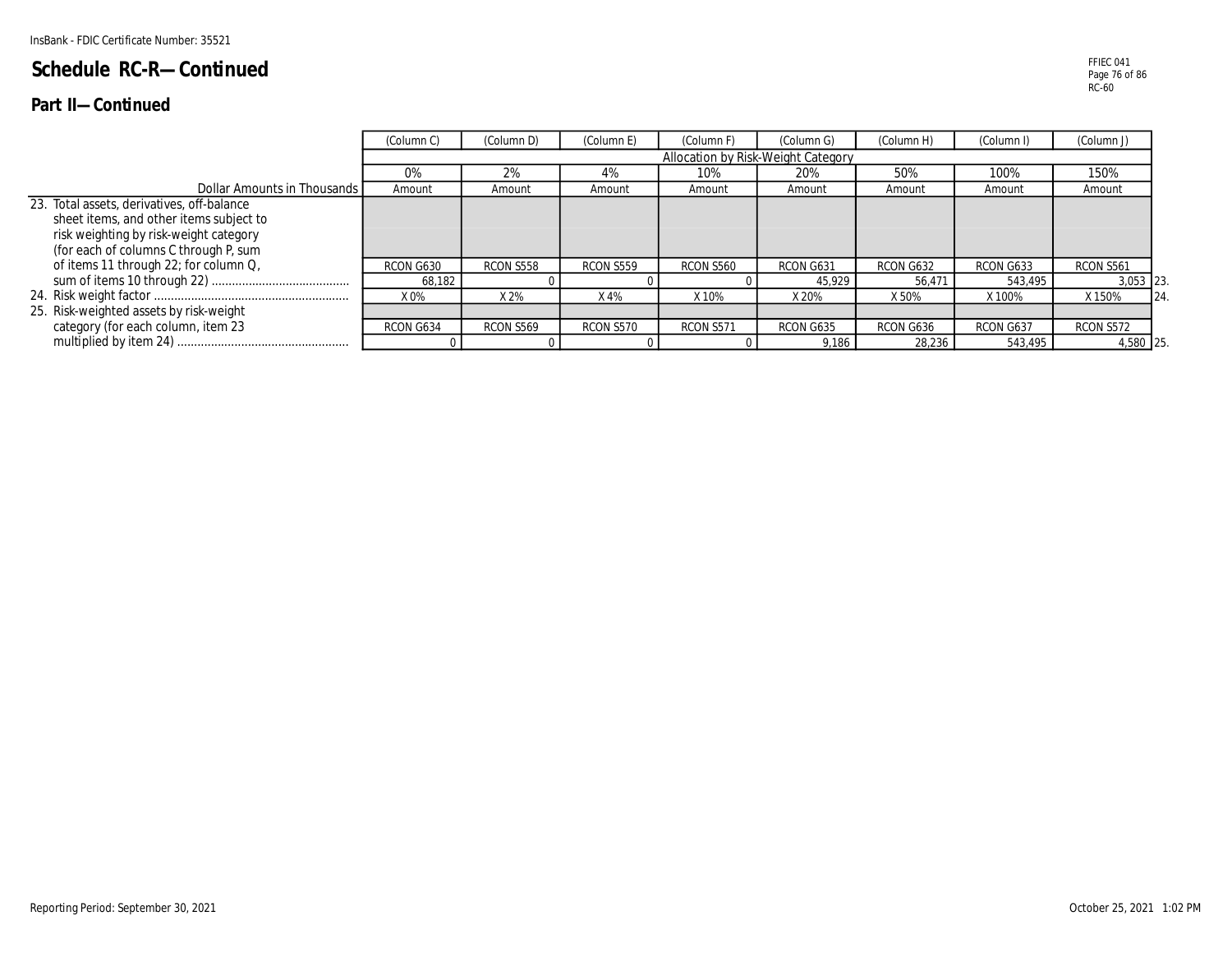InsBank - FDIC Certificate Number: 35521

# Schedule RC-R—Continued

## Part II—Continued

| Dollar Amounts in Thousands | (Column C) | (Column D) | (Column E) | (Column F) | (Column G) | (Column H) | (Column I) | (Column J) | |
|---|---|---|---|---|---|---|---|---|---|
| | Allocation by Risk-Weight Category | | | | | | | | |
| | 0% | 2% | 4% | 10% | 20% | 50% | 100% | 150% | |
| | Amount | Amount | Amount | Amount | Amount | Amount | Amount | Amount | |
| 23. Total assets, derivatives, off-balance sheet items, and other items subject to risk weighting by risk-weight category (for each of columns C through P, sum of items 11 through 22; for column Q, sum of items 10 through 22) | RCON G630 | RCON S558 | RCON S559 | RCON S560 | RCON G631 | RCON G632 | RCON G633 | RCON S561 | |
| | 68,182 | 0 | 0 | 0 | 45,929 | 56,471 | 543,495 | 3,053 | 23. |
| 24. Risk weight factor | X 0% | X 2% | X 4% | X 10% | X 20% | X 50% | X 100% | X 150% | 24. |
| 25. Risk-weighted assets by risk-weight category (for each column, item 23 multiplied by item 24) | RCON G634 | RCON S569 | RCON S570 | RCON S571 | RCON G635 | RCON G636 | RCON G637 | RCON S572 | |
| | 0 | 0 | 0 | 0 | 9,186 | 28,236 | 543,495 | 4,580 | 25. |

Reporting Period: September 30, 2021

October 25, 2021 1:02 PM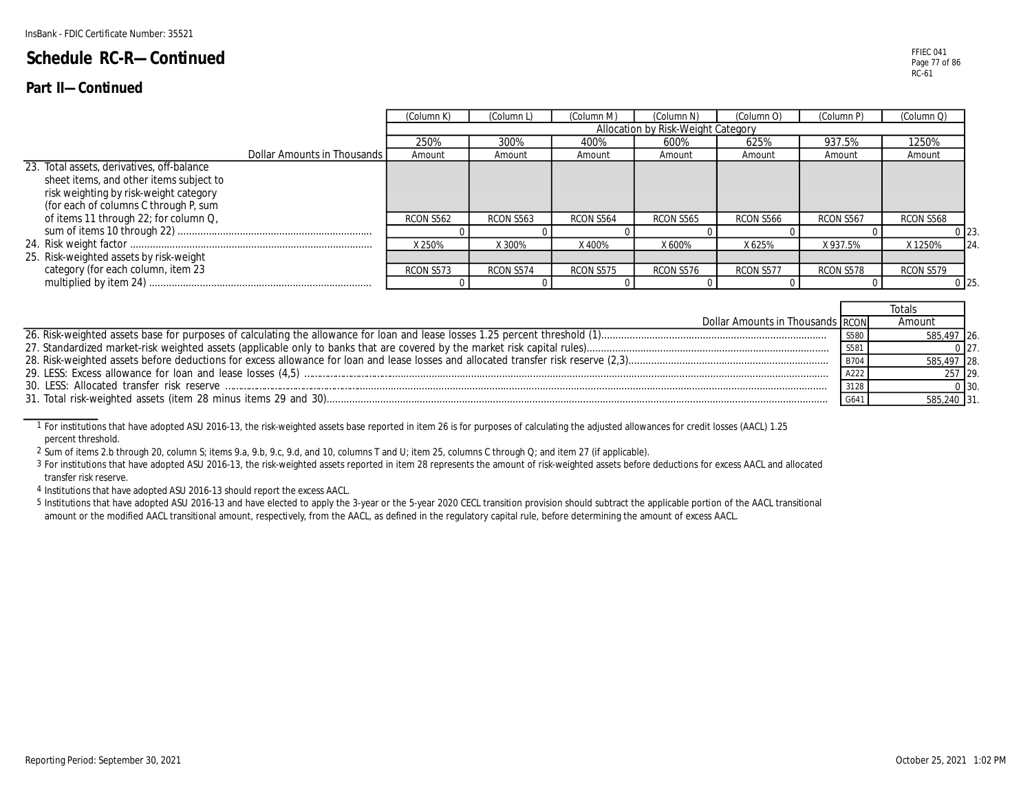InsBank - FDIC Certificate Number: 35521

# Schedule RC-R—Continued

## Part II—Continued

| Dollar Amounts in Thousands | (Column K) | (Column L) | (Column M) | (Column N) | (Column O) | (Column P) | (Column Q) | |
|---|---|---|---|---|---|---|---|---|
| | Allocation by Risk-Weight Category | | | | | | | |
| | 250% | 300% | 400% | 600% | 625% | 937.5% | 1250% | |
| | Amount | Amount | Amount | Amount | Amount | Amount | Amount | |
| 23. Total assets, derivatives, off-balance sheet items, and other items subject to risk weighting by risk-weight category (for each of columns C through P, sum of items 11 through 22; for column Q, sum of items 10 through 22) | RCON S562 0 | RCON S563 0 | RCON S564 0 | RCON S565 0 | RCON S566 0 | RCON S567 0 | RCON S568 0 | 23. |
| 24. Risk weight factor | X 250% | X 300% | X 400% | X 600% | X 625% | X 937.5% | X 1250% | 24. |
| 25. Risk-weighted assets by risk-weight category (for each column, item 23 multiplied by item 24) | RCON S573 0 | RCON S574 0 | RCON S575 0 | RCON S576 0 | RCON S577 0 | RCON S578 0 | RCON S579 0 | 25. |

| Dollar Amounts in Thousands | RCON | Totals Amount | |
|---|---|---|---|
| 26. Risk-weighted assets base for purposes of calculating the allowance for loan and lease losses 1.25 percent threshold (1) | S580 | 585,497 | 26. |
| 27. Standardized market-risk weighted assets (applicable only to banks that are covered by the market risk capital rules) | S581 | 0 | 27. |
| 28. Risk-weighted assets before deductions for excess allowance for loan and lease losses and allocated transfer risk reserve (2,3) | B704 | 585,497 | 28. |
| 29. LESS: Excess allowance for loan and lease losses (4,5) | A222 | 257 | 29. |
| 30. LESS: Allocated transfer risk reserve | 3128 | 0 | 30. |
| 31. Total risk-weighted assets (item 28 minus items 29 and 30) | G641 | 585,240 | 31. |

1 For institutions that have adopted ASU 2016-13, the risk-weighted assets base reported in item 26 is for purposes of calculating the adjusted allowances for credit losses (AACL) 1.25 percent threshold.

2 Sum of items 2.b through 20, column S; items 9.a, 9.b, 9.c, 9.d, and 10, columns T and U; item 25, columns C through Q; and item 27 (if applicable).

3 For institutions that have adopted ASU 2016-13, the risk-weighted assets reported in item 28 represents the amount of risk-weighted assets before deductions for excess AACL and allocated transfer risk reserve.

4 Institutions that have adopted ASU 2016-13 should report the excess AACL.

5 Institutions that have adopted ASU 2016-13 and have elected to apply the 3-year or the 5-year 2020 CECL transition provision should subtract the applicable portion of the AACL transitional amount or the modified AACL transitional amount, respectively, from the AACL, as defined in the regulatory capital rule, before determining the amount of excess AACL.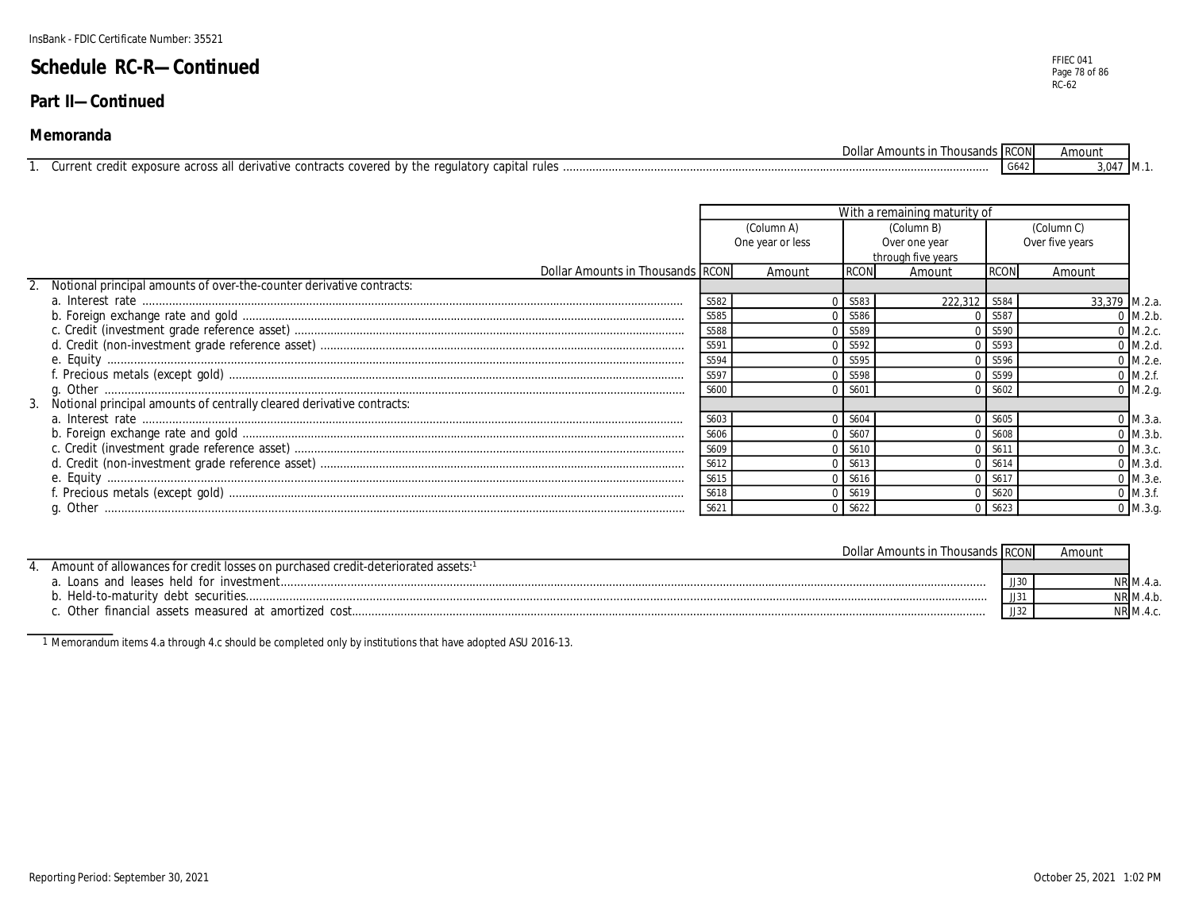InsBank - FDIC Certificate Number: 35521

# Schedule RC-R—Continued

## Part II—Continued

### Memoranda

| Dollar Amounts in Thousands | RCON | Amount | |
|---|---|---|---|
| 1. Current credit exposure across all derivative contracts covered by the regulatory capital rules | G642 | 3,047 | M.1. |

| | With a remaining maturity of | | | | | | |
|---|---|---|---|---|---|---|---|
| | (Column A) One year or less | | (Column B) Over one year through five years | | (Column C) Over five years | | |
| Dollar Amounts in Thousands | RCON | Amount | RCON | Amount | RCON | Amount | |
| 2. Notional principal amounts of over-the-counter derivative contracts: | | | | | | | |
| a. Interest rate | S582 | 0 | S583 | 222,312 | S584 | 33,379 | M.2.a. |
| b. Foreign exchange rate and gold | S585 | 0 | S586 | 0 | S587 | 0 | M.2.b. |
| c. Credit (investment grade reference asset) | S588 | 0 | S589 | 0 | S590 | 0 | M.2.c. |
| d. Credit (non-investment grade reference asset) | S591 | 0 | S592 | 0 | S593 | 0 | M.2.d. |
| e. Equity | S594 | 0 | S595 | 0 | S596 | 0 | M.2.e. |
| f. Precious metals (except gold) | S597 | 0 | S598 | 0 | S599 | 0 | M.2.f. |
| g. Other | S600 | 0 | S601 | 0 | S602 | 0 | M.2.g. |
| 3. Notional principal amounts of centrally cleared derivative contracts: | | | | | | | |
| a. Interest rate | S603 | 0 | S604 | 0 | S605 | 0 | M.3.a. |
| b. Foreign exchange rate and gold | S606 | 0 | S607 | 0 | S608 | 0 | M.3.b. |
| c. Credit (investment grade reference asset) | S609 | 0 | S610 | 0 | S611 | 0 | M.3.c. |
| d. Credit (non-investment grade reference asset) | S612 | 0 | S613 | 0 | S614 | 0 | M.3.d. |
| e. Equity | S615 | 0 | S616 | 0 | S617 | 0 | M.3.e. |
| f. Precious metals (except gold) | S618 | 0 | S619 | 0 | S620 | 0 | M.3.f. |
| g. Other | S621 | 0 | S622 | 0 | S623 | 0 | M.3.g. |

| Dollar Amounts in Thousands | RCON | Amount | |
|---|---|---|---|
| 4. Amount of allowances for credit losses on purchased credit-deteriorated assets:[1] | | | |
| a. Loans and leases held for investment | JJ30 | NR | M.4.a. |
| b. Held-to-maturity debt securities | JJ31 | NR | M.4.b. |
| c. Other financial assets measured at amortized cost | JJ32 | NR | M.4.c. |

[1] Memorandum items 4.a through 4.c should be completed only by institutions that have adopted ASU 2016-13.

Reporting Period: September 30, 2021

October 25, 2021 1:02 PM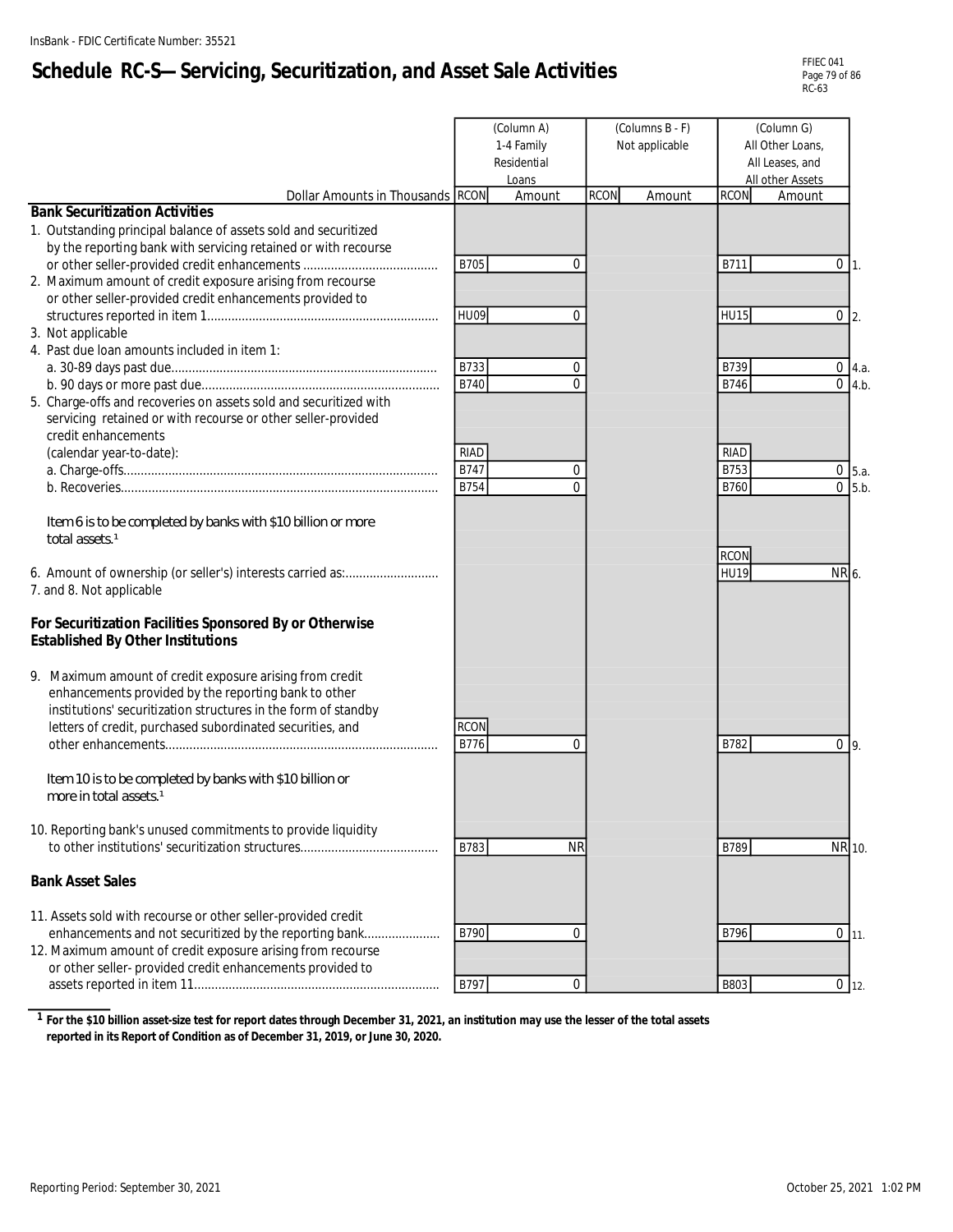InsBank - FDIC Certificate Number: 35521

# Schedule RC-S—Servicing, Securitization, and Asset Sale Activities

FFIEC 041
RC-63

| Dollar Amounts in Thousands | (Column A) 1-4 Family Residential Loans | | (Columns B - F) Not applicable | | (Column G) All Other Loans, All Leases, and All other Assets | | |
|---|---|---|---|---|---|---|---|
| | RCON | Amount | RCON | Amount | RCON | Amount | |
| **Bank Securitization Activities** | | | | | | | |
| 1. Outstanding principal balance of assets sold and securitized by the reporting bank with servicing retained or with recourse or other seller-provided credit enhancements | B705 | 0 | | | B711 | 0 | 1. |
| 2. Maximum amount of credit exposure arising from recourse or other seller-provided credit enhancements provided to structures reported in item 1 | HU09 | 0 | | | HU15 | 0 | 2. |
| 3. Not applicable | | | | | | | |
| 4. Past due loan amounts included in item 1: | | | | | | | |
| a. 30-89 days past due | B733 | 0 | | | B739 | 0 | 4.a. |
| b. 90 days or more past due | B740 | 0 | | | B746 | 0 | 4.b. |
| 5. Charge-offs and recoveries on assets sold and securitized with servicing retained or with recourse or other seller-provided credit enhancements (calendar year-to-date): | RIAD | | | | RIAD | | |
| a. Charge-offs | B747 | 0 | | | B753 | 0 | 5.a. |
| b. Recoveries | B754 | 0 | | | B760 | 0 | 5.b. |
| Item 6 is to be completed by banks with $10 billion or more total assets.[1] | | | | | RCON | | |
| 6. Amount of ownership (or seller's) interests carried as: | | | | | HU19 | NR | 6. |
| 7. and 8. Not applicable | | | | | | | |
| **For Securitization Facilities Sponsored By or Otherwise Established By Other Institutions** | | | | | | | |
| 9. Maximum amount of credit exposure arising from credit enhancements provided by the reporting bank to other institutions' securitization structures in the form of standby letters of credit, purchased subordinated securities, and other enhancements | RCON B776 | 0 | | | B782 | 0 | 9. |
| Item 10 is to be completed by banks with $10 billion or more in total assets.[1] | | | | | | | |
| 10. Reporting bank's unused commitments to provide liquidity to other institutions' securitization structures | B783 | NR | | | B789 | NR | 10. |
| **Bank Asset Sales** | | | | | | | |
| 11. Assets sold with recourse or other seller-provided credit enhancements and not securitized by the reporting bank | B790 | 0 | | | B796 | 0 | 11. |
| 12. Maximum amount of credit exposure arising from recourse or other seller- provided credit enhancements provided to assets reported in item 11 | B797 | 0 | | | B803 | 0 | 12. |

[1] **For the $10 billion asset-size test for report dates through December 31, 2021, an institution may use the lesser of the total assets reported in its Report of Condition as of December 31, 2019, or June 30, 2020.**

Reporting Period: September 30, 2021 | October 25, 2021 1:02 PM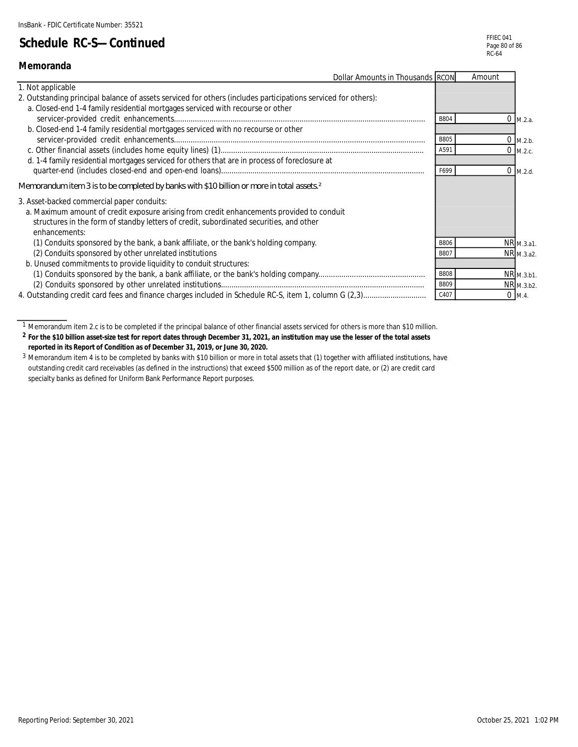InsBank - FDIC Certificate Number: 35521

# Schedule RC-S—Continued

## Memoranda

| Dollar Amounts in Thousands | RCON | Amount | |
|---|---|---|---|
| 1. Not applicable | | | |
| 2. Outstanding principal balance of assets serviced for others (includes participations serviced for others): | | | |
| a. Closed-end 1-4 family residential mortgages serviced with recourse or other servicer-provided credit enhancements | B804 | 0 | M.2.a. |
| b. Closed-end 1-4 family residential mortgages serviced with no recourse or other servicer-provided credit enhancements | B805 | 0 | M.2.b. |
| c. Other financial assets (includes home equity lines) (1) | A591 | 0 | M.2.c. |
| d. 1-4 family residential mortgages serviced for others that are in process of foreclosure at quarter-end (includes closed-end and open-end loans) | F699 | 0 | M.2.d. |
| *Memorandum item 3 is to be completed by banks with $10 billion or more in total assets.*[2] | | | |
| 3. Asset-backed commercial paper conduits: | | | |
| a. Maximum amount of credit exposure arising from credit enhancements provided to conduit structures in the form of standby letters of credit, subordinated securities, and other enhancements: | | | |
| (1) Conduits sponsored by the bank, a bank affiliate, or the bank's holding company. | B806 | NR | M.3.a1. |
| (2) Conduits sponsored by other unrelated institutions | B807 | NR | M.3.a2. |
| b. Unused commitments to provide liquidity to conduit structures: | | | |
| (1) Conduits sponsored by the bank, a bank affiliate, or the bank's holding company | B808 | NR | M.3.b1. |
| (2) Conduits sponsored by other unrelated institutions | B809 | NR | M.3.b2. |
| 4. Outstanding credit card fees and finance charges included in Schedule RC-S, item 1, column G (2,3) | C407 | 0 | M.4. |

[1] Memorandum item 2.c is to be completed if the principal balance of other financial assets serviced for others is more than $10 million.

[2] **For the $10 billion asset-size test for report dates through December 31, 2021, an institution may use the lesser of the total assets reported in its Report of Condition as of December 31, 2019, or June 30, 2020.**

[3] Memorandum item 4 is to be completed by banks with $10 billion or more in total assets that (1) together with affiliated institutions, have outstanding credit card receivables (as defined in the instructions) that exceed $500 million as of the report date, or (2) are credit card specialty banks as defined for Uniform Bank Performance Report purposes.

Reporting Period: September 30, 2021

October 25, 2021 1:02 PM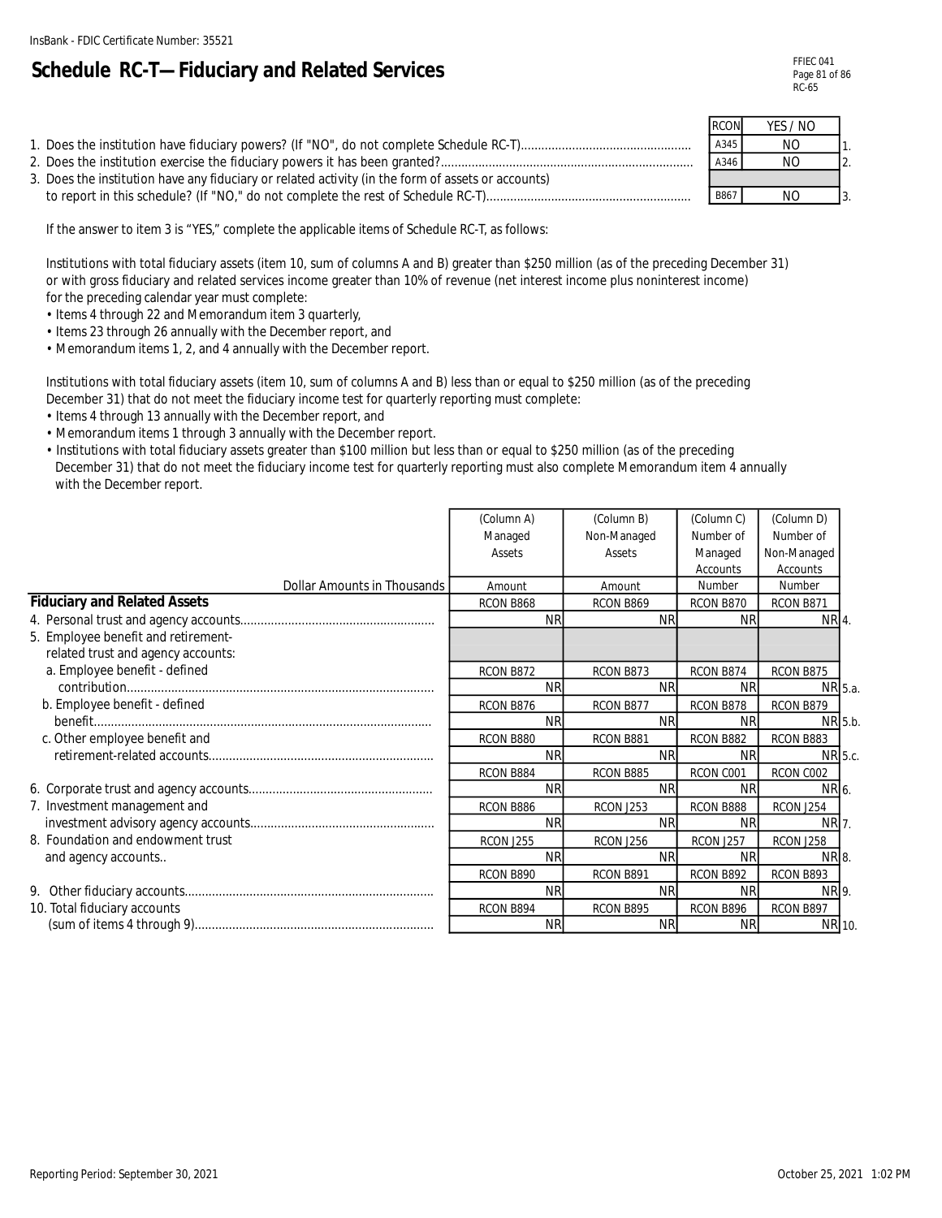InsBank - FDIC Certificate Number: 35521

# Schedule RC-T—Fiduciary and Related Services

FFIEC 041
RC-65

| | RCON | YES / NO | |
|---|---|---|---|
| 1. Does the institution have fiduciary powers? (If "NO", do not complete Schedule RC-T) | A345 | NO | 1. |
| 2. Does the institution exercise the fiduciary powers it has been granted? | A346 | NO | 2. |
| 3. Does the institution have any fiduciary or related activity (in the form of assets or accounts) to report in this schedule? (If "NO," do not complete the rest of Schedule RC-T) | B867 | NO | 3. |

If the answer to item 3 is "YES," complete the applicable items of Schedule RC-T, as follows:

Institutions with total fiduciary assets (item 10, sum of columns A and B) greater than $250 million (as of the preceding December 31) or with gross fiduciary and related services income greater than 10% of revenue (net interest income plus noninterest income) for the preceding calendar year must complete:

- Items 4 through 22 and Memorandum item 3 quarterly,
- Items 23 through 26 annually with the December report, and
- Memorandum items 1, 2, and 4 annually with the December report.

Institutions with total fiduciary assets (item 10, sum of columns A and B) less than or equal to $250 million (as of the preceding December 31) that do not meet the fiduciary income test for quarterly reporting must complete:

- Items 4 through 13 annually with the December report, and
- Memorandum items 1 through 3 annually with the December report.
- Institutions with total fiduciary assets greater than $100 million but less than or equal to $250 million (as of the preceding December 31) that do not meet the fiduciary income test for quarterly reporting must also complete Memorandum item 4 annually with the December report.

| Dollar Amounts in Thousands | (Column A) Managed Assets | (Column B) Non-Managed Assets | (Column C) Number of Managed Accounts | (Column D) Number of Non-Managed Accounts | |
|---|---|---|---|---|---|
| | Amount | Amount | Number | Number | |
| **Fiduciary and Related Assets** | RCON B868 | RCON B869 | RCON B870 | RCON B871 | |
| 4. Personal trust and agency accounts | NR | NR | NR | NR | 4. |
| 5. Employee benefit and retirement-related trust and agency accounts: | | | | | |
| a. Employee benefit - defined contribution | RCON B872 | RCON B873 | RCON B874 | RCON B875 | |
| | NR | NR | NR | NR | 5.a. |
| b. Employee benefit - defined benefit | RCON B876 | RCON B877 | RCON B878 | RCON B879 | |
| | NR | NR | NR | NR | 5.b. |
| c. Other employee benefit and retirement-related accounts | RCON B880 | RCON B881 | RCON B882 | RCON B883 | |
| | NR | NR | NR | NR | 5.c. |
| | RCON B884 | RCON B885 | RCON C001 | RCON C002 | |
| 6. Corporate trust and agency accounts | NR | NR | NR | NR | 6. |
| 7. Investment management and investment advisory agency accounts | RCON B886 | RCON J253 | RCON B888 | RCON J254 | |
| | NR | NR | NR | NR | 7. |
| 8. Foundation and endowment trust and agency accounts.. | RCON J255 | RCON J256 | RCON J257 | RCON J258 | |
| | NR | NR | NR | NR | 8. |
| | RCON B890 | RCON B891 | RCON B892 | RCON B893 | |
| 9. Other fiduciary accounts | NR | NR | NR | NR | 9. |
| 10. Total fiduciary accounts (sum of items 4 through 9) | RCON B894 | RCON B895 | RCON B896 | RCON B897 | |
| | NR | NR | NR | NR | 10. |

Reporting Period: September 30, 2021

October 25, 2021 1:02 PM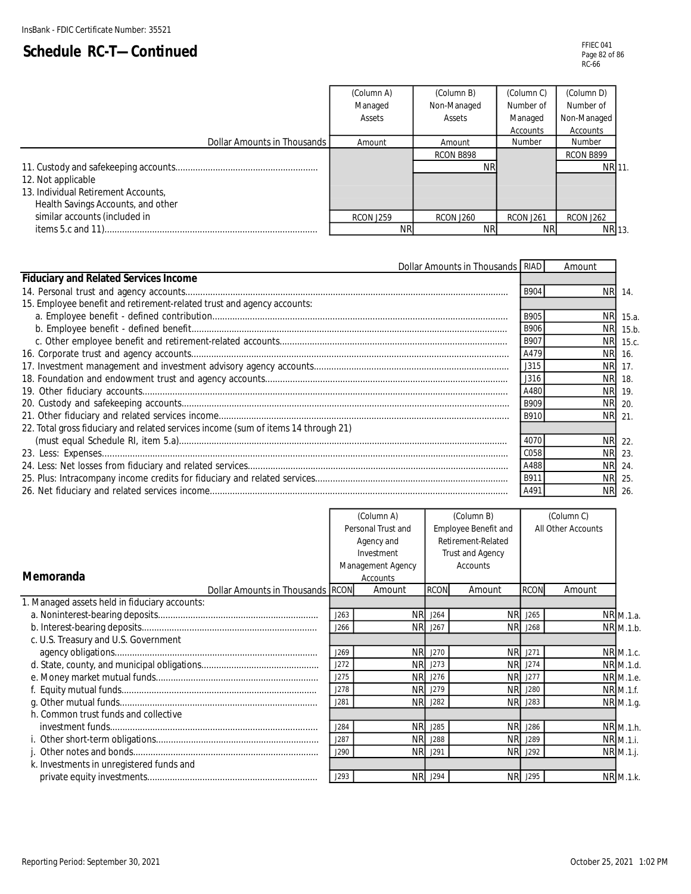InsBank - FDIC Certificate Number: 35521

# Schedule RC-T—Continued

| Dollar Amounts in Thousands | (Column A) Managed Assets Amount | (Column B) Non-Managed Assets Amount | (Column C) Number of Managed Accounts Number | (Column D) Number of Non-Managed Accounts Number | |
|---|---|---|---|---|---|
| 11. Custody and safekeeping accounts | | RCON B898 NR | | RCON B899 NR | 11. |
| 12. Not applicable | | | | | |
| 13. Individual Retirement Accounts, Health Savings Accounts, and other similar accounts (included in items 5.c and 11) | RCON J259 NR | RCON J260 NR | RCON J261 NR | RCON J262 NR | 13. |

| Dollar Amounts in Thousands | RIAD | Amount | |
|---|---|---|---|
| **Fiduciary and Related Services Income** | | | |
| 14. Personal trust and agency accounts | B904 | NR | 14. |
| 15. Employee benefit and retirement-related trust and agency accounts: | | | |
| a. Employee benefit - defined contribution | B905 | NR | 15.a. |
| b. Employee benefit - defined benefit | B906 | NR | 15.b. |
| c. Other employee benefit and retirement-related accounts | B907 | NR | 15.c. |
| 16. Corporate trust and agency accounts | A479 | NR | 16. |
| 17. Investment management and investment advisory agency accounts | J315 | NR | 17. |
| 18. Foundation and endowment trust and agency accounts | J316 | NR | 18. |
| 19. Other fiduciary accounts | A480 | NR | 19. |
| 20. Custody and safekeeping accounts | B909 | NR | 20. |
| 21. Other fiduciary and related services income | B910 | NR | 21. |
| 22. Total gross fiduciary and related services income (sum of items 14 through 21) (must equal Schedule RI, item 5.a) | 4070 | NR | 22. |
| 23. Less: Expenses | C058 | NR | 23. |
| 24. Less: Net losses from fiduciary and related services | A488 | NR | 24. |
| 25. Plus: Intracompany income credits for fiduciary and related services | B911 | NR | 25. |
| 26. Net fiduciary and related services income | A491 | NR | 26. |

## Memoranda

| Dollar Amounts in Thousands | RCON | (Column A) Personal Trust and Agency and Investment Management Agency Accounts Amount | RCON | (Column B) Employee Benefit and Retirement-Related Trust and Agency Accounts Amount | RCON | (Column C) All Other Accounts Amount | |
|---|---|---|---|---|---|---|---|
| 1. Managed assets held in fiduciary accounts: | | | | | | | |
| a. Noninterest-bearing deposits | J263 | NR | J264 | NR | J265 | NR | M.1.a. |
| b. Interest-bearing deposits | J266 | NR | J267 | NR | J268 | NR | M.1.b. |
| c. U.S. Treasury and U.S. Government agency obligations | J269 | NR | J270 | NR | J271 | NR | M.1.c. |
| d. State, county, and municipal obligations | J272 | NR | J273 | NR | J274 | NR | M.1.d. |
| e. Money market mutual funds | J275 | NR | J276 | NR | J277 | NR | M.1.e. |
| f. Equity mutual funds | J278 | NR | J279 | NR | J280 | NR | M.1.f. |
| g. Other mutual funds | J281 | NR | J282 | NR | J283 | NR | M.1.g. |
| h. Common trust funds and collective investment funds | J284 | NR | J285 | NR | J286 | NR | M.1.h. |
| i. Other short-term obligations | J287 | NR | J288 | NR | J289 | NR | M.1.i. |
| j. Other notes and bonds | J290 | NR | J291 | NR | J292 | NR | M.1.j. |
| k. Investments in unregistered funds and private equity investments | J293 | NR | J294 | NR | J295 | NR | M.1.k. |

Reporting Period: September 30, 2021

October 25, 2021 1:02 PM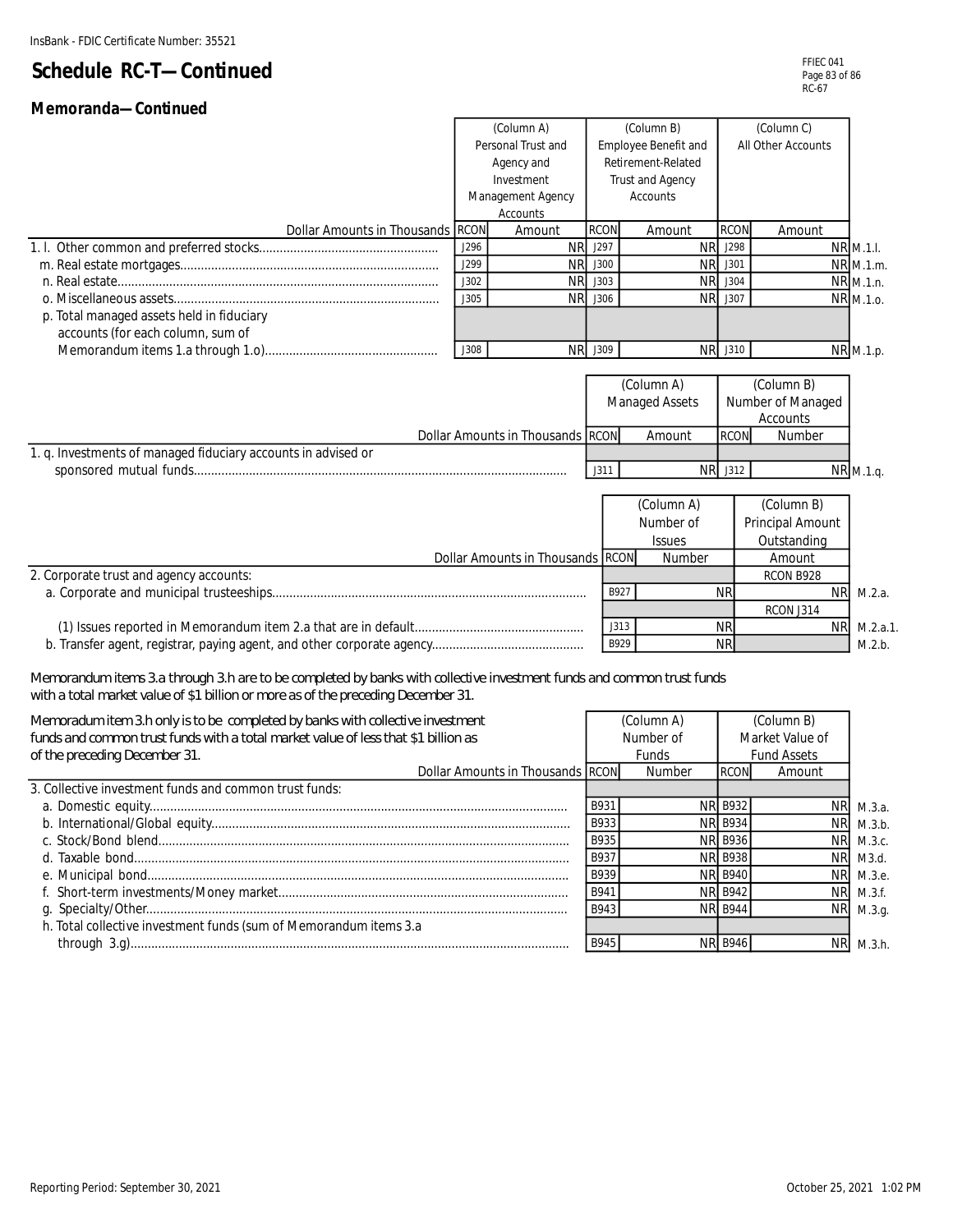InsBank - FDIC Certificate Number: 35521

# Schedule RC-T—Continued

## Memoranda—Continued

| Dollar Amounts in Thousands | RCON | (Column A) Personal Trust and Agency and Investment Management Agency Accounts Amount | RCON | (Column B) Employee Benefit and Retirement-Related Trust and Agency Accounts Amount | RCON | (Column C) All Other Accounts Amount | |
|---|---|---|---|---|---|---|---|
| 1. l. Other common and preferred stocks | J296 | NR | J297 | NR | J298 | NR | M.1.l. |
| m. Real estate mortgages | J299 | NR | J300 | NR | J301 | NR | M.1.m. |
| n. Real estate | J302 | NR | J303 | NR | J304 | NR | M.1.n. |
| o. Miscellaneous assets | J305 | NR | J306 | NR | J307 | NR | M.1.o. |
| p. Total managed assets held in fiduciary accounts (for each column, sum of Memorandum items 1.a through 1.o) | J308 | NR | J309 | NR | J310 | NR | M.1.p. |

| Dollar Amounts in Thousands | RCON | (Column A) Managed Assets Amount | RCON | (Column B) Number of Managed Accounts Number | |
|---|---|---|---|---|---|
| 1. q. Investments of managed fiduciary accounts in advised or sponsored mutual funds | J311 | NR | J312 | NR | M.1.q. |

| Dollar Amounts in Thousands | RCON | (Column A) Number of Issues Number | (Column B) Principal Amount Outstanding Amount | |
|---|---|---|---|---|
| 2. Corporate trust and agency accounts: | | | RCON B928 | |
| a. Corporate and municipal trusteeships | B927 | NR | NR | M.2.a. |
| | | | RCON J314 | |
| (1) Issues reported in Memorandum item 2.a that are in default | J313 | NR | NR | M.2.a.1. |
| b. Transfer agent, registrar, paying agent, and other corporate agency | B929 | NR | | M.2.b. |

Memorandum items 3.a through 3.h are to be completed by banks with collective investment funds and common trust funds with a total market value of $1 billion or more as of the preceding December 31.

Memoradum item 3.h only is to be completed by banks with collective investment funds and common trust funds with a total market value of less that $1 billion as of the preceding December 31.

| Dollar Amounts in Thousands | RCON | (Column A) Number of Funds Number | RCON | (Column B) Market Value of Fund Assets Amount | |
|---|---|---|---|---|---|
| 3. Collective investment funds and common trust funds: | | | | | |
| a. Domestic equity | B931 | NR | B932 | NR | M.3.a. |
| b. International/Global equity | B933 | NR | B934 | NR | M.3.b. |
| c. Stock/Bond blend | B935 | NR | B936 | NR | M.3.c. |
| d. Taxable bond | B937 | NR | B938 | NR | M3.d. |
| e. Municipal bond | B939 | NR | B940 | NR | M.3.e. |
| f. Short-term investments/Money market | B941 | NR | B942 | NR | M.3.f. |
| g. Specialty/Other | B943 | NR | B944 | NR | M.3.g. |
| h. Total collective investment funds (sum of Memorandum items 3.a through 3.g) | B945 | NR | B946 | NR | M.3.h. |

Reporting Period: September 30, 2021 — October 25, 2021 1:02 PM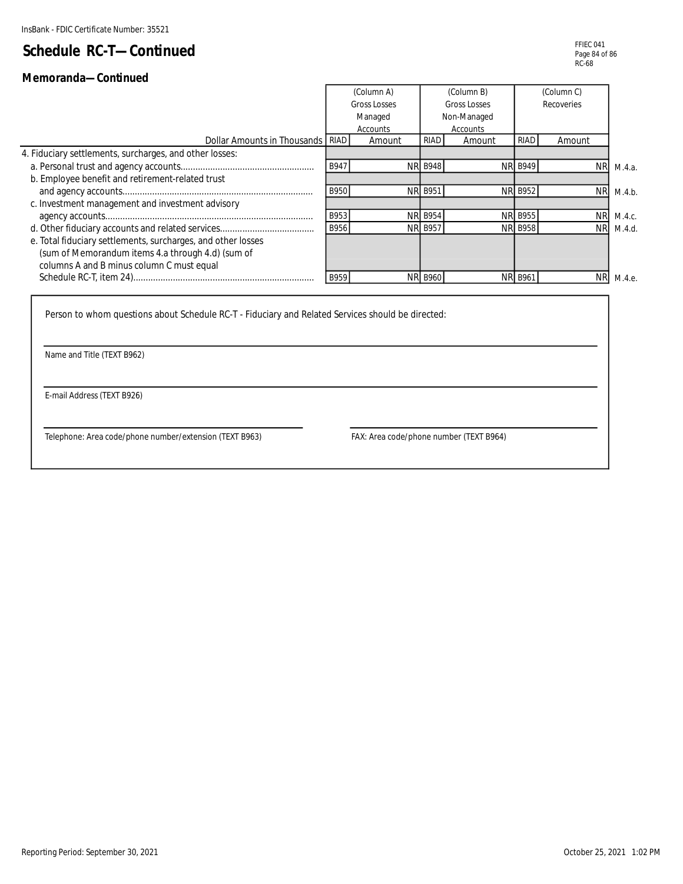InsBank - FDIC Certificate Number: 35521

# Schedule RC-T—Continued

## Memoranda—Continued

| Dollar Amounts in Thousands | (Column A) Gross Losses Managed Accounts RIAD | Amount | (Column B) Gross Losses Non-Managed Accounts RIAD | Amount | (Column C) Recoveries RIAD | Amount | |
|---|---|---|---|---|---|---|---|
| 4. Fiduciary settlements, surcharges, and other losses: | | | | | | | |
| a. Personal trust and agency accounts | B947 | NR | B948 | NR | B949 | NR | M.4.a. |
| b. Employee benefit and retirement-related trust and agency accounts | B950 | NR | B951 | NR | B952 | NR | M.4.b. |
| c. Investment management and investment advisory agency accounts | B953 | NR | B954 | NR | B955 | NR | M.4.c. |
| d. Other fiduciary accounts and related services | B956 | NR | B957 | NR | B958 | NR | M.4.d. |
| e. Total fiduciary settlements, surcharges, and other losses (sum of Memorandum items 4.a through 4.d) (sum of columns A and B minus column C must equal Schedule RC-T, item 24) | B959 | NR | B960 | NR | B961 | NR | M.4.e. |

Person to whom questions about Schedule RC-T - Fiduciary and Related Services should be directed:

Name and Title (TEXT B962)

E-mail Address (TEXT B926)

Telephone: Area code/phone number/extension (TEXT B963)

FAX: Area code/phone number (TEXT B964)

Reporting Period: September 30, 2021

October 25, 2021 1:02 PM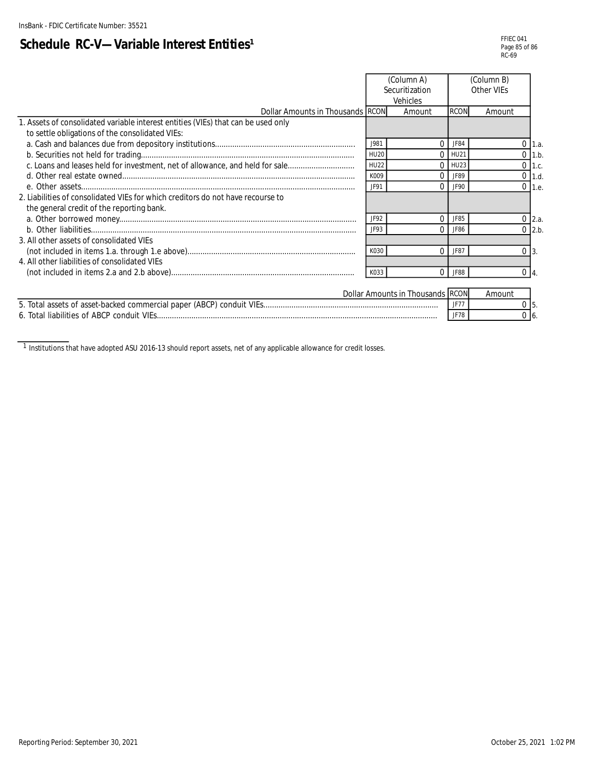InsBank - FDIC Certificate Number: 35521

# Schedule RC-V—Variable Interest Entities[1]

FFIEC 041
RC-69

| Dollar Amounts in Thousands | RCON | (Column A) Securitization Vehicles Amount | RCON | (Column B) Other VIEs Amount | |
|---|---|---|---|---|---|
| 1. Assets of consolidated variable interest entities (VIEs) that can be used only to settle obligations of the consolidated VIEs: | | | | | |
| a. Cash and balances due from depository institutions | J981 | 0 | JF84 | 0 | 1.a. |
| b. Securities not held for trading | HU20 | 0 | HU21 | 0 | 1.b. |
| c. Loans and leases held for investment, net of allowance, and held for sale | HU22 | 0 | HU23 | 0 | 1.c. |
| d. Other real estate owned | K009 | 0 | JF89 | 0 | 1.d. |
| e. Other assets | JF91 | 0 | JF90 | 0 | 1.e. |
| 2. Liabilities of consolidated VIEs for which creditors do not have recourse to the general credit of the reporting bank. | | | | | |
| a. Other borrowed money | JF92 | 0 | JF85 | 0 | 2.a. |
| b. Other liabilities | JF93 | 0 | JF86 | 0 | 2.b. |
| 3. All other assets of consolidated VIEs (not included in items 1.a. through 1.e above) | K030 | 0 | JF87 | 0 | 3. |
| 4. All other liabilities of consolidated VIEs (not included in items 2.a and 2.b above) | K033 | 0 | JF88 | 0 | 4. |

| Dollar Amounts in Thousands | RCON | Amount | |
|---|---|---|---|
| 5. Total assets of asset-backed commercial paper (ABCP) conduit VIEs | JF77 | 0 | 5. |
| 6. Total liabilities of ABCP conduit VIEs | JF78 | 0 | 6. |

[1] Institutions that have adopted ASU 2016-13 should report assets, net of any applicable allowance for credit losses.

Reporting Period: September 30, 2021

October 25, 2021 1:02 PM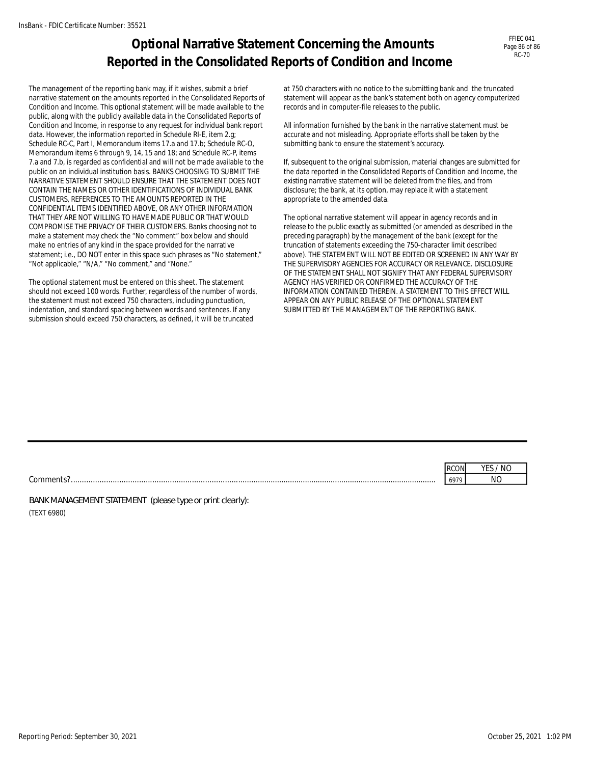# Optional Narrative Statement Concerning the Amounts Reported in the Consolidated Reports of Condition and Income

The management of the reporting bank may, if it wishes, submit a brief narrative statement on the amounts reported in the Consolidated Reports of Condition and Income. This optional statement will be made available to the public, along with the publicly available data in the Consolidated Reports of Condition and Income, in response to any request for individual bank report data. However, the information reported in Schedule RI-E, item 2.g; Schedule RC-C, Part I, Memorandum items 17.a and 17.b; Schedule RC-O, Memorandum items 6 through 9, 14, 15 and 18; and Schedule RC-P, items 7.a and 7.b, is regarded as confidential and will not be made available to the public on an individual institution basis. BANKS CHOOSING TO SUBMIT THE NARRATIVE STATEMENT SHOULD ENSURE THAT THE STATEMENT DOES NOT CONTAIN THE NAMES OR OTHER IDENTIFICATIONS OF INDIVIDUAL BANK CUSTOMERS, REFERENCES TO THE AMOUNTS REPORTED IN THE CONFIDENTIAL ITEMS IDENTIFIED ABOVE, OR ANY OTHER INFORMATION THAT THEY ARE NOT WILLING TO HAVE MADE PUBLIC OR THAT WOULD COMPROMISE THE PRIVACY OF THEIR CUSTOMERS. Banks choosing not to make a statement may check the "No comment" box below and should make no entries of any kind in the space provided for the narrative statement; i.e., DO NOT enter in this space such phrases as "No statement," "Not applicable," "N/A," "No comment," and "None."

The optional statement must be entered on this sheet. The statement should not exceed 100 words. Further, regardless of the number of words, the statement must not exceed 750 characters, including punctuation, indentation, and standard spacing between words and sentences. If any submission should exceed 750 characters, as defined, it will be truncated at 750 characters with no notice to the submitting bank and the truncated statement will appear as the bank's statement both on agency computerized records and in computer-file releases to the public.

All information furnished by the bank in the narrative statement must be accurate and not misleading. Appropriate efforts shall be taken by the submitting bank to ensure the statement's accuracy.

If, subsequent to the original submission, material changes are submitted for the data reported in the Consolidated Reports of Condition and Income, the existing narrative statement will be deleted from the files, and from disclosure; the bank, at its option, may replace it with a statement appropriate to the amended data.

The optional narrative statement will appear in agency records and in release to the public exactly as submitted (or amended as described in the preceding paragraph) by the management of the bank (except for the truncation of statements exceeding the 750-character limit described above). THE STATEMENT WILL NOT BE EDITED OR SCREENED IN ANY WAY BY THE SUPERVISORY AGENCIES FOR ACCURACY OR RELEVANCE. DISCLOSURE OF THE STATEMENT SHALL NOT SIGNIFY THAT ANY FEDERAL SUPERVISORY AGENCY HAS VERIFIED OR CONFIRMED THE ACCURACY OF THE INFORMATION CONTAINED THEREIN. A STATEMENT TO THIS EFFECT WILL APPEAR ON ANY PUBLIC RELEASE OF THE OPTIONAL STATEMENT SUBMITTED BY THE MANAGEMENT OF THE REPORTING BANK.

| | RCON | YES / NO |
|---|---|---|
| Comments? | 6979 | NO |

BANK MANAGEMENT STATEMENT (please type or print clearly):

(TEXT 6980)